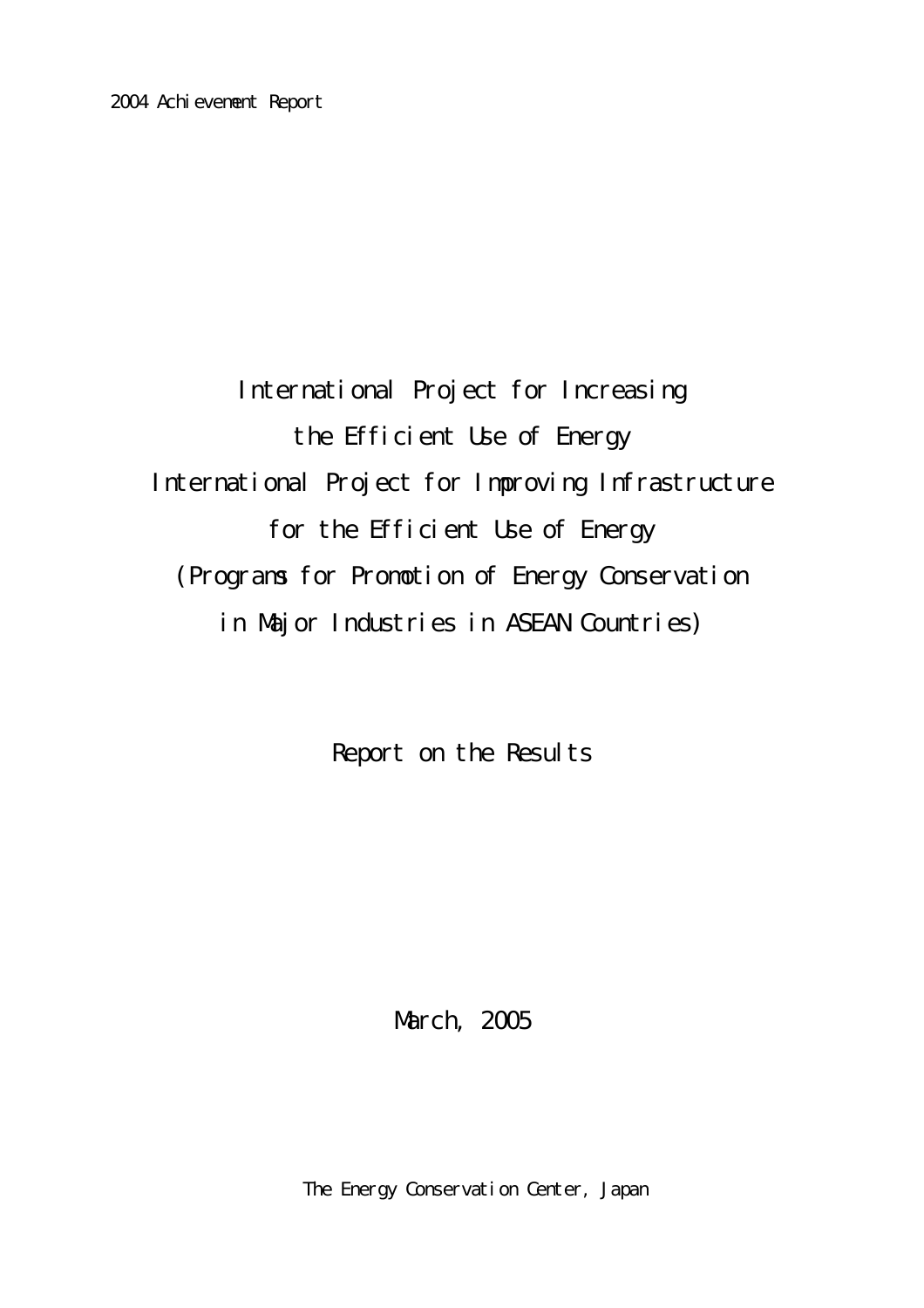2004 Achievement Report

# International Project for Increasing the Efficient Use of Energy

# International Project for Improving Infrastructure for the Efficient Use of Energy

# (Programs for Promotion of Energy Conservation in Major Industries in ASEAN Countries)

## Report on the Results

March, 2005

The Energy Conservation Center, Japan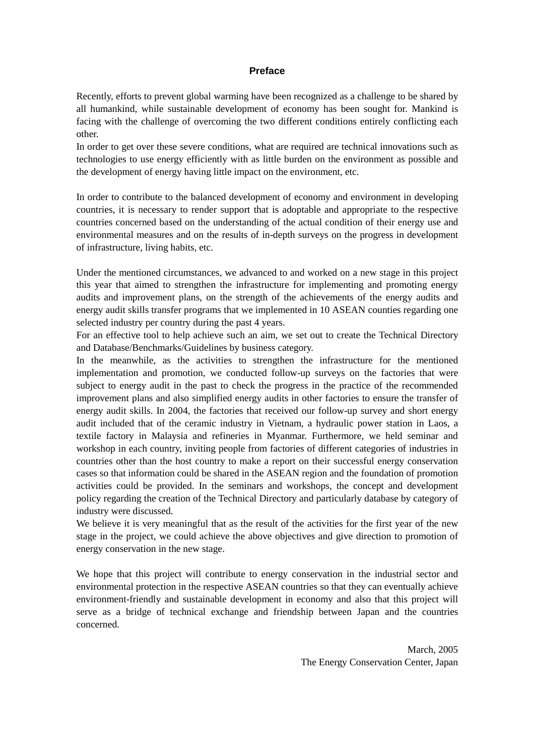# Preface

Recently, efforts to prevent global warming have been recognized as a challenge to be shared by all humankind, while sustainable development of economy has been sought for. Mankind is facing with the challenge of overcoming the two different conditions entirely conflicting each other.

In order to get over these severe conditions, what are required are technical innovations such as technologies to use energy efficiently with as little burden on the environment as possible and the development of energy having little impact on the environment, etc.

In order to contribute to the balanced development of economy and environment in developing countries, it is necessary to render support that is adoptable and appropriate to the respective countries concerned based on the understanding of the actual condition of their energy use and environmental measures and on the results of in-depth surveys on the progress in development of infrastructure, living habits, etc.

Under the mentioned circumstances, we advanced to and worked on a new stage in this project this year that aimed to strengthen the infrastructure for implementing and promoting energy audits and improvement plans, on the strength of the achievements of the energy audits and energy audit skills transfer programs that we implemented in 10 ASEAN counties regarding one selected industry per country during the past 4 years.

For an effective tool to help achieve such an aim, we set out to create the Technical Directory and Database/Benchmarks/Guidelines by business category.

In the meanwhile, as the activities to strengthen the infrastructure for the mentioned implementation and promotion, we conducted follow-up surveys on the factories that were subject to energy audit in the past to check the progress in the practice of the recommended improvement plans and also simplified energy audits in other factories to ensure the transfer of energy audit skills. In 2004, the factories that received our follow-up survey and short energy audit included that of the ceramic industry in Vietnam, a hydraulic power station in Laos, a textile factory in Malaysia and refineries in Myanmar. Furthermore, we held seminar and workshop in each country, inviting people from factories of different categories of industries in countries other than the host country to make a report on their successful energy conservation cases so that information could be shared in the ASEAN region and the foundation of promotion activities could be provided. In the seminars and workshops, the concept and development policy regarding the creation of the Technical Directory and particularly database by category of industry were discussed.

We believe it is very meaningful that as the result of the activities for the first year of the new stage in the project, we could achieve the above objectives and give direction to promotion of energy conservation in the new stage.

We hope that this project will contribute to energy conservation in the industrial sector and environmental protection in the respective ASEAN countries so that they can eventually achieve environment-friendly and sustainable development in economy and also that this project will serve as a bridge of technical exchange and friendship between Japan and the countries concerned.

March, 2005
The Energy Conservation Center, Japan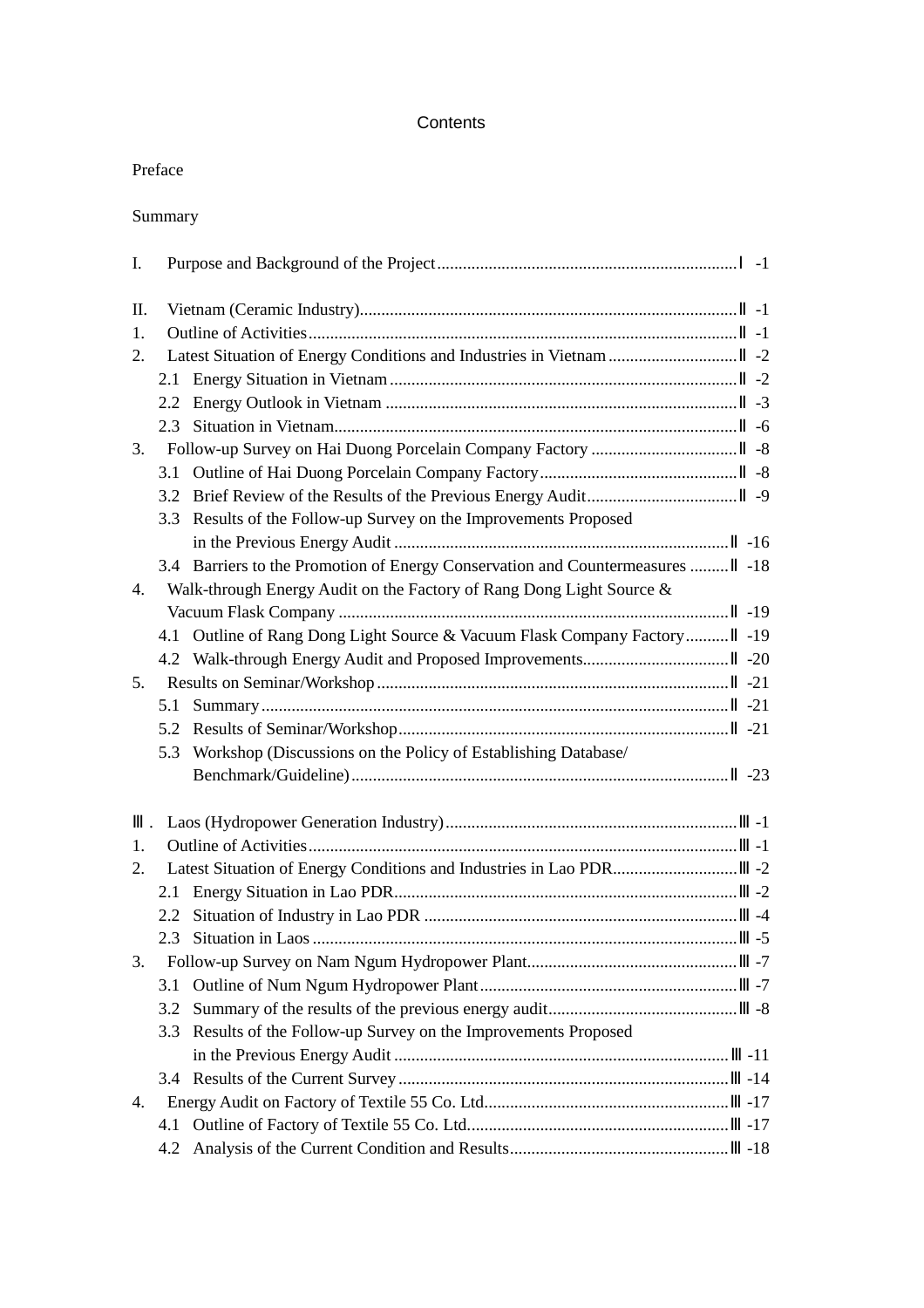# Contents

Preface

Summary

I. Purpose and Background of the Project ..................................................................... Ⅰ -1

II. Vietnam (Ceramic Industry) ..................................................................................... Ⅱ -1

1. Outline of Activities ................................................................................................... Ⅱ -1
2. Latest Situation of Energy Conditions and Industries in Vietnam .............................. Ⅱ -2
   - 2.1 Energy Situation in Vietnam ................................................................................ Ⅱ -2
   - 2.2 Energy Outlook in Vietnam ................................................................................. Ⅱ -3
   - 2.3 Situation in Vietnam ............................................................................................ Ⅱ -6
3. Follow-up Survey on Hai Duong Porcelain Company Factory .................................. Ⅱ -8
   - 3.1 Outline of Hai Duong Porcelain Company Factory ............................................. Ⅱ -8
   - 3.2 Brief Review of the Results of the Previous Energy Audit .................................. Ⅱ -9
   - 3.3 Results of the Follow-up Survey on the Improvements Proposed in the Previous Energy Audit ............................................................................. Ⅱ -16
   - 3.4 Barriers to the Promotion of Energy Conservation and Countermeasures ......... Ⅱ -18
4. Walk-through Energy Audit on the Factory of Rang Dong Light Source & Vacuum Flask Company .......................................................................................... Ⅱ -19
   - 4.1 Outline of Rang Dong Light Source & Vacuum Flask Company Factory .......... Ⅱ -19
   - 4.2 Walk-through Energy Audit and Proposed Improvements .................................. Ⅱ -20
5. Results on Seminar/Workshop ................................................................................. Ⅱ -21
   - 5.1 Summary ............................................................................................................ Ⅱ -21
   - 5.2 Results of Seminar/Workshop ............................................................................ Ⅱ -21
   - 5.3 Workshop (Discussions on the Policy of Establishing Database/ Benchmark/Guideline) ....................................................................................... Ⅱ -23

Ⅲ. Laos (Hydropower Generation Industry) ................................................................... Ⅲ -1

1. Outline of Activities ................................................................................................... Ⅲ -1
2. Latest Situation of Energy Conditions and Industries in Lao PDR ............................. Ⅲ -2
   - 2.1 Energy Situation in Lao PDR ............................................................................... Ⅲ -2
   - 2.2 Situation of Industry in Lao PDR ........................................................................ Ⅲ -4
   - 2.3 Situation in Laos ................................................................................................. Ⅲ -5
3. Follow-up Survey on Nam Ngum Hydropower Plant ................................................ Ⅲ -7
   - 3.1 Outline of Num Ngum Hydropower Plant ........................................................... Ⅲ -7
   - 3.2 Summary of the results of the previous energy audit ........................................... Ⅲ -8
   - 3.3 Results of the Follow-up Survey on the Improvements Proposed in the Previous Energy Audit ............................................................................. Ⅲ -11
   - 3.4 Results of the Current Survey ............................................................................. Ⅲ -14
4. Energy Audit on Factory of Textile 55 Co. Ltd. ......................................................... Ⅲ -17
   - 4.1 Outline of Factory of Textile 55 Co. Ltd. ............................................................ Ⅲ -17
   - 4.2 Analysis of the Current Condition and Results ................................................... Ⅲ -18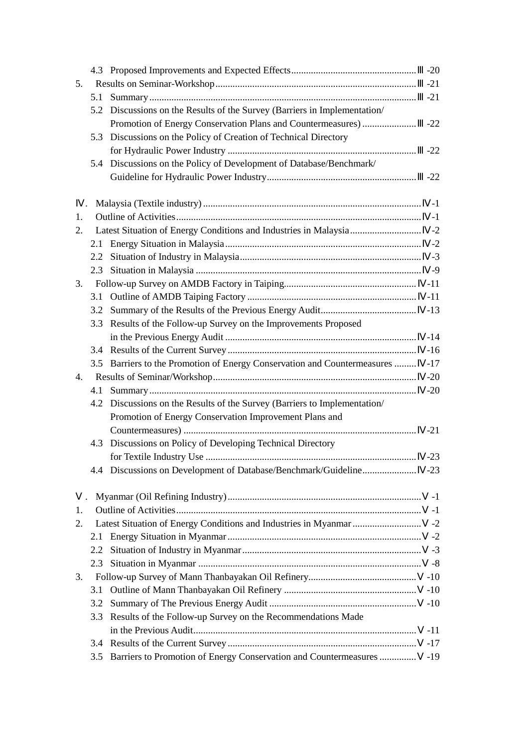4.3 Proposed Improvements and Expected Effects .......... Ⅲ-20

5. Results on Seminar-Workshop .......... Ⅲ-21

5.1 Summary .......... Ⅲ-21

5.2 Discussions on the Results of the Survey (Barriers in Implementation/ Promotion of Energy Conservation Plans and Countermeasures) .......... Ⅲ-22

5.3 Discussions on the Policy of Creation of Technical Directory for Hydraulic Power Industry .......... Ⅲ-22

5.4 Discussions on the Policy of Development of Database/Benchmark/ Guideline for Hydraulic Power Industry .......... Ⅲ-22

Ⅳ. Malaysia (Textile industry) .......... Ⅳ-1

1. Outline of Activities .......... Ⅳ-1

2. Latest Situation of Energy Conditions and Industries in Malaysia .......... Ⅳ-2

2.1 Energy Situation in Malaysia .......... Ⅳ-2

2.2 Situation of Industry in Malaysia .......... Ⅳ-3

2.3 Situation in Malaysia .......... Ⅳ-9

3. Follow-up Survey on AMDB Factory in Taiping .......... Ⅳ-11

3.1 Outline of AMDB Taiping Factory .......... Ⅳ-11

3.2 Summary of the Results of the Previous Energy Audit .......... Ⅳ-13

3.3 Results of the Follow-up Survey on the Improvements Proposed in the Previous Energy Audit .......... Ⅳ-14

3.4 Results of the Current Survey .......... Ⅳ-16

3.5 Barriers to the Promotion of Energy Conservation and Countermeasures .......... Ⅳ-17

4. Results of Seminar/Workshop .......... Ⅳ-20

4.1 Summary .......... Ⅳ-20

4.2 Discussions on the Results of the Survey (Barriers to Implementation/ Promotion of Energy Conservation Improvement Plans and Countermeasures) .......... Ⅳ-21

4.3 Discussions on Policy of Developing Technical Directory for Textile Industry Use .......... Ⅳ-23

4.4 Discussions on Development of Database/Benchmark/Guideline .......... Ⅳ-23

Ⅴ. Myanmar (Oil Refining Industry) .......... Ⅴ-1

1. Outline of Activities .......... Ⅴ-1

2. Latest Situation of Energy Conditions and Industries in Myanmar .......... Ⅴ-2

2.1 Energy Situation in Myanmar .......... Ⅴ-2

2.2 Situation of Industry in Myanmar .......... Ⅴ-3

2.3 Situation in Myanmar .......... Ⅴ-8

3. Follow-up Survey of Mann Thanbayakan Oil Refinery .......... Ⅴ-10

3.1 Outline of Mann Thanbayakan Oil Refinery .......... Ⅴ-10

3.2 Summary of The Previous Energy Audit .......... Ⅴ-10

3.3 Results of the Follow-up Survey on the Recommendations Made in the Previous Audit .......... Ⅴ-11

3.4 Results of the Current Survey .......... Ⅴ-17

3.5 Barriers to Promotion of Energy Conservation and Countermeasures .......... Ⅴ-19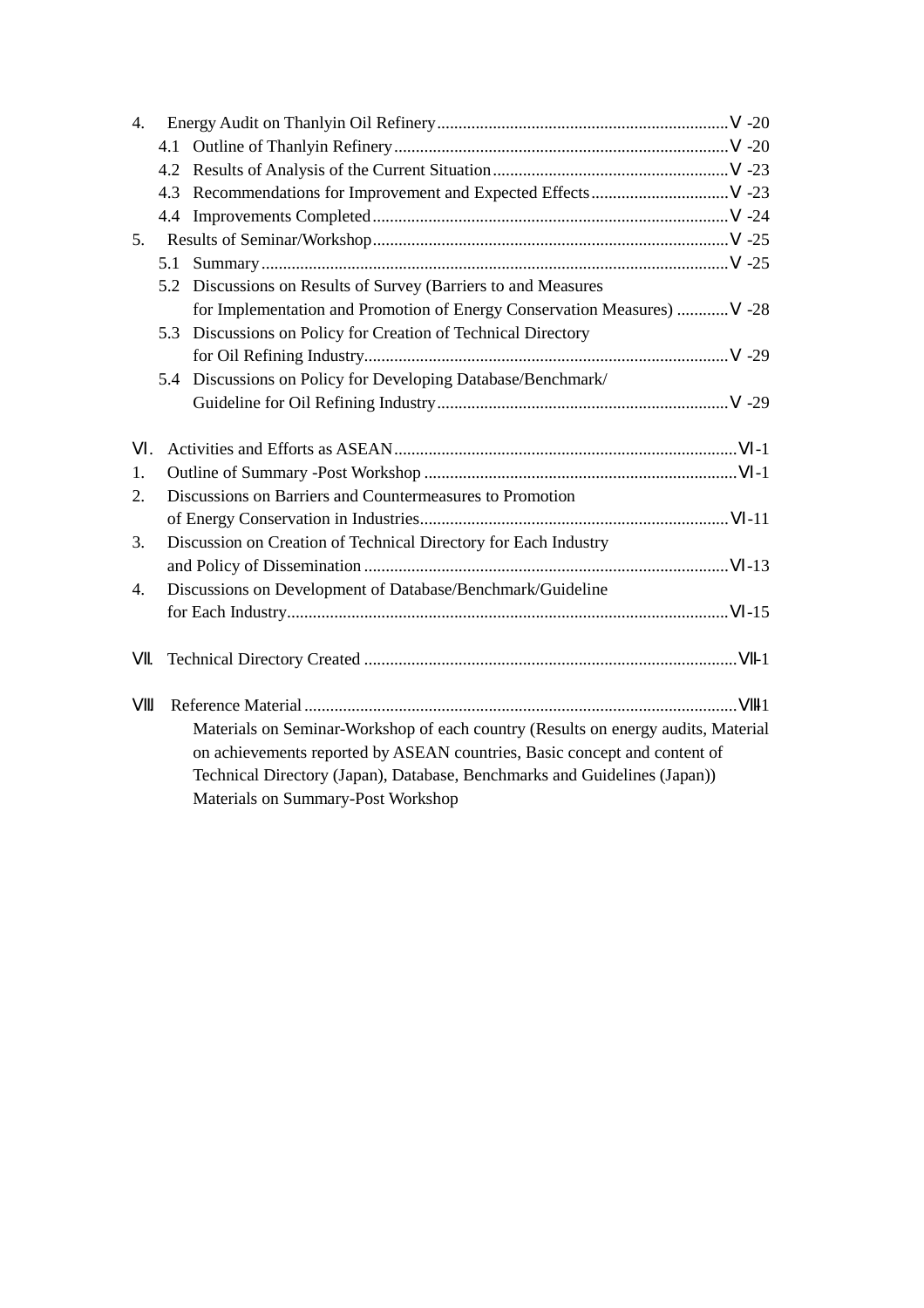4. Energy Audit on Thanlyin Oil Refinery....................................................................Ⅴ-20
   - 4.1 Outline of Thanlyin Refinery.............................................................................Ⅴ-20
   - 4.2 Results of Analysis of the Current Situation.......................................................Ⅴ-23
   - 4.3 Recommendations for Improvement and Expected Effects................................Ⅴ-23
   - 4.4 Improvements Completed...................................................................................Ⅴ-24

5. Results of Seminar/Workshop...................................................................................Ⅴ-25
   - 5.1 Summary.............................................................................................................Ⅴ-25
   - 5.2 Discussions on Results of Survey (Barriers to and Measures for Implementation and Promotion of Energy Conservation Measures) ............Ⅴ-28
   - 5.3 Discussions on Policy for Creation of Technical Directory for Oil Refining Industry.....................................................................................Ⅴ-29
   - 5.4 Discussions on Policy for Developing Database/Benchmark/ Guideline for Oil Refining Industry....................................................................Ⅴ-29

Ⅵ. Activities and Efforts as ASEAN................................................................................Ⅵ-1

1. Outline of Summary -Post Workshop .........................................................................Ⅵ-1
2. Discussions on Barriers and Countermeasures to Promotion of Energy Conservation in Industries........................................................................Ⅵ-11
3. Discussion on Creation of Technical Directory for Each Industry and Policy of Dissemination .....................................................................................Ⅵ-13
4. Discussions on Development of Database/Benchmark/Guideline for Each Industry......................................................................................................Ⅵ-15

Ⅶ. Technical Directory Created ......................................................................................Ⅶ-1

Ⅷ Reference Material.....................................................................................................Ⅷ-1

Materials on Seminar-Workshop of each country (Results on energy audits, Material on achievements reported by ASEAN countries, Basic concept and content of Technical Directory (Japan), Database, Benchmarks and Guidelines (Japan))

Materials on Summary-Post Workshop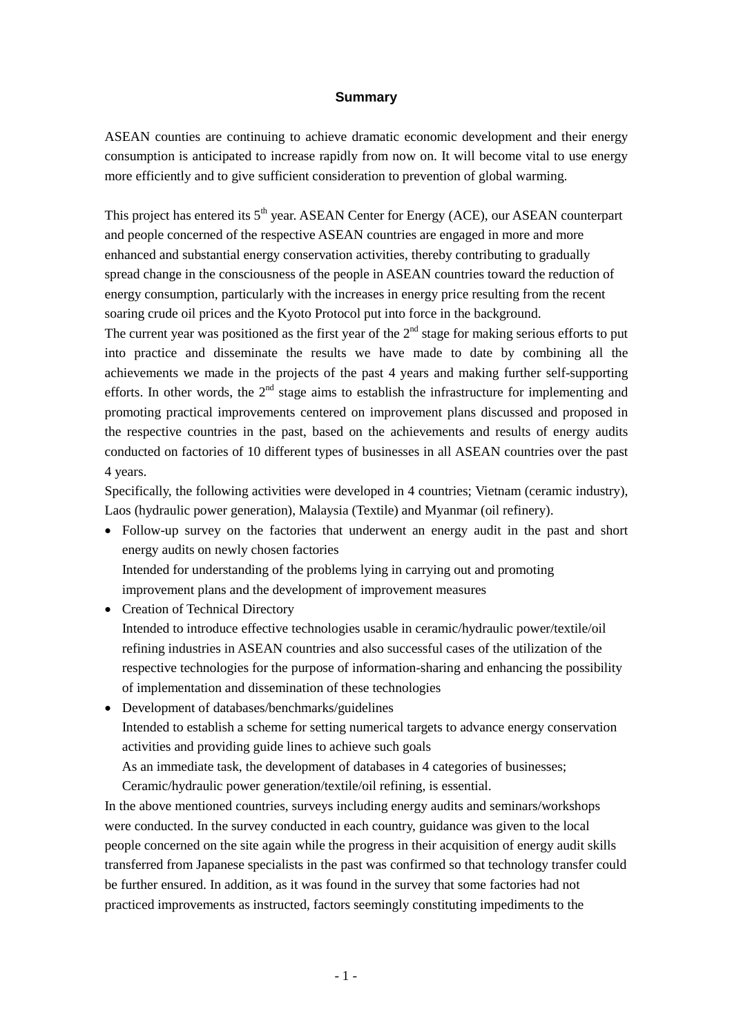## Summary

ASEAN counties are continuing to achieve dramatic economic development and their energy consumption is anticipated to increase rapidly from now on. It will become vital to use energy more efficiently and to give sufficient consideration to prevention of global warming.

This project has entered its 5th year. ASEAN Center for Energy (ACE), our ASEAN counterpart and people concerned of the respective ASEAN countries are engaged in more and more enhanced and substantial energy conservation activities, thereby contributing to gradually spread change in the consciousness of the people in ASEAN countries toward the reduction of energy consumption, particularly with the increases in energy price resulting from the recent soaring crude oil prices and the Kyoto Protocol put into force in the background.

The current year was positioned as the first year of the 2nd stage for making serious efforts to put into practice and disseminate the results we have made to date by combining all the achievements we made in the projects of the past 4 years and making further self-supporting efforts. In other words, the 2nd stage aims to establish the infrastructure for implementing and promoting practical improvements centered on improvement plans discussed and proposed in the respective countries in the past, based on the achievements and results of energy audits conducted on factories of 10 different types of businesses in all ASEAN countries over the past 4 years.

Specifically, the following activities were developed in 4 countries; Vietnam (ceramic industry), Laos (hydraulic power generation), Malaysia (Textile) and Myanmar (oil refinery).

- Follow-up survey on the factories that underwent an energy audit in the past and short energy audits on newly chosen factories
  Intended for understanding of the problems lying in carrying out and promoting improvement plans and the development of improvement measures
- Creation of Technical Directory
  Intended to introduce effective technologies usable in ceramic/hydraulic power/textile/oil refining industries in ASEAN countries and also successful cases of the utilization of the respective technologies for the purpose of information-sharing and enhancing the possibility of implementation and dissemination of these technologies
- Development of databases/benchmarks/guidelines
  Intended to establish a scheme for setting numerical targets to advance energy conservation activities and providing guide lines to achieve such goals
  As an immediate task, the development of databases in 4 categories of businesses; Ceramic/hydraulic power generation/textile/oil refining, is essential.

In the above mentioned countries, surveys including energy audits and seminars/workshops were conducted. In the survey conducted in each country, guidance was given to the local people concerned on the site again while the progress in their acquisition of energy audit skills transferred from Japanese specialists in the past was confirmed so that technology transfer could be further ensured. In addition, as it was found in the survey that some factories had not practiced improvements as instructed, factors seemingly constituting impediments to the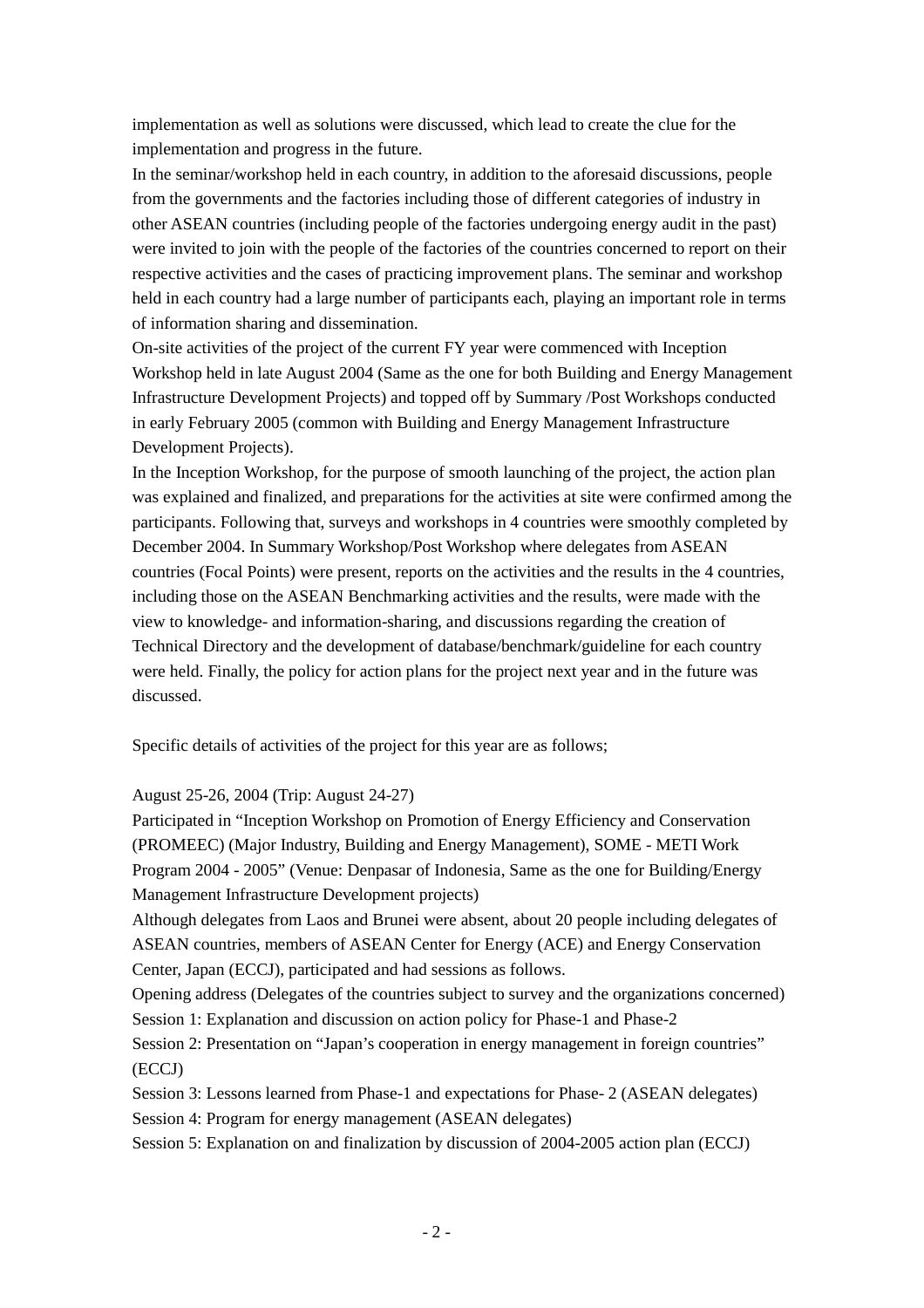implementation as well as solutions were discussed, which lead to create the clue for the implementation and progress in the future.

In the seminar/workshop held in each country, in addition to the aforesaid discussions, people from the governments and the factories including those of different categories of industry in other ASEAN countries (including people of the factories undergoing energy audit in the past) were invited to join with the people of the factories of the countries concerned to report on their respective activities and the cases of practicing improvement plans. The seminar and workshop held in each country had a large number of participants each, playing an important role in terms of information sharing and dissemination.

On-site activities of the project of the current FY year were commenced with Inception Workshop held in late August 2004 (Same as the one for both Building and Energy Management Infrastructure Development Projects) and topped off by Summary /Post Workshops conducted in early February 2005 (common with Building and Energy Management Infrastructure Development Projects).

In the Inception Workshop, for the purpose of smooth launching of the project, the action plan was explained and finalized, and preparations for the activities at site were confirmed among the participants. Following that, surveys and workshops in 4 countries were smoothly completed by December 2004. In Summary Workshop/Post Workshop where delegates from ASEAN countries (Focal Points) were present, reports on the activities and the results in the 4 countries, including those on the ASEAN Benchmarking activities and the results, were made with the view to knowledge- and information-sharing, and discussions regarding the creation of Technical Directory and the development of database/benchmark/guideline for each country were held. Finally, the policy for action plans for the project next year and in the future was discussed.

Specific details of activities of the project for this year are as follows;

August 25-26, 2004 (Trip: August 24-27)

Participated in "Inception Workshop on Promotion of Energy Efficiency and Conservation (PROMEEC) (Major Industry, Building and Energy Management), SOME - METI Work Program 2004 - 2005" (Venue: Denpasar of Indonesia, Same as the one for Building/Energy Management Infrastructure Development projects)

Although delegates from Laos and Brunei were absent, about 20 people including delegates of ASEAN countries, members of ASEAN Center for Energy (ACE) and Energy Conservation Center, Japan (ECCJ), participated and had sessions as follows.

Opening address (Delegates of the countries subject to survey and the organizations concerned)

Session 1: Explanation and discussion on action policy for Phase-1 and Phase-2

Session 2: Presentation on "Japan's cooperation in energy management in foreign countries" (ECCJ)

Session 3: Lessons learned from Phase-1 and expectations for Phase- 2 (ASEAN delegates)

Session 4: Program for energy management (ASEAN delegates)

Session 5: Explanation on and finalization by discussion of 2004-2005 action plan (ECCJ)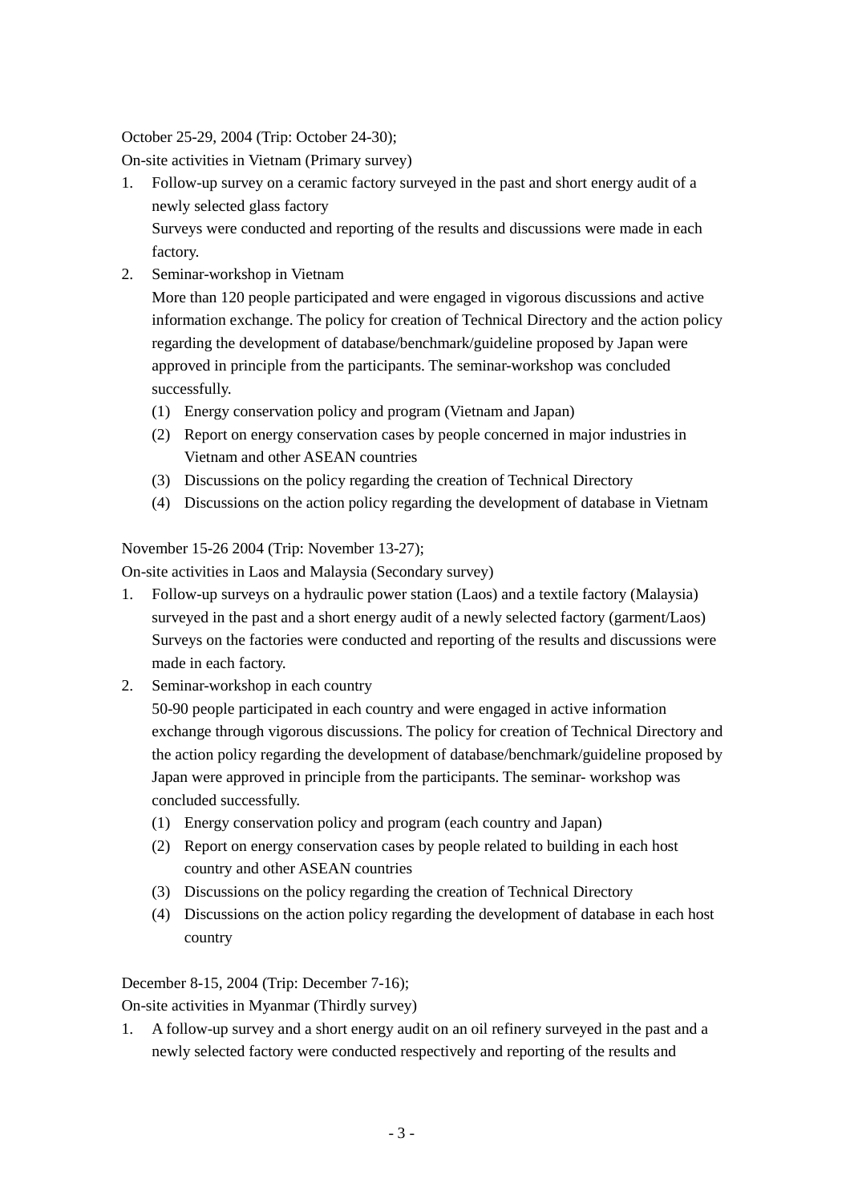October 25-29, 2004 (Trip: October 24-30);

On-site activities in Vietnam (Primary survey)

1. Follow-up survey on a ceramic factory surveyed in the past and short energy audit of a newly selected glass factory

   Surveys were conducted and reporting of the results and discussions were made in each factory.

2. Seminar-workshop in Vietnam

   More than 120 people participated and were engaged in vigorous discussions and active information exchange. The policy for creation of Technical Directory and the action policy regarding the development of database/benchmark/guideline proposed by Japan were approved in principle from the participants. The seminar-workshop was concluded successfully.

   (1) Energy conservation policy and program (Vietnam and Japan)
   (2) Report on energy conservation cases by people concerned in major industries in Vietnam and other ASEAN countries
   (3) Discussions on the policy regarding the creation of Technical Directory
   (4) Discussions on the action policy regarding the development of database in Vietnam

November 15-26 2004 (Trip: November 13-27);

On-site activities in Laos and Malaysia (Secondary survey)

1. Follow-up surveys on a hydraulic power station (Laos) and a textile factory (Malaysia) surveyed in the past and a short energy audit of a newly selected factory (garment/Laos) Surveys on the factories were conducted and reporting of the results and discussions were made in each factory.

2. Seminar-workshop in each country

   50-90 people participated in each country and were engaged in active information exchange through vigorous discussions. The policy for creation of Technical Directory and the action policy regarding the development of database/benchmark/guideline proposed by Japan were approved in principle from the participants. The seminar- workshop was concluded successfully.

   (1) Energy conservation policy and program (each country and Japan)
   (2) Report on energy conservation cases by people related to building in each host country and other ASEAN countries
   (3) Discussions on the policy regarding the creation of Technical Directory
   (4) Discussions on the action policy regarding the development of database in each host country

December 8-15, 2004 (Trip: December 7-16);

On-site activities in Myanmar (Thirdly survey)

1. A follow-up survey and a short energy audit on an oil refinery surveyed in the past and a newly selected factory were conducted respectively and reporting of the results and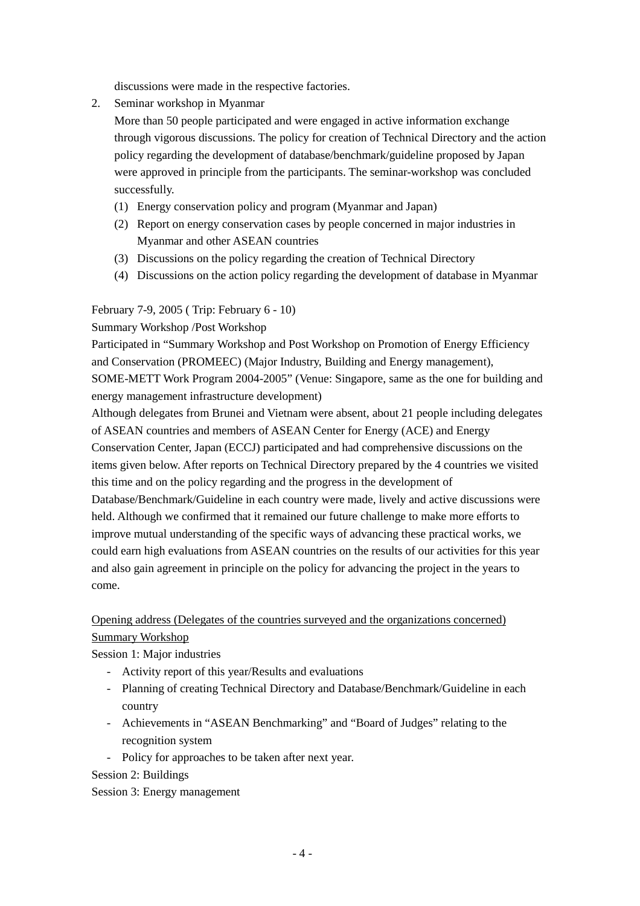discussions were made in the respective factories.

2. Seminar workshop in Myanmar

   More than 50 people participated and were engaged in active information exchange through vigorous discussions. The policy for creation of Technical Directory and the action policy regarding the development of database/benchmark/guideline proposed by Japan were approved in principle from the participants. The seminar-workshop was concluded successfully.

   (1) Energy conservation policy and program (Myanmar and Japan)
   (2) Report on energy conservation cases by people concerned in major industries in Myanmar and other ASEAN countries
   (3) Discussions on the policy regarding the creation of Technical Directory
   (4) Discussions on the action policy regarding the development of database in Myanmar

February 7-9, 2005 ( Trip: February 6 - 10)

Summary Workshop /Post Workshop

Participated in "Summary Workshop and Post Workshop on Promotion of Energy Efficiency and Conservation (PROMEEC) (Major Industry, Building and Energy management), SOME-METT Work Program 2004-2005" (Venue: Singapore, same as the one for building and energy management infrastructure development)

Although delegates from Brunei and Vietnam were absent, about 21 people including delegates of ASEAN countries and members of ASEAN Center for Energy (ACE) and Energy Conservation Center, Japan (ECCJ) participated and had comprehensive discussions on the items given below. After reports on Technical Directory prepared by the 4 countries we visited this time and on the policy regarding and the progress in the development of Database/Benchmark/Guideline in each country were made, lively and active discussions were held. Although we confirmed that it remained our future challenge to make more efforts to improve mutual understanding of the specific ways of advancing these practical works, we could earn high evaluations from ASEAN countries on the results of our activities for this year and also gain agreement in principle on the policy for advancing the project in the years to come.

Opening address (Delegates of the countries surveyed and the organizations concerned)

Summary Workshop

Session 1: Major industries

- Activity report of this year/Results and evaluations
- Planning of creating Technical Directory and Database/Benchmark/Guideline in each country
- Achievements in "ASEAN Benchmarking" and "Board of Judges" relating to the recognition system
- Policy for approaches to be taken after next year.

Session 2: Buildings

Session 3: Energy management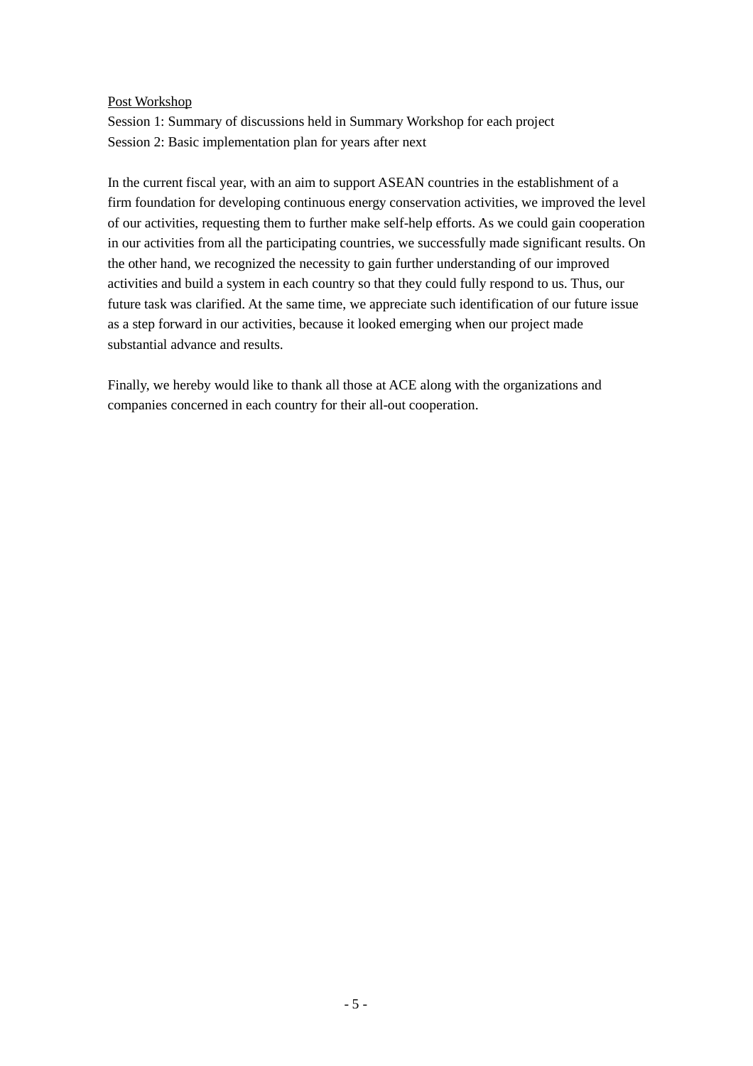<u>Post Workshop</u>

Session 1: Summary of discussions held in Summary Workshop for each project
Session 2: Basic implementation plan for years after next

In the current fiscal year, with an aim to support ASEAN countries in the establishment of a firm foundation for developing continuous energy conservation activities, we improved the level of our activities, requesting them to further make self-help efforts. As we could gain cooperation in our activities from all the participating countries, we successfully made significant results. On the other hand, we recognized the necessity to gain further understanding of our improved activities and build a system in each country so that they could fully respond to us. Thus, our future task was clarified. At the same time, we appreciate such identification of our future issue as a step forward in our activities, because it looked emerging when our project made substantial advance and results.

Finally, we hereby would like to thank all those at ACE along with the organizations and companies concerned in each country for their all-out cooperation.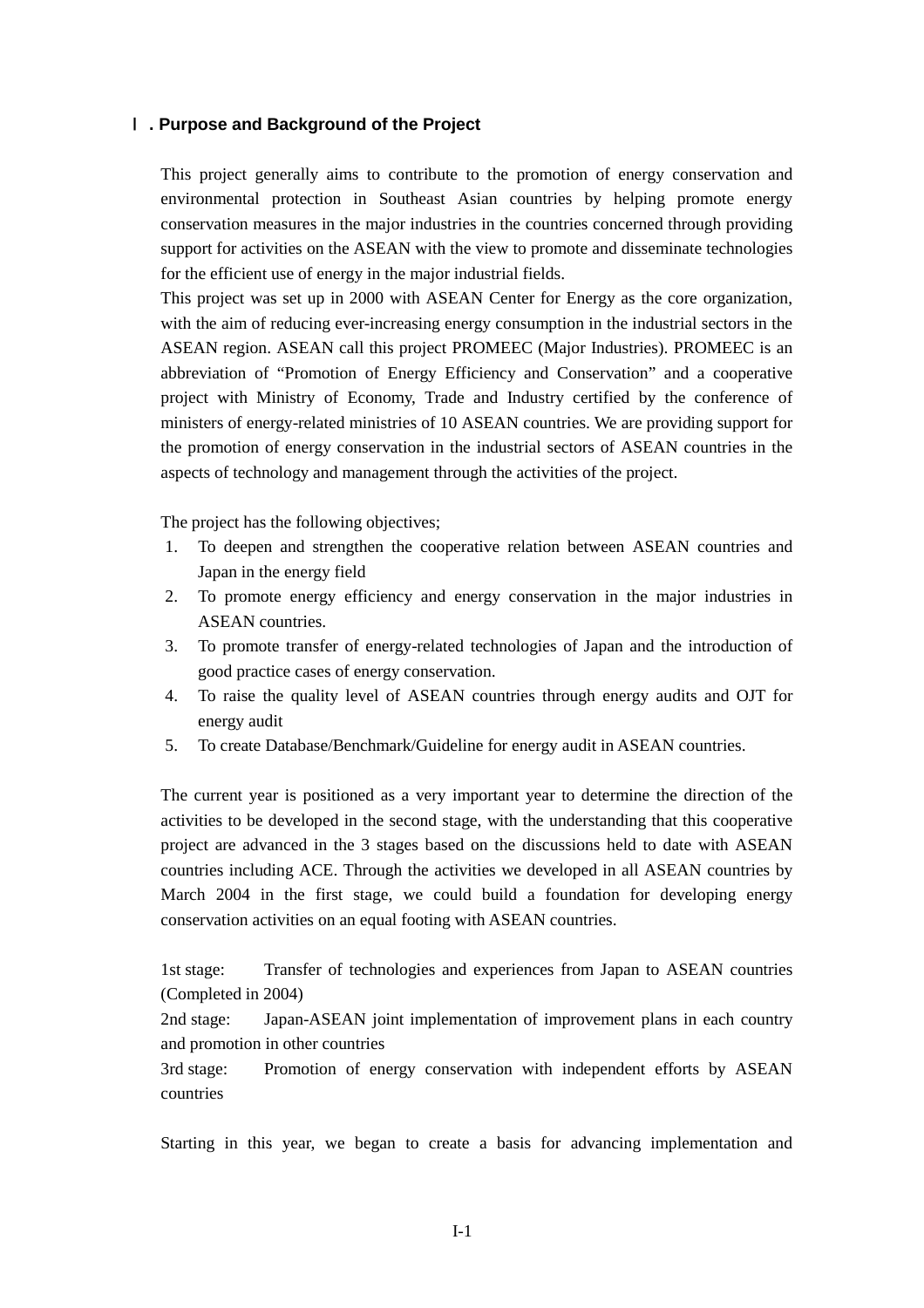## Ⅰ. Purpose and Background of the Project

This project generally aims to contribute to the promotion of energy conservation and environmental protection in Southeast Asian countries by helping promote energy conservation measures in the major industries in the countries concerned through providing support for activities on the ASEAN with the view to promote and disseminate technologies for the efficient use of energy in the major industrial fields.

This project was set up in 2000 with ASEAN Center for Energy as the core organization, with the aim of reducing ever-increasing energy consumption in the industrial sectors in the ASEAN region. ASEAN call this project PROMEEC (Major Industries). PROMEEC is an abbreviation of "Promotion of Energy Efficiency and Conservation" and a cooperative project with Ministry of Economy, Trade and Industry certified by the conference of ministers of energy-related ministries of 10 ASEAN countries. We are providing support for the promotion of energy conservation in the industrial sectors of ASEAN countries in the aspects of technology and management through the activities of the project.

The project has the following objectives;

1. To deepen and strengthen the cooperative relation between ASEAN countries and Japan in the energy field
2. To promote energy efficiency and energy conservation in the major industries in ASEAN countries.
3. To promote transfer of energy-related technologies of Japan and the introduction of good practice cases of energy conservation.
4. To raise the quality level of ASEAN countries through energy audits and OJT for energy audit
5. To create Database/Benchmark/Guideline for energy audit in ASEAN countries.

The current year is positioned as a very important year to determine the direction of the activities to be developed in the second stage, with the understanding that this cooperative project are advanced in the 3 stages based on the discussions held to date with ASEAN countries including ACE. Through the activities we developed in all ASEAN countries by March 2004 in the first stage, we could build a foundation for developing energy conservation activities on an equal footing with ASEAN countries.

1st stage: Transfer of technologies and experiences from Japan to ASEAN countries (Completed in 2004)

2nd stage: Japan-ASEAN joint implementation of improvement plans in each country and promotion in other countries

3rd stage: Promotion of energy conservation with independent efforts by ASEAN countries

Starting in this year, we began to create a basis for advancing implementation and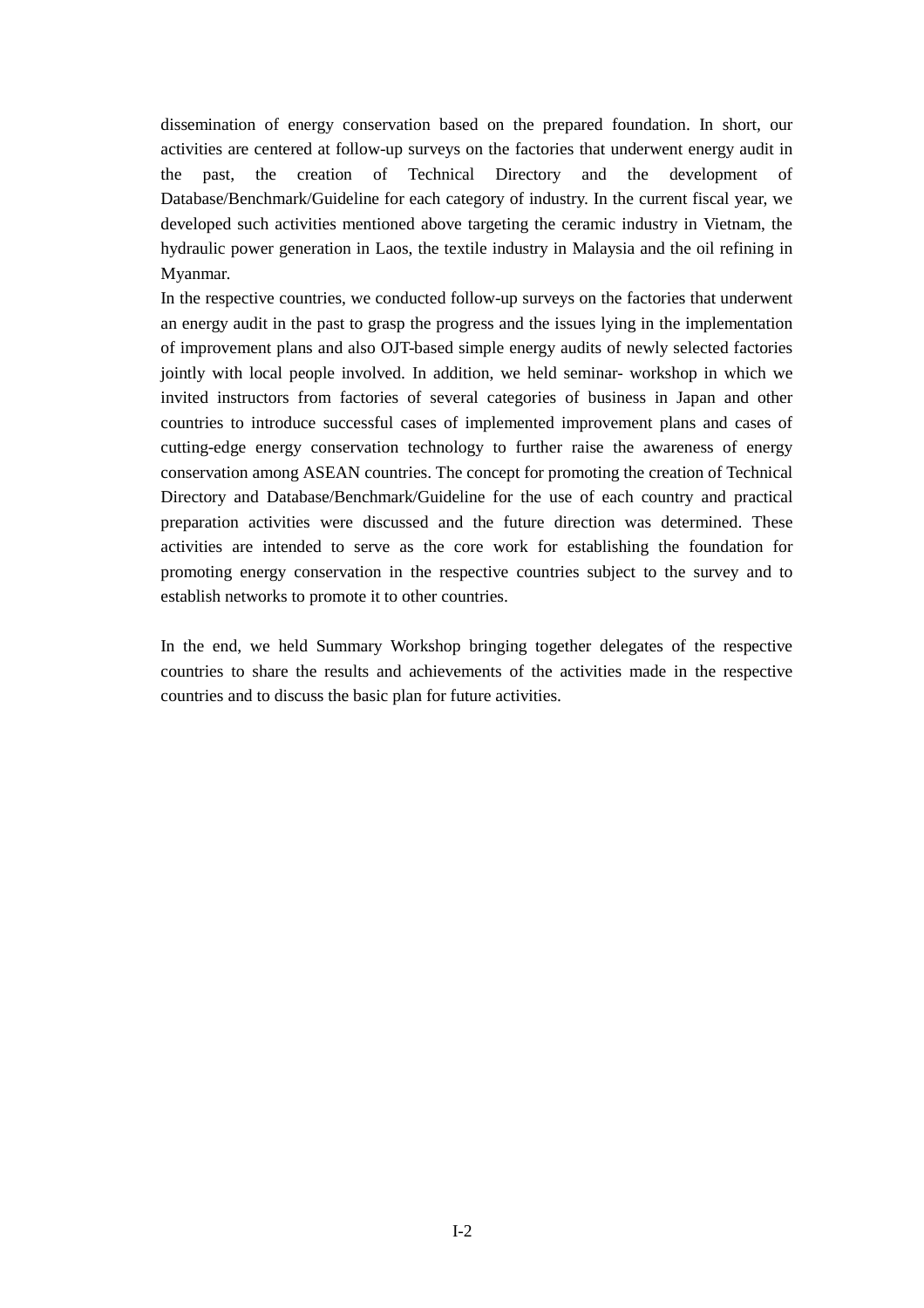dissemination of energy conservation based on the prepared foundation. In short, our activities are centered at follow-up surveys on the factories that underwent energy audit in the past, the creation of Technical Directory and the development of Database/Benchmark/Guideline for each category of industry. In the current fiscal year, we developed such activities mentioned above targeting the ceramic industry in Vietnam, the hydraulic power generation in Laos, the textile industry in Malaysia and the oil refining in Myanmar.

In the respective countries, we conducted follow-up surveys on the factories that underwent an energy audit in the past to grasp the progress and the issues lying in the implementation of improvement plans and also OJT-based simple energy audits of newly selected factories jointly with local people involved. In addition, we held seminar- workshop in which we invited instructors from factories of several categories of business in Japan and other countries to introduce successful cases of implemented improvement plans and cases of cutting-edge energy conservation technology to further raise the awareness of energy conservation among ASEAN countries. The concept for promoting the creation of Technical Directory and Database/Benchmark/Guideline for the use of each country and practical preparation activities were discussed and the future direction was determined. These activities are intended to serve as the core work for establishing the foundation for promoting energy conservation in the respective countries subject to the survey and to establish networks to promote it to other countries.

In the end, we held Summary Workshop bringing together delegates of the respective countries to share the results and achievements of the activities made in the respective countries and to discuss the basic plan for future activities.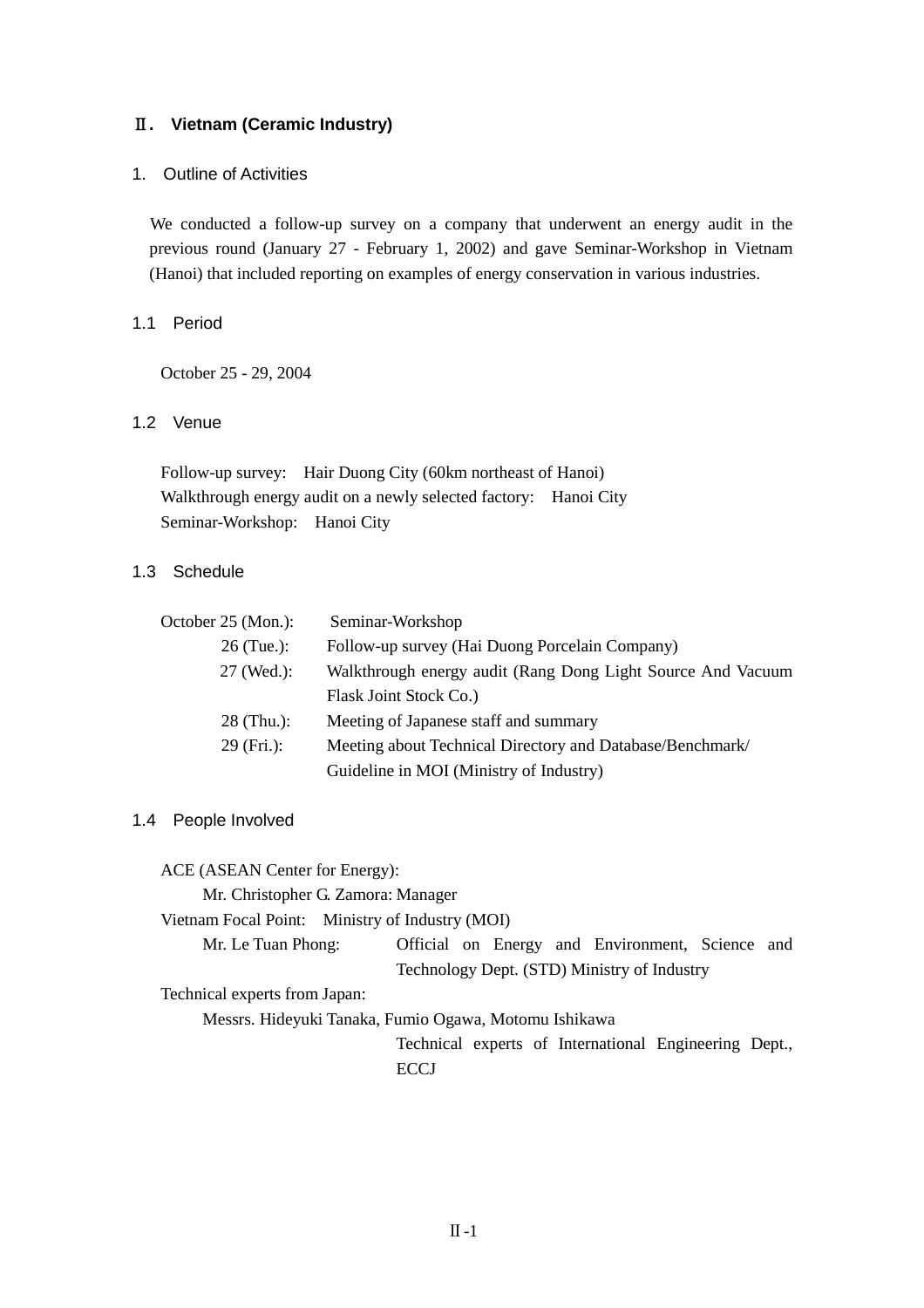## Ⅱ. Vietnam (Ceramic Industry)

### 1. Outline of Activities

We conducted a follow-up survey on a company that underwent an energy audit in the previous round (January 27 - February 1, 2002) and gave Seminar-Workshop in Vietnam (Hanoi) that included reporting on examples of energy conservation in various industries.

### 1.1 Period

October 25 - 29, 2004

### 1.2 Venue

Follow-up survey: Hair Duong City (60km northeast of Hanoi)
Walkthrough energy audit on a newly selected factory: Hanoi City
Seminar-Workshop: Hanoi City

### 1.3 Schedule

| | |
|---|---|
| October 25 (Mon.): | Seminar-Workshop |
| 26 (Tue.): | Follow-up survey (Hai Duong Porcelain Company) |
| 27 (Wed.): | Walkthrough energy audit (Rang Dong Light Source And Vacuum Flask Joint Stock Co.) |
| 28 (Thu.): | Meeting of Japanese staff and summary |
| 29 (Fri.): | Meeting about Technical Directory and Database/Benchmark/ Guideline in MOI (Ministry of Industry) |

### 1.4 People Involved

ACE (ASEAN Center for Energy):
  Mr. Christopher G. Zamora: Manager
Vietnam Focal Point: Ministry of Industry (MOI)
  Mr. Le Tuan Phong: Official on Energy and Environment, Science and Technology Dept. (STD) Ministry of Industry
Technical experts from Japan:
  Messrs. Hideyuki Tanaka, Fumio Ogawa, Motomu Ishikawa
  Technical experts of International Engineering Dept., ECCJ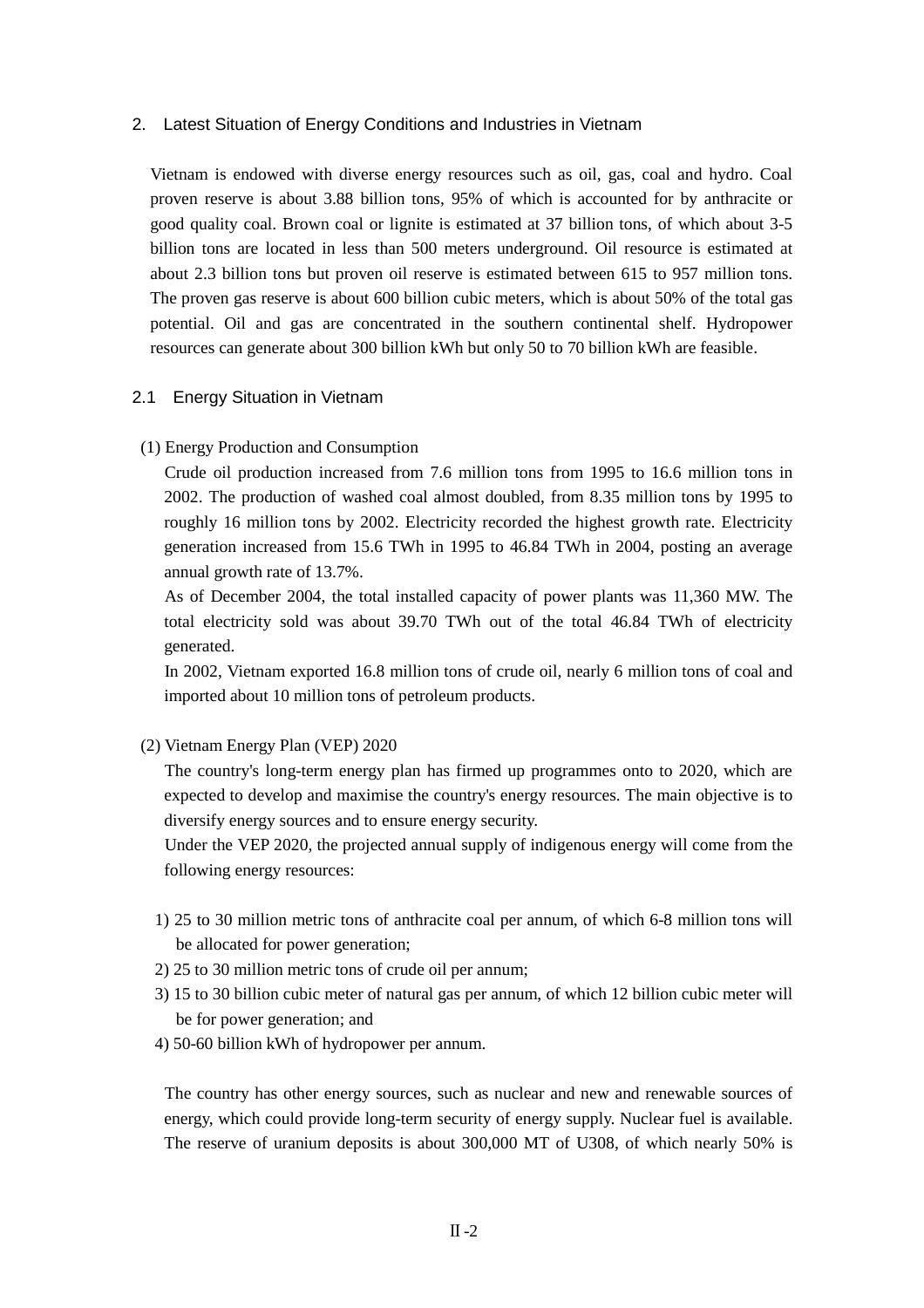## 2. Latest Situation of Energy Conditions and Industries in Vietnam

Vietnam is endowed with diverse energy resources such as oil, gas, coal and hydro. Coal proven reserve is about 3.88 billion tons, 95% of which is accounted for by anthracite or good quality coal. Brown coal or lignite is estimated at 37 billion tons, of which about 3-5 billion tons are located in less than 500 meters underground. Oil resource is estimated at about 2.3 billion tons but proven oil reserve is estimated between 615 to 957 million tons. The proven gas reserve is about 600 billion cubic meters, which is about 50% of the total gas potential. Oil and gas are concentrated in the southern continental shelf. Hydropower resources can generate about 300 billion kWh but only 50 to 70 billion kWh are feasible.

### 2.1 Energy Situation in Vietnam

(1) Energy Production and Consumption

Crude oil production increased from 7.6 million tons from 1995 to 16.6 million tons in 2002. The production of washed coal almost doubled, from 8.35 million tons by 1995 to roughly 16 million tons by 2002. Electricity recorded the highest growth rate. Electricity generation increased from 15.6 TWh in 1995 to 46.84 TWh in 2004, posting an average annual growth rate of 13.7%.

As of December 2004, the total installed capacity of power plants was 11,360 MW. The total electricity sold was about 39.70 TWh out of the total 46.84 TWh of electricity generated.

In 2002, Vietnam exported 16.8 million tons of crude oil, nearly 6 million tons of coal and imported about 10 million tons of petroleum products.

(2) Vietnam Energy Plan (VEP) 2020

The country's long-term energy plan has firmed up programmes onto to 2020, which are expected to develop and maximise the country's energy resources. The main objective is to diversify energy sources and to ensure energy security.

Under the VEP 2020, the projected annual supply of indigenous energy will come from the following energy resources:

1) 25 to 30 million metric tons of anthracite coal per annum, of which 6-8 million tons will be allocated for power generation;
2) 25 to 30 million metric tons of crude oil per annum;
3) 15 to 30 billion cubic meter of natural gas per annum, of which 12 billion cubic meter will be for power generation; and
4) 50-60 billion kWh of hydropower per annum.

The country has other energy sources, such as nuclear and new and renewable sources of energy, which could provide long-term security of energy supply. Nuclear fuel is available. The reserve of uranium deposits is about 300,000 MT of U308, of which nearly 50% is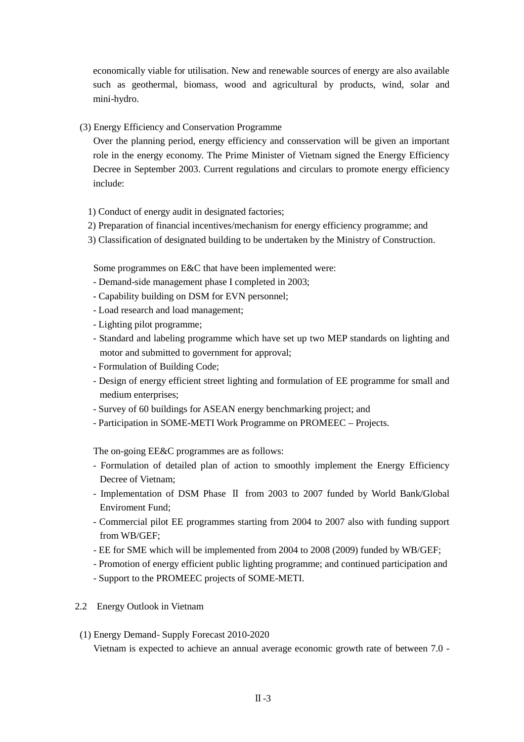economically viable for utilisation. New and renewable sources of energy are also available such as geothermal, biomass, wood and agricultural by products, wind, solar and mini-hydro.

(3) Energy Efficiency and Conservation Programme

Over the planning period, energy efficiency and consservation will be given an important role in the energy economy. The Prime Minister of Vietnam signed the Energy Efficiency Decree in September 2003. Current regulations and circulars to promote energy efficiency include:

1) Conduct of energy audit in designated factories;
2) Preparation of financial incentives/mechanism for energy efficiency programme; and
3) Classification of designated building to be undertaken by the Ministry of Construction.

Some programmes on E&C that have been implemented were:

- Demand-side management phase I completed in 2003;
- Capability building on DSM for EVN personnel;
- Load research and load management;
- Lighting pilot programme;
- Standard and labeling programme which have set up two MEP standards on lighting and motor and submitted to government for approval;
- Formulation of Building Code;
- Design of energy efficient street lighting and formulation of EE programme for small and medium enterprises;
- Survey of 60 buildings for ASEAN energy benchmarking project; and
- Participation in SOME-METI Work Programme on PROMEEC – Projects.

The on-going EE&C programmes are as follows:

- Formulation of detailed plan of action to smoothly implement the Energy Efficiency Decree of Vietnam;
- Implementation of DSM Phase Ⅱ from 2003 to 2007 funded by World Bank/Global Enviroment Fund;
- Commercial pilot EE programmes starting from 2004 to 2007 also with funding support from WB/GEF;
- EE for SME which will be implemented from 2004 to 2008 (2009) funded by WB/GEF;
- Promotion of energy efficient public lighting programme; and continued participation and
- Support to the PROMEEC projects of SOME-METI.

## 2.2 Energy Outlook in Vietnam

(1) Energy Demand- Supply Forecast 2010-2020

Vietnam is expected to achieve an annual average economic growth rate of between 7.0 -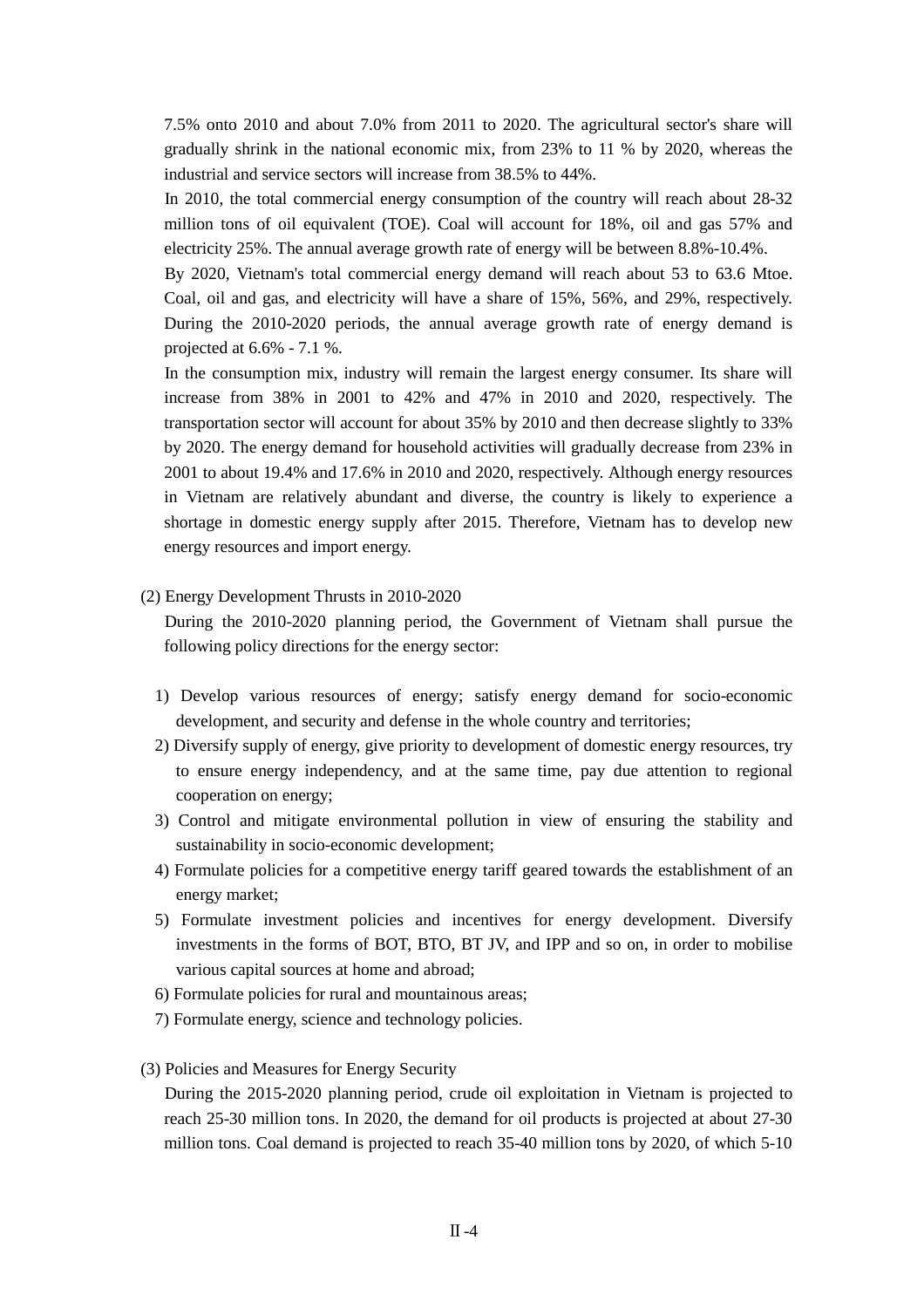7.5% onto 2010 and about 7.0% from 2011 to 2020. The agricultural sector's share will gradually shrink in the national economic mix, from 23% to 11 % by 2020, whereas the industrial and service sectors will increase from 38.5% to 44%.

In 2010, the total commercial energy consumption of the country will reach about 28-32 million tons of oil equivalent (TOE). Coal will account for 18%, oil and gas 57% and electricity 25%. The annual average growth rate of energy will be between 8.8%-10.4%.

By 2020, Vietnam's total commercial energy demand will reach about 53 to 63.6 Mtoe. Coal, oil and gas, and electricity will have a share of 15%, 56%, and 29%, respectively. During the 2010-2020 periods, the annual average growth rate of energy demand is projected at 6.6% - 7.1 %.

In the consumption mix, industry will remain the largest energy consumer. Its share will increase from 38% in 2001 to 42% and 47% in 2010 and 2020, respectively. The transportation sector will account for about 35% by 2010 and then decrease slightly to 33% by 2020. The energy demand for household activities will gradually decrease from 23% in 2001 to about 19.4% and 17.6% in 2010 and 2020, respectively. Although energy resources in Vietnam are relatively abundant and diverse, the country is likely to experience a shortage in domestic energy supply after 2015. Therefore, Vietnam has to develop new energy resources and import energy.

(2) Energy Development Thrusts in 2010-2020

During the 2010-2020 planning period, the Government of Vietnam shall pursue the following policy directions for the energy sector:

1) Develop various resources of energy; satisfy energy demand for socio-economic development, and security and defense in the whole country and territories;
2) Diversify supply of energy, give priority to development of domestic energy resources, try to ensure energy independency, and at the same time, pay due attention to regional cooperation on energy;
3) Control and mitigate environmental pollution in view of ensuring the stability and sustainability in socio-economic development;
4) Formulate policies for a competitive energy tariff geared towards the establishment of an energy market;
5) Formulate investment policies and incentives for energy development. Diversify investments in the forms of BOT, BTO, BT JV, and IPP and so on, in order to mobilise various capital sources at home and abroad;
6) Formulate policies for rural and mountainous areas;
7) Formulate energy, science and technology policies.

(3) Policies and Measures for Energy Security

During the 2015-2020 planning period, crude oil exploitation in Vietnam is projected to reach 25-30 million tons. In 2020, the demand for oil products is projected at about 27-30 million tons. Coal demand is projected to reach 35-40 million tons by 2020, of which 5-10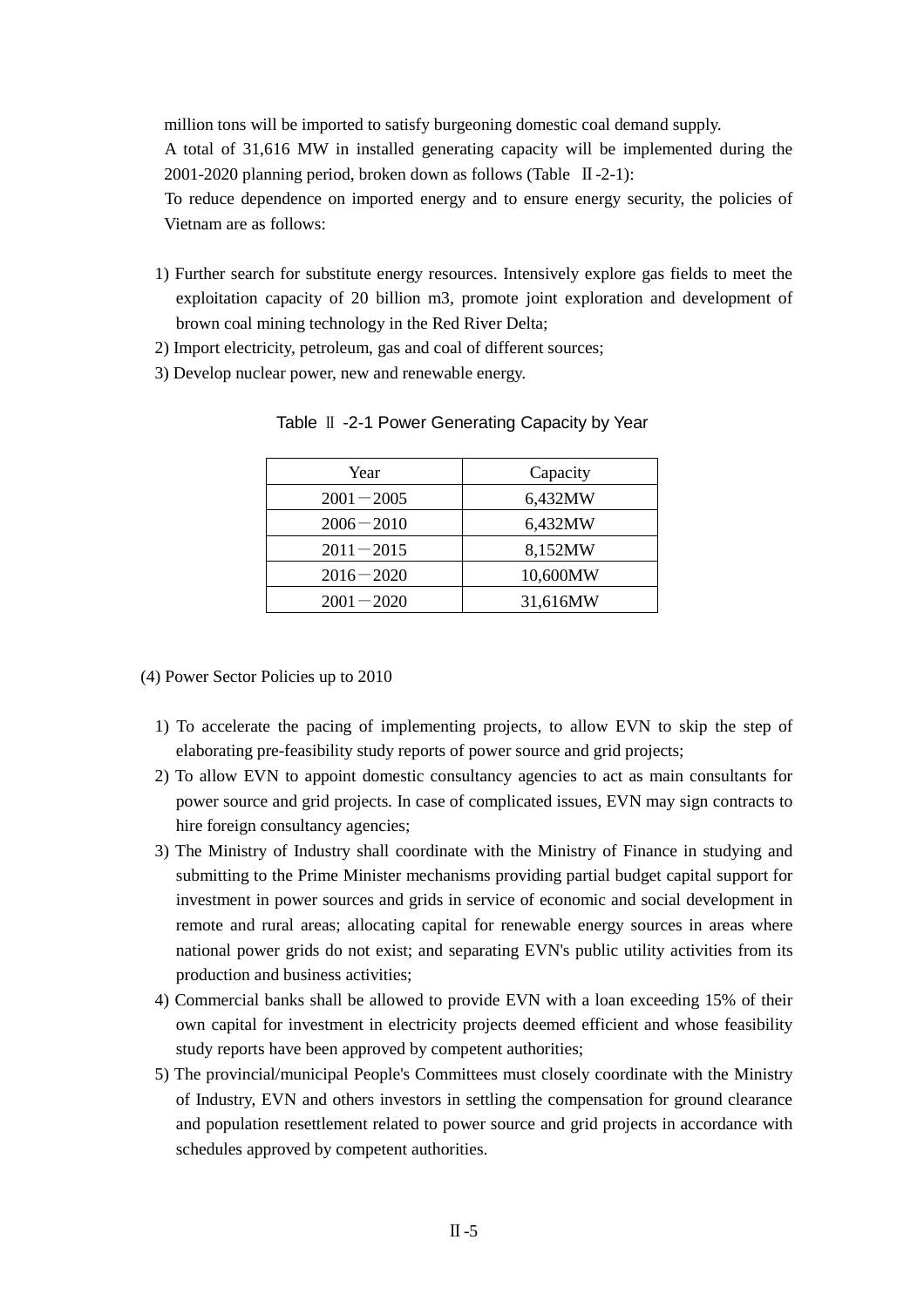million tons will be imported to satisfy burgeoning domestic coal demand supply.

A total of 31,616 MW in installed generating capacity will be implemented during the 2001-2020 planning period, broken down as follows (Table Ⅱ-2-1):

To reduce dependence on imported energy and to ensure energy security, the policies of Vietnam are as follows:

1) Further search for substitute energy resources. Intensively explore gas fields to meet the exploitation capacity of 20 billion m3, promote joint exploration and development of brown coal mining technology in the Red River Delta;
2) Import electricity, petroleum, gas and coal of different sources;
3) Develop nuclear power, new and renewable energy.

Table Ⅱ-2-1 Power Generating Capacity by Year

| Year | Capacity |
|---|---|
| 2001－2005 | 6,432MW |
| 2006－2010 | 6,432MW |
| 2011－2015 | 8,152MW |
| 2016－2020 | 10,600MW |
| 2001－2020 | 31,616MW |

(4) Power Sector Policies up to 2010

1) To accelerate the pacing of implementing projects, to allow EVN to skip the step of elaborating pre-feasibility study reports of power source and grid projects;
2) To allow EVN to appoint domestic consultancy agencies to act as main consultants for power source and grid projects. In case of complicated issues, EVN may sign contracts to hire foreign consultancy agencies;
3) The Ministry of Industry shall coordinate with the Ministry of Finance in studying and submitting to the Prime Minister mechanisms providing partial budget capital support for investment in power sources and grids in service of economic and social development in remote and rural areas; allocating capital for renewable energy sources in areas where national power grids do not exist; and separating EVN's public utility activities from its production and business activities;
4) Commercial banks shall be allowed to provide EVN with a loan exceeding 15% of their own capital for investment in electricity projects deemed efficient and whose feasibility study reports have been approved by competent authorities;
5) The provincial/municipal People's Committees must closely coordinate with the Ministry of Industry, EVN and others investors in settling the compensation for ground clearance and population resettlement related to power source and grid projects in accordance with schedules approved by competent authorities.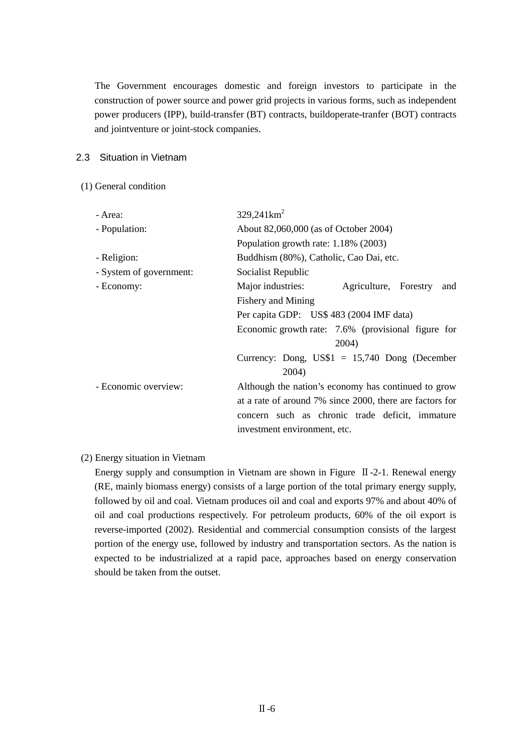The Government encourages domestic and foreign investors to participate in the construction of power source and power grid projects in various forms, such as independent power producers (IPP), build-transfer (BT) contracts, buildoperate-tranfer (BOT) contracts and jointventure or joint-stock companies.

## 2.3 Situation in Vietnam

(1) General condition

| | |
|---|---|
| - Area: | 329,241km$^2$ |
| - Population: | About 82,060,000 (as of October 2004)<br>Population growth rate: 1.18% (2003) |
| - Religion: | Buddhism (80%), Catholic, Cao Dai, etc. |
| - System of government: | Socialist Republic |
| - Economy: | Major industries: Agriculture, Forestry and Fishery and Mining<br>Per capita GDP: US$ 483 (2004 IMF data)<br>Economic growth rate: 7.6% (provisional figure for 2004)<br>Currency: Dong, US$1 = 15,740 Dong (December 2004) |
| - Economic overview: | Although the nation's economy has continued to grow at a rate of around 7% since 2000, there are factors for concern such as chronic trade deficit, immature investment environment, etc. |

(2) Energy situation in Vietnam

Energy supply and consumption in Vietnam are shown in Figure Ⅱ-2-1. Renewal energy (RE, mainly biomass energy) consists of a large portion of the total primary energy supply, followed by oil and coal. Vietnam produces oil and coal and exports 97% and about 40% of oil and coal productions respectively. For petroleum products, 60% of the oil export is reverse-imported (2002). Residential and commercial consumption consists of the largest portion of the energy use, followed by industry and transportation sectors. As the nation is expected to be industrialized at a rapid pace, approaches based on energy conservation should be taken from the outset.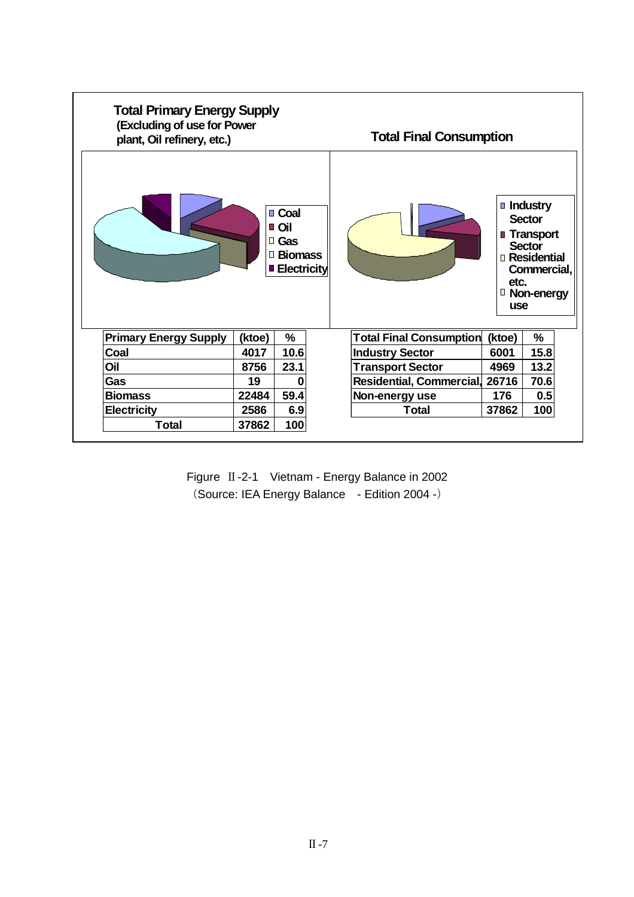**Total Primary Energy Supply**
**(Excluding of use for Power plant, Oil refinery, etc.)**

**Total Final Consumption**

| Primary Energy Supply | (ktoe) | % |
|---|---|---|
| Coal | 4017 | 10.6 |
| Oil | 8756 | 23.1 |
| Gas | 19 | 0 |
| Biomass | 22484 | 59.4 |
| Electricity | 2586 | 6.9 |
| Total | 37862 | 100 |

| Total Final Consumption | (ktoe) | % |
|---|---|---|
| Industry Sector | 6001 | 15.8 |
| Transport Sector | 4969 | 13.2 |
| Residential, Commercial, | 26716 | 70.6 |
| Non-energy use | 176 | 0.5 |
| Total | 37862 | 100 |

Figure Ⅱ-2-1　Vietnam - Energy Balance in 2002
（Source: IEA Energy Balance　- Edition 2004 -）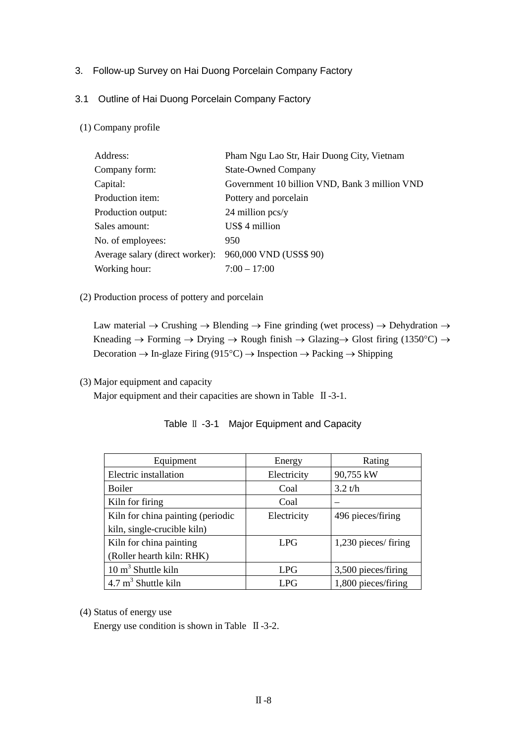## 3. Follow-up Survey on Hai Duong Porcelain Company Factory

### 3.1 Outline of Hai Duong Porcelain Company Factory

(1) Company profile

| | |
|---|---|
| Address: | Pham Ngu Lao Str, Hair Duong City, Vietnam |
| Company form: | State-Owned Company |
| Capital: | Government 10 billion VND, Bank 3 million VND |
| Production item: | Pottery and porcelain |
| Production output: | 24 million pcs/y |
| Sales amount: | US$ 4 million |
| No. of employees: | 950 |
| Average salary (direct worker): | 960,000 VND (USS$ 90) |
| Working hour: | 7:00 – 17:00 |

(2) Production process of pottery and porcelain

Law material → Crushing → Blending → Fine grinding (wet process) → Dehydration → Kneading → Forming → Drying → Rough finish → Glazing→ Glost firing (1350°C) → Decoration → In-glaze Firing (915°C) → Inspection → Packing → Shipping

(3) Major equipment and capacity

Major equipment and their capacities are shown in Table Ⅱ-3-1.

Table Ⅱ-3-1 Major Equipment and Capacity

| Equipment | Energy | Rating |
|---|---|---|
| Electric installation | Electricity | 90,755 kW |
| Boiler | Coal | 3.2 t/h |
| Kiln for firing | Coal | – |
| Kiln for china painting (periodic kiln, single-crucible kiln) | Electricity | 496 pieces/firing |
| Kiln for china painting (Roller hearth kiln: RHK) | LPG | 1,230 pieces/ firing |
| 10 $m^3$ Shuttle kiln | LPG | 3,500 pieces/firing |
| 4.7 $m^3$ Shuttle kiln | LPG | 1,800 pieces/firing |

(4) Status of energy use

Energy use condition is shown in Table Ⅱ-3-2.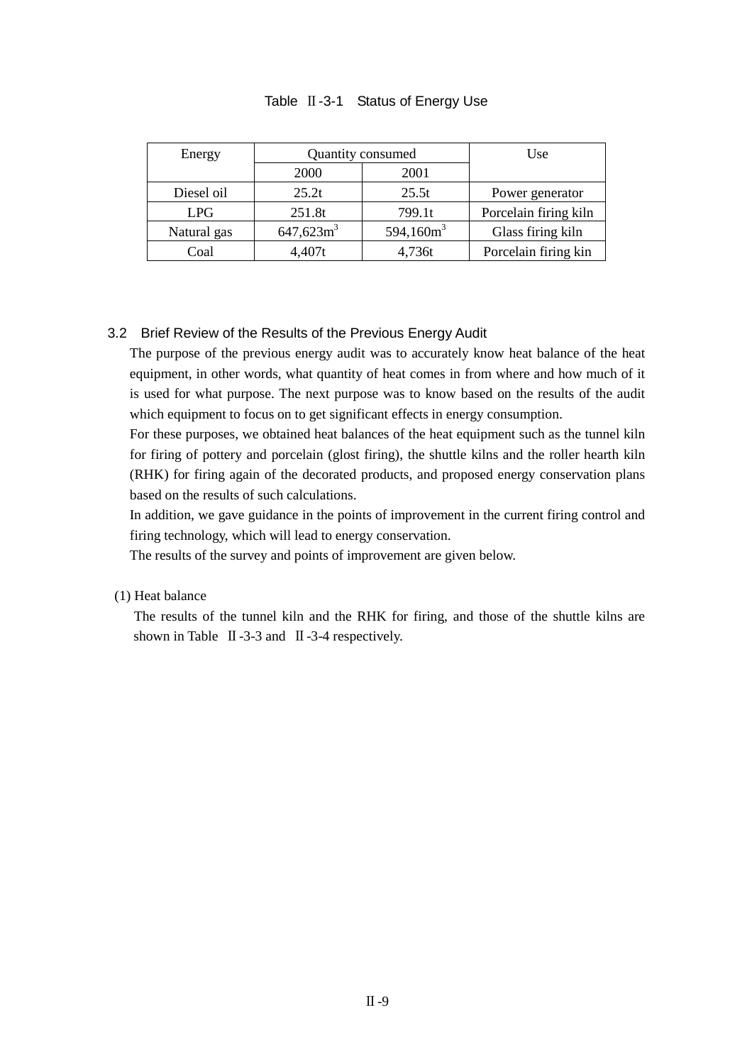Table Ⅱ-3-1 Status of Energy Use

| Energy | Quantity consumed | | Use |
|---|---|---|---|
| | 2000 | 2001 | |
| Diesel oil | 25.2t | 25.5t | Power generator |
| LPG | 251.8t | 799.1t | Porcelain firing kiln |
| Natural gas | 647,623m$^3$ | 594,160m$^3$ | Glass firing kiln |
| Coal | 4,407t | 4,736t | Porcelain firing kin |

### 3.2 Brief Review of the Results of the Previous Energy Audit

The purpose of the previous energy audit was to accurately know heat balance of the heat equipment, in other words, what quantity of heat comes in from where and how much of it is used for what purpose. The next purpose was to know based on the results of the audit which equipment to focus on to get significant effects in energy consumption.

For these purposes, we obtained heat balances of the heat equipment such as the tunnel kiln for firing of pottery and porcelain (glost firing), the shuttle kilns and the roller hearth kiln (RHK) for firing again of the decorated products, and proposed energy conservation plans based on the results of such calculations.

In addition, we gave guidance in the points of improvement in the current firing control and firing technology, which will lead to energy conservation.

The results of the survey and points of improvement are given below.

(1) Heat balance

The results of the tunnel kiln and the RHK for firing, and those of the shuttle kilns are shown in Table Ⅱ-3-3 and Ⅱ-3-4 respectively.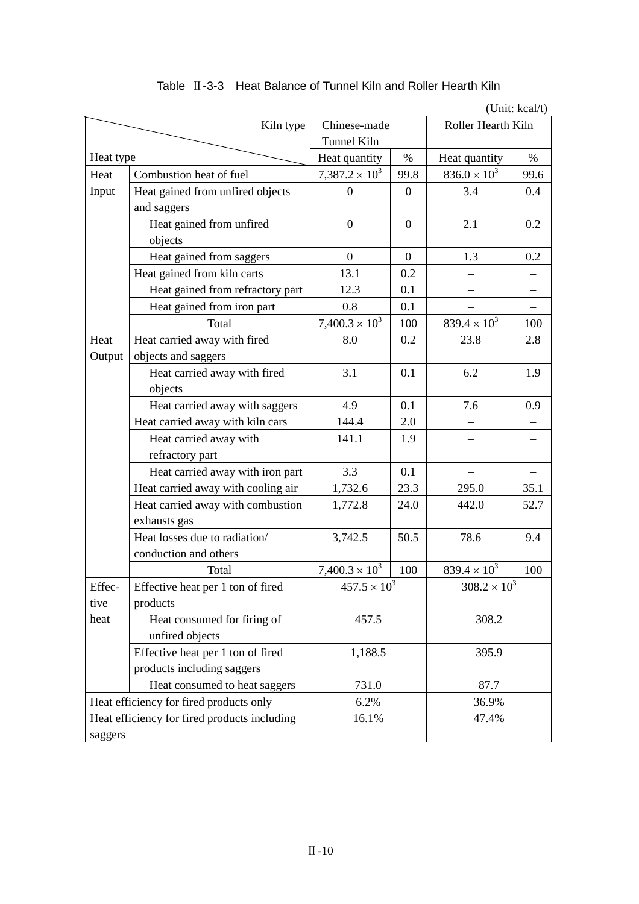Table Ⅱ-3-3 Heat Balance of Tunnel Kiln and Roller Hearth Kiln

(Unit: kcal/t)

| Heat type | | Chinese-made Tunnel Kiln Heat quantity | % | Roller Hearth Kiln Heat quantity | % |
|---|---|---|---|---|---|
| Heat Input | Combustion heat of fuel | $7,387.2 \times 10^3$ | 99.8 | $836.0 \times 10^3$ | 99.6 |
| | Heat gained from unfired objects and saggers | 0 | 0 | 3.4 | 0.4 |
| | Heat gained from unfired objects | 0 | 0 | 2.1 | 0.2 |
| | Heat gained from saggers | 0 | 0 | 1.3 | 0.2 |
| | Heat gained from kiln carts | 13.1 | 0.2 | – | – |
| | Heat gained from refractory part | 12.3 | 0.1 | – | – |
| | Heat gained from iron part | 0.8 | 0.1 | – | – |
| | Total | $7,400.3 \times 10^3$ | 100 | $839.4 \times 10^3$ | 100 |
| Heat Output | Heat carried away with fired objects and saggers | 8.0 | 0.2 | 23.8 | 2.8 |
| | Heat carried away with fired objects | 3.1 | 0.1 | 6.2 | 1.9 |
| | Heat carried away with saggers | 4.9 | 0.1 | 7.6 | 0.9 |
| | Heat carried away with kiln cars | 144.4 | 2.0 | – | – |
| | Heat carried away with refractory part | 141.1 | 1.9 | – | – |
| | Heat carried away with iron part | 3.3 | 0.1 | – | – |
| | Heat carried away with cooling air | 1,732.6 | 23.3 | 295.0 | 35.1 |
| | Heat carried away with combustion exhausts gas | 1,772.8 | 24.0 | 442.0 | 52.7 |
| | Heat losses due to radiation/ conduction and others | 3,742.5 | 50.5 | 78.6 | 9.4 |
| | Total | $7,400.3 \times 10^3$ | 100 | $839.4 \times 10^3$ | 100 |
| Effective heat | Effective heat per 1 ton of fired products | $457.5 \times 10^3$ | | $308.2 \times 10^3$ | |
| | Heat consumed for firing of unfired objects | 457.5 | | 308.2 | |
| | Effective heat per 1 ton of fired products including saggers | 1,188.5 | | 395.9 | |
| | Heat consumed to heat saggers | 731.0 | | 87.7 | |
| Heat efficiency for fired products only | | 6.2% | | 36.9% | |
| Heat efficiency for fired products including saggers | | 16.1% | | 47.4% | |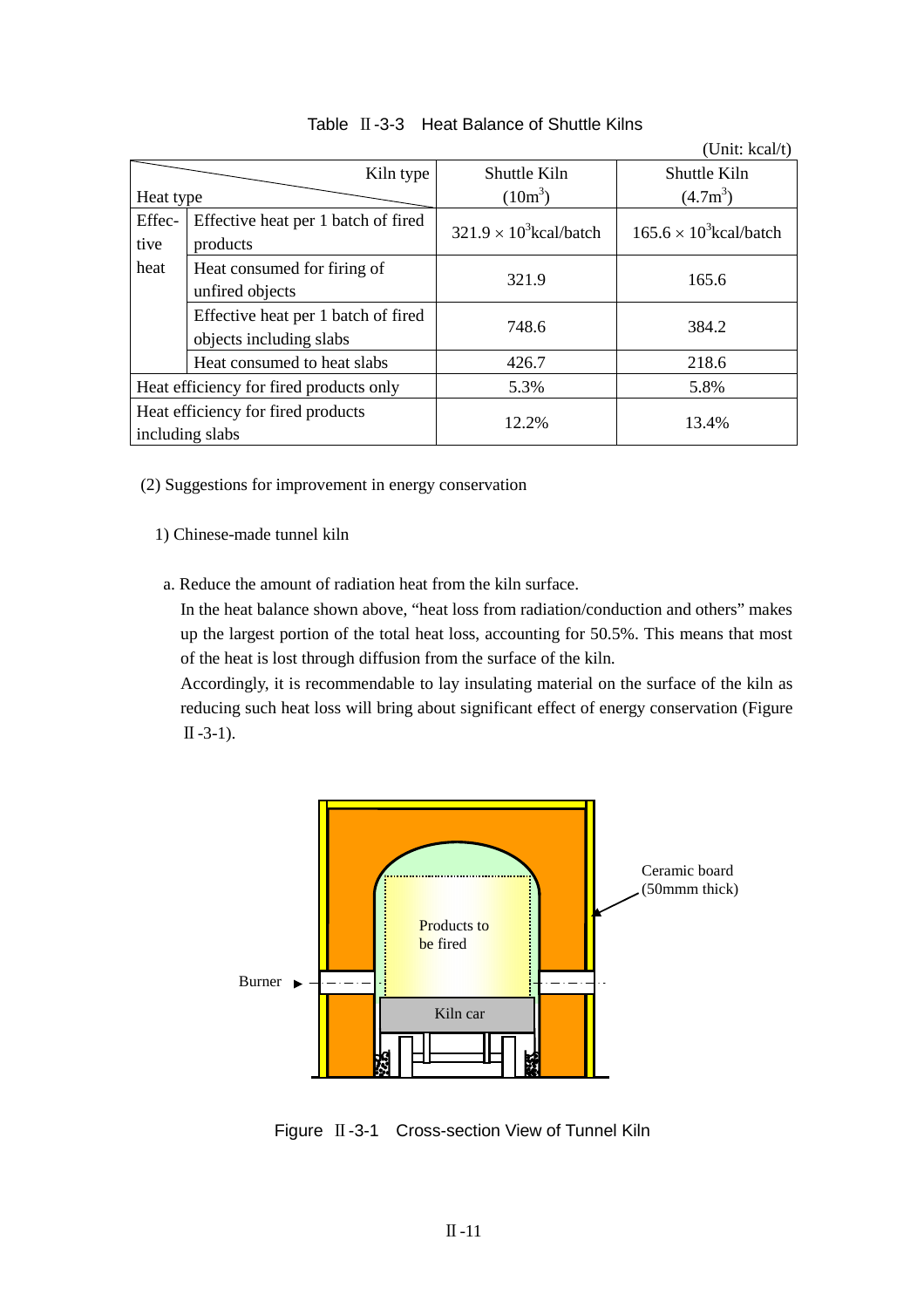Table Ⅱ-3-3 Heat Balance of Shuttle Kilns

(Unit: kcal/t)

| Heat type \ Kiln type | | Shuttle Kiln ($10m^3$) | Shuttle Kiln ($4.7m^3$) |
|---|---|---|---|
| Effective heat | Effective heat per 1 batch of fired products | $321.9 \times 10^3$kcal/batch | $165.6 \times 10^3$kcal/batch |
| | Heat consumed for firing of unfired objects | 321.9 | 165.6 |
| | Effective heat per 1 batch of fired objects including slabs | 748.6 | 384.2 |
| | Heat consumed to heat slabs | 426.7 | 218.6 |
| Heat efficiency for fired products only | | 5.3% | 5.8% |
| Heat efficiency for fired products including slabs | | 12.2% | 13.4% |

(2) Suggestions for improvement in energy conservation

1) Chinese-made tunnel kiln

a. Reduce the amount of radiation heat from the kiln surface.

In the heat balance shown above, "heat loss from radiation/conduction and others" makes up the largest portion of the total heat loss, accounting for 50.5%. This means that most of the heat is lost through diffusion from the surface of the kiln.

Accordingly, it is recommendable to lay insulating material on the surface of the kiln as reducing such heat loss will bring about significant effect of energy conservation (Figure Ⅱ-3-1).

Ceramic board (50mmm thick)

Products to be fired

Burner

Kiln car

Figure Ⅱ-3-1 Cross-section View of Tunnel Kiln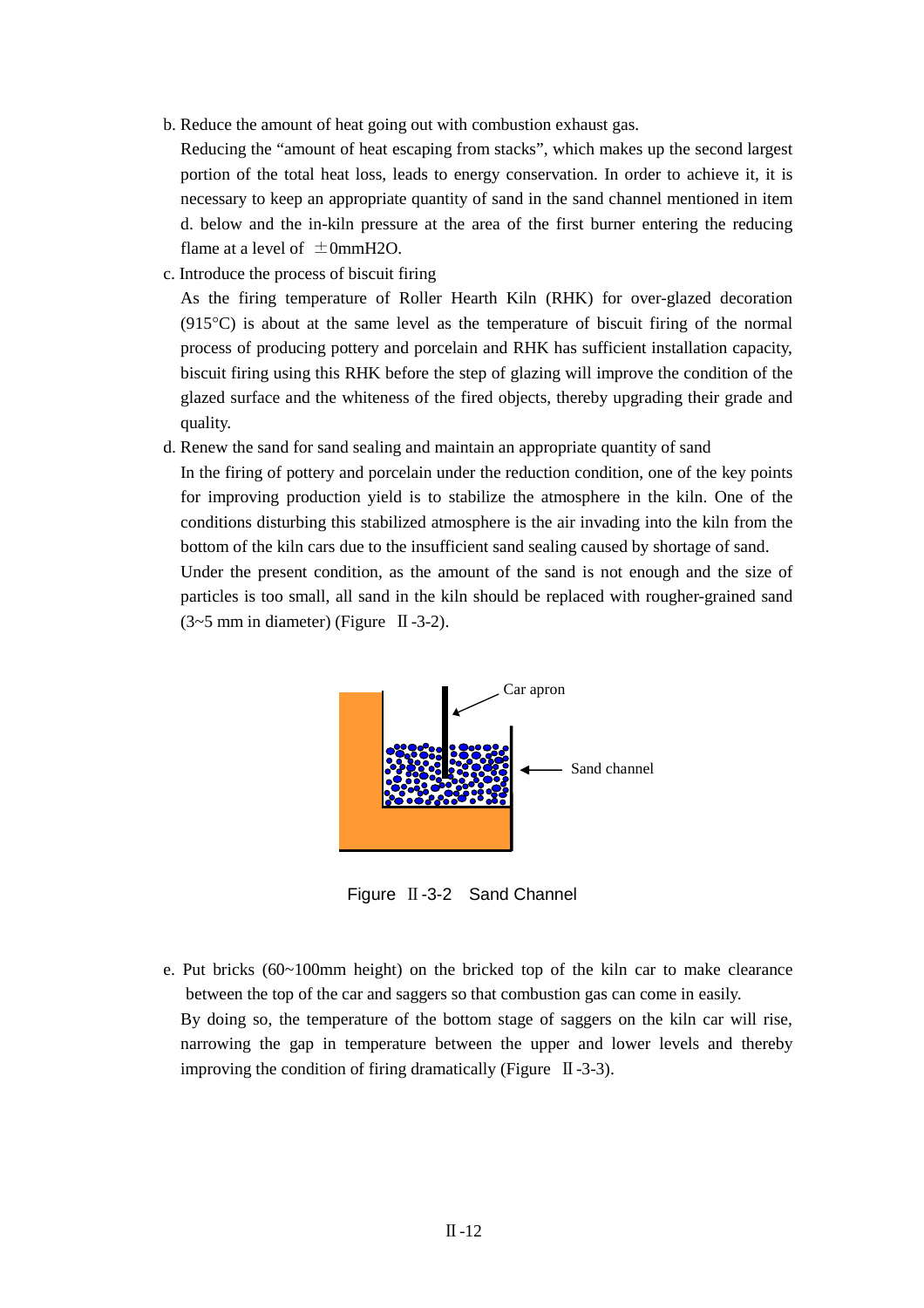b. Reduce the amount of heat going out with combustion exhaust gas.

Reducing the "amount of heat escaping from stacks", which makes up the second largest portion of the total heat loss, leads to energy conservation. In order to achieve it, it is necessary to keep an appropriate quantity of sand in the sand channel mentioned in item d. below and the in-kiln pressure at the area of the first burner entering the reducing flame at a level of ±0mmH2O.

c. Introduce the process of biscuit firing

As the firing temperature of Roller Hearth Kiln (RHK) for over-glazed decoration (915°C) is about at the same level as the temperature of biscuit firing of the normal process of producing pottery and porcelain and RHK has sufficient installation capacity, biscuit firing using this RHK before the step of glazing will improve the condition of the glazed surface and the whiteness of the fired objects, thereby upgrading their grade and quality.

d. Renew the sand for sand sealing and maintain an appropriate quantity of sand

In the firing of pottery and porcelain under the reduction condition, one of the key points for improving production yield is to stabilize the atmosphere in the kiln. One of the conditions disturbing this stabilized atmosphere is the air invading into the kiln from the bottom of the kiln cars due to the insufficient sand sealing caused by shortage of sand.

Under the present condition, as the amount of the sand is not enough and the size of particles is too small, all sand in the kiln should be replaced with rougher-grained sand (3~5 mm in diameter) (Figure Ⅱ-3-2).

Car apron

Sand channel

Figure Ⅱ-3-2 Sand Channel

e. Put bricks (60~100mm height) on the bricked top of the kiln car to make clearance between the top of the car and saggers so that combustion gas can come in easily.

By doing so, the temperature of the bottom stage of saggers on the kiln car will rise, narrowing the gap in temperature between the upper and lower levels and thereby improving the condition of firing dramatically (Figure Ⅱ-3-3).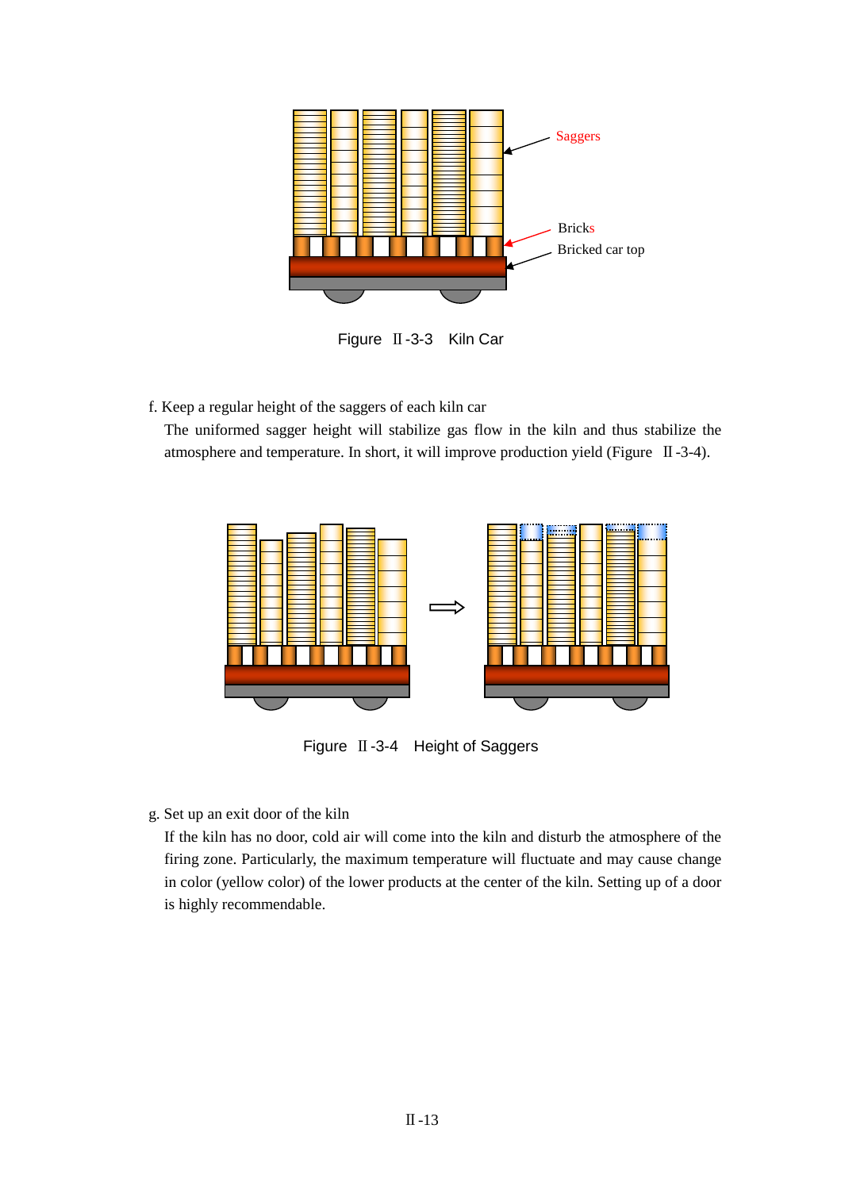Saggers

Bricks

Bricked car top

Figure Ⅱ-3-3 Kiln Car

f. Keep a regular height of the saggers of each kiln car

The uniformed sagger height will stabilize gas flow in the kiln and thus stabilize the atmosphere and temperature. In short, it will improve production yield (Figure Ⅱ-3-4).

Figure Ⅱ-3-4 Height of Saggers

g. Set up an exit door of the kiln

If the kiln has no door, cold air will come into the kiln and disturb the atmosphere of the firing zone. Particularly, the maximum temperature will fluctuate and may cause change in color (yellow color) of the lower products at the center of the kiln. Setting up of a door is highly recommendable.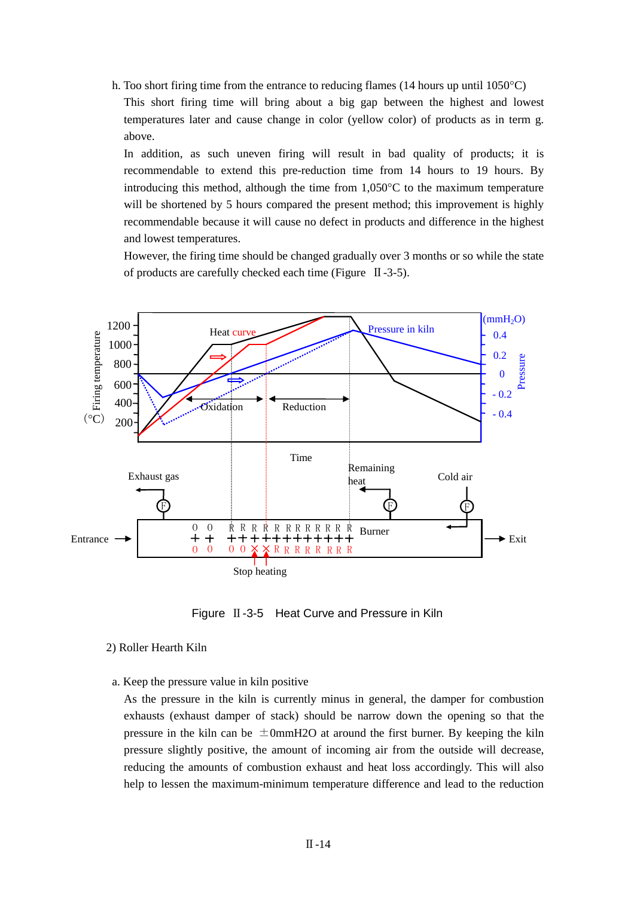h. Too short firing time from the entrance to reducing flames (14 hours up until 1050°C)

This short firing time will bring about a big gap between the highest and lowest temperatures later and cause change in color (yellow color) of products as in term g. above.

In addition, as such uneven firing will result in bad quality of products; it is recommendable to extend this pre-reduction time from 14 hours to 19 hours. By introducing this method, although the time from 1,050°C to the maximum temperature will be shortened by 5 hours compared the present method; this improvement is highly recommendable because it will cause no defect in products and difference in the highest and lowest temperatures.

However, the firing time should be changed gradually over 3 months or so while the state of products are carefully checked each time (Figure Ⅱ-3-5).

Figure Ⅱ-3-5 Heat Curve and Pressure in Kiln

2) Roller Hearth Kiln

a. Keep the pressure value in kiln positive

As the pressure in the kiln is currently minus in general, the damper for combustion exhausts (exhaust damper of stack) should be narrow down the opening so that the pressure in the kiln can be ±0mmH2O at around the first burner. By keeping the kiln pressure slightly positive, the amount of incoming air from the outside will decrease, reducing the amounts of combustion exhaust and heat loss accordingly. This will also help to lessen the maximum-minimum temperature difference and lead to the reduction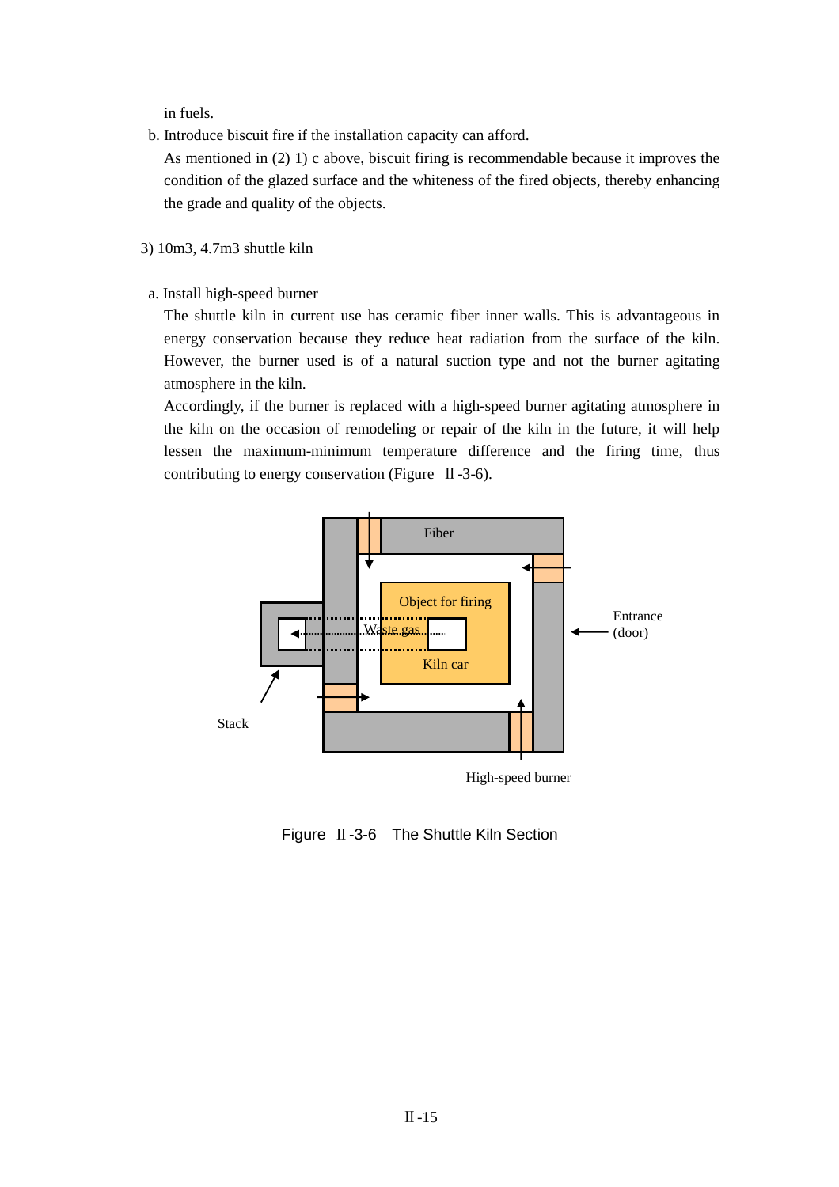in fuels.

b. Introduce biscuit fire if the installation capacity can afford.

As mentioned in (2) 1) c above, biscuit firing is recommendable because it improves the condition of the glazed surface and the whiteness of the fired objects, thereby enhancing the grade and quality of the objects.

3) 10m3, 4.7m3 shuttle kiln

a. Install high-speed burner

The shuttle kiln in current use has ceramic fiber inner walls. This is advantageous in energy conservation because they reduce heat radiation from the surface of the kiln. However, the burner used is of a natural suction type and not the burner agitating atmosphere in the kiln.

Accordingly, if the burner is replaced with a high-speed burner agitating atmosphere in the kiln on the occasion of remodeling or repair of the kiln in the future, it will help lessen the maximum-minimum temperature difference and the firing time, thus contributing to energy conservation (Figure Ⅱ-3-6).

Fiber

Object for firing

Waste gas

Kiln car

Entrance (door)

Stack

High-speed burner

Figure Ⅱ-3-6 The Shuttle Kiln Section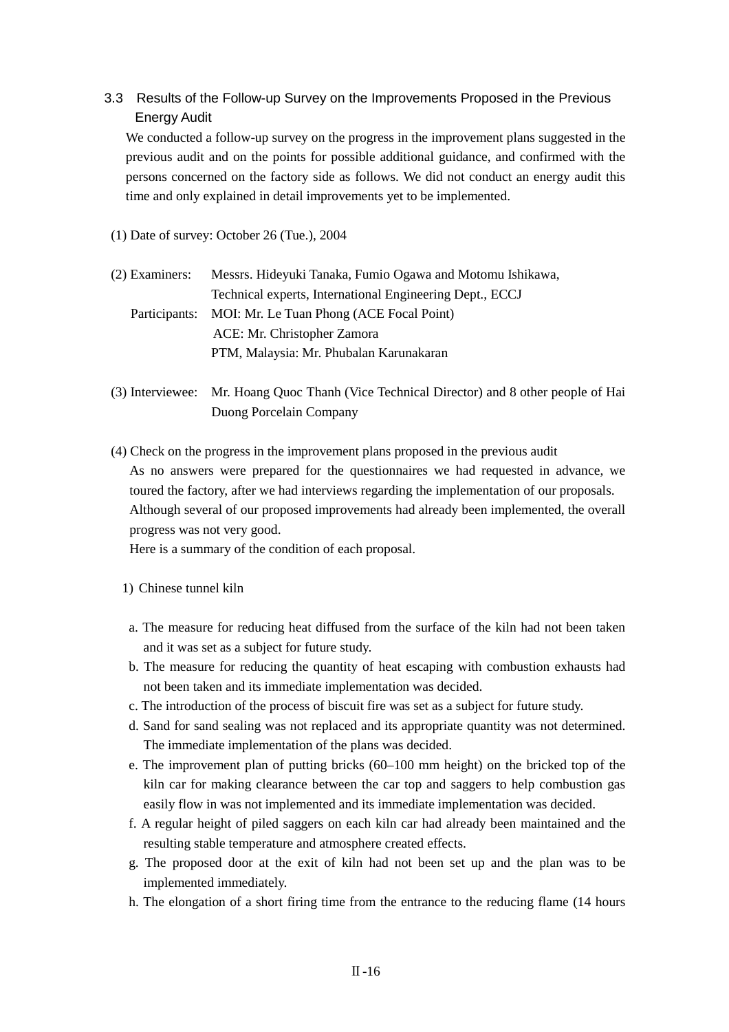## 3.3 Results of the Follow-up Survey on the Improvements Proposed in the Previous Energy Audit

We conducted a follow-up survey on the progress in the improvement plans suggested in the previous audit and on the points for possible additional guidance, and confirmed with the persons concerned on the factory side as follows. We did not conduct an energy audit this time and only explained in detail improvements yet to be implemented.

(1) Date of survey: October 26 (Tue.), 2004

(2) Examiners: Messrs. Hideyuki Tanaka, Fumio Ogawa and Motomu Ishikawa, Technical experts, International Engineering Dept., ECCJ

Participants: MOI: Mr. Le Tuan Phong (ACE Focal Point)
ACE: Mr. Christopher Zamora
PTM, Malaysia: Mr. Phubalan Karunakaran

(3) Interviewee: Mr. Hoang Quoc Thanh (Vice Technical Director) and 8 other people of Hai Duong Porcelain Company

(4) Check on the progress in the improvement plans proposed in the previous audit

As no answers were prepared for the questionnaires we had requested in advance, we toured the factory, after we had interviews regarding the implementation of our proposals. Although several of our proposed improvements had already been implemented, the overall progress was not very good.

Here is a summary of the condition of each proposal.

1) Chinese tunnel kiln

a. The measure for reducing heat diffused from the surface of the kiln had not been taken and it was set as a subject for future study.

b. The measure for reducing the quantity of heat escaping with combustion exhausts had not been taken and its immediate implementation was decided.

c. The introduction of the process of biscuit fire was set as a subject for future study.

d. Sand for sand sealing was not replaced and its appropriate quantity was not determined. The immediate implementation of the plans was decided.

e. The improvement plan of putting bricks (60–100 mm height) on the bricked top of the kiln car for making clearance between the car top and saggers to help combustion gas easily flow in was not implemented and its immediate implementation was decided.

f. A regular height of piled saggers on each kiln car had already been maintained and the resulting stable temperature and atmosphere created effects.

g. The proposed door at the exit of kiln had not been set up and the plan was to be implemented immediately.

h. The elongation of a short firing time from the entrance to the reducing flame (14 hours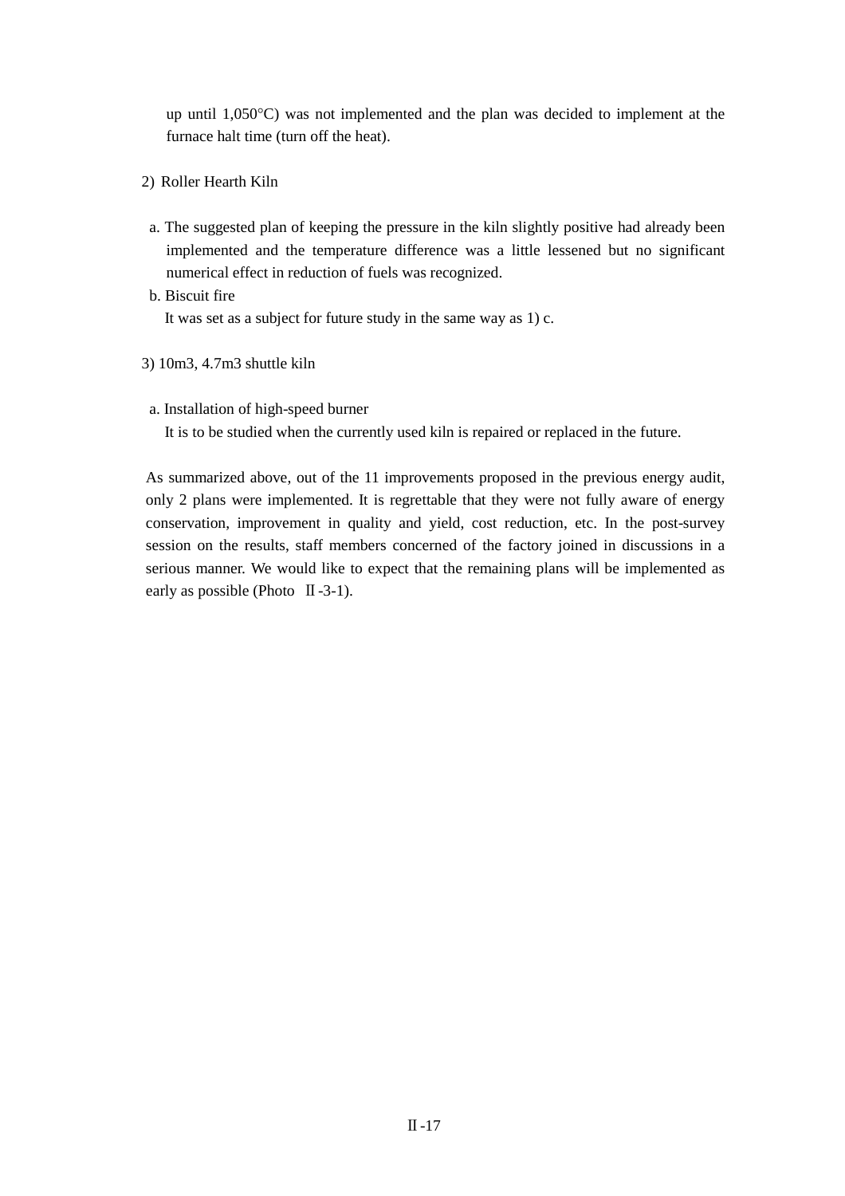up until 1,050°C) was not implemented and the plan was decided to implement at the furnace halt time (turn off the heat).

2) Roller Hearth Kiln

a. The suggested plan of keeping the pressure in the kiln slightly positive had already been implemented and the temperature difference was a little lessened but no significant numerical effect in reduction of fuels was recognized.

b. Biscuit fire

   It was set as a subject for future study in the same way as 1) c.

3) 10m3, 4.7m3 shuttle kiln

a. Installation of high-speed burner

   It is to be studied when the currently used kiln is repaired or replaced in the future.

As summarized above, out of the 11 improvements proposed in the previous energy audit, only 2 plans were implemented. It is regrettable that they were not fully aware of energy conservation, improvement in quality and yield, cost reduction, etc. In the post-survey session on the results, staff members concerned of the factory joined in discussions in a serious manner. We would like to expect that the remaining plans will be implemented as early as possible (Photo Ⅱ-3-1).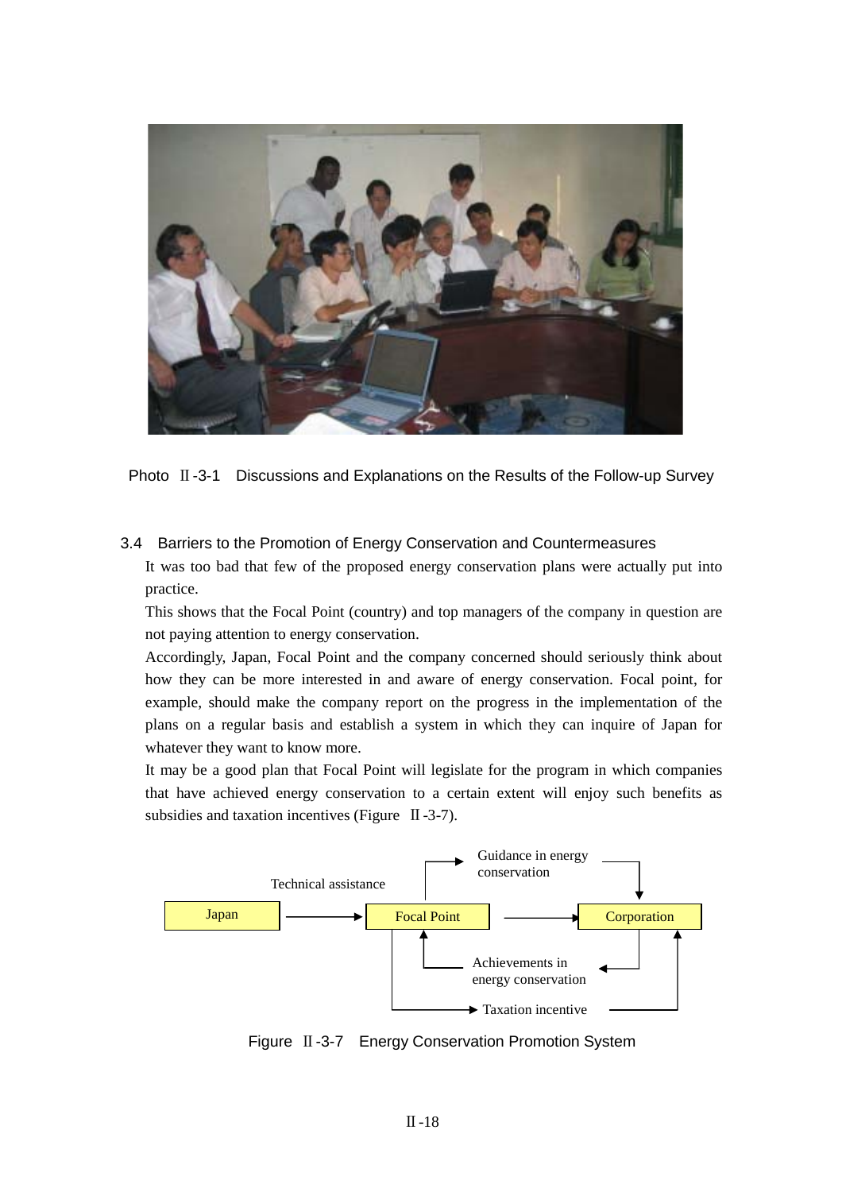Photo Ⅱ-3-1 Discussions and Explanations on the Results of the Follow-up Survey

### 3.4 Barriers to the Promotion of Energy Conservation and Countermeasures

It was too bad that few of the proposed energy conservation plans were actually put into practice.

This shows that the Focal Point (country) and top managers of the company in question are not paying attention to energy conservation.

Accordingly, Japan, Focal Point and the company concerned should seriously think about how they can be more interested in and aware of energy conservation. Focal point, for example, should make the company report on the progress in the implementation of the plans on a regular basis and establish a system in which they can inquire of Japan for whatever they want to know more.

It may be a good plan that Focal Point will legislate for the program in which companies that have achieved energy conservation to a certain extent will enjoy such benefits as subsidies and taxation incentives (Figure Ⅱ-3-7).

Japan → (Technical assistance) → Focal Point → Corporation

Focal Point → Guidance in energy conservation → Corporation

Corporation → Achievements in energy conservation → Focal Point

Focal Point → Taxation incentive → Corporation

Figure Ⅱ-3-7 Energy Conservation Promotion System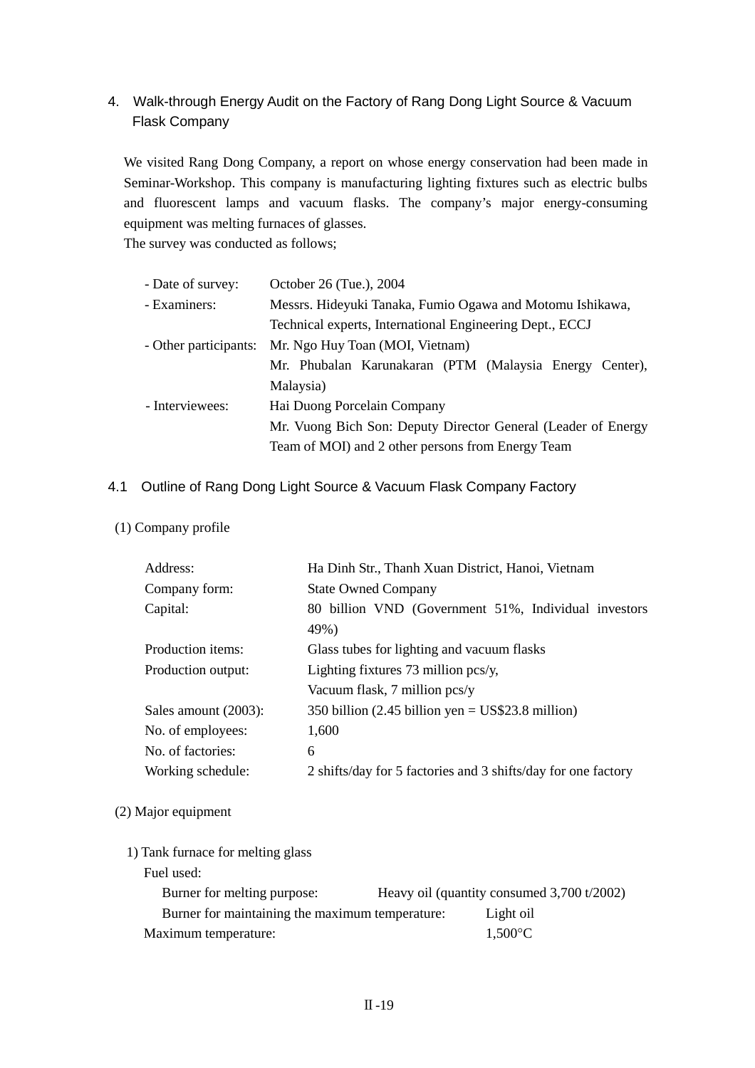## 4. Walk-through Energy Audit on the Factory of Rang Dong Light Source & Vacuum Flask Company

We visited Rang Dong Company, a report on whose energy conservation had been made in Seminar-Workshop. This company is manufacturing lighting fixtures such as electric bulbs and fluorescent lamps and vacuum flasks. The company's major energy-consuming equipment was melting furnaces of glasses.
The survey was conducted as follows;

| | |
|---|---|
| - Date of survey: | October 26 (Tue.), 2004 |
| - Examiners: | Messrs. Hideyuki Tanaka, Fumio Ogawa and Motomu Ishikawa, Technical experts, International Engineering Dept., ECCJ |
| - Other participants: | Mr. Ngo Huy Toan (MOI, Vietnam)<br>Mr. Phubalan Karunakaran (PTM (Malaysia Energy Center), Malaysia) |
| - Interviewees: | Hai Duong Porcelain Company<br>Mr. Vuong Bich Son: Deputy Director General (Leader of Energy Team of MOI) and 2 other persons from Energy Team |

### 4.1 Outline of Rang Dong Light Source & Vacuum Flask Company Factory

(1) Company profile

| | |
|---|---|
| Address: | Ha Dinh Str., Thanh Xuan District, Hanoi, Vietnam |
| Company form: | State Owned Company |
| Capital: | 80 billion VND (Government 51%, Individual investors 49%) |
| Production items: | Glass tubes for lighting and vacuum flasks |
| Production output: | Lighting fixtures 73 million pcs/y,<br>Vacuum flask, 7 million pcs/y |
| Sales amount (2003): | 350 billion (2.45 billion yen = US$23.8 million) |
| No. of employees: | 1,600 |
| No. of factories: | 6 |
| Working schedule: | 2 shifts/day for 5 factories and 3 shifts/day for one factory |

(2) Major equipment

1) Tank furnace for melting glass

Fuel used:

| | |
|---|---|
| Burner for melting purpose: | Heavy oil (quantity consumed 3,700 t/2002) |
| Burner for maintaining the maximum temperature: | Light oil |
| Maximum temperature: | 1,500°C |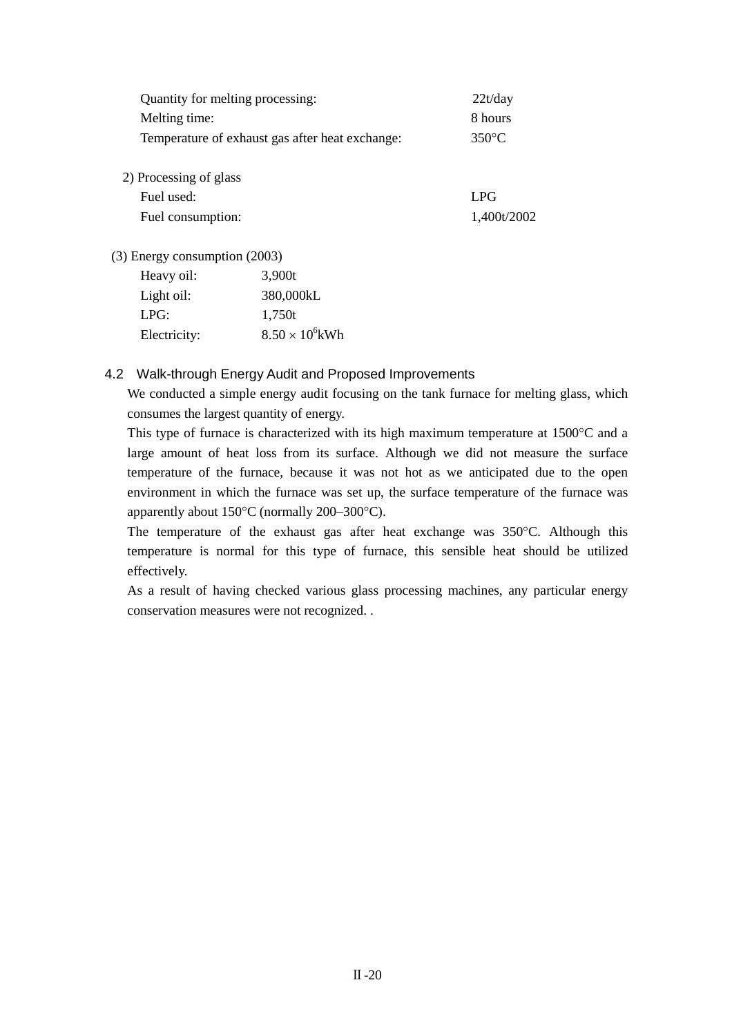| | |
|---|---|
| Quantity for melting processing: | 22t/day |
| Melting time: | 8 hours |
| Temperature of exhaust gas after heat exchange: | 350°C |

2) Processing of glass

| | |
|---|---|
| Fuel used: | LPG |
| Fuel consumption: | 1,400t/2002 |

(3) Energy consumption (2003)

| | |
|---|---|
| Heavy oil: | 3,900t |
| Light oil: | 380,000kL |
| LPG: | 1,750t |
| Electricity: | $8.50 \times 10^6$kWh |

### 4.2 Walk-through Energy Audit and Proposed Improvements

We conducted a simple energy audit focusing on the tank furnace for melting glass, which consumes the largest quantity of energy.

This type of furnace is characterized with its high maximum temperature at 1500°C and a large amount of heat loss from its surface. Although we did not measure the surface temperature of the furnace, because it was not hot as we anticipated due to the open environment in which the furnace was set up, the surface temperature of the furnace was apparently about 150°C (normally 200–300°C).

The temperature of the exhaust gas after heat exchange was 350°C. Although this temperature is normal for this type of furnace, this sensible heat should be utilized effectively.

As a result of having checked various glass processing machines, any particular energy conservation measures were not recognized. .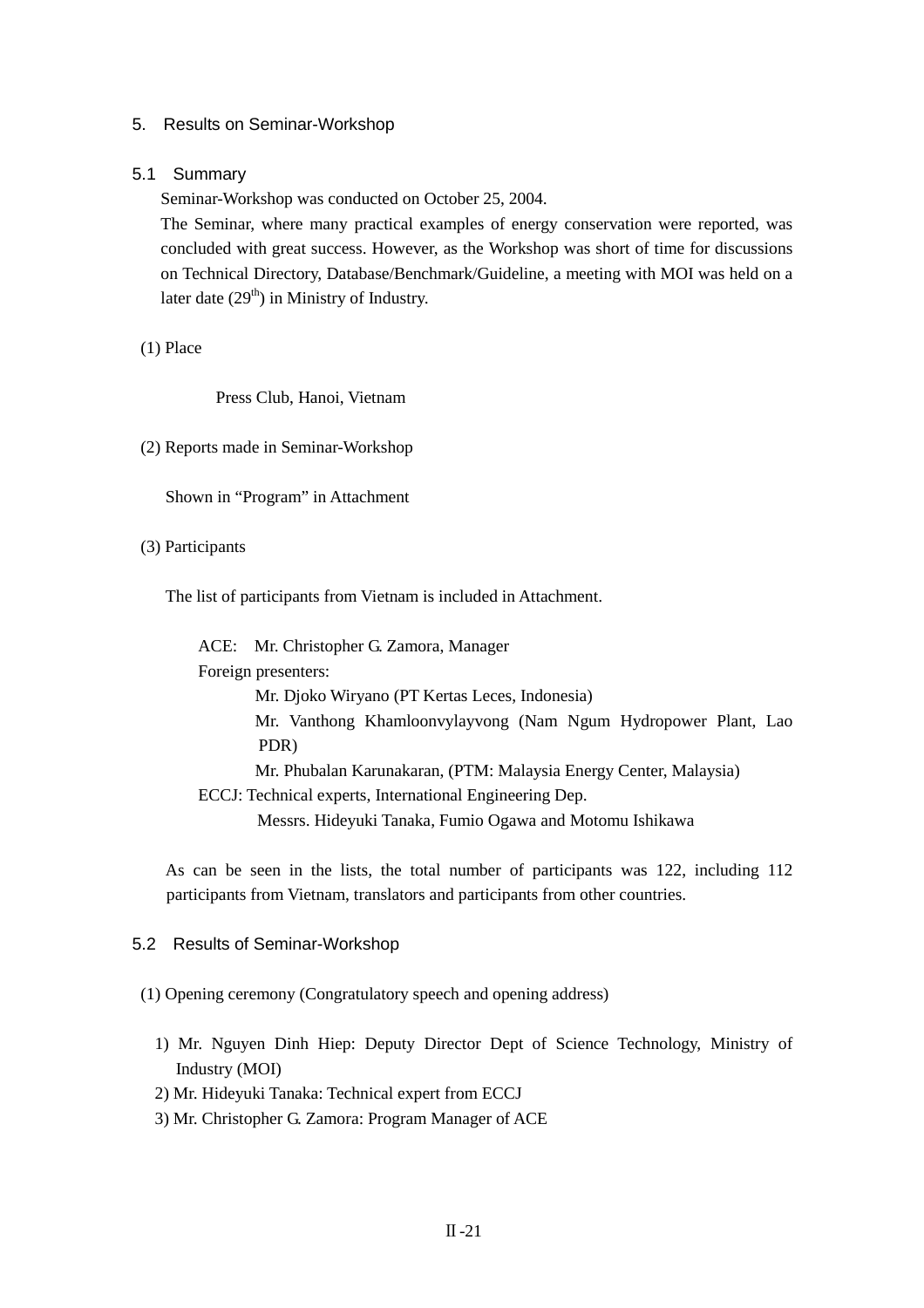# 5. Results on Seminar-Workshop

## 5.1 Summary

Seminar-Workshop was conducted on October 25, 2004.

The Seminar, where many practical examples of energy conservation were reported, was concluded with great success. However, as the Workshop was short of time for discussions on Technical Directory, Database/Benchmark/Guideline, a meeting with MOI was held on a later date ($29^{th}$) in Ministry of Industry.

(1) Place

Press Club, Hanoi, Vietnam

(2) Reports made in Seminar-Workshop

Shown in "Program" in Attachment

(3) Participants

The list of participants from Vietnam is included in Attachment.

ACE: Mr. Christopher G. Zamora, Manager

Foreign presenters:

- Mr. Djoko Wiryano (PT Kertas Leces, Indonesia)
- Mr. Vanthong Khamloonvylayvong (Nam Ngum Hydropower Plant, Lao PDR)
- Mr. Phubalan Karunakaran, (PTM: Malaysia Energy Center, Malaysia)

ECCJ: Technical experts, International Engineering Dep.

Messrs. Hideyuki Tanaka, Fumio Ogawa and Motomu Ishikawa

As can be seen in the lists, the total number of participants was 122, including 112 participants from Vietnam, translators and participants from other countries.

## 5.2 Results of Seminar-Workshop

(1) Opening ceremony (Congratulatory speech and opening address)

1) Mr. Nguyen Dinh Hiep: Deputy Director Dept of Science Technology, Ministry of Industry (MOI)
2) Mr. Hideyuki Tanaka: Technical expert from ECCJ
3) Mr. Christopher G. Zamora: Program Manager of ACE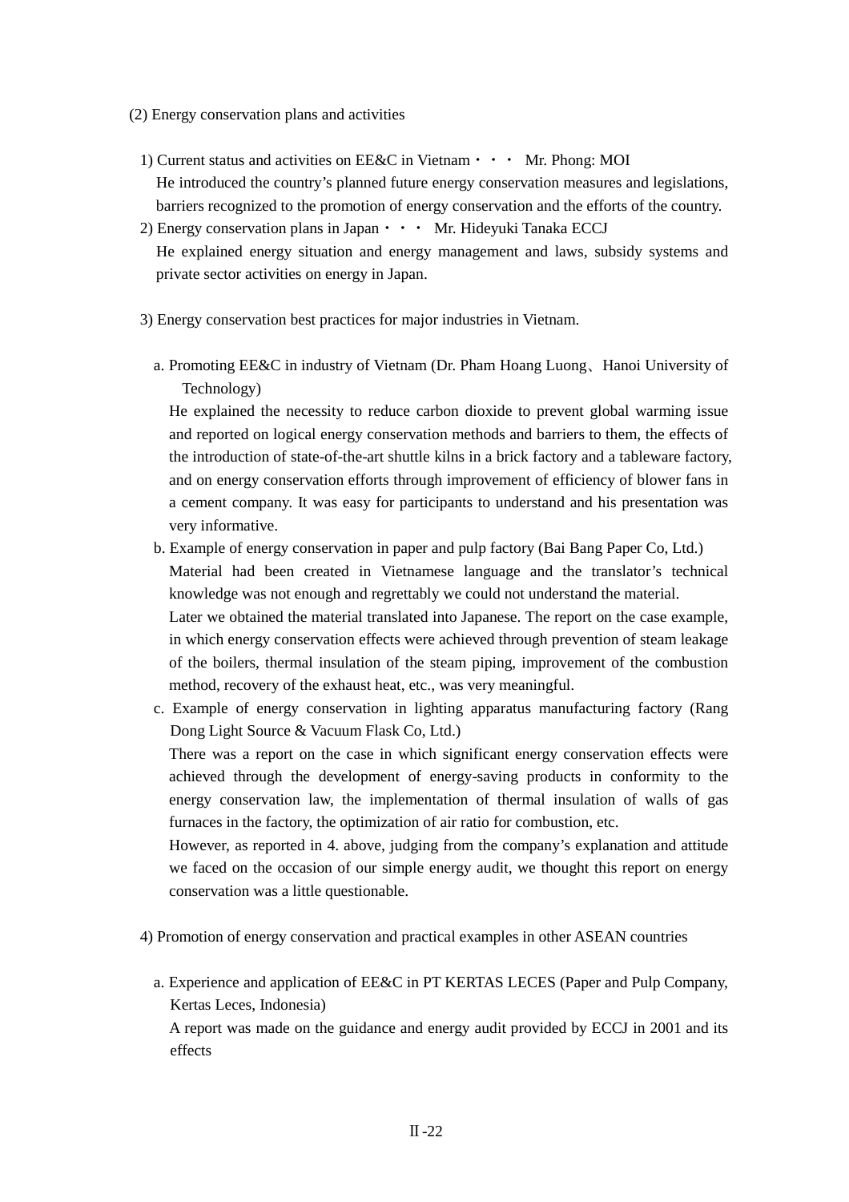(2) Energy conservation plans and activities

1) Current status and activities on EE&C in Vietnam・・・ Mr. Phong: MOI
   He introduced the country's planned future energy conservation measures and legislations, barriers recognized to the promotion of energy conservation and the efforts of the country.

2) Energy conservation plans in Japan・・・ Mr. Hideyuki Tanaka ECCJ
   He explained energy situation and energy management and laws, subsidy systems and private sector activities on energy in Japan.

3) Energy conservation best practices for major industries in Vietnam.

   a. Promoting EE&C in industry of Vietnam (Dr. Pham Hoang Luong、Hanoi University of Technology)
      He explained the necessity to reduce carbon dioxide to prevent global warming issue and reported on logical energy conservation methods and barriers to them, the effects of the introduction of state-of-the-art shuttle kilns in a brick factory and a tableware factory, and on energy conservation efforts through improvement of efficiency of blower fans in a cement company. It was easy for participants to understand and his presentation was very informative.

   b. Example of energy conservation in paper and pulp factory (Bai Bang Paper Co, Ltd.)
      Material had been created in Vietnamese language and the translator's technical knowledge was not enough and regrettably we could not understand the material.
      Later we obtained the material translated into Japanese. The report on the case example, in which energy conservation effects were achieved through prevention of steam leakage of the boilers, thermal insulation of the steam piping, improvement of the combustion method, recovery of the exhaust heat, etc., was very meaningful.

   c. Example of energy conservation in lighting apparatus manufacturing factory (Rang Dong Light Source & Vacuum Flask Co, Ltd.)
      There was a report on the case in which significant energy conservation effects were achieved through the development of energy-saving products in conformity to the energy conservation law, the implementation of thermal insulation of walls of gas furnaces in the factory, the optimization of air ratio for combustion, etc.
      However, as reported in 4. above, judging from the company's explanation and attitude we faced on the occasion of our simple energy audit, we thought this report on energy conservation was a little questionable.

4) Promotion of energy conservation and practical examples in other ASEAN countries

   a. Experience and application of EE&C in PT KERTAS LECES (Paper and Pulp Company, Kertas Leces, Indonesia)
      A report was made on the guidance and energy audit provided by ECCJ in 2001 and its effects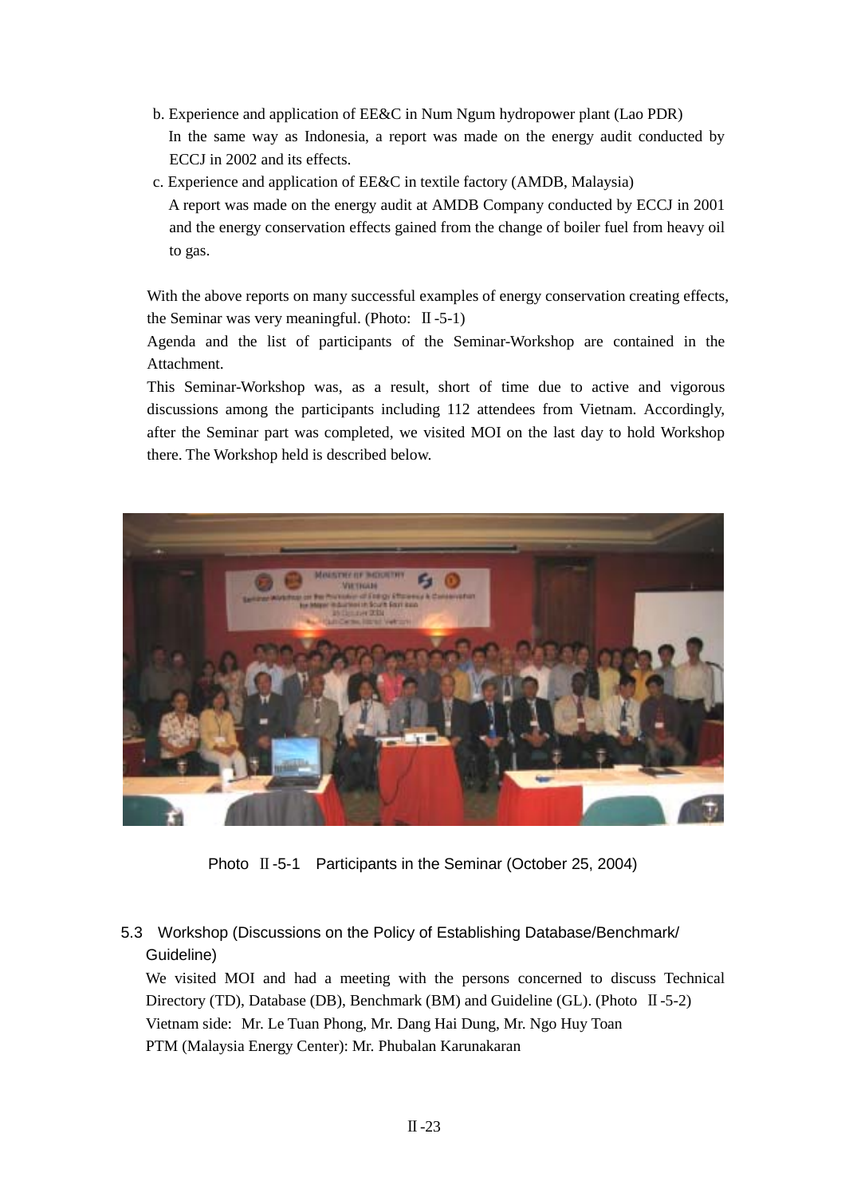b. Experience and application of EE&C in Num Ngum hydropower plant (Lao PDR)
In the same way as Indonesia, a report was made on the energy audit conducted by ECCJ in 2002 and its effects.

c. Experience and application of EE&C in textile factory (AMDB, Malaysia)
A report was made on the energy audit at AMDB Company conducted by ECCJ in 2001 and the energy conservation effects gained from the change of boiler fuel from heavy oil to gas.

With the above reports on many successful examples of energy conservation creating effects, the Seminar was very meaningful. (Photo: Ⅱ-5-1)

Agenda and the list of participants of the Seminar-Workshop are contained in the Attachment.

This Seminar-Workshop was, as a result, short of time due to active and vigorous discussions among the participants including 112 attendees from Vietnam. Accordingly, after the Seminar part was completed, we visited MOI on the last day to hold Workshop there. The Workshop held is described below.

Photo Ⅱ-5-1 Participants in the Seminar (October 25, 2004)

## 5.3 Workshop (Discussions on the Policy of Establishing Database/Benchmark/ Guideline)

We visited MOI and had a meeting with the persons concerned to discuss Technical Directory (TD), Database (DB), Benchmark (BM) and Guideline (GL). (Photo Ⅱ-5-2)

Vietnam side: Mr. Le Tuan Phong, Mr. Dang Hai Dung, Mr. Ngo Huy Toan

PTM (Malaysia Energy Center): Mr. Phubalan Karunakaran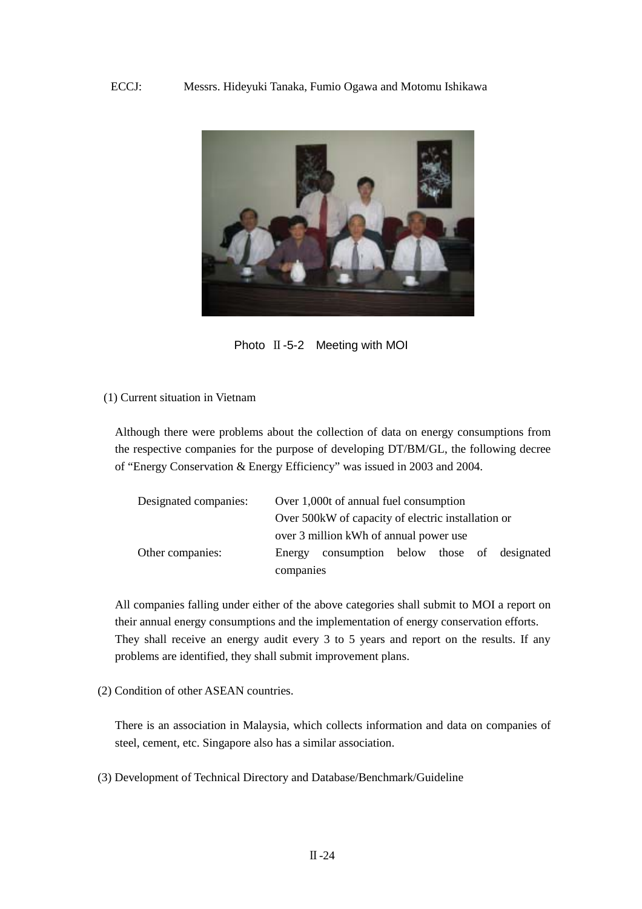ECCJ: Messrs. Hideyuki Tanaka, Fumio Ogawa and Motomu Ishikawa

Photo Ⅱ-5-2 Meeting with MOI

(1) Current situation in Vietnam

Although there were problems about the collection of data on energy consumptions from the respective companies for the purpose of developing DT/BM/GL, the following decree of "Energy Conservation & Energy Efficiency" was issued in 2003 and 2004.

| | |
|---|---|
| Designated companies: | Over 1,000t of annual fuel consumption<br>Over 500kW of capacity of electric installation or over 3 million kWh of annual power use |
| Other companies: | Energy consumption below those of designated companies |

All companies falling under either of the above categories shall submit to MOI a report on their annual energy consumptions and the implementation of energy conservation efforts. They shall receive an energy audit every 3 to 5 years and report on the results. If any problems are identified, they shall submit improvement plans.

(2) Condition of other ASEAN countries.

There is an association in Malaysia, which collects information and data on companies of steel, cement, etc. Singapore also has a similar association.

(3) Development of Technical Directory and Database/Benchmark/Guideline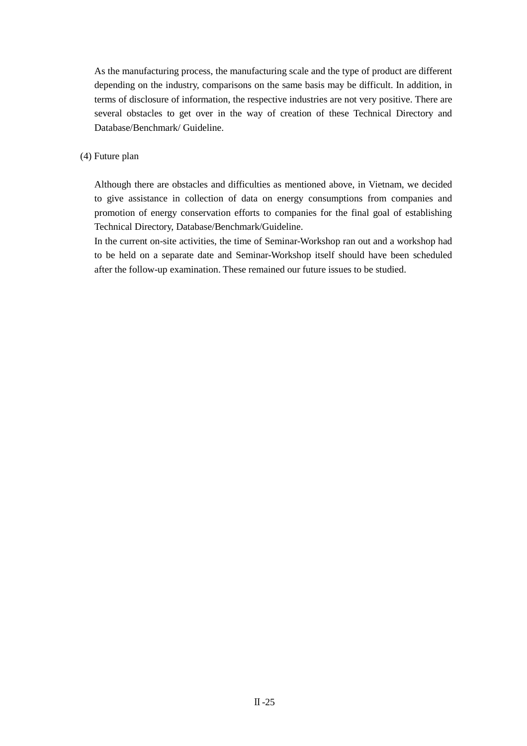As the manufacturing process, the manufacturing scale and the type of product are different depending on the industry, comparisons on the same basis may be difficult. In addition, in terms of disclosure of information, the respective industries are not very positive. There are several obstacles to get over in the way of creation of these Technical Directory and Database/Benchmark/ Guideline.

(4) Future plan

Although there are obstacles and difficulties as mentioned above, in Vietnam, we decided to give assistance in collection of data on energy consumptions from companies and promotion of energy conservation efforts to companies for the final goal of establishing Technical Directory, Database/Benchmark/Guideline.

In the current on-site activities, the time of Seminar-Workshop ran out and a workshop had to be held on a separate date and Seminar-Workshop itself should have been scheduled after the follow-up examination. These remained our future issues to be studied.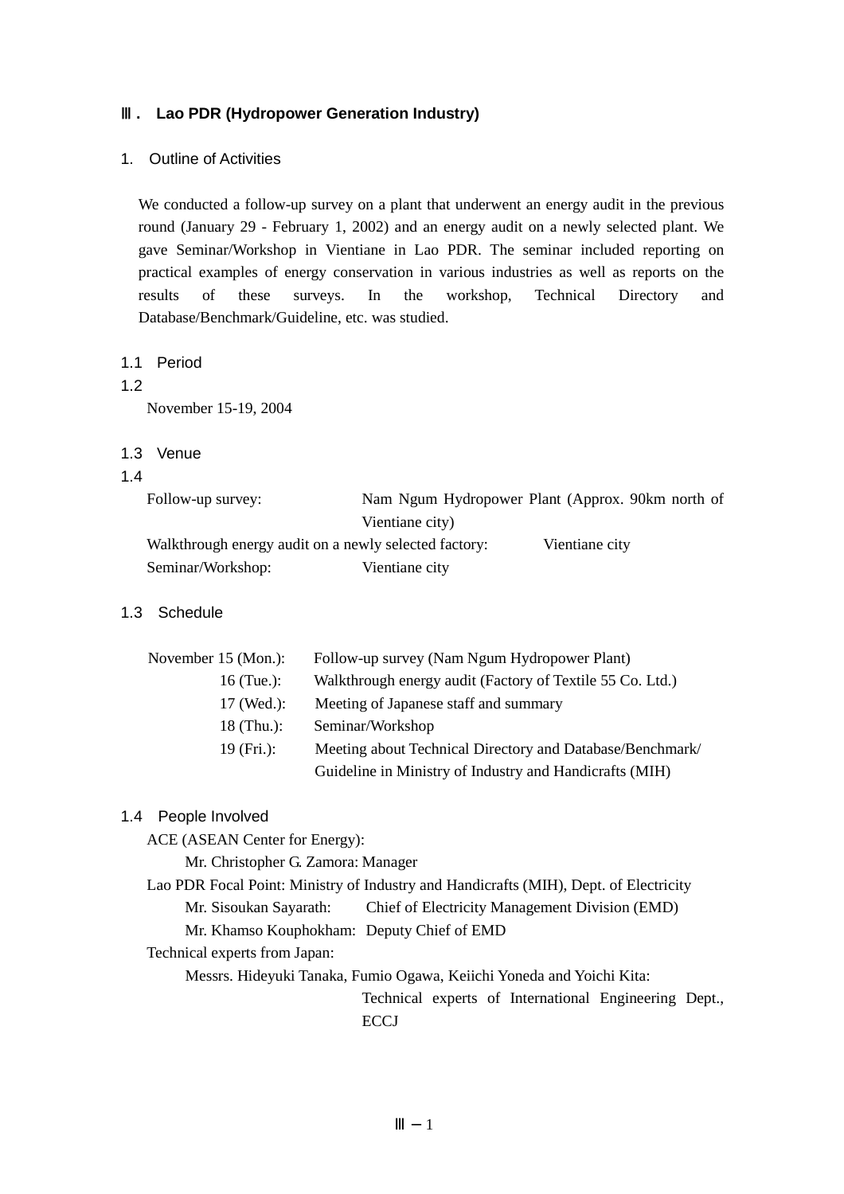## Ⅲ． Lao PDR (Hydropower Generation Industry)

### 1. Outline of Activities

We conducted a follow-up survey on a plant that underwent an energy audit in the previous round (January 29 - February 1, 2002) and an energy audit on a newly selected plant. We gave Seminar/Workshop in Vientiane in Lao PDR. The seminar included reporting on practical examples of energy conservation in various industries as well as reports on the results of these surveys. In the workshop, Technical Directory and Database/Benchmark/Guideline, etc. was studied.

#### 1.1 Period

1.2

November 15-19, 2004

#### 1.3 Venue

1.4

Follow-up survey: Nam Ngum Hydropower Plant (Approx. 90km north of Vientiane city)

Walkthrough energy audit on a newly selected factory: Vientiane city

Seminar/Workshop: Vientiane city

#### 1.3 Schedule

| | |
|---|---|
| November 15 (Mon.): | Follow-up survey (Nam Ngum Hydropower Plant) |
| 16 (Tue.): | Walkthrough energy audit (Factory of Textile 55 Co. Ltd.) |
| 17 (Wed.): | Meeting of Japanese staff and summary |
| 18 (Thu.): | Seminar/Workshop |
| 19 (Fri.): | Meeting about Technical Directory and Database/Benchmark/ Guideline in Ministry of Industry and Handicrafts (MIH) |

#### 1.4 People Involved

ACE (ASEAN Center for Energy):

- Mr. Christopher G. Zamora: Manager

Lao PDR Focal Point: Ministry of Industry and Handicrafts (MIH), Dept. of Electricity

- Mr. Sisoukan Sayarath: Chief of Electricity Management Division (EMD)
- Mr. Khamso Kouphokham: Deputy Chief of EMD

Technical experts from Japan:

- Messrs. Hideyuki Tanaka, Fumio Ogawa, Keiichi Yoneda and Yoichi Kita: Technical experts of International Engineering Dept., ECCJ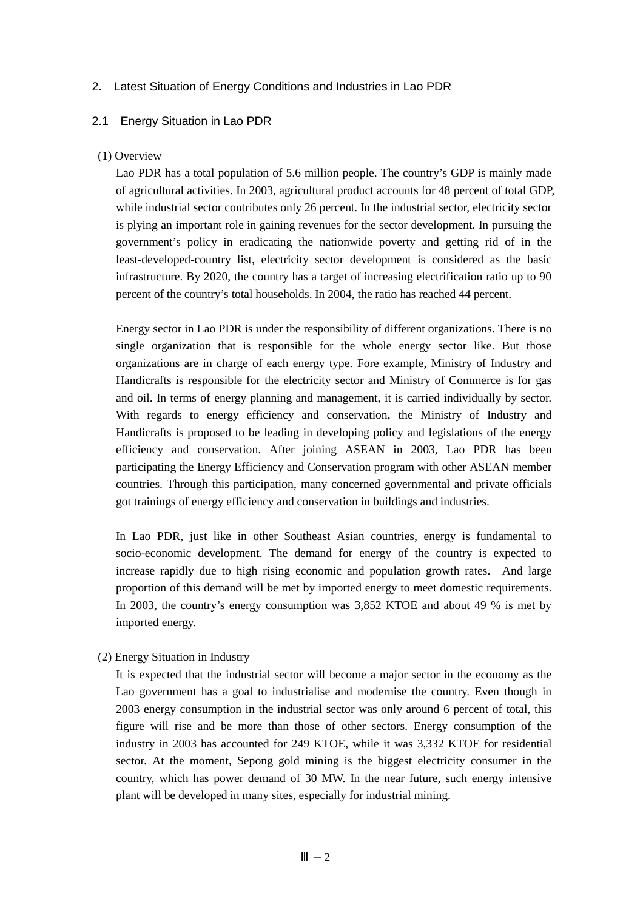# 2. Latest Situation of Energy Conditions and Industries in Lao PDR

## 2.1 Energy Situation in Lao PDR

### (1) Overview

Lao PDR has a total population of 5.6 million people. The country's GDP is mainly made of agricultural activities. In 2003, agricultural product accounts for 48 percent of total GDP, while industrial sector contributes only 26 percent. In the industrial sector, electricity sector is plying an important role in gaining revenues for the sector development. In pursuing the government's policy in eradicating the nationwide poverty and getting rid of in the least-developed-country list, electricity sector development is considered as the basic infrastructure. By 2020, the country has a target of increasing electrification ratio up to 90 percent of the country's total households. In 2004, the ratio has reached 44 percent.

Energy sector in Lao PDR is under the responsibility of different organizations. There is no single organization that is responsible for the whole energy sector like. But those organizations are in charge of each energy type. Fore example, Ministry of Industry and Handicrafts is responsible for the electricity sector and Ministry of Commerce is for gas and oil. In terms of energy planning and management, it is carried individually by sector. With regards to energy efficiency and conservation, the Ministry of Industry and Handicrafts is proposed to be leading in developing policy and legislations of the energy efficiency and conservation. After joining ASEAN in 2003, Lao PDR has been participating the Energy Efficiency and Conservation program with other ASEAN member countries. Through this participation, many concerned governmental and private officials got trainings of energy efficiency and conservation in buildings and industries.

In Lao PDR, just like in other Southeast Asian countries, energy is fundamental to socio-economic development. The demand for energy of the country is expected to increase rapidly due to high rising economic and population growth rates. And large proportion of this demand will be met by imported energy to meet domestic requirements. In 2003, the country's energy consumption was 3,852 KTOE and about 49 % is met by imported energy.

### (2) Energy Situation in Industry

It is expected that the industrial sector will become a major sector in the economy as the Lao government has a goal to industrialise and modernise the country. Even though in 2003 energy consumption in the industrial sector was only around 6 percent of total, this figure will rise and be more than those of other sectors. Energy consumption of the industry in 2003 has accounted for 249 KTOE, while it was 3,332 KTOE for residential sector. At the moment, Sepong gold mining is the biggest electricity consumer in the country, which has power demand of 30 MW. In the near future, such energy intensive plant will be developed in many sites, especially for industrial mining.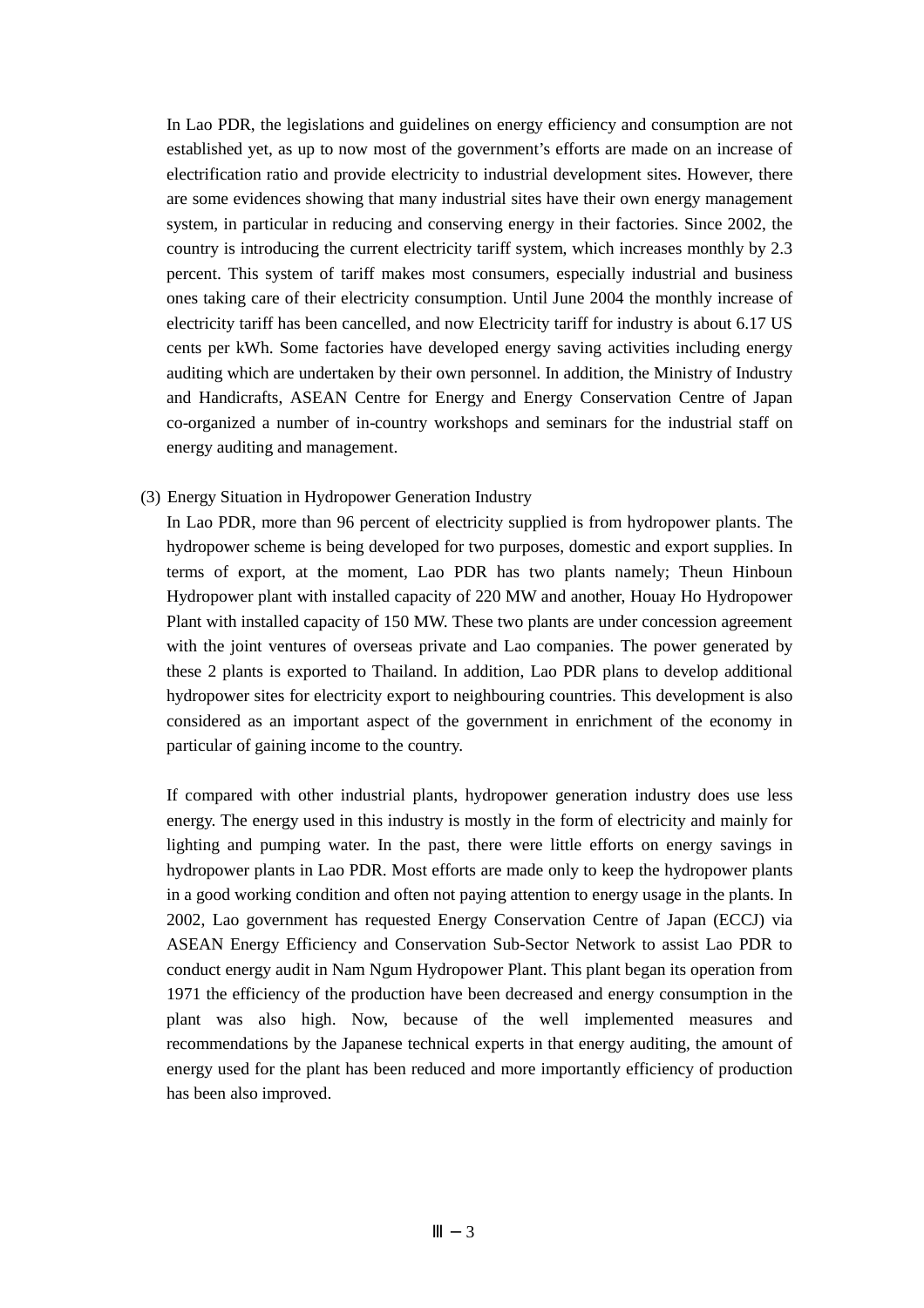In Lao PDR, the legislations and guidelines on energy efficiency and consumption are not established yet, as up to now most of the government's efforts are made on an increase of electrification ratio and provide electricity to industrial development sites. However, there are some evidences showing that many industrial sites have their own energy management system, in particular in reducing and conserving energy in their factories. Since 2002, the country is introducing the current electricity tariff system, which increases monthly by 2.3 percent. This system of tariff makes most consumers, especially industrial and business ones taking care of their electricity consumption. Until June 2004 the monthly increase of electricity tariff has been cancelled, and now Electricity tariff for industry is about 6.17 US cents per kWh. Some factories have developed energy saving activities including energy auditing which are undertaken by their own personnel. In addition, the Ministry of Industry and Handicrafts, ASEAN Centre for Energy and Energy Conservation Centre of Japan co-organized a number of in-country workshops and seminars for the industrial staff on energy auditing and management.

(3) Energy Situation in Hydropower Generation Industry

In Lao PDR, more than 96 percent of electricity supplied is from hydropower plants. The hydropower scheme is being developed for two purposes, domestic and export supplies. In terms of export, at the moment, Lao PDR has two plants namely; Theun Hinboun Hydropower plant with installed capacity of 220 MW and another, Houay Ho Hydropower Plant with installed capacity of 150 MW. These two plants are under concession agreement with the joint ventures of overseas private and Lao companies. The power generated by these 2 plants is exported to Thailand. In addition, Lao PDR plans to develop additional hydropower sites for electricity export to neighbouring countries. This development is also considered as an important aspect of the government in enrichment of the economy in particular of gaining income to the country.

If compared with other industrial plants, hydropower generation industry does use less energy. The energy used in this industry is mostly in the form of electricity and mainly for lighting and pumping water. In the past, there were little efforts on energy savings in hydropower plants in Lao PDR. Most efforts are made only to keep the hydropower plants in a good working condition and often not paying attention to energy usage in the plants. In 2002, Lao government has requested Energy Conservation Centre of Japan (ECCJ) via ASEAN Energy Efficiency and Conservation Sub-Sector Network to assist Lao PDR to conduct energy audit in Nam Ngum Hydropower Plant. This plant began its operation from 1971 the efficiency of the production have been decreased and energy consumption in the plant was also high. Now, because of the well implemented measures and recommendations by the Japanese technical experts in that energy auditing, the amount of energy used for the plant has been reduced and more importantly efficiency of production has been also improved.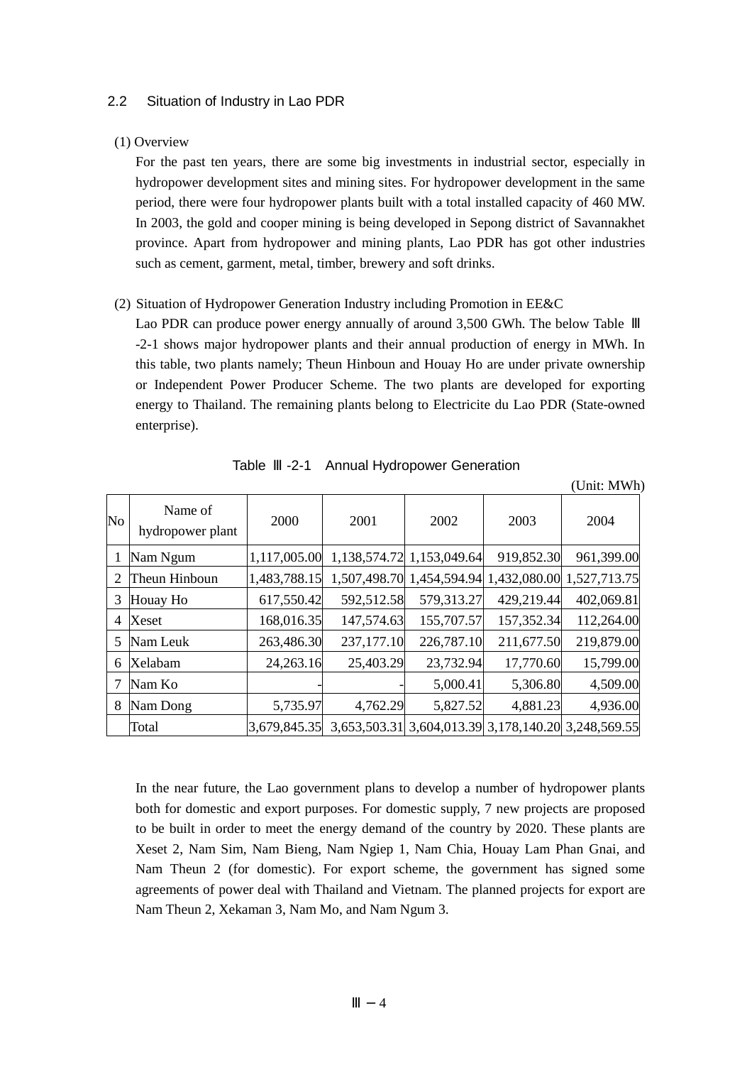## 2.2 Situation of Industry in Lao PDR

(1) Overview

For the past ten years, there are some big investments in industrial sector, especially in hydropower development sites and mining sites. For hydropower development in the same period, there were four hydropower plants built with a total installed capacity of 460 MW. In 2003, the gold and cooper mining is being developed in Sepong district of Savannakhet province. Apart from hydropower and mining plants, Lao PDR has got other industries such as cement, garment, metal, timber, brewery and soft drinks.

(2) Situation of Hydropower Generation Industry including Promotion in EE&C

Lao PDR can produce power energy annually of around 3,500 GWh. The below Table Ⅲ-2-1 shows major hydropower plants and their annual production of energy in MWh. In this table, two plants namely; Theun Hinboun and Houay Ho are under private ownership or Independent Power Producer Scheme. The two plants are developed for exporting energy to Thailand. The remaining plants belong to Electricite du Lao PDR (State-owned enterprise).

Table Ⅲ-2-1 Annual Hydropower Generation

(Unit: MWh)

| No | Name of hydropower plant | 2000 | 2001 | 2002 | 2003 | 2004 |
|---|---|---|---|---|---|---|
| 1 | Nam Ngum | 1,117,005.00 | 1,138,574.72 | 1,153,049.64 | 919,852.30 | 961,399.00 |
| 2 | Theun Hinboun | 1,483,788.15 | 1,507,498.70 | 1,454,594.94 | 1,432,080.00 | 1,527,713.75 |
| 3 | Houay Ho | 617,550.42 | 592,512.58 | 579,313.27 | 429,219.44 | 402,069.81 |
| 4 | Xeset | 168,016.35 | 147,574.63 | 155,707.57 | 157,352.34 | 112,264.00 |
| 5 | Nam Leuk | 263,486.30 | 237,177.10 | 226,787.10 | 211,677.50 | 219,879.00 |
| 6 | Xelabam | 24,263.16 | 25,403.29 | 23,732.94 | 17,770.60 | 15,799.00 |
| 7 | Nam Ko | - | - | 5,000.41 | 5,306.80 | 4,509.00 |
| 8 | Nam Dong | 5,735.97 | 4,762.29 | 5,827.52 | 4,881.23 | 4,936.00 |
| | Total | 3,679,845.35 | 3,653,503.31 | 3,604,013.39 | 3,178,140.20 | 3,248,569.55 |

In the near future, the Lao government plans to develop a number of hydropower plants both for domestic and export purposes. For domestic supply, 7 new projects are proposed to be built in order to meet the energy demand of the country by 2020. These plants are Xeset 2, Nam Sim, Nam Bieng, Nam Ngiep 1, Nam Chia, Houay Lam Phan Gnai, and Nam Theun 2 (for domestic). For export scheme, the government has signed some agreements of power deal with Thailand and Vietnam. The planned projects for export are Nam Theun 2, Xekaman 3, Nam Mo, and Nam Ngum 3.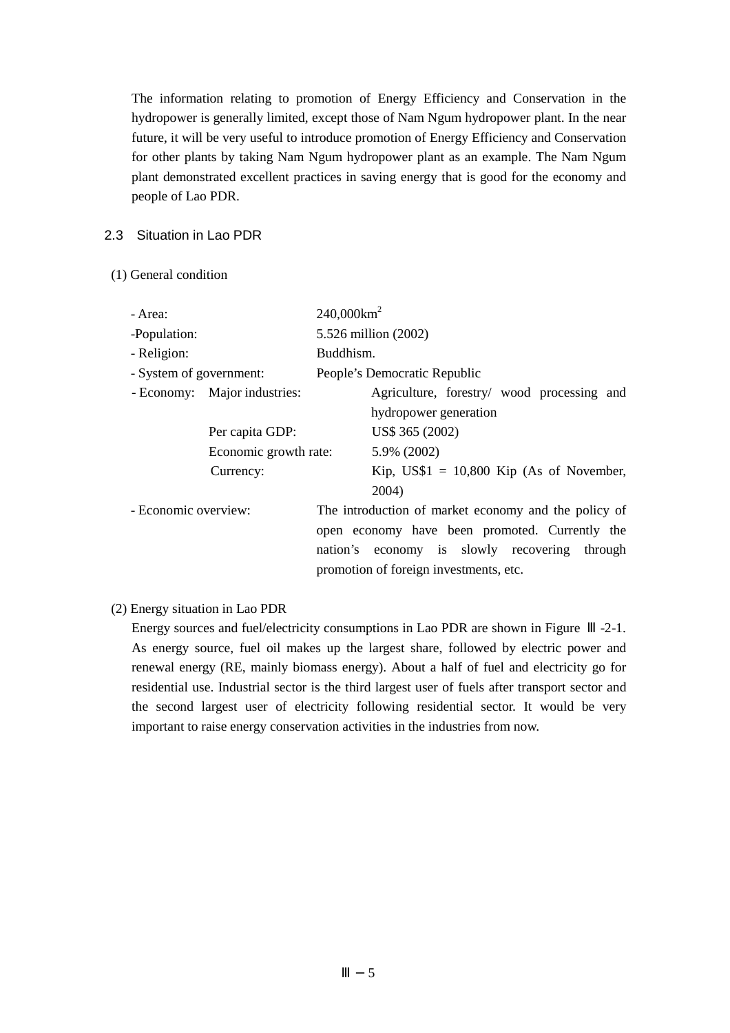The information relating to promotion of Energy Efficiency and Conservation in the hydropower is generally limited, except those of Nam Ngum hydropower plant. In the near future, it will be very useful to introduce promotion of Energy Efficiency and Conservation for other plants by taking Nam Ngum hydropower plant as an example. The Nam Ngum plant demonstrated excellent practices in saving energy that is good for the economy and people of Lao PDR.

## 2.3 Situation in Lao PDR

(1) General condition

- Area: 240,000km$^2$
- Population: 5.526 million (2002)
- Religion: Buddhism.
- System of government: People's Democratic Republic
- Economy:
  - Major industries: Agriculture, forestry/ wood processing and hydropower generation
  - Per capita GDP: US$ 365 (2002)
  - Economic growth rate: 5.9% (2002)
  - Currency: Kip, US$1 = 10,800 Kip (As of November, 2004)
- Economic overview: The introduction of market economy and the policy of open economy have been promoted. Currently the nation's economy is slowly recovering through promotion of foreign investments, etc.

(2) Energy situation in Lao PDR

Energy sources and fuel/electricity consumptions in Lao PDR are shown in Figure Ⅲ-2-1. As energy source, fuel oil makes up the largest share, followed by electric power and renewal energy (RE, mainly biomass energy). About a half of fuel and electricity go for residential use. Industrial sector is the third largest user of fuels after transport sector and the second largest user of electricity following residential sector. It would be very important to raise energy conservation activities in the industries from now.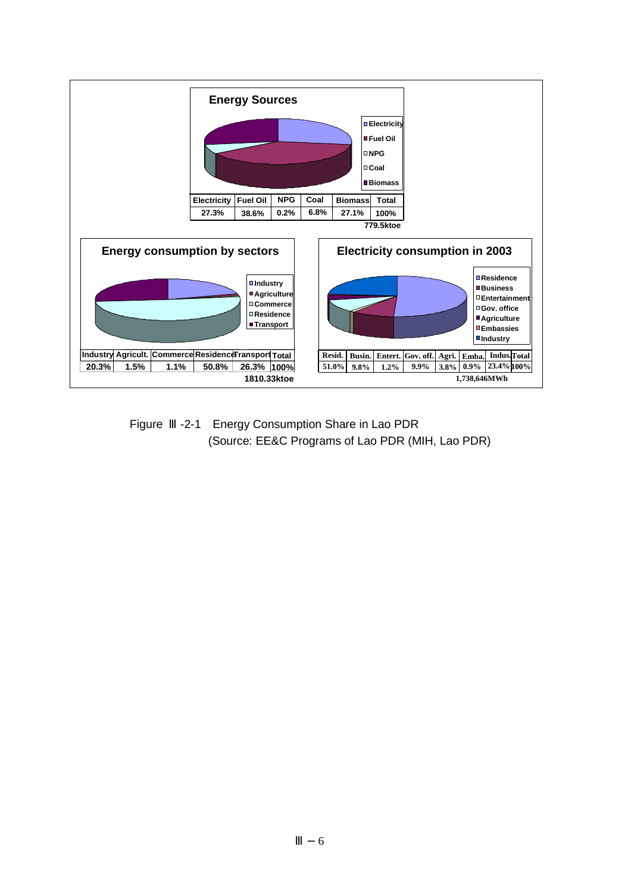**Energy Sources**

| Electricity | Fuel Oil | NPG | Coal | Biomass | Total |
|---|---|---|---|---|---|
| 27.3% | 38.6% | 0.2% | 6.8% | 27.1% | 100% |

779.5ktoe

**Energy consumption by sectors**

| Industry | Agricult. | Commerce | Residence | Transport | Total |
|---|---|---|---|---|---|
| 20.3% | 1.5% | 1.1% | 50.8% | 26.3% | 100% |

1810.33ktoe

**Electricity consumption in 2003**

| Resid. | Busin. | Entert. | Gov. off. | Agri. | Emba. | Indus. | Total |
|---|---|---|---|---|---|---|---|
| 51.0% | 9.8% | 1.2% | 9.9% | 3.8% | 0.9% | 23.4% | 100% |

1,738,646MWh

Figure Ⅲ -2-1 Energy Consumption Share in Lao PDR
(Source: EE&C Programs of Lao PDR (MIH, Lao PDR)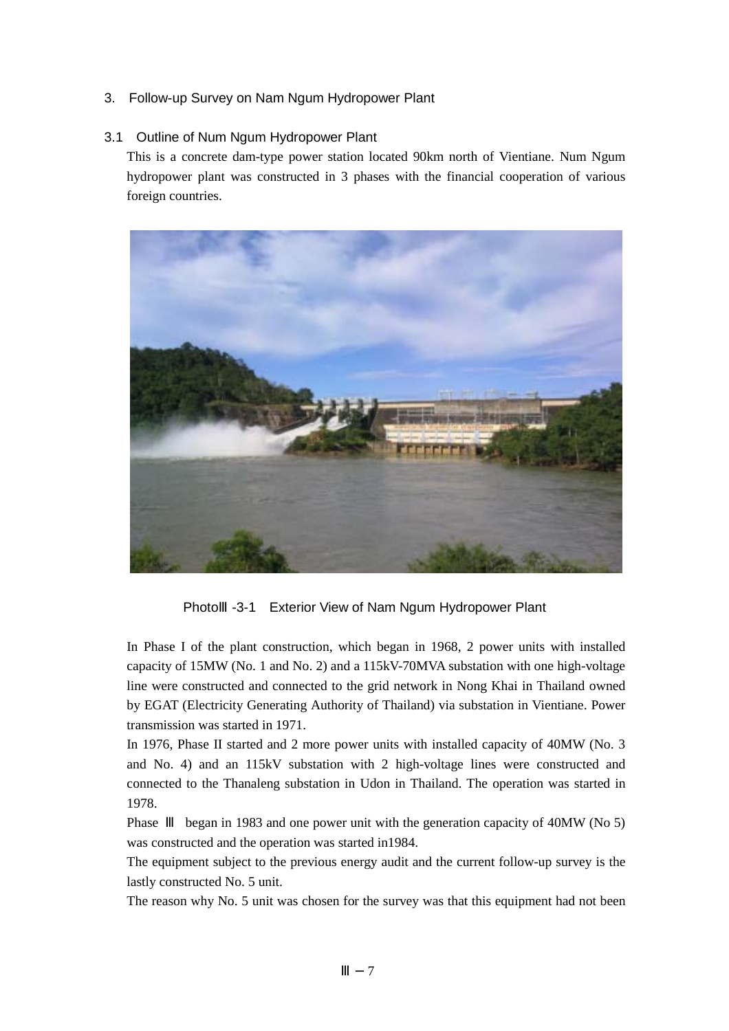## 3. Follow-up Survey on Nam Ngum Hydropower Plant

### 3.1 Outline of Num Ngum Hydropower Plant

This is a concrete dam-type power station located 90km north of Vientiane. Num Ngum hydropower plant was constructed in 3 phases with the financial cooperation of various foreign countries.

PhotoⅢ-3-1 Exterior View of Nam Ngum Hydropower Plant

In Phase I of the plant construction, which began in 1968, 2 power units with installed capacity of 15MW (No. 1 and No. 2) and a 115kV-70MVA substation with one high-voltage line were constructed and connected to the grid network in Nong Khai in Thailand owned by EGAT (Electricity Generating Authority of Thailand) via substation in Vientiane. Power transmission was started in 1971.

In 1976, Phase II started and 2 more power units with installed capacity of 40MW (No. 3 and No. 4) and an 115kV substation with 2 high-voltage lines were constructed and connected to the Thanaleng substation in Udon in Thailand. The operation was started in 1978.

Phase Ⅲ began in 1983 and one power unit with the generation capacity of 40MW (No 5) was constructed and the operation was started in1984.

The equipment subject to the previous energy audit and the current follow-up survey is the lastly constructed No. 5 unit.

The reason why No. 5 unit was chosen for the survey was that this equipment had not been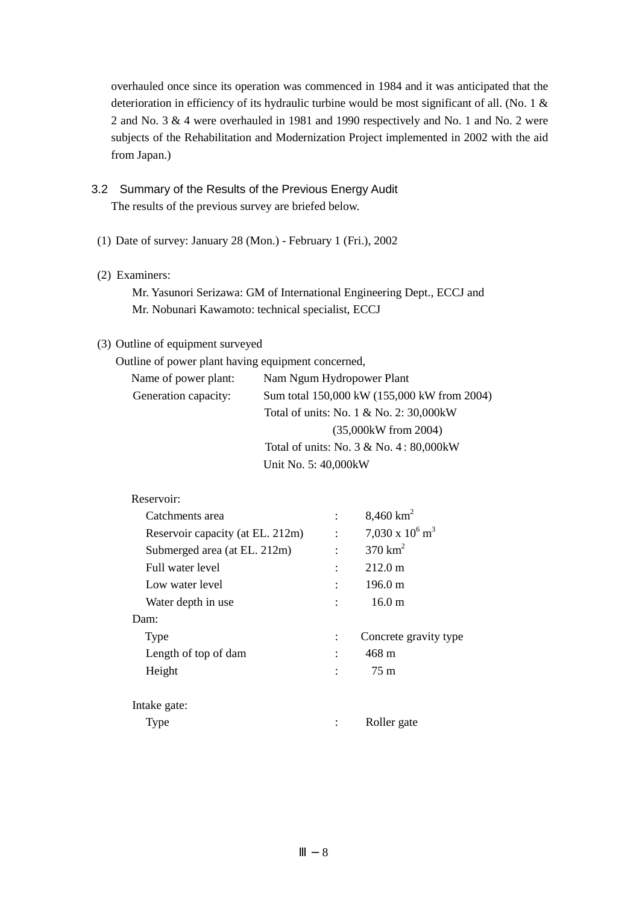overhauled once since its operation was commenced in 1984 and it was anticipated that the deterioration in efficiency of its hydraulic turbine would be most significant of all. (No. 1 & 2 and No. 3 & 4 were overhauled in 1981 and 1990 respectively and No. 1 and No. 2 were subjects of the Rehabilitation and Modernization Project implemented in 2002 with the aid from Japan.)

### 3.2 Summary of the Results of the Previous Energy Audit

The results of the previous survey are briefed below.

(1) Date of survey: January 28 (Mon.) - February 1 (Fri.), 2002

(2) Examiners:

Mr. Yasunori Serizawa: GM of International Engineering Dept., ECCJ and
Mr. Nobunari Kawamoto: technical specialist, ECCJ

(3) Outline of equipment surveyed

Outline of power plant having equipment concerned,

Name of power plant: Nam Ngum Hydropower Plant

Generation capacity: Sum total 150,000 kW (155,000 kW from 2004)
Total of units: No. 1 & No. 2: 30,000kW
(35,000kW from 2004)
Total of units: No. 3 & No. 4 : 80,000kW
Unit No. 5: 40,000kW

Reservoir:

| | | |
|---|---|---|
| Catchments area | : | 8,460 $km^2$ |
| Reservoir capacity (at EL. 212m) | : | 7,030 x $10^6$ $m^3$ |
| Submerged area (at EL. 212m) | : | 370 $km^2$ |
| Full water level | : | 212.0 m |
| Low water level | : | 196.0 m |
| Water depth in use | : | 16.0 m |

Dam:

| | | |
|---|---|---|
| Type | : | Concrete gravity type |
| Length of top of dam | : | 468 m |
| Height | : | 75 m |

Intake gate:

| | | |
|---|---|---|
| Type | : | Roller gate |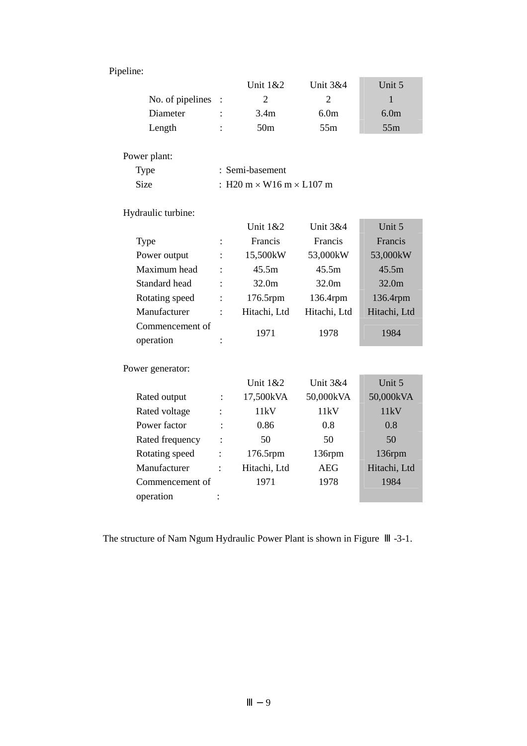Pipeline:

| | | Unit 1&2 | Unit 3&4 | Unit 5 |
|---|---|---|---|---|
| No. of pipelines | : | 2 | 2 | 1 |
| Diameter | : | 3.4m | 6.0m | 6.0m |
| Length | : | 50m | 55m | 55m |

Power plant:

Type : Semi-basement

Size : H20 m × W16 m × L107 m

Hydraulic turbine:

| | | Unit 1&2 | Unit 3&4 | Unit 5 |
|---|---|---|---|---|
| Type | : | Francis | Francis | Francis |
| Power output | : | 15,500kW | 53,000kW | 53,000kW |
| Maximum head | : | 45.5m | 45.5m | 45.5m |
| Standard head | : | 32.0m | 32.0m | 32.0m |
| Rotating speed | : | 176.5rpm | 136.4rpm | 136.4rpm |
| Manufacturer | : | Hitachi, Ltd | Hitachi, Ltd | Hitachi, Ltd |
| Commencement of operation | : | 1971 | 1978 | 1984 |

Power generator:

| | | Unit 1&2 | Unit 3&4 | Unit 5 |
|---|---|---|---|---|
| Rated output | : | 17,500kVA | 50,000kVA | 50,000kVA |
| Rated voltage | : | 11kV | 11kV | 11kV |
| Power factor | : | 0.86 | 0.8 | 0.8 |
| Rated frequency | : | 50 | 50 | 50 |
| Rotating speed | : | 176.5rpm | 136rpm | 136rpm |
| Manufacturer | : | Hitachi, Ltd | AEG | Hitachi, Ltd |
| Commencement of operation | : | 1971 | 1978 | 1984 |

The structure of Nam Ngum Hydraulic Power Plant is shown in Figure Ⅲ -3-1.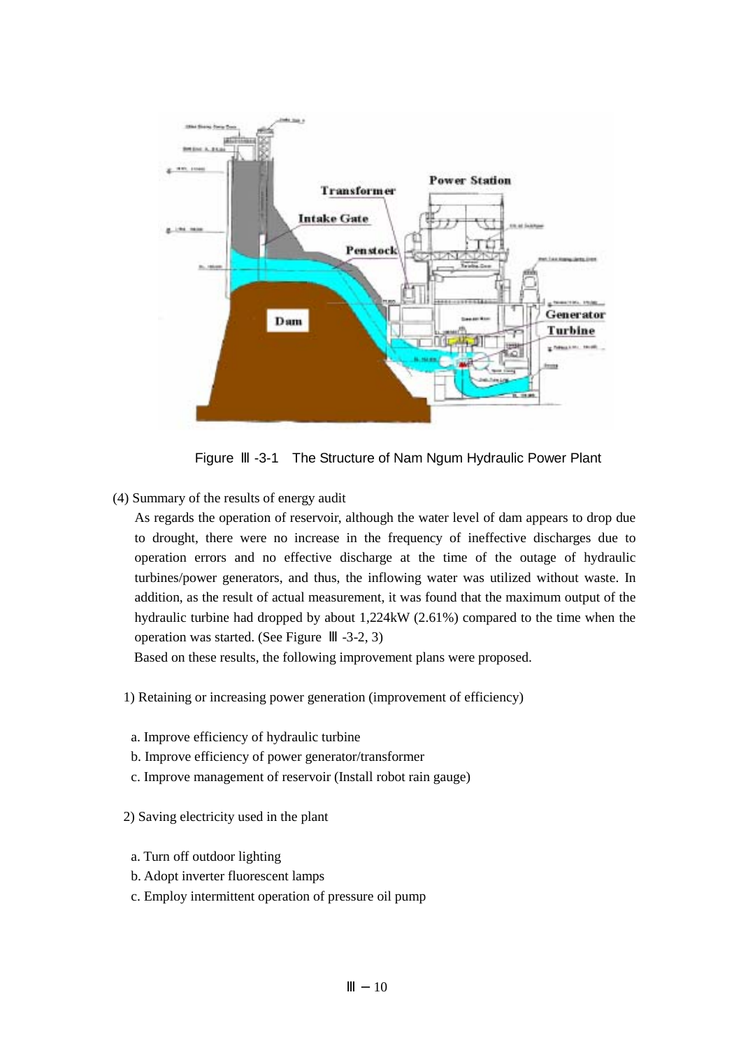Figure Ⅲ-3-1 The Structure of Nam Ngum Hydraulic Power Plant

(4) Summary of the results of energy audit

As regards the operation of reservoir, although the water level of dam appears to drop due to drought, there were no increase in the frequency of ineffective discharges due to operation errors and no effective discharge at the time of the outage of hydraulic turbines/power generators, and thus, the inflowing water was utilized without waste. In addition, as the result of actual measurement, it was found that the maximum output of the hydraulic turbine had dropped by about 1,224kW (2.61%) compared to the time when the operation was started. (See Figure Ⅲ-3-2, 3)

Based on these results, the following improvement plans were proposed.

1) Retaining or increasing power generation (improvement of efficiency)

a. Improve efficiency of hydraulic turbine
b. Improve efficiency of power generator/transformer
c. Improve management of reservoir (Install robot rain gauge)

2) Saving electricity used in the plant

a. Turn off outdoor lighting
b. Adopt inverter fluorescent lamps
c. Employ intermittent operation of pressure oil pump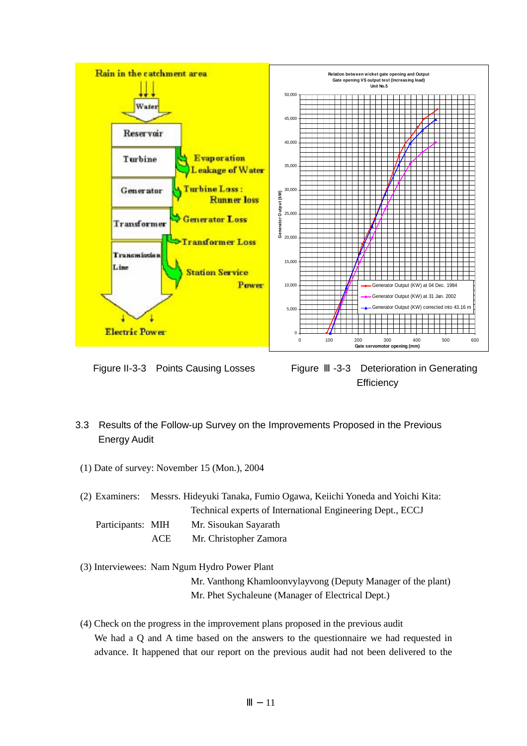Figure II-3-3 Points Causing Losses

Figure Ⅲ -3-3 Deterioration in Generating Efficiency

## 3.3 Results of the Follow-up Survey on the Improvements Proposed in the Previous Energy Audit

(1) Date of survey: November 15 (Mon.), 2004

(2) Examiners: Messrs. Hideyuki Tanaka, Fumio Ogawa, Keiichi Yoneda and Yoichi Kita: Technical experts of International Engineering Dept., ECCJ

Participants: MIH Mr. Sisoukan Sayarath

ACE Mr. Christopher Zamora

(3) Interviewees: Nam Ngum Hydro Power Plant

Mr. Vanthong Khamloonvylayvong (Deputy Manager of the plant)

Mr. Phet Sychaleune (Manager of Electrical Dept.)

(4) Check on the progress in the improvement plans proposed in the previous audit

We had a Q and A time based on the answers to the questionnaire we had requested in advance. It happened that our report on the previous audit had not been delivered to the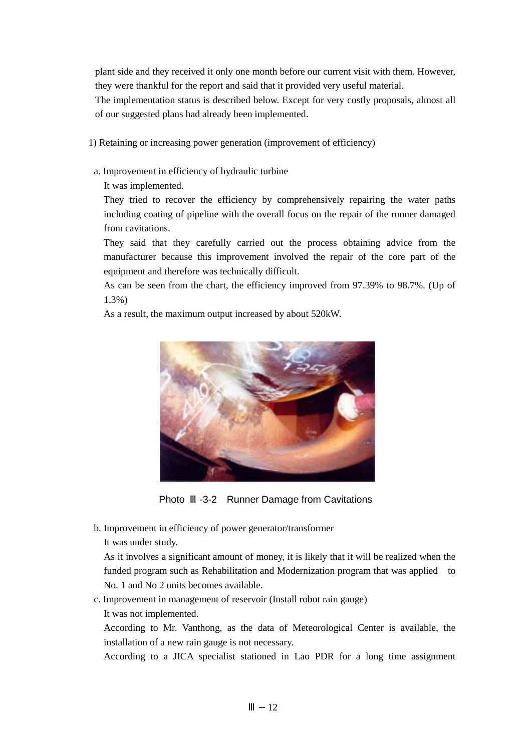plant side and they received it only one month before our current visit with them. However, they were thankful for the report and said that it provided very useful material.

The implementation status is described below. Except for very costly proposals, almost all of our suggested plans had already been implemented.

1) Retaining or increasing power generation (improvement of efficiency)

a. Improvement in efficiency of hydraulic turbine

It was implemented.

They tried to recover the efficiency by comprehensively repairing the water paths including coating of pipeline with the overall focus on the repair of the runner damaged from cavitations.

They said that they carefully carried out the process obtaining advice from the manufacturer because this improvement involved the repair of the core part of the equipment and therefore was technically difficult.

As can be seen from the chart, the efficiency improved from 97.39% to 98.7%. (Up of 1.3%)

As a result, the maximum output increased by about 520kW.

Photo Ⅲ-3-2 Runner Damage from Cavitations

b. Improvement in efficiency of power generator/transformer

It was under study.

As it involves a significant amount of money, it is likely that it will be realized when the funded program such as Rehabilitation and Modernization program that was applied to No. 1 and No 2 units becomes available.

c. Improvement in management of reservoir (Install robot rain gauge)

It was not implemented.

According to Mr. Vanthong, as the data of Meteorological Center is available, the installation of a new rain gauge is not necessary.

According to a JICA specialist stationed in Lao PDR for a long time assignment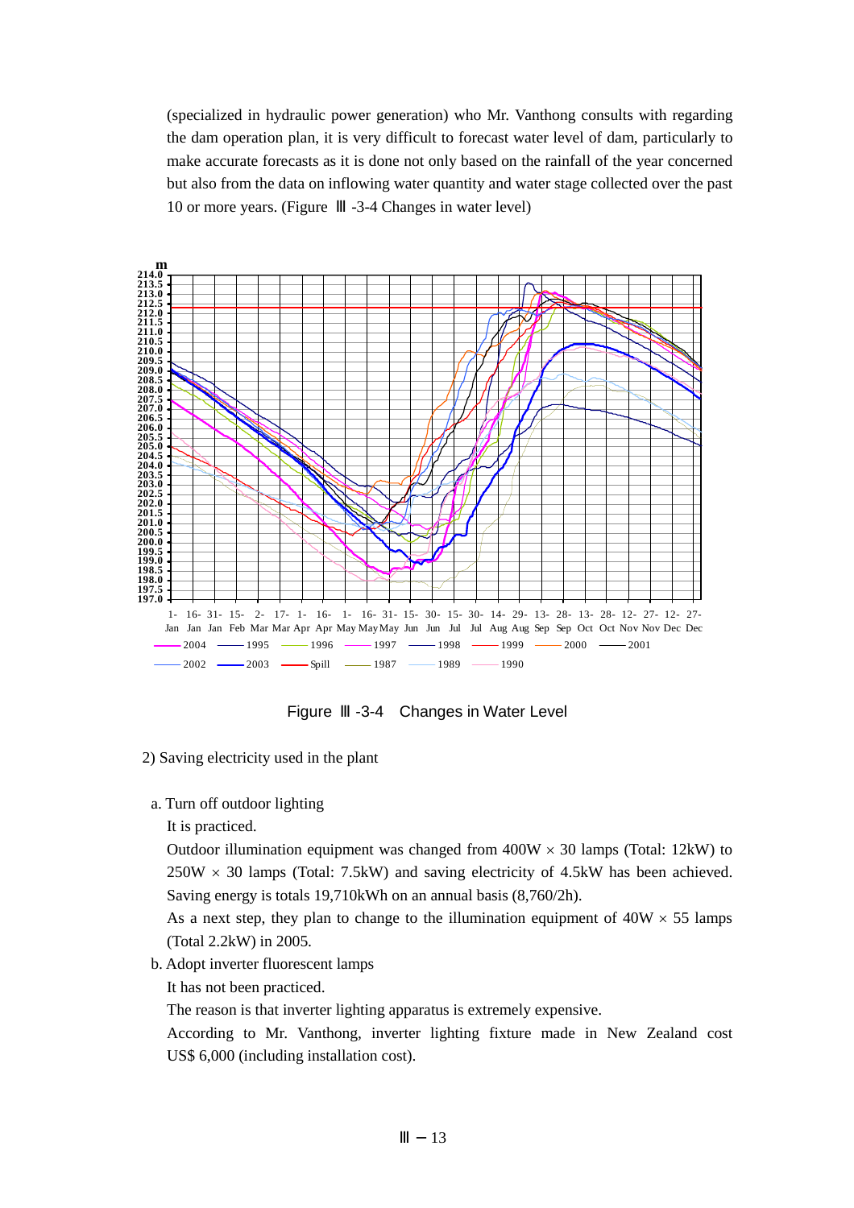(specialized in hydraulic power generation) who Mr. Vanthong consults with regarding the dam operation plan, it is very difficult to forecast water level of dam, particularly to make accurate forecasts as it is done not only based on the rainfall of the year concerned but also from the data on inflowing water quantity and water stage collected over the past 10 or more years. (Figure Ⅲ -3-4 Changes in water level)

Figure Ⅲ -3-4 Changes in Water Level

2) Saving electricity used in the plant

a. Turn off outdoor lighting

It is practiced.

Outdoor illumination equipment was changed from 400W × 30 lamps (Total: 12kW) to 250W × 30 lamps (Total: 7.5kW) and saving electricity of 4.5kW has been achieved. Saving energy is totals 19,710kWh on an annual basis (8,760/2h).

As a next step, they plan to change to the illumination equipment of 40W × 55 lamps (Total 2.2kW) in 2005.

b. Adopt inverter fluorescent lamps

It has not been practiced.

The reason is that inverter lighting apparatus is extremely expensive.

According to Mr. Vanthong, inverter lighting fixture made in New Zealand cost US$ 6,000 (including installation cost).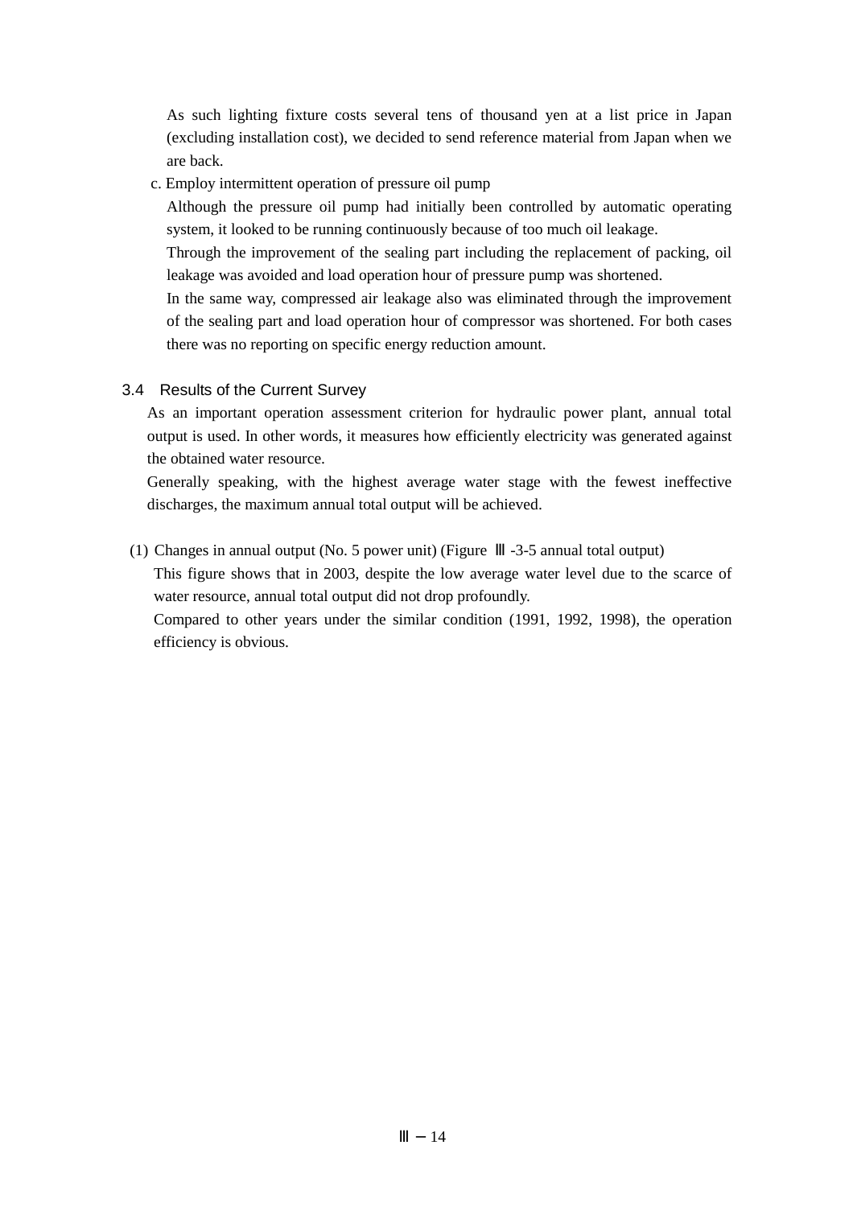As such lighting fixture costs several tens of thousand yen at a list price in Japan (excluding installation cost), we decided to send reference material from Japan when we are back.

c. Employ intermittent operation of pressure oil pump

Although the pressure oil pump had initially been controlled by automatic operating system, it looked to be running continuously because of too much oil leakage.

Through the improvement of the sealing part including the replacement of packing, oil leakage was avoided and load operation hour of pressure pump was shortened.

In the same way, compressed air leakage also was eliminated through the improvement of the sealing part and load operation hour of compressor was shortened. For both cases there was no reporting on specific energy reduction amount.

### 3.4 Results of the Current Survey

As an important operation assessment criterion for hydraulic power plant, annual total output is used. In other words, it measures how efficiently electricity was generated against the obtained water resource.

Generally speaking, with the highest average water stage with the fewest ineffective discharges, the maximum annual total output will be achieved.

(1) Changes in annual output (No. 5 power unit) (Figure Ⅲ-3-5 annual total output)

This figure shows that in 2003, despite the low average water level due to the scarce of water resource, annual total output did not drop profoundly.

Compared to other years under the similar condition (1991, 1992, 1998), the operation efficiency is obvious.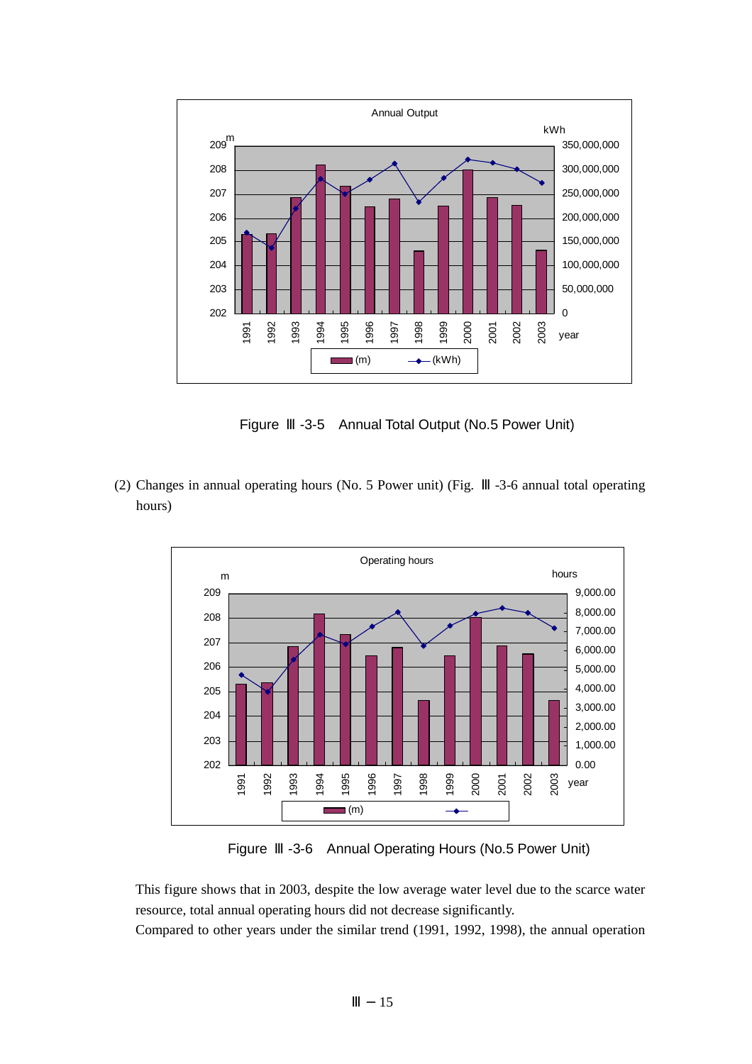Figure Ⅲ -3-5　Annual Total Output (No.5 Power Unit)

(2) Changes in annual operating hours (No. 5 Power unit) (Fig. Ⅲ -3-6 annual total operating hours)

Figure Ⅲ -3-6　Annual Operating Hours (No.5 Power Unit)

This figure shows that in 2003, despite the low average water level due to the scarce water resource, total annual operating hours did not decrease significantly.

Compared to other years under the similar trend (1991, 1992, 1998), the annual operation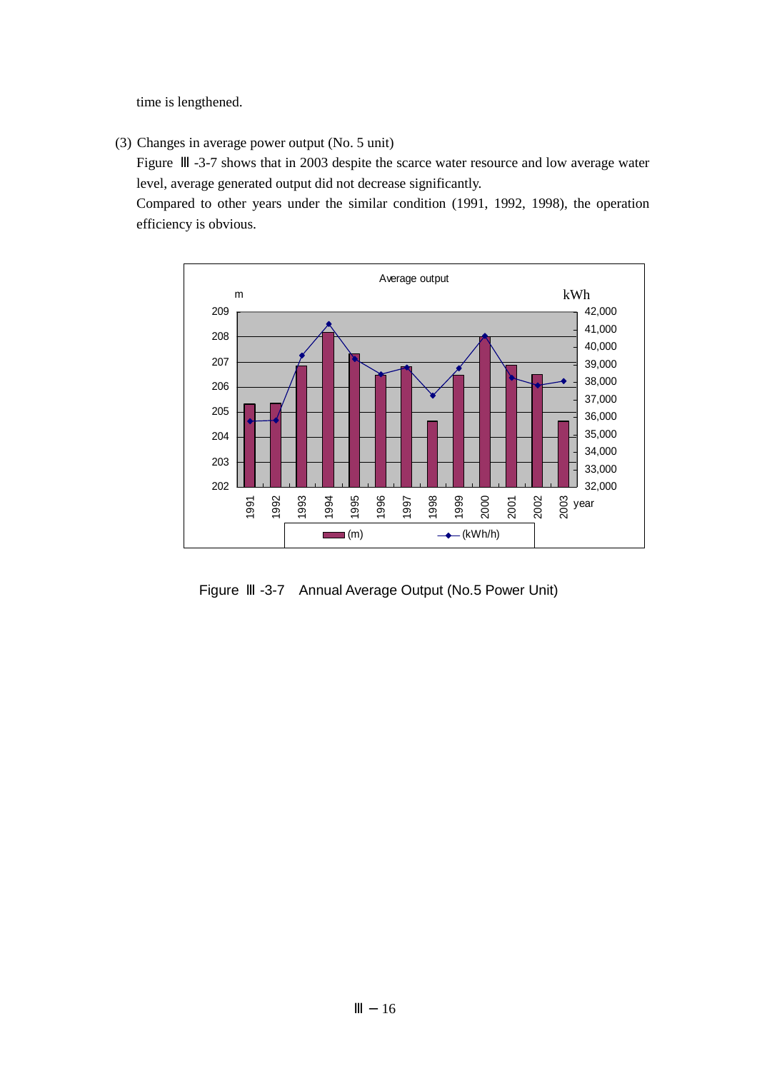time is lengthened.

(3) Changes in average power output (No. 5 unit)

Figure Ⅲ -3-7 shows that in 2003 despite the scarce water resource and low average water level, average generated output did not decrease significantly.

Compared to other years under the similar condition (1991, 1992, 1998), the operation efficiency is obvious.

Figure Ⅲ -3-7 Annual Average Output (No.5 Power Unit)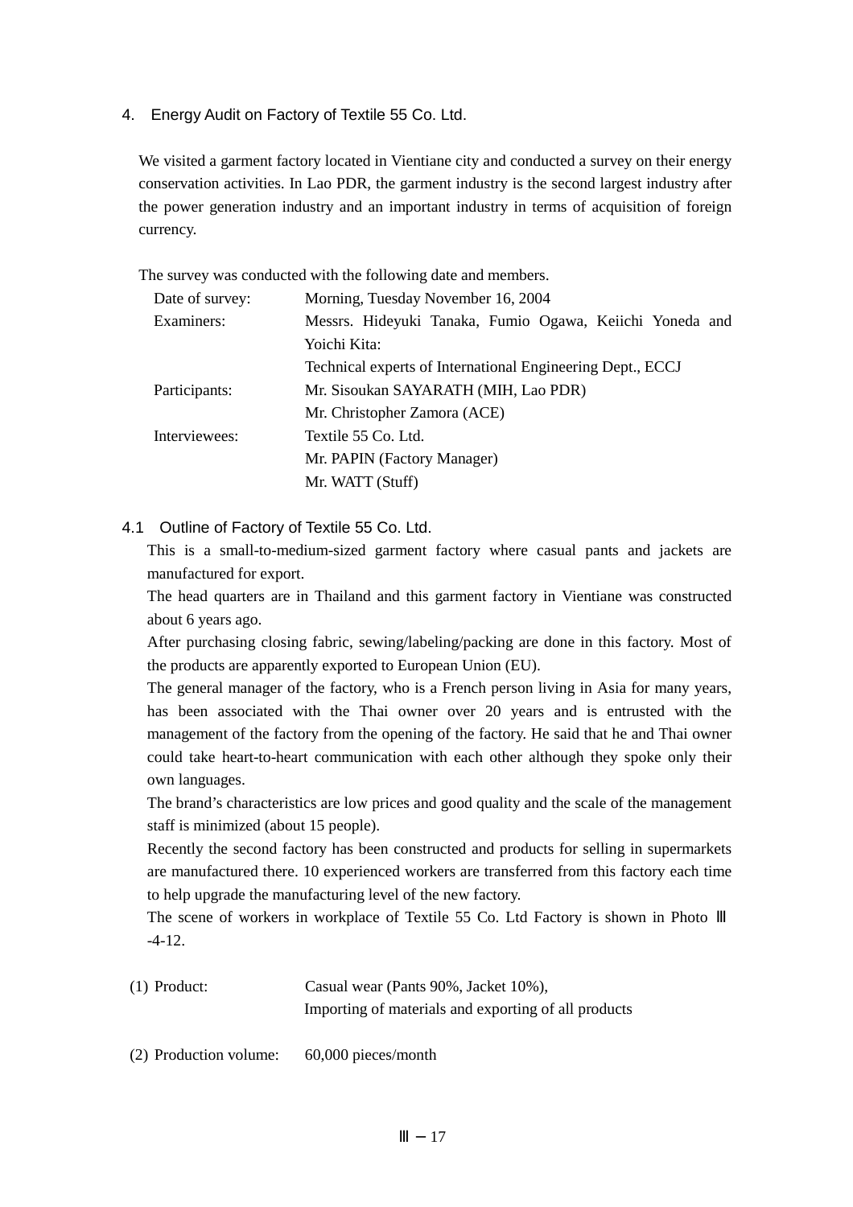## 4. Energy Audit on Factory of Textile 55 Co. Ltd.

We visited a garment factory located in Vientiane city and conducted a survey on their energy conservation activities. In Lao PDR, the garment industry is the second largest industry after the power generation industry and an important industry in terms of acquisition of foreign currency.

The survey was conducted with the following date and members.

| | |
|---|---|
| Date of survey: | Morning, Tuesday November 16, 2004 |
| Examiners: | Messrs. Hideyuki Tanaka, Fumio Ogawa, Keiichi Yoneda and Yoichi Kita: |
| | Technical experts of International Engineering Dept., ECCJ |
| Participants: | Mr. Sisoukan SAYARATH (MIH, Lao PDR) |
| | Mr. Christopher Zamora (ACE) |
| Interviewees: | Textile 55 Co. Ltd. |
| | Mr. PAPIN (Factory Manager) |
| | Mr. WATT (Stuff) |

### 4.1 Outline of Factory of Textile 55 Co. Ltd.

This is a small-to-medium-sized garment factory where casual pants and jackets are manufactured for export.

The head quarters are in Thailand and this garment factory in Vientiane was constructed about 6 years ago.

After purchasing closing fabric, sewing/labeling/packing are done in this factory. Most of the products are apparently exported to European Union (EU).

The general manager of the factory, who is a French person living in Asia for many years, has been associated with the Thai owner over 20 years and is entrusted with the management of the factory from the opening of the factory. He said that he and Thai owner could take heart-to-heart communication with each other although they spoke only their own languages.

The brand's characteristics are low prices and good quality and the scale of the management staff is minimized (about 15 people).

Recently the second factory has been constructed and products for selling in supermarkets are manufactured there. 10 experienced workers are transferred from this factory each time to help upgrade the manufacturing level of the new factory.

The scene of workers in workplace of Textile 55 Co. Ltd Factory is shown in Photo Ⅲ-4-12.

| | |
|---|---|
| (1) Product: | Casual wear (Pants 90%, Jacket 10%), |
| | Importing of materials and exporting of all products |
| (2) Production volume: | 60,000 pieces/month |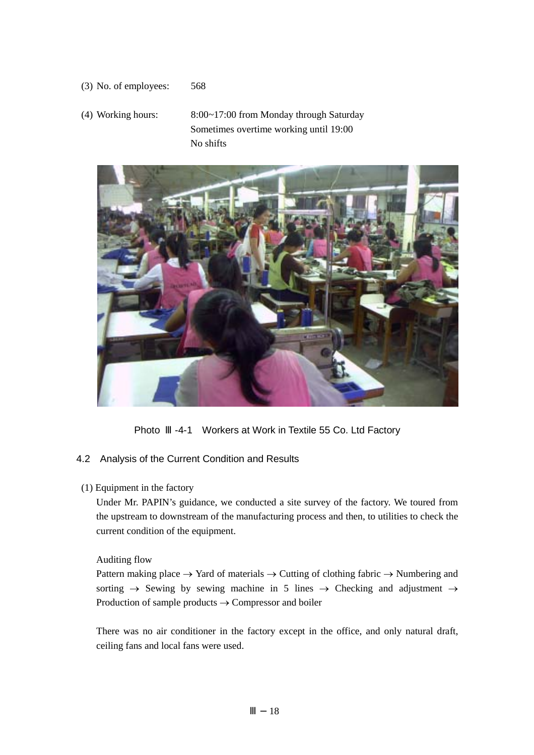(3) No. of employees: 568

(4) Working hours: 8:00~17:00 from Monday through Saturday
Sometimes overtime working until 19:00
No shifts

Photo Ⅲ-4-1 Workers at Work in Textile 55 Co. Ltd Factory

## 4.2 Analysis of the Current Condition and Results

(1) Equipment in the factory

Under Mr. PAPIN's guidance, we conducted a site survey of the factory. We toured from the upstream to downstream of the manufacturing process and then, to utilities to check the current condition of the equipment.

Auditing flow

Pattern making place → Yard of materials → Cutting of clothing fabric → Numbering and sorting → Sewing by sewing machine in 5 lines → Checking and adjustment → Production of sample products → Compressor and boiler

There was no air conditioner in the factory except in the office, and only natural draft, ceiling fans and local fans were used.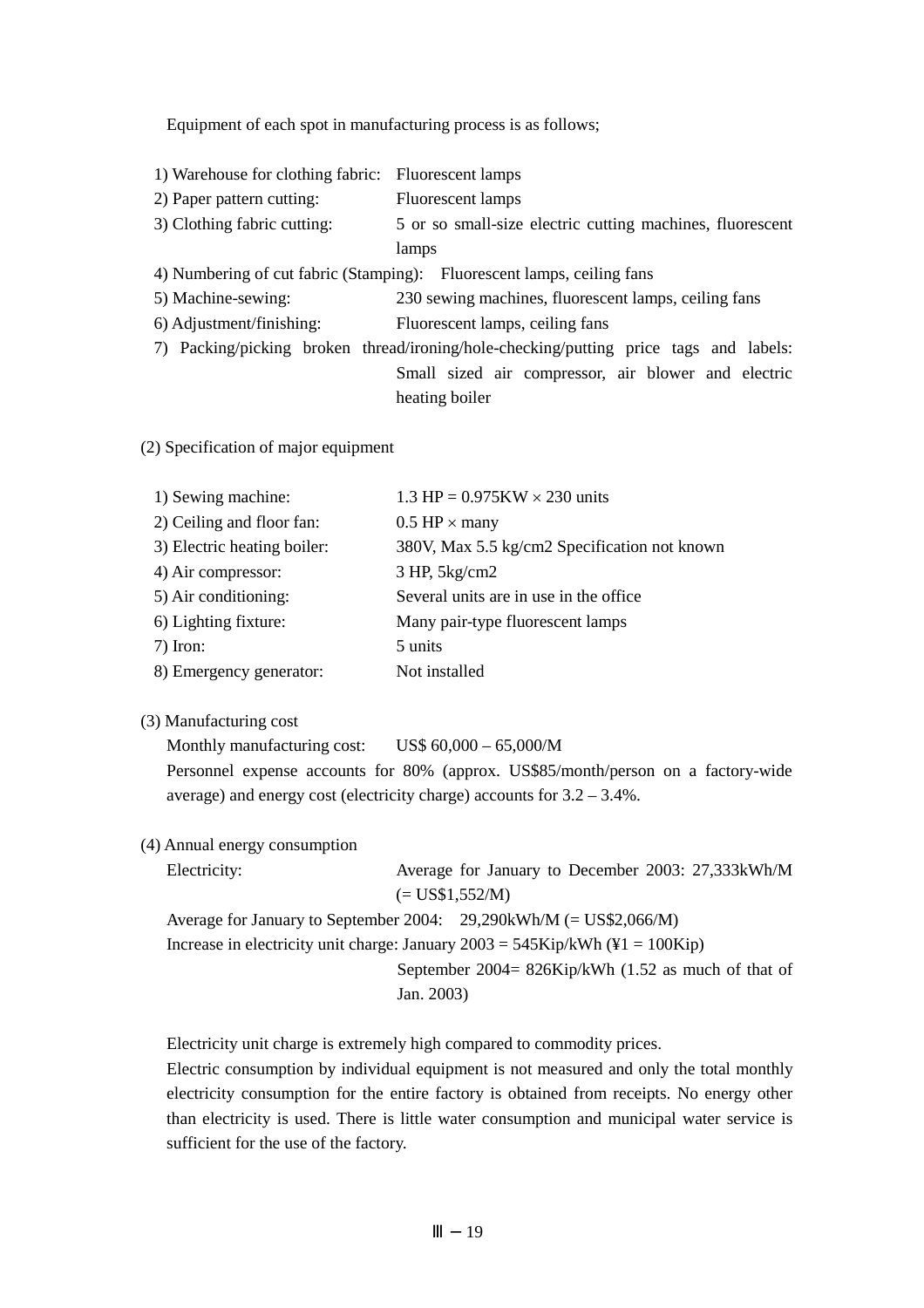Equipment of each spot in manufacturing process is as follows;

1) Warehouse for clothing fabric: Fluorescent lamps
2) Paper pattern cutting: Fluorescent lamps
3) Clothing fabric cutting: 5 or so small-size electric cutting machines, fluorescent lamps
4) Numbering of cut fabric (Stamping): Fluorescent lamps, ceiling fans
5) Machine-sewing: 230 sewing machines, fluorescent lamps, ceiling fans
6) Adjustment/finishing: Fluorescent lamps, ceiling fans
7) Packing/picking broken thread/ironing/hole-checking/putting price tags and labels: Small sized air compressor, air blower and electric heating boiler

(2) Specification of major equipment

1) Sewing machine: 1.3 HP = 0.975KW × 230 units
2) Ceiling and floor fan: 0.5 HP × many
3) Electric heating boiler: 380V, Max 5.5 kg/cm2 Specification not known
4) Air compressor: 3 HP, 5kg/cm2
5) Air conditioning: Several units are in use in the office
6) Lighting fixture: Many pair-type fluorescent lamps
7) Iron: 5 units
8) Emergency generator: Not installed

(3) Manufacturing cost

Monthly manufacturing cost: US$ 60,000 – 65,000/M

Personnel expense accounts for 80% (approx. US$85/month/person on a factory-wide average) and energy cost (electricity charge) accounts for 3.2 – 3.4%.

(4) Annual energy consumption

Electricity: Average for January to December 2003: 27,333kWh/M (= US$1,552/M)

Average for January to September 2004: 29,290kWh/M (= US$2,066/M)

Increase in electricity unit charge: January 2003 = 545Kip/kWh (¥1 = 100Kip)

September 2004= 826Kip/kWh (1.52 as much of that of Jan. 2003)

Electricity unit charge is extremely high compared to commodity prices.

Electric consumption by individual equipment is not measured and only the total monthly electricity consumption for the entire factory is obtained from receipts. No energy other than electricity is used. There is little water consumption and municipal water service is sufficient for the use of the factory.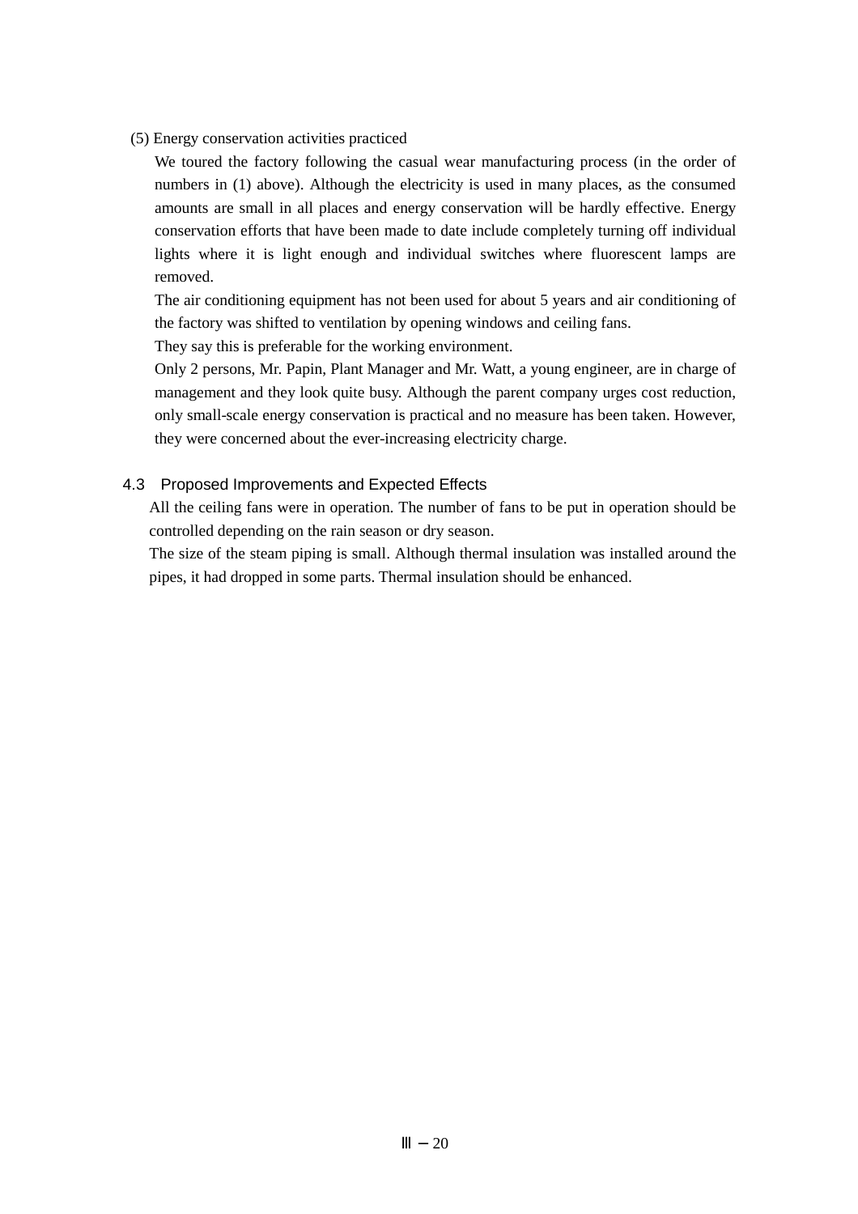(5) Energy conservation activities practiced

We toured the factory following the casual wear manufacturing process (in the order of numbers in (1) above). Although the electricity is used in many places, as the consumed amounts are small in all places and energy conservation will be hardly effective. Energy conservation efforts that have been made to date include completely turning off individual lights where it is light enough and individual switches where fluorescent lamps are removed.

The air conditioning equipment has not been used for about 5 years and air conditioning of the factory was shifted to ventilation by opening windows and ceiling fans.

They say this is preferable for the working environment.

Only 2 persons, Mr. Papin, Plant Manager and Mr. Watt, a young engineer, are in charge of management and they look quite busy. Although the parent company urges cost reduction, only small-scale energy conservation is practical and no measure has been taken. However, they were concerned about the ever-increasing electricity charge.

## 4.3 Proposed Improvements and Expected Effects

All the ceiling fans were in operation. The number of fans to be put in operation should be controlled depending on the rain season or dry season.

The size of the steam piping is small. Although thermal insulation was installed around the pipes, it had dropped in some parts. Thermal insulation should be enhanced.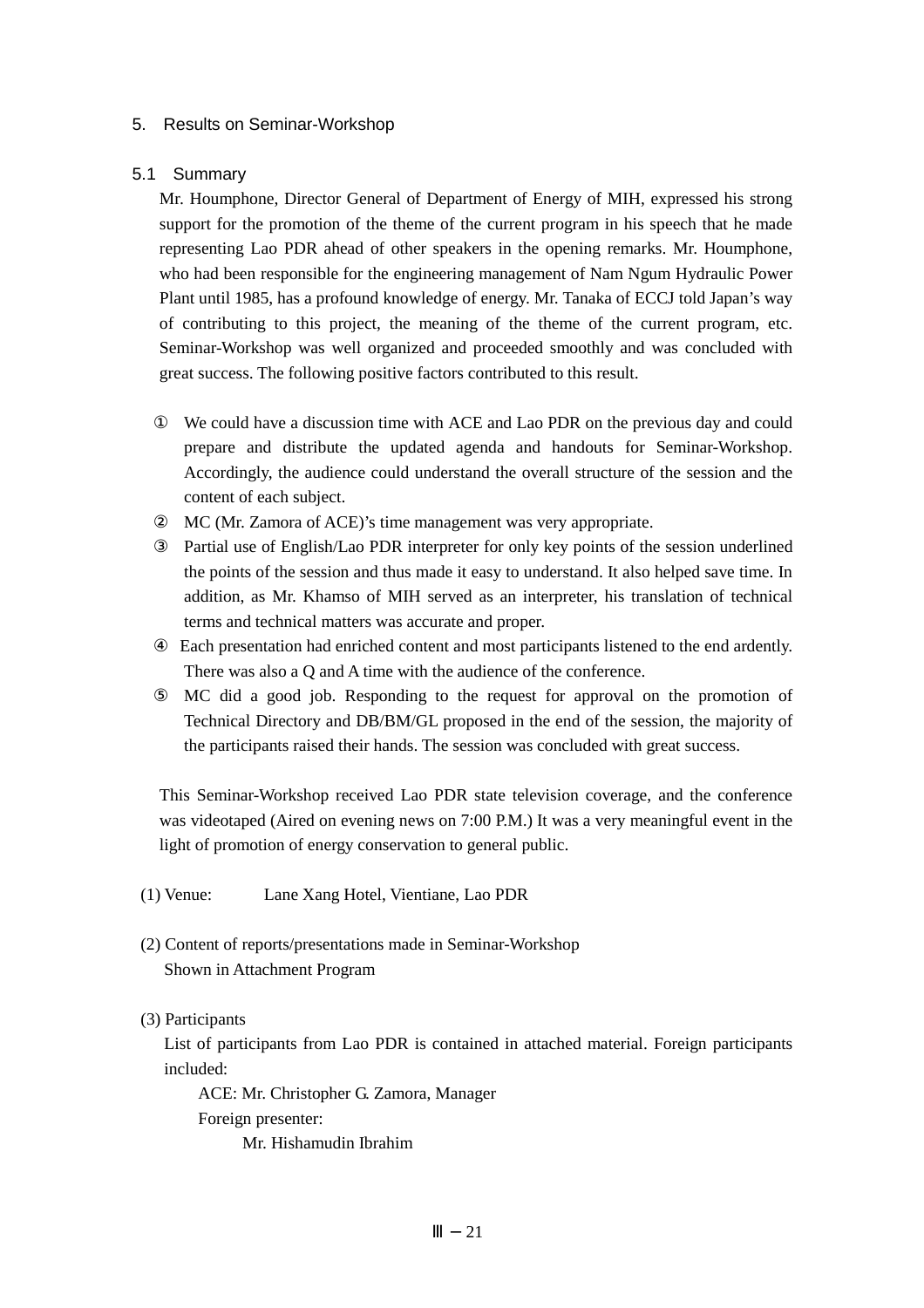## 5. Results on Seminar-Workshop

### 5.1 Summary

Mr. Houmphone, Director General of Department of Energy of MIH, expressed his strong support for the promotion of the theme of the current program in his speech that he made representing Lao PDR ahead of other speakers in the opening remarks. Mr. Houmphone, who had been responsible for the engineering management of Nam Ngum Hydraulic Power Plant until 1985, has a profound knowledge of energy. Mr. Tanaka of ECCJ told Japan's way of contributing to this project, the meaning of the theme of the current program, etc. Seminar-Workshop was well organized and proceeded smoothly and was concluded with great success. The following positive factors contributed to this result.

① We could have a discussion time with ACE and Lao PDR on the previous day and could prepare and distribute the updated agenda and handouts for Seminar-Workshop. Accordingly, the audience could understand the overall structure of the session and the content of each subject.

② MC (Mr. Zamora of ACE)'s time management was very appropriate.

③ Partial use of English/Lao PDR interpreter for only key points of the session underlined the points of the session and thus made it easy to understand. It also helped save time. In addition, as Mr. Khamso of MIH served as an interpreter, his translation of technical terms and technical matters was accurate and proper.

④ Each presentation had enriched content and most participants listened to the end ardently. There was also a Q and A time with the audience of the conference.

⑤ MC did a good job. Responding to the request for approval on the promotion of Technical Directory and DB/BM/GL proposed in the end of the session, the majority of the participants raised their hands. The session was concluded with great success.

This Seminar-Workshop received Lao PDR state television coverage, and the conference was videotaped (Aired on evening news on 7:00 P.M.) It was a very meaningful event in the light of promotion of energy conservation to general public.

(1) Venue: Lane Xang Hotel, Vientiane, Lao PDR

(2) Content of reports/presentations made in Seminar-Workshop
Shown in Attachment Program

(3) Participants
List of participants from Lao PDR is contained in attached material. Foreign participants included:

ACE: Mr. Christopher G. Zamora, Manager
Foreign presenter:
Mr. Hishamudin Ibrahim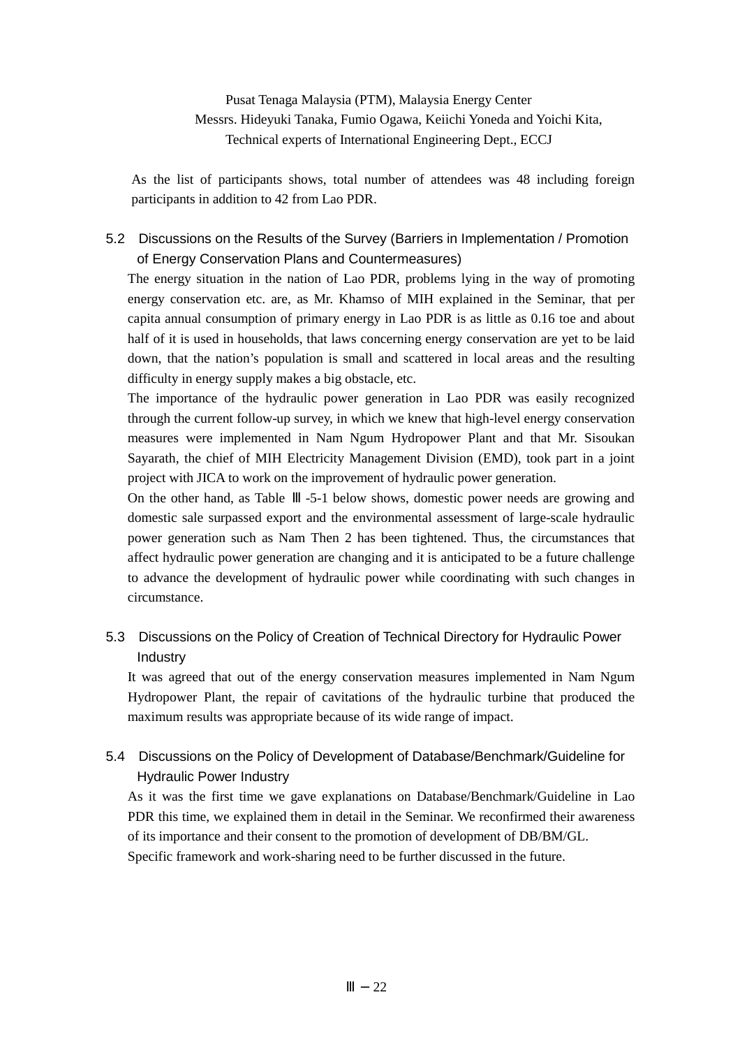Pusat Tenaga Malaysia (PTM), Malaysia Energy Center

Messrs. Hideyuki Tanaka, Fumio Ogawa, Keiichi Yoneda and Yoichi Kita, Technical experts of International Engineering Dept., ECCJ

As the list of participants shows, total number of attendees was 48 including foreign participants in addition to 42 from Lao PDR.

### 5.2 Discussions on the Results of the Survey (Barriers in Implementation / Promotion of Energy Conservation Plans and Countermeasures)

The energy situation in the nation of Lao PDR, problems lying in the way of promoting energy conservation etc. are, as Mr. Khamso of MIH explained in the Seminar, that per capita annual consumption of primary energy in Lao PDR is as little as 0.16 toe and about half of it is used in households, that laws concerning energy conservation are yet to be laid down, that the nation's population is small and scattered in local areas and the resulting difficulty in energy supply makes a big obstacle, etc.

The importance of the hydraulic power generation in Lao PDR was easily recognized through the current follow-up survey, in which we knew that high-level energy conservation measures were implemented in Nam Ngum Hydropower Plant and that Mr. Sisoukan Sayarath, the chief of MIH Electricity Management Division (EMD), took part in a joint project with JICA to work on the improvement of hydraulic power generation.

On the other hand, as Table Ⅲ-5-1 below shows, domestic power needs are growing and domestic sale surpassed export and the environmental assessment of large-scale hydraulic power generation such as Nam Then 2 has been tightened. Thus, the circumstances that affect hydraulic power generation are changing and it is anticipated to be a future challenge to advance the development of hydraulic power while coordinating with such changes in circumstance.

### 5.3 Discussions on the Policy of Creation of Technical Directory for Hydraulic Power Industry

It was agreed that out of the energy conservation measures implemented in Nam Ngum Hydropower Plant, the repair of cavitations of the hydraulic turbine that produced the maximum results was appropriate because of its wide range of impact.

### 5.4 Discussions on the Policy of Development of Database/Benchmark/Guideline for Hydraulic Power Industry

As it was the first time we gave explanations on Database/Benchmark/Guideline in Lao PDR this time, we explained them in detail in the Seminar. We reconfirmed their awareness of its importance and their consent to the promotion of development of DB/BM/GL.

Specific framework and work-sharing need to be further discussed in the future.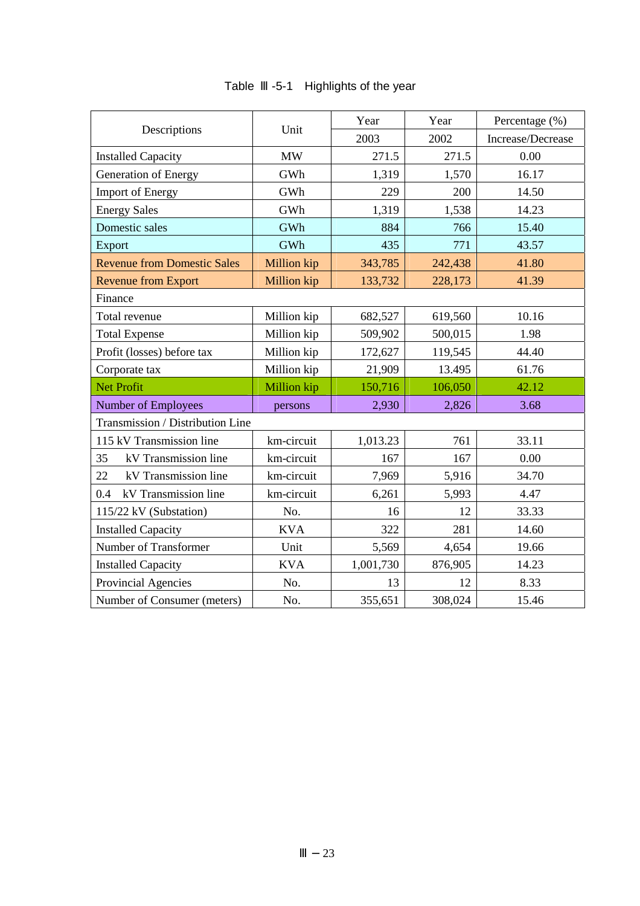Table Ⅲ-5-1 Highlights of the year

| Descriptions | Unit | Year 2003 | Year 2002 | Percentage (%) Increase/Decrease |
|---|---|---|---|---|
| Installed Capacity | MW | 271.5 | 271.5 | 0.00 |
| Generation of Energy | GWh | 1,319 | 1,570 | 16.17 |
| Import of Energy | GWh | 229 | 200 | 14.50 |
| Energy Sales | GWh | 1,319 | 1,538 | 14.23 |
| Domestic sales | GWh | 884 | 766 | 15.40 |
| Export | GWh | 435 | 771 | 43.57 |
| Revenue from Domestic Sales | Million kip | 343,785 | 242,438 | 41.80 |
| Revenue from Export | Million kip | 133,732 | 228,173 | 41.39 |
| Finance | | | | |
| Total revenue | Million kip | 682,527 | 619,560 | 10.16 |
| Total Expense | Million kip | 509,902 | 500,015 | 1.98 |
| Profit (losses) before tax | Million kip | 172,627 | 119,545 | 44.40 |
| Corporate tax | Million kip | 21,909 | 13.495 | 61.76 |
| Net Profit | Million kip | 150,716 | 106,050 | 42.12 |
| Number of Employees | persons | 2,930 | 2,826 | 3.68 |
| Transmission / Distribution Line | | | | |
| 115 kV Transmission line | km-circuit | 1,013.23 | 761 | 33.11 |
| 35 kV Transmission line | km-circuit | 167 | 167 | 0.00 |
| 22 kV Transmission line | km-circuit | 7,969 | 5,916 | 34.70 |
| 0.4 kV Transmission line | km-circuit | 6,261 | 5,993 | 4.47 |
| 115/22 kV (Substation) | No. | 16 | 12 | 33.33 |
| Installed Capacity | KVA | 322 | 281 | 14.60 |
| Number of Transformer | Unit | 5,569 | 4,654 | 19.66 |
| Installed Capacity | KVA | 1,001,730 | 876,905 | 14.23 |
| Provincial Agencies | No. | 13 | 12 | 8.33 |
| Number of Consumer (meters) | No. | 355,651 | 308,024 | 15.46 |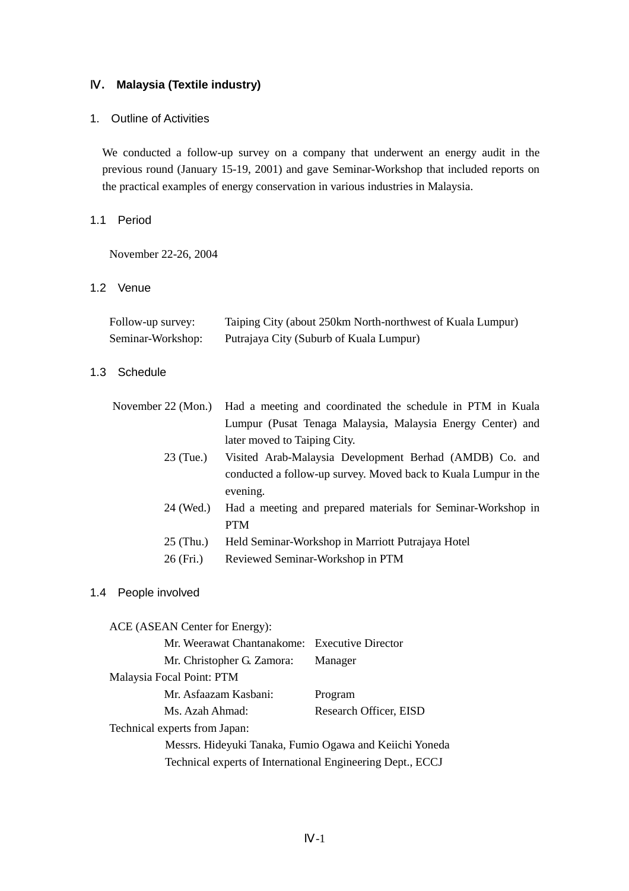# Ⅳ. Malaysia (Textile industry)

## 1. Outline of Activities

We conducted a follow-up survey on a company that underwent an energy audit in the previous round (January 15-19, 2001) and gave Seminar-Workshop that included reports on the practical examples of energy conservation in various industries in Malaysia.

### 1.1 Period

November 22-26, 2004

### 1.2 Venue

| | |
|---|---|
| Follow-up survey: | Taiping City (about 250km North-northwest of Kuala Lumpur) |
| Seminar-Workshop: | Putrajaya City (Suburb of Kuala Lumpur) |

### 1.3 Schedule

| | |
|---|---|
| November 22 (Mon.) | Had a meeting and coordinated the schedule in PTM in Kuala Lumpur (Pusat Tenaga Malaysia, Malaysia Energy Center) and later moved to Taiping City. |
| 23 (Tue.) | Visited Arab-Malaysia Development Berhad (AMDB) Co. and conducted a follow-up survey. Moved back to Kuala Lumpur in the evening. |
| 24 (Wed.) | Had a meeting and prepared materials for Seminar-Workshop in PTM |
| 25 (Thu.) | Held Seminar-Workshop in Marriott Putrajaya Hotel |
| 26 (Fri.) | Reviewed Seminar-Workshop in PTM |

### 1.4 People involved

ACE (ASEAN Center for Energy):

- Mr. Weerawat Chantanakome: Executive Director
- Mr. Christopher G. Zamora: Manager

Malaysia Focal Point: PTM

- Mr. Asfaazam Kasbani: Program
- Ms. Azah Ahmad: Research Officer, EISD

Technical experts from Japan:

- Messrs. Hideyuki Tanaka, Fumio Ogawa and Keiichi Yoneda
- Technical experts of International Engineering Dept., ECCJ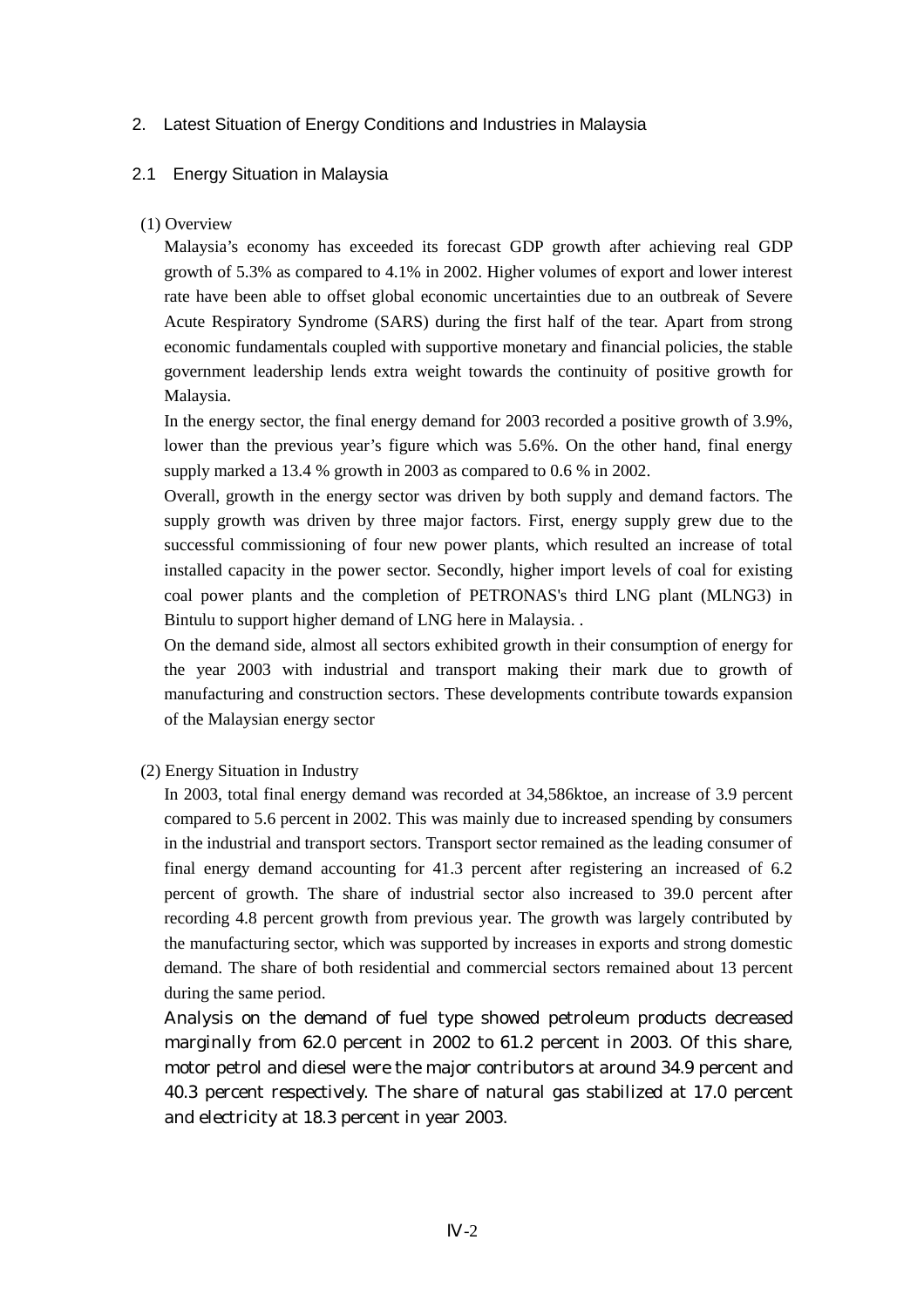## 2. Latest Situation of Energy Conditions and Industries in Malaysia

### 2.1 Energy Situation in Malaysia

(1) Overview

Malaysia's economy has exceeded its forecast GDP growth after achieving real GDP growth of 5.3% as compared to 4.1% in 2002. Higher volumes of export and lower interest rate have been able to offset global economic uncertainties due to an outbreak of Severe Acute Respiratory Syndrome (SARS) during the first half of the tear. Apart from strong economic fundamentals coupled with supportive monetary and financial policies, the stable government leadership lends extra weight towards the continuity of positive growth for Malaysia.

In the energy sector, the final energy demand for 2003 recorded a positive growth of 3.9%, lower than the previous year's figure which was 5.6%. On the other hand, final energy supply marked a 13.4 % growth in 2003 as compared to 0.6 % in 2002.

Overall, growth in the energy sector was driven by both supply and demand factors. The supply growth was driven by three major factors. First, energy supply grew due to the successful commissioning of four new power plants, which resulted an increase of total installed capacity in the power sector. Secondly, higher import levels of coal for existing coal power plants and the completion of PETRONAS's third LNG plant (MLNG3) in Bintulu to support higher demand of LNG here in Malaysia. .

On the demand side, almost all sectors exhibited growth in their consumption of energy for the year 2003 with industrial and transport making their mark due to growth of manufacturing and construction sectors. These developments contribute towards expansion of the Malaysian energy sector

(2) Energy Situation in Industry

In 2003, total final energy demand was recorded at 34,586ktoe, an increase of 3.9 percent compared to 5.6 percent in 2002. This was mainly due to increased spending by consumers in the industrial and transport sectors. Transport sector remained as the leading consumer of final energy demand accounting for 41.3 percent after registering an increased of 6.2 percent of growth. The share of industrial sector also increased to 39.0 percent after recording 4.8 percent growth from previous year. The growth was largely contributed by the manufacturing sector, which was supported by increases in exports and strong domestic demand. The share of both residential and commercial sectors remained about 13 percent during the same period.

Analysis on the demand of fuel type showed petroleum products decreased marginally from 62.0 percent in 2002 to 61.2 percent in 2003. Of this share, motor petrol and diesel were the major contributors at around 34.9 percent and 40.3 percent respectively. The share of natural gas stabilized at 17.0 percent and electricity at 18.3 percent in year 2003.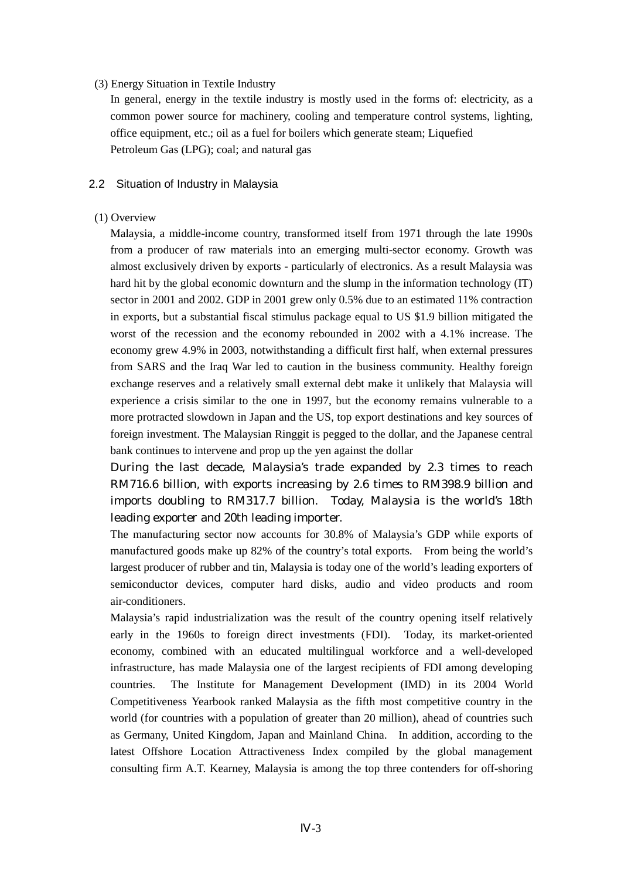(3) Energy Situation in Textile Industry

In general, energy in the textile industry is mostly used in the forms of: electricity, as a common power source for machinery, cooling and temperature control systems, lighting, office equipment, etc.; oil as a fuel for boilers which generate steam; Liquefied Petroleum Gas (LPG); coal; and natural gas

## 2.2 Situation of Industry in Malaysia

(1) Overview

Malaysia, a middle-income country, transformed itself from 1971 through the late 1990s from a producer of raw materials into an emerging multi-sector economy. Growth was almost exclusively driven by exports - particularly of electronics. As a result Malaysia was hard hit by the global economic downturn and the slump in the information technology (IT) sector in 2001 and 2002. GDP in 2001 grew only 0.5% due to an estimated 11% contraction in exports, but a substantial fiscal stimulus package equal to US $1.9 billion mitigated the worst of the recession and the economy rebounded in 2002 with a 4.1% increase. The economy grew 4.9% in 2003, notwithstanding a difficult first half, when external pressures from SARS and the Iraq War led to caution in the business community. Healthy foreign exchange reserves and a relatively small external debt make it unlikely that Malaysia will experience a crisis similar to the one in 1997, but the economy remains vulnerable to a more protracted slowdown in Japan and the US, top export destinations and key sources of foreign investment. The Malaysian Ringgit is pegged to the dollar, and the Japanese central bank continues to intervene and prop up the yen against the dollar

During the last decade, Malaysia's trade expanded by 2.3 times to reach RM716.6 billion, with exports increasing by 2.6 times to RM398.9 billion and imports doubling to RM317.7 billion. Today, Malaysia is the world's 18th leading exporter and 20th leading importer.

The manufacturing sector now accounts for 30.8% of Malaysia's GDP while exports of manufactured goods make up 82% of the country's total exports. From being the world's largest producer of rubber and tin, Malaysia is today one of the world's leading exporters of semiconductor devices, computer hard disks, audio and video products and room air-conditioners.

Malaysia's rapid industrialization was the result of the country opening itself relatively early in the 1960s to foreign direct investments (FDI). Today, its market-oriented economy, combined with an educated multilingual workforce and a well-developed infrastructure, has made Malaysia one of the largest recipients of FDI among developing countries. The Institute for Management Development (IMD) in its 2004 World Competitiveness Yearbook ranked Malaysia as the fifth most competitive country in the world (for countries with a population of greater than 20 million), ahead of countries such as Germany, United Kingdom, Japan and Mainland China. In addition, according to the latest Offshore Location Attractiveness Index compiled by the global management consulting firm A.T. Kearney, Malaysia is among the top three contenders for off-shoring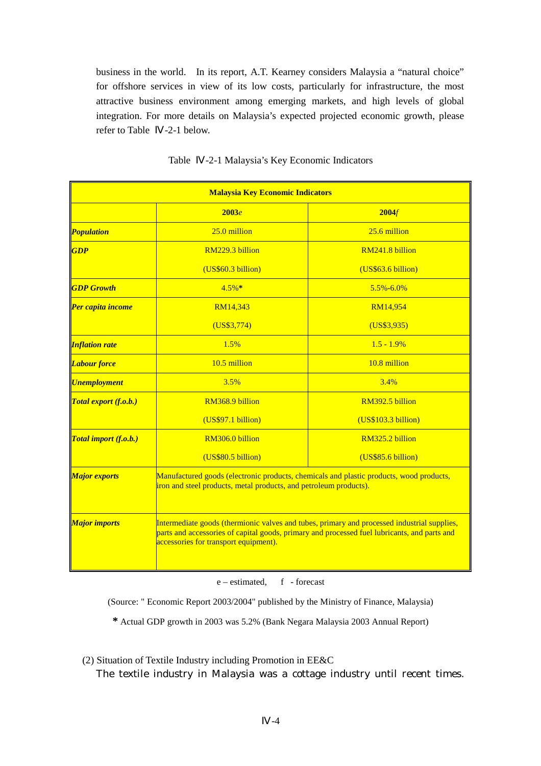business in the world. In its report, A.T. Kearney considers Malaysia a "natural choice" for offshore services in view of its low costs, particularly for infrastructure, the most attractive business environment among emerging markets, and high levels of global integration. For more details on Malaysia's expected projected economic growth, please refer to Table Ⅳ-2-1 below.

Table Ⅳ-2-1 Malaysia's Key Economic Indicators

| **Malaysia Key Economic Indicators** | | |
|---|---|---|
| | **2003*e*** | **2004*f*** |
| ***Population*** | 25.0 million | 25.6 million |
| ***GDP*** | RM229.3 billion<br>(US$60.3 billion) | RM241.8 billion<br>(US$63.6 billion) |
| ***GDP Growth*** | 4.5%* | 5.5%-6.0% |
| ***Per capita income*** | RM14,343<br>(US$3,774) | RM14,954<br>(US$3,935) |
| ***Inflation rate*** | 1.5% | 1.5 - 1.9% |
| ***Labour force*** | 10.5 million | 10.8 million |
| ***Unemployment*** | 3.5% | 3.4% |
| ***Total export (f.o.b.)*** | RM368.9 billion<br>(US$97.1 billion) | RM392.5 billion<br>(US$103.3 billion) |
| ***Total import (f.o.b.)*** | RM306.0 billion<br>(US$80.5 billion) | RM325.2 billion<br>(US$85.6 billion) |
| ***Major exports*** | Manufactured goods (electronic products, chemicals and plastic products, wood products, iron and steel products, metal products, and petroleum products). | |
| ***Major imports*** | Intermediate goods (thermionic valves and tubes, primary and processed industrial supplies, parts and accessories of capital goods, primary and processed fuel lubricants, and parts and accessories for transport equipment). | |

e – estimated, f - forecast

(Source: " Economic Report 2003/2004" published by the Ministry of Finance, Malaysia)

\* Actual GDP growth in 2003 was 5.2% (Bank Negara Malaysia 2003 Annual Report)

(2) Situation of Textile Industry including Promotion in EE&C

The textile industry in Malaysia was a cottage industry until recent times.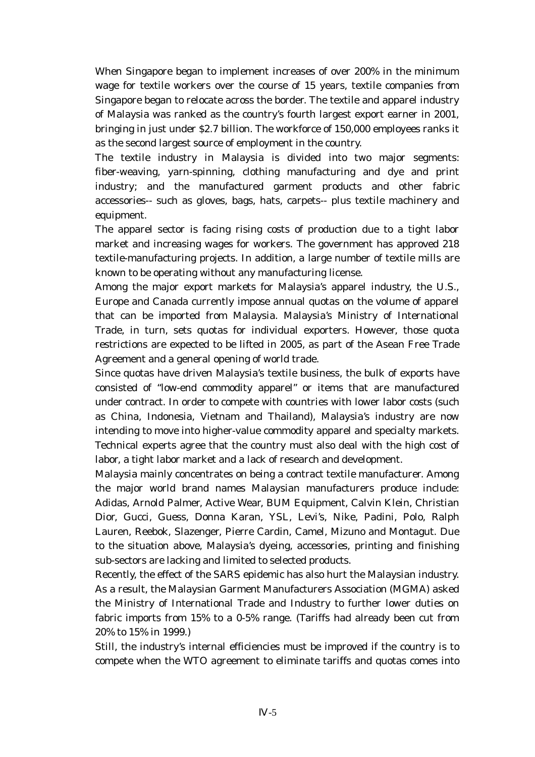When Singapore began to implement increases of over 200% in the minimum wage for textile workers over the course of 15 years, textile companies from Singapore began to relocate across the border. The textile and apparel industry of Malaysia was ranked as the country's fourth largest export earner in 2001, bringing in just under $2.7 billion. The workforce of 150,000 employees ranks it as the second largest source of employment in the country.

The textile industry in Malaysia is divided into two major segments: fiber-weaving, yarn-spinning, clothing manufacturing and dye and print industry; and the manufactured garment products and other fabric accessories-- such as gloves, bags, hats, carpets-- plus textile machinery and equipment.

The apparel sector is facing rising costs of production due to a tight labor market and increasing wages for workers. The government has approved 218 textile-manufacturing projects. In addition, a large number of textile mills are known to be operating without any manufacturing license.

Among the major export markets for Malaysia's apparel industry, the U.S., Europe and Canada currently impose annual quotas on the volume of apparel that can be imported from Malaysia. Malaysia's Ministry of International Trade, in turn, sets quotas for individual exporters. However, those quota restrictions are expected to be lifted in 2005, as part of the Asean Free Trade Agreement and a general opening of world trade.

Since quotas have driven Malaysia's textile business, the bulk of exports have consisted of "low-end commodity apparel" or items that are manufactured under contract. In order to compete with countries with lower labor costs (such as China, Indonesia, Vietnam and Thailand), Malaysia's industry are now intending to move into higher-value commodity apparel and specialty markets. Technical experts agree that the country must also deal with the high cost of labor, a tight labor market and a lack of research and development.

Malaysia mainly concentrates on being a contract textile manufacturer. Among the major world brand names Malaysian manufacturers produce include: Adidas, Arnold Palmer, Active Wear, BUM Equipment, Calvin Klein, Christian Dior, Gucci, Guess, Donna Karan, YSL, Levi's, Nike, Padini, Polo, Ralph Lauren, Reebok, Slazenger, Pierre Cardin, Camel, Mizuno and Montagut. Due to the situation above, Malaysia's dyeing, accessories, printing and finishing sub-sectors are lacking and limited to selected products.

Recently, the effect of the SARS epidemic has also hurt the Malaysian industry. As a result, the Malaysian Garment Manufacturers Association (MGMA) asked the Ministry of International Trade and Industry to further lower duties on fabric imports from 15% to a 0-5% range. (Tariffs had already been cut from 20% to 15% in 1999.)

Still, the industry's internal efficiencies must be improved if the country is to compete when the WTO agreement to eliminate tariffs and quotas comes into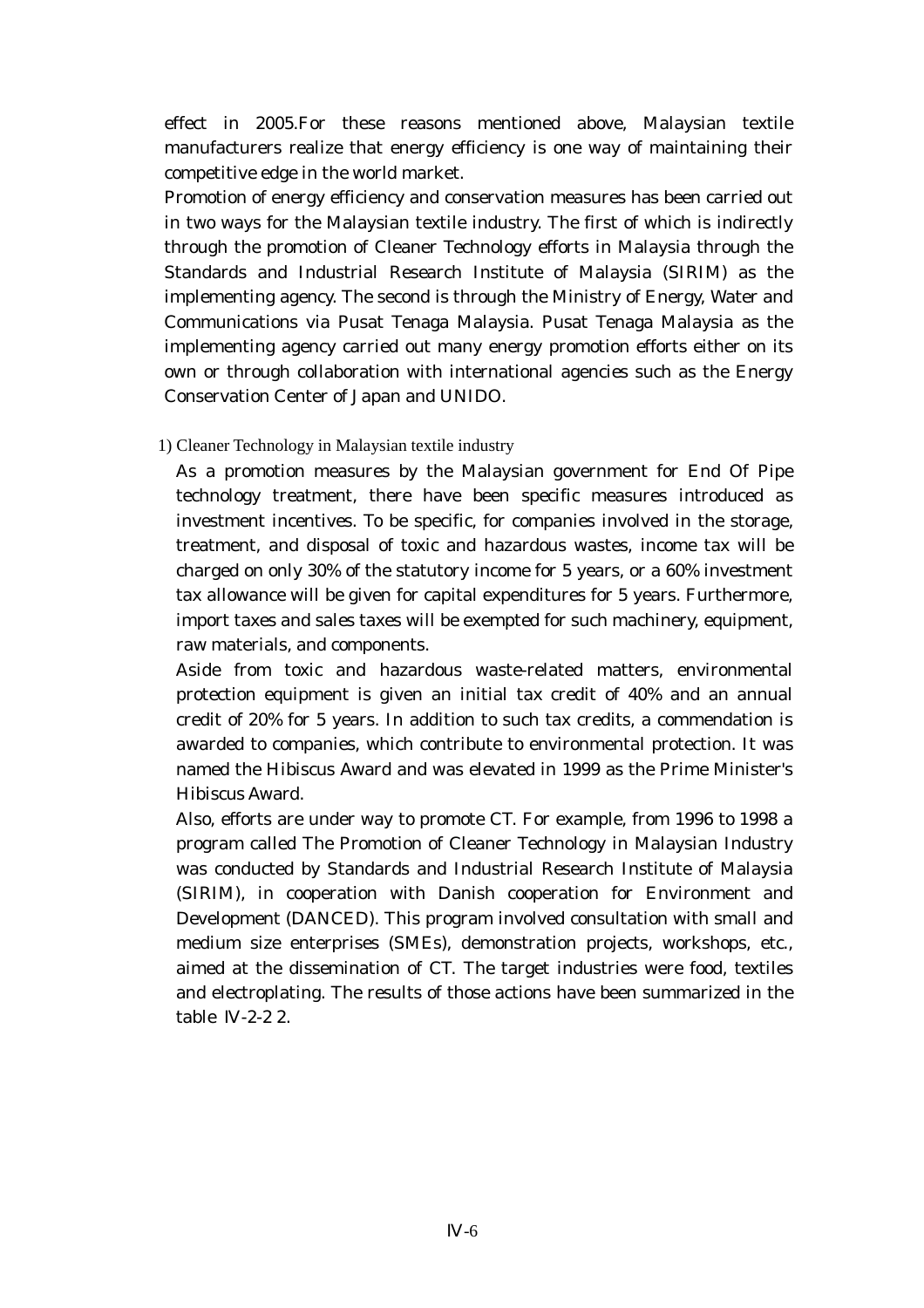effect in 2005.For these reasons mentioned above, Malaysian textile manufacturers realize that energy efficiency is one way of maintaining their competitive edge in the world market.

Promotion of energy efficiency and conservation measures has been carried out in two ways for the Malaysian textile industry. The first of which is indirectly through the promotion of Cleaner Technology efforts in Malaysia through the Standards and Industrial Research Institute of Malaysia (SIRIM) as the implementing agency. The second is through the Ministry of Energy, Water and Communications via Pusat Tenaga Malaysia. Pusat Tenaga Malaysia as the implementing agency carried out many energy promotion efforts either on its own or through collaboration with international agencies such as the Energy Conservation Center of Japan and UNIDO.

1) Cleaner Technology in Malaysian textile industry

As a promotion measures by the Malaysian government for End Of Pipe technology treatment, there have been specific measures introduced as investment incentives. To be specific, for companies involved in the storage, treatment, and disposal of toxic and hazardous wastes, income tax will be charged on only 30% of the statutory income for 5 years, or a 60% investment tax allowance will be given for capital expenditures for 5 years. Furthermore, import taxes and sales taxes will be exempted for such machinery, equipment, raw materials, and components.

Aside from toxic and hazardous waste-related matters, environmental protection equipment is given an initial tax credit of 40% and an annual credit of 20% for 5 years. In addition to such tax credits, a commendation is awarded to companies, which contribute to environmental protection. It was named the Hibiscus Award and was elevated in 1999 as the Prime Minister's Hibiscus Award.

Also, efforts are under way to promote CT. For example, from 1996 to 1998 a program called The Promotion of Cleaner Technology in Malaysian Industry was conducted by Standards and Industrial Research Institute of Malaysia (SIRIM), in cooperation with Danish cooperation for Environment and Development (DANCED). This program involved consultation with small and medium size enterprises (SMEs), demonstration projects, workshops, etc., aimed at the dissemination of CT. The target industries were food, textiles and electroplating. The results of those actions have been summarized in the table Ⅳ-2-2 2.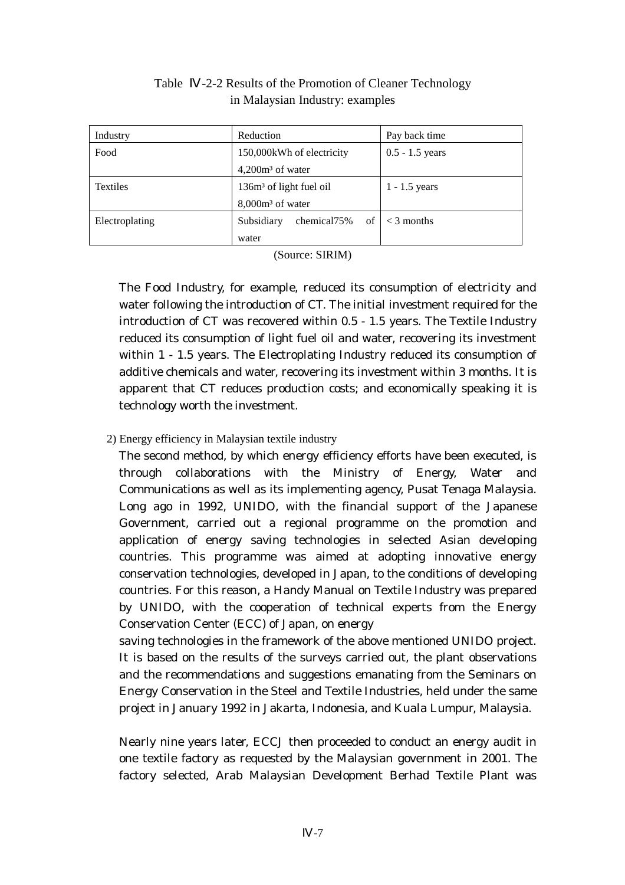Table Ⅳ-2-2 Results of the Promotion of Cleaner Technology in Malaysian Industry: examples

| Industry | Reduction | Pay back time |
|---|---|---|
| Food | 150,000kWh of electricity<br>4,200m³ of water | 0.5 - 1.5 years |
| Textiles | 136m³ of light fuel oil<br>8,000m³ of water | 1 - 1.5 years |
| Electroplating | Subsidiary chemical75% of water | < 3 months |

(Source: SIRIM)

The Food Industry, for example, reduced its consumption of electricity and water following the introduction of CT. The initial investment required for the introduction of CT was recovered within 0.5 - 1.5 years. The Textile Industry reduced its consumption of light fuel oil and water, recovering its investment within 1 - 1.5 years. The Electroplating Industry reduced its consumption of additive chemicals and water, recovering its investment within 3 months. It is apparent that CT reduces production costs; and economically speaking it is technology worth the investment.

2) Energy efficiency in Malaysian textile industry

The second method, by which energy efficiency efforts have been executed, is through collaborations with the Ministry of Energy, Water and Communications as well as its implementing agency, Pusat Tenaga Malaysia. Long ago in 1992, UNIDO, with the financial support of the Japanese Government, carried out a regional programme on the promotion and application of energy saving technologies in selected Asian developing countries. This programme was aimed at adopting innovative energy conservation technologies, developed in Japan, to the conditions of developing countries. For this reason, a Handy Manual on Textile Industry was prepared by UNIDO, with the cooperation of technical experts from the Energy Conservation Center (ECC) of Japan, on energy saving technologies in the framework of the above mentioned UNIDO project. It is based on the results of the surveys carried out, the plant observations and the recommendations and suggestions emanating from the Seminars on Energy Conservation in the Steel and Textile Industries, held under the same project in January 1992 in Jakarta, Indonesia, and Kuala Lumpur, Malaysia.

Nearly nine years later, ECCJ then proceeded to conduct an energy audit in one textile factory as requested by the Malaysian government in 2001. The factory selected, Arab Malaysian Development Berhad Textile Plant was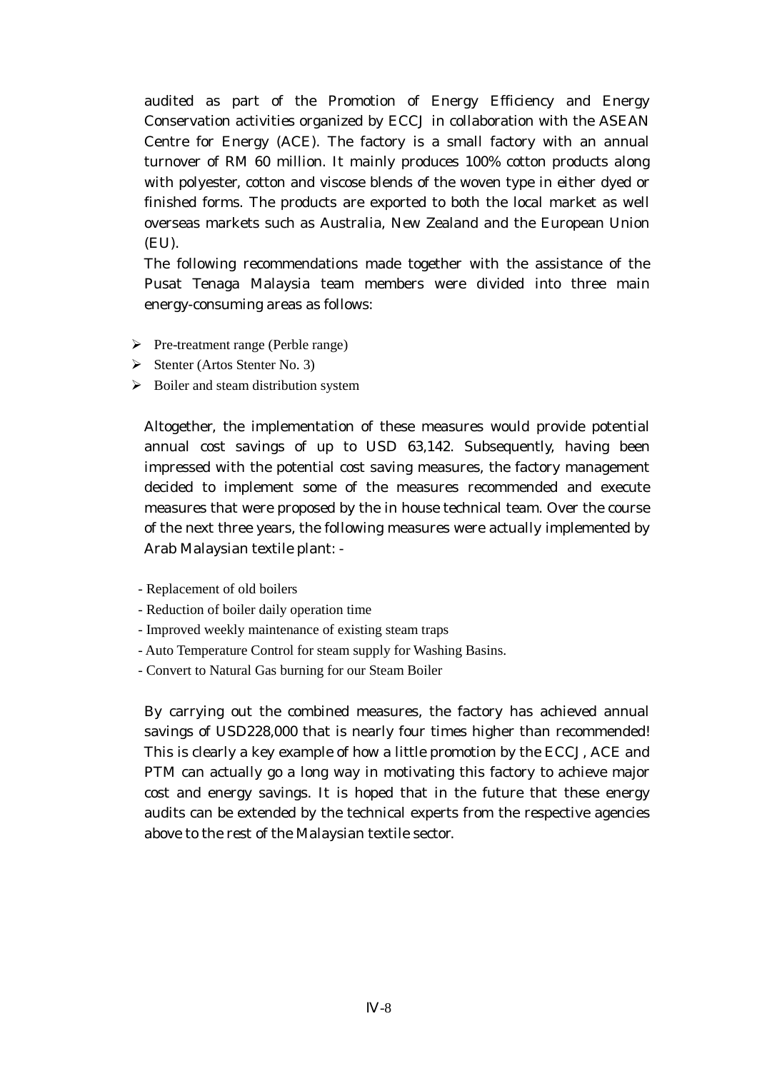audited as part of the Promotion of Energy Efficiency and Energy Conservation activities organized by ECCJ in collaboration with the ASEAN Centre for Energy (ACE). The factory is a small factory with an annual turnover of RM 60 million. It mainly produces 100% cotton products along with polyester, cotton and viscose blends of the woven type in either dyed or finished forms. The products are exported to both the local market as well overseas markets such as Australia, New Zealand and the European Union (EU).

The following recommendations made together with the assistance of the Pusat Tenaga Malaysia team members were divided into three main energy-consuming areas as follows:

- Pre-treatment range (Perble range)
- Stenter (Artos Stenter No. 3)
- Boiler and steam distribution system

Altogether, the implementation of these measures would provide potential annual cost savings of up to USD 63,142. Subsequently, having been impressed with the potential cost saving measures, the factory management decided to implement some of the measures recommended and execute measures that were proposed by the in house technical team. Over the course of the next three years, the following measures were actually implemented by Arab Malaysian textile plant: -

- Replacement of old boilers
- Reduction of boiler daily operation time
- Improved weekly maintenance of existing steam traps
- Auto Temperature Control for steam supply for Washing Basins.
- Convert to Natural Gas burning for our Steam Boiler

By carrying out the combined measures, the factory has achieved annual savings of USD228,000 that is nearly four times higher than recommended! This is clearly a key example of how a little promotion by the ECCJ, ACE and PTM can actually go a long way in motivating this factory to achieve major cost and energy savings. It is hoped that in the future that these energy audits can be extended by the technical experts from the respective agencies above to the rest of the Malaysian textile sector.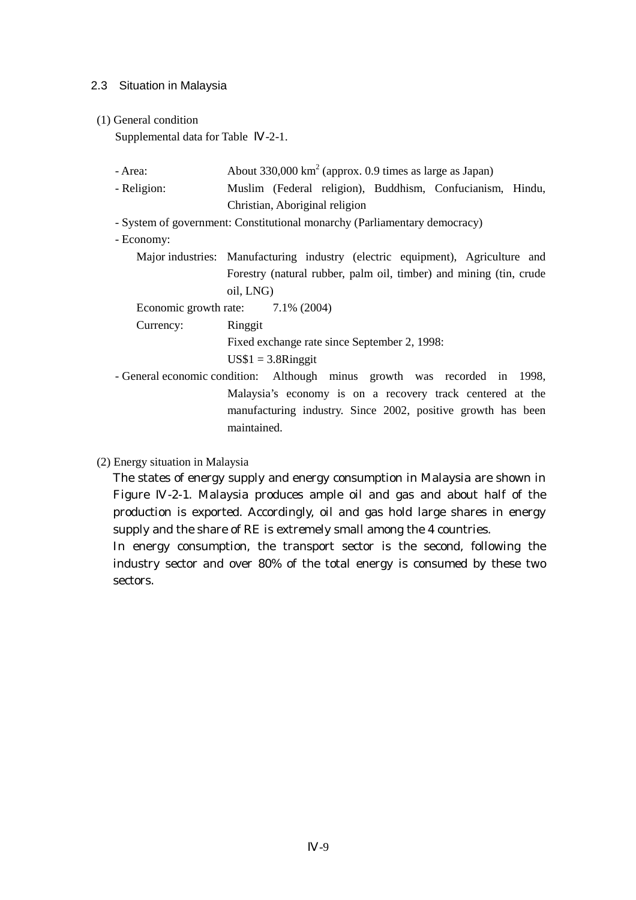## 2.3 Situation in Malaysia

(1) General condition

Supplemental data for Table Ⅳ-2-1.

- Area: About 330,000 $km^2$ (approx. 0.9 times as large as Japan)
- Religion: Muslim (Federal religion), Buddhism, Confucianism, Hindu, Christian, Aboriginal religion
- System of government: Constitutional monarchy (Parliamentary democracy)
- Economy:
  - Major industries: Manufacturing industry (electric equipment), Agriculture and Forestry (natural rubber, palm oil, timber) and mining (tin, crude oil, LNG)
  - Economic growth rate: 7.1% (2004)
  - Currency: Ringgit
    Fixed exchange rate since September 2, 1998:
    US$1 = 3.8Ringgit
- General economic condition: Although minus growth was recorded in 1998, Malaysia's economy is on a recovery track centered at the manufacturing industry. Since 2002, positive growth has been maintained.

(2) Energy situation in Malaysia

The states of energy supply and energy consumption in Malaysia are shown in Figure Ⅳ-2-1. Malaysia produces ample oil and gas and about half of the production is exported. Accordingly, oil and gas hold large shares in energy supply and the share of RE is extremely small among the 4 countries.

In energy consumption, the transport sector is the second, following the industry sector and over 80% of the total energy is consumed by these two sectors.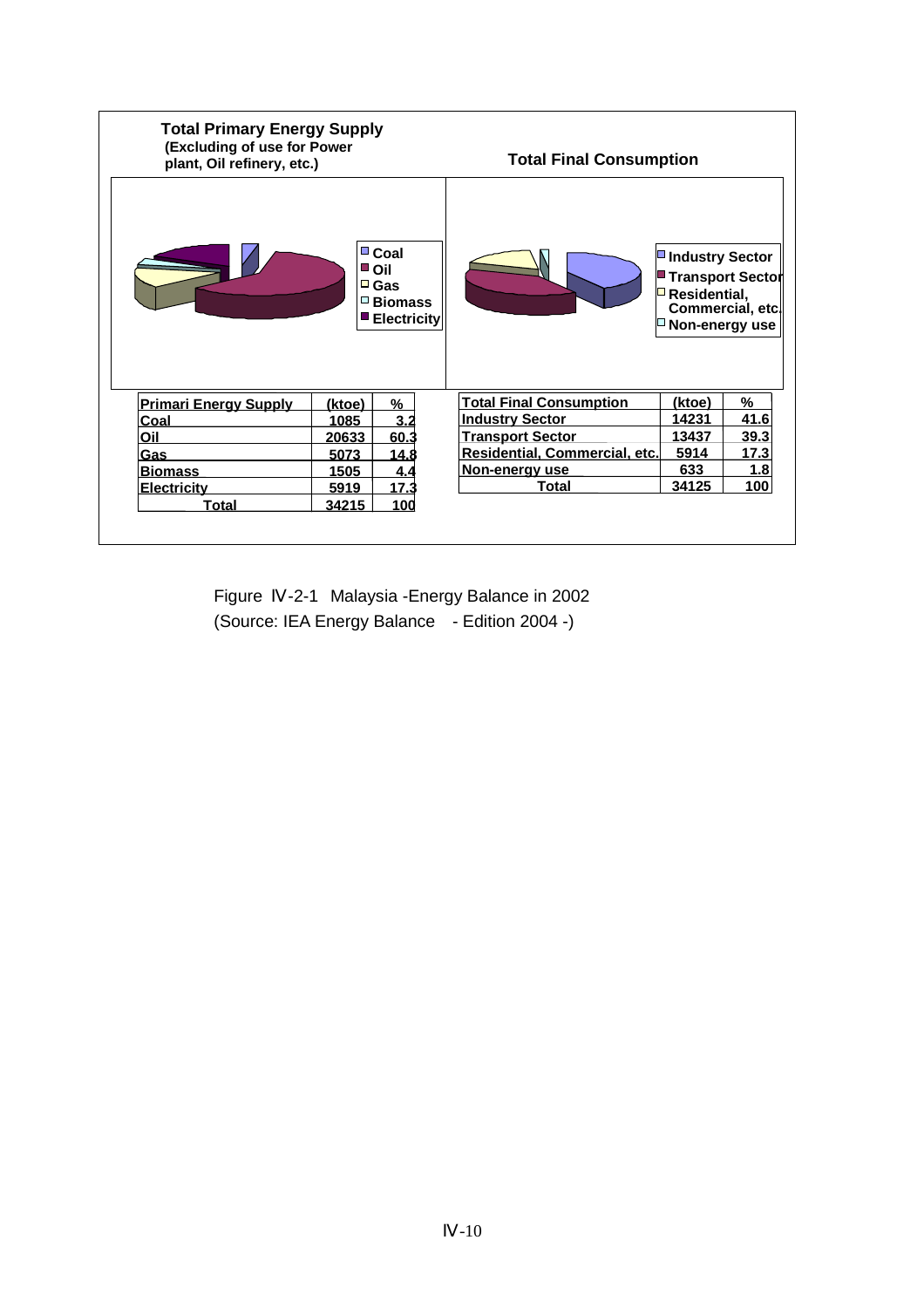**Total Primary Energy Supply**
**(Excluding of use for Power plant, Oil refinery, etc.)**

**Total Final Consumption**

| Primari Energy Supply | (ktoe) | % |
|---|---|---|
| Coal | 1085 | 3.2 |
| Oil | 20633 | 60.3 |
| Gas | 5073 | 14.8 |
| Biomass | 1505 | 4.4 |
| Electricity | 5919 | 17.3 |
| Total | 34215 | 100 |

| Total Final Consumption | (ktoe) | % |
|---|---|---|
| Industry Sector | 14231 | 41.6 |
| Transport Sector | 13437 | 39.3 |
| Residential, Commercial, etc. | 5914 | 17.3 |
| Non-energy use | 633 | 1.8 |
| Total | 34125 | 100 |

Figure Ⅳ-2-1 Malaysia -Energy Balance in 2002
(Source: IEA Energy Balance - Edition 2004 -)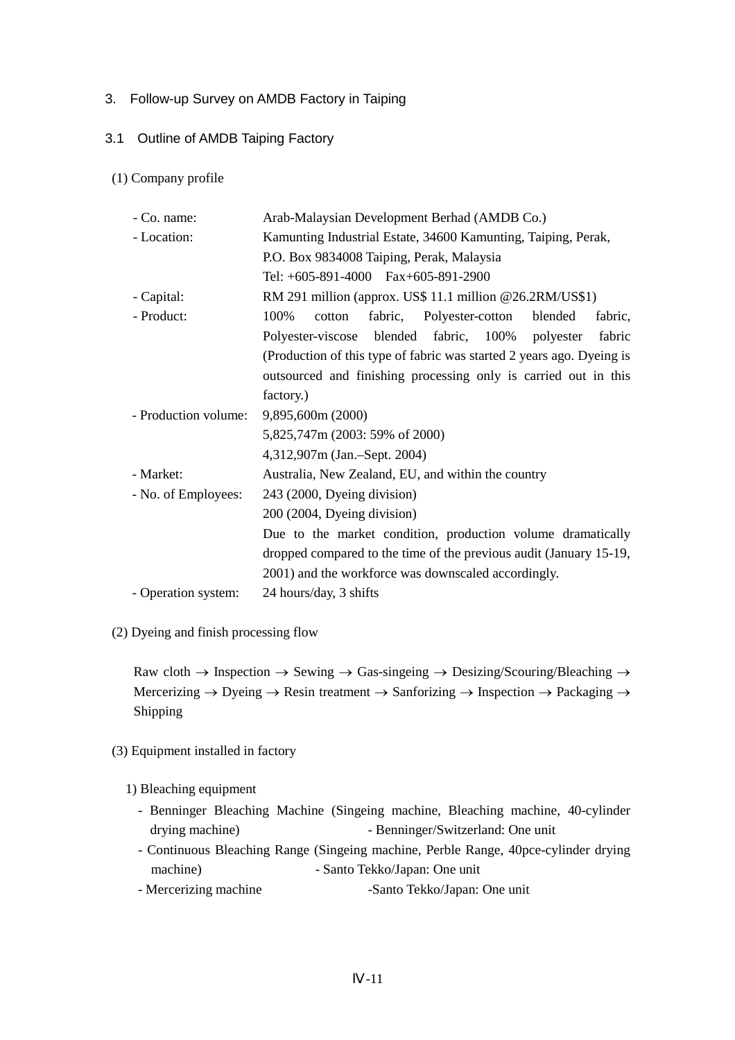## 3. Follow-up Survey on AMDB Factory in Taiping

### 3.1 Outline of AMDB Taiping Factory

(1) Company profile

- Co. name: Arab-Malaysian Development Berhad (AMDB Co.)
- Location: Kamunting Industrial Estate, 34600 Kamunting, Taiping, Perak, P.O. Box 9834008 Taiping, Perak, Malaysia
  Tel: +605-891-4000 Fax+605-891-2900
- Capital: RM 291 million (approx. US$ 11.1 million @26.2RM/US$1)
- Product: 100% cotton fabric, Polyester-cotton blended fabric, Polyester-viscose blended fabric, 100% polyester fabric (Production of this type of fabric was started 2 years ago. Dyeing is outsourced and finishing processing only is carried out in this factory.)
- Production volume: 9,895,600m (2000)
  5,825,747m (2003: 59% of 2000)
  4,312,907m (Jan.–Sept. 2004)
- Market: Australia, New Zealand, EU, and within the country
- No. of Employees: 243 (2000, Dyeing division)
  200 (2004, Dyeing division)
  Due to the market condition, production volume dramatically dropped compared to the time of the previous audit (January 15-19, 2001) and the workforce was downscaled accordingly.
- Operation system: 24 hours/day, 3 shifts

(2) Dyeing and finish processing flow

Raw cloth → Inspection → Sewing → Gas-singeing → Desizing/Scouring/Bleaching → Mercerizing → Dyeing → Resin treatment → Sanforizing → Inspection → Packaging → Shipping

(3) Equipment installed in factory

1) Bleaching equipment

- Benninger Bleaching Machine (Singeing machine, Bleaching machine, 40-cylinder drying machine) - Benninger/Switzerland: One unit
- Continuous Bleaching Range (Singeing machine, Perble Range, 40pce-cylinder drying machine) - Santo Tekko/Japan: One unit
- Mercerizing machine -Santo Tekko/Japan: One unit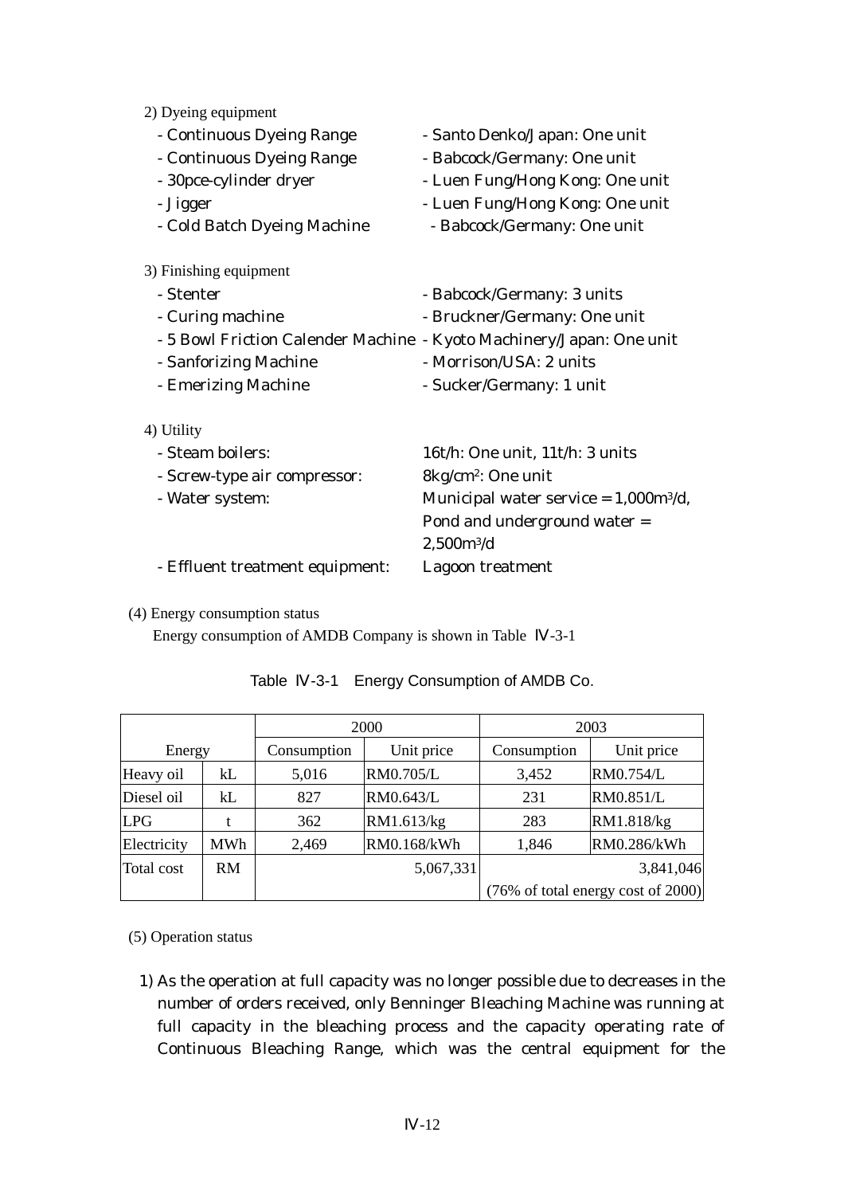2) Dyeing equipment

- Continuous Dyeing Range - Santo Denko/Japan: One unit
- Continuous Dyeing Range - Babcock/Germany: One unit
- 30pce-cylinder dryer - Luen Fung/Hong Kong: One unit
- Jigger - Luen Fung/Hong Kong: One unit
- Cold Batch Dyeing Machine - Babcock/Germany: One unit

3) Finishing equipment

- Stenter - Babcock/Germany: 3 units
- Curing machine - Bruckner/Germany: One unit
- 5 Bowl Friction Calender Machine - Kyoto Machinery/Japan: One unit
- Sanforizing Machine - Morrison/USA: 2 units
- Emerizing Machine - Sucker/Germany: 1 unit

4) Utility

- Steam boilers: 16t/h: One unit, 11t/h: 3 units
- Screw-type air compressor: 8kg/cm$^2$: One unit
- Water system: Municipal water service = 1,000m$^3$/d, Pond and underground water = 2,500m$^3$/d
- Effluent treatment equipment: Lagoon treatment

(4) Energy consumption status

Energy consumption of AMDB Company is shown in Table Ⅳ-3-1

Table Ⅳ-3-1 Energy Consumption of AMDB Co.

| Energy | | 2000 | | 2003 | |
|---|---|---|---|---|---|
| | | Consumption | Unit price | Consumption | Unit price |
| Heavy oil | kL | 5,016 | RM0.705/L | 3,452 | RM0.754/L |
| Diesel oil | kL | 827 | RM0.643/L | 231 | RM0.851/L |
| LPG | t | 362 | RM1.613/kg | 283 | RM1.818/kg |
| Electricity | MWh | 2,469 | RM0.168/kWh | 1,846 | RM0.286/kWh |
| Total cost | RM | 5,067,331 | | 3,841,046 (76% of total energy cost of 2000) | |

(5) Operation status

1) As the operation at full capacity was no longer possible due to decreases in the number of orders received, only Benninger Bleaching Machine was running at full capacity in the bleaching process and the capacity operating rate of Continuous Bleaching Range, which was the central equipment for the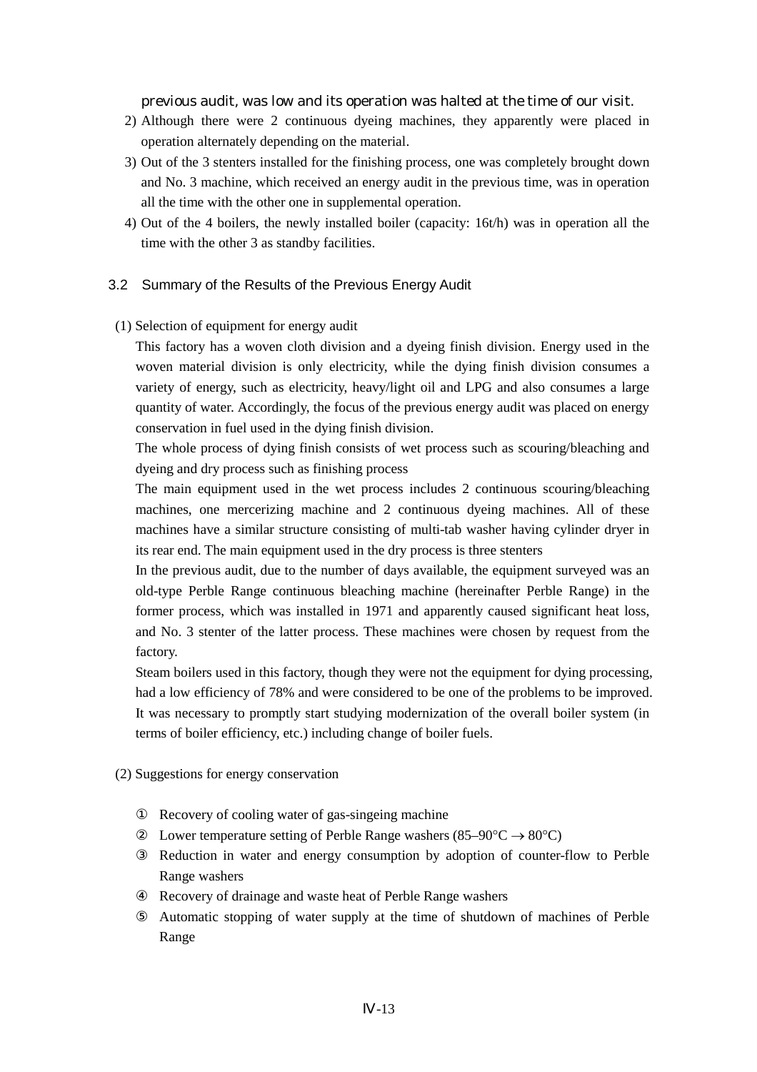previous audit, was low and its operation was halted at the time of our visit.

2) Although there were 2 continuous dyeing machines, they apparently were placed in operation alternately depending on the material.
3) Out of the 3 stenters installed for the finishing process, one was completely brought down and No. 3 machine, which received an energy audit in the previous time, was in operation all the time with the other one in supplemental operation.
4) Out of the 4 boilers, the newly installed boiler (capacity: 16t/h) was in operation all the time with the other 3 as standby facilities.

### 3.2 Summary of the Results of the Previous Energy Audit

(1) Selection of equipment for energy audit

This factory has a woven cloth division and a dyeing finish division. Energy used in the woven material division is only electricity, while the dying finish division consumes a variety of energy, such as electricity, heavy/light oil and LPG and also consumes a large quantity of water. Accordingly, the focus of the previous energy audit was placed on energy conservation in fuel used in the dying finish division.

The whole process of dying finish consists of wet process such as scouring/bleaching and dyeing and dry process such as finishing process

The main equipment used in the wet process includes 2 continuous scouring/bleaching machines, one mercerizing machine and 2 continuous dyeing machines. All of these machines have a similar structure consisting of multi-tab washer having cylinder dryer in its rear end. The main equipment used in the dry process is three stenters

In the previous audit, due to the number of days available, the equipment surveyed was an old-type Perble Range continuous bleaching machine (hereinafter Perble Range) in the former process, which was installed in 1971 and apparently caused significant heat loss, and No. 3 stenter of the latter process. These machines were chosen by request from the factory.

Steam boilers used in this factory, though they were not the equipment for dying processing, had a low efficiency of 78% and were considered to be one of the problems to be improved. It was necessary to promptly start studying modernization of the overall boiler system (in terms of boiler efficiency, etc.) including change of boiler fuels.

(2) Suggestions for energy conservation

① Recovery of cooling water of gas-singeing machine
② Lower temperature setting of Perble Range washers (85–90°C → 80°C)
③ Reduction in water and energy consumption by adoption of counter-flow to Perble Range washers
④ Recovery of drainage and waste heat of Perble Range washers
⑤ Automatic stopping of water supply at the time of shutdown of machines of Perble Range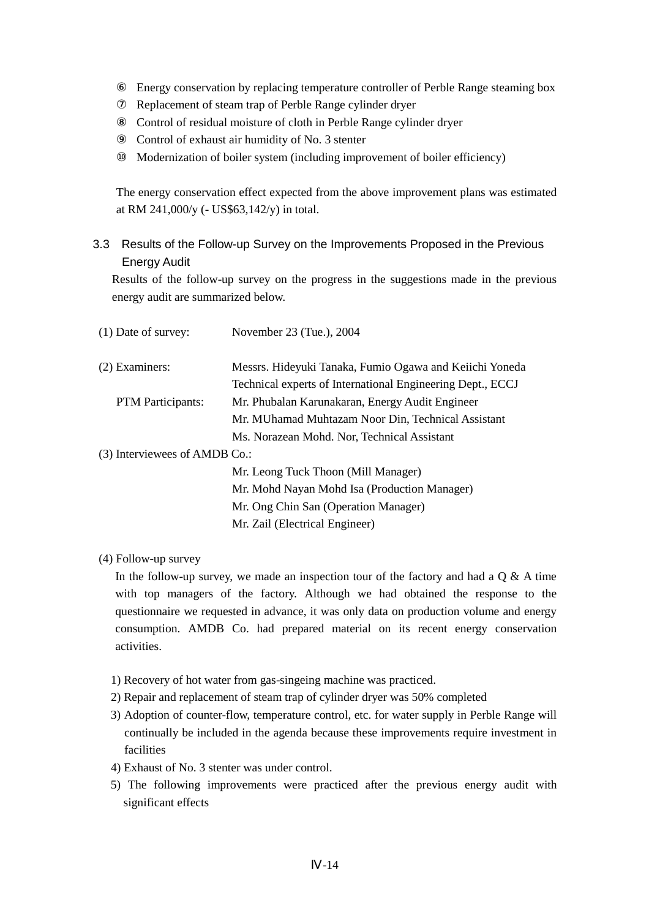⑥ Energy conservation by replacing temperature controller of Perble Range steaming box
⑦ Replacement of steam trap of Perble Range cylinder dryer
⑧ Control of residual moisture of cloth in Perble Range cylinder dryer
⑨ Control of exhaust air humidity of No. 3 stenter
⑩ Modernization of boiler system (including improvement of boiler efficiency)

The energy conservation effect expected from the above improvement plans was estimated at RM 241,000/y (- US$63,142/y) in total.

## 3.3 Results of the Follow-up Survey on the Improvements Proposed in the Previous Energy Audit

Results of the follow-up survey on the progress in the suggestions made in the previous energy audit are summarized below.

(1) Date of survey: November 23 (Tue.), 2004

(2) Examiners: Messrs. Hideyuki Tanaka, Fumio Ogawa and Keiichi Yoneda
Technical experts of International Engineering Dept., ECCJ

PTM Participants: Mr. Phubalan Karunakaran, Energy Audit Engineer
Mr. MUhamad Muhtazam Noor Din, Technical Assistant
Ms. Norazean Mohd. Nor, Technical Assistant

(3) Interviewees of AMDB Co.:
Mr. Leong Tuck Thoon (Mill Manager)
Mr. Mohd Nayan Mohd Isa (Production Manager)
Mr. Ong Chin San (Operation Manager)
Mr. Zail (Electrical Engineer)

(4) Follow-up survey

In the follow-up survey, we made an inspection tour of the factory and had a Q & A time with top managers of the factory. Although we had obtained the response to the questionnaire we requested in advance, it was only data on production volume and energy consumption. AMDB Co. had prepared material on its recent energy conservation activities.

1) Recovery of hot water from gas-singeing machine was practiced.
2) Repair and replacement of steam trap of cylinder dryer was 50% completed
3) Adoption of counter-flow, temperature control, etc. for water supply in Perble Range will continually be included in the agenda because these improvements require investment in facilities
4) Exhaust of No. 3 stenter was under control.
5) The following improvements were practiced after the previous energy audit with significant effects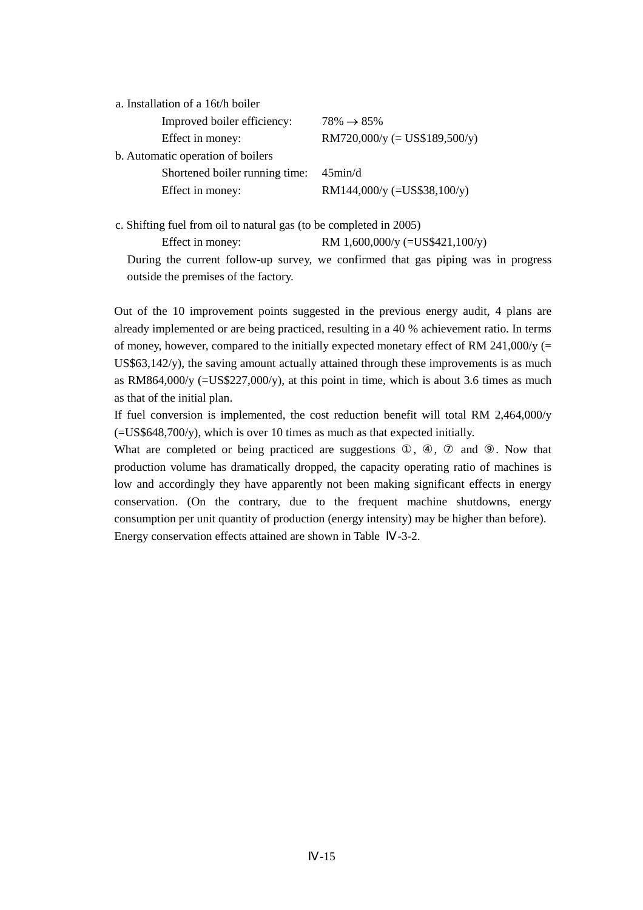a. Installation of a 16t/h boiler

Improved boiler efficiency: 78% → 85%

Effect in money: RM720,000/y (= US$189,500/y)

b. Automatic operation of boilers

Shortened boiler running time: 45min/d

Effect in money: RM144,000/y (=US$38,100/y)

c. Shifting fuel from oil to natural gas (to be completed in 2005)

Effect in money: RM 1,600,000/y (=US$421,100/y)

During the current follow-up survey, we confirmed that gas piping was in progress outside the premises of the factory.

Out of the 10 improvement points suggested in the previous energy audit, 4 plans are already implemented or are being practiced, resulting in a 40 % achievement ratio. In terms of money, however, compared to the initially expected monetary effect of RM 241,000/y (= US$63,142/y), the saving amount actually attained through these improvements is as much as RM864,000/y (=US$227,000/y), at this point in time, which is about 3.6 times as much as that of the initial plan.

If fuel conversion is implemented, the cost reduction benefit will total RM 2,464,000/y (=US$648,700/y), which is over 10 times as much as that expected initially.

What are completed or being practiced are suggestions ①, ④, ⑦ and ⑨. Now that production volume has dramatically dropped, the capacity operating ratio of machines is low and accordingly they have apparently not been making significant effects in energy conservation. (On the contrary, due to the frequent machine shutdowns, energy consumption per unit quantity of production (energy intensity) may be higher than before).

Energy conservation effects attained are shown in Table Ⅳ-3-2.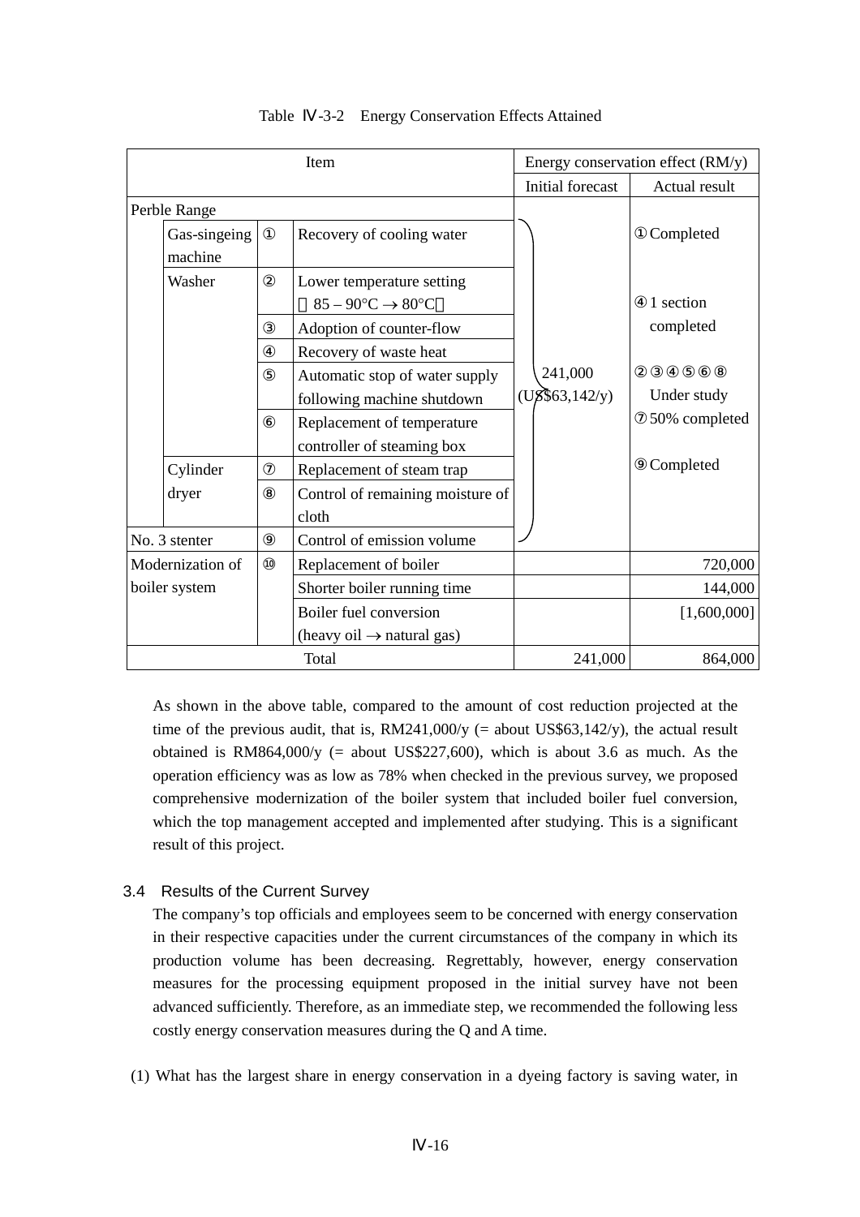Table Ⅳ-3-2　Energy Conservation Effects Attained

| Item | | | | Energy conservation effect (RM/y) | |
|---|---|---|---|---|---|
| | | | | Initial forecast | Actual result |
| Perble Range | | | | 241,000 (US$63,142/y) | ① Completed<br>④ 1 section completed<br>②③④⑤⑥⑧ Under study<br>⑦ 50% completed<br>⑨ Completed |
| | Gas-singeing machine | ① | Recovery of cooling water | | |
| | Washer | ② | Lower temperature setting (85 – 90°C → 80°C) | | |
| | | ③ | Adoption of counter-flow | | |
| | | ④ | Recovery of waste heat | | |
| | | ⑤ | Automatic stop of water supply following machine shutdown | | |
| | | ⑥ | Replacement of temperature controller of steaming box | | |
| | Cylinder dryer | ⑦ | Replacement of steam trap | | |
| | | ⑧ | Control of remaining moisture of cloth | | |
| No. 3 stenter | | ⑨ | Control of emission volume | | |
| Modernization of boiler system | | ⑩ | Replacement of boiler | | 720,000 |
| | | | Shorter boiler running time | | 144,000 |
| | | | Boiler fuel conversion (heavy oil → natural gas) | | [1,600,000] |
| Total | | | | 241,000 | 864,000 |

As shown in the above table, compared to the amount of cost reduction projected at the time of the previous audit, that is, RM241,000/y (= about US$63,142/y), the actual result obtained is RM864,000/y (= about US$227,600), which is about 3.6 as much. As the operation efficiency was as low as 78% when checked in the previous survey, we proposed comprehensive modernization of the boiler system that included boiler fuel conversion, which the top management accepted and implemented after studying. This is a significant result of this project.

### 3.4 Results of the Current Survey

The company's top officials and employees seem to be concerned with energy conservation in their respective capacities under the current circumstances of the company in which its production volume has been decreasing. Regrettably, however, energy conservation measures for the processing equipment proposed in the initial survey have not been advanced sufficiently. Therefore, as an immediate step, we recommended the following less costly energy conservation measures during the Q and A time.

(1) What has the largest share in energy conservation in a dyeing factory is saving water, in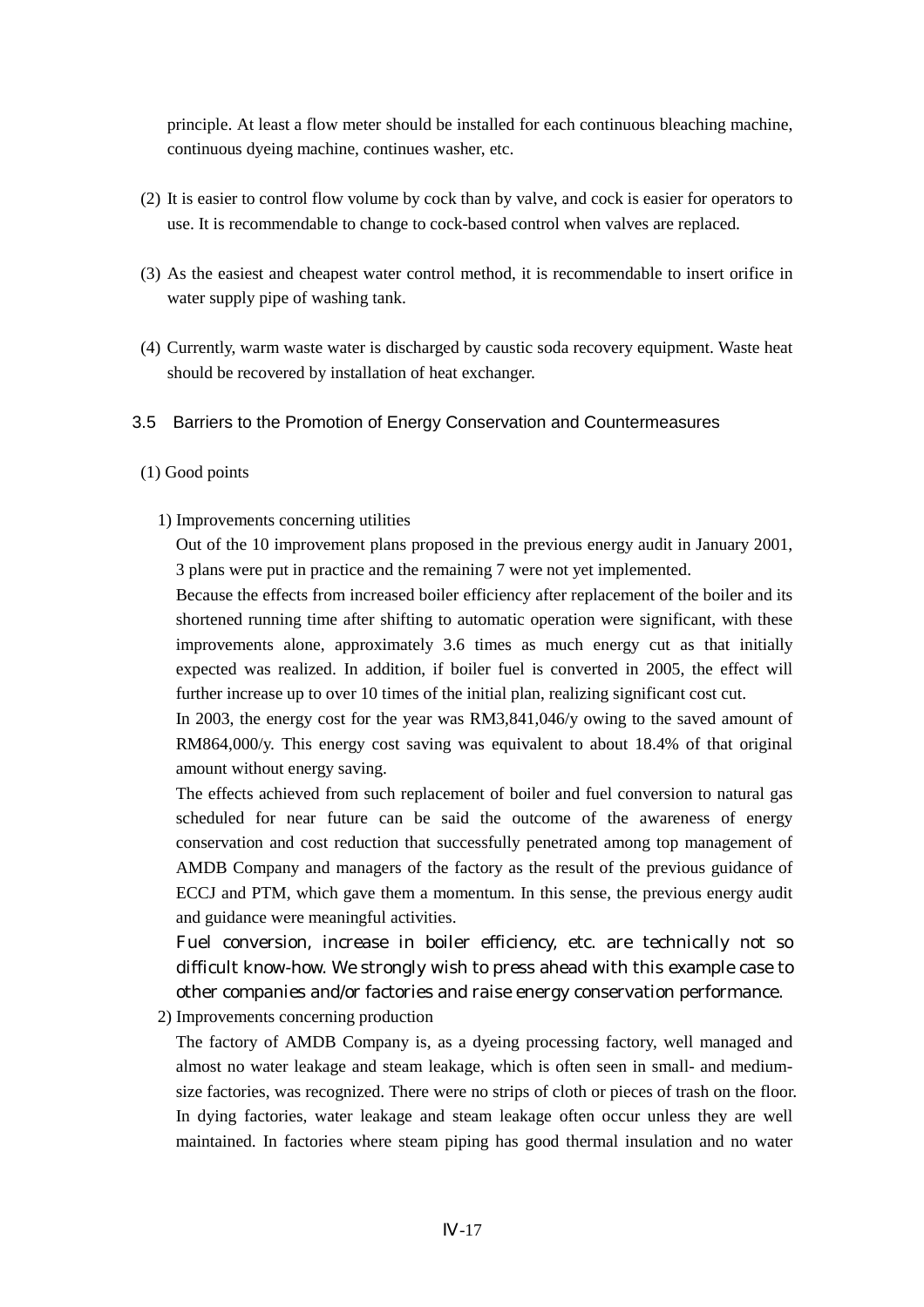principle. At least a flow meter should be installed for each continuous bleaching machine, continuous dyeing machine, continues washer, etc.

(2) It is easier to control flow volume by cock than by valve, and cock is easier for operators to use. It is recommendable to change to cock-based control when valves are replaced.

(3) As the easiest and cheapest water control method, it is recommendable to insert orifice in water supply pipe of washing tank.

(4) Currently, warm waste water is discharged by caustic soda recovery equipment. Waste heat should be recovered by installation of heat exchanger.

### 3.5 Barriers to the Promotion of Energy Conservation and Countermeasures

(1) Good points

1) Improvements concerning utilities

Out of the 10 improvement plans proposed in the previous energy audit in January 2001, 3 plans were put in practice and the remaining 7 were not yet implemented.

Because the effects from increased boiler efficiency after replacement of the boiler and its shortened running time after shifting to automatic operation were significant, with these improvements alone, approximately 3.6 times as much energy cut as that initially expected was realized. In addition, if boiler fuel is converted in 2005, the effect will further increase up to over 10 times of the initial plan, realizing significant cost cut.

In 2003, the energy cost for the year was RM3,841,046/y owing to the saved amount of RM864,000/y. This energy cost saving was equivalent to about 18.4% of that original amount without energy saving.

The effects achieved from such replacement of boiler and fuel conversion to natural gas scheduled for near future can be said the outcome of the awareness of energy conservation and cost reduction that successfully penetrated among top management of AMDB Company and managers of the factory as the result of the previous guidance of ECCJ and PTM, which gave them a momentum. In this sense, the previous energy audit and guidance were meaningful activities.

Fuel conversion, increase in boiler efficiency, etc. are technically not so difficult know-how. We strongly wish to press ahead with this example case to other companies and/or factories and raise energy conservation performance.

2) Improvements concerning production

The factory of AMDB Company is, as a dyeing processing factory, well managed and almost no water leakage and steam leakage, which is often seen in small- and medium-size factories, was recognized. There were no strips of cloth or pieces of trash on the floor. In dying factories, water leakage and steam leakage often occur unless they are well maintained. In factories where steam piping has good thermal insulation and no water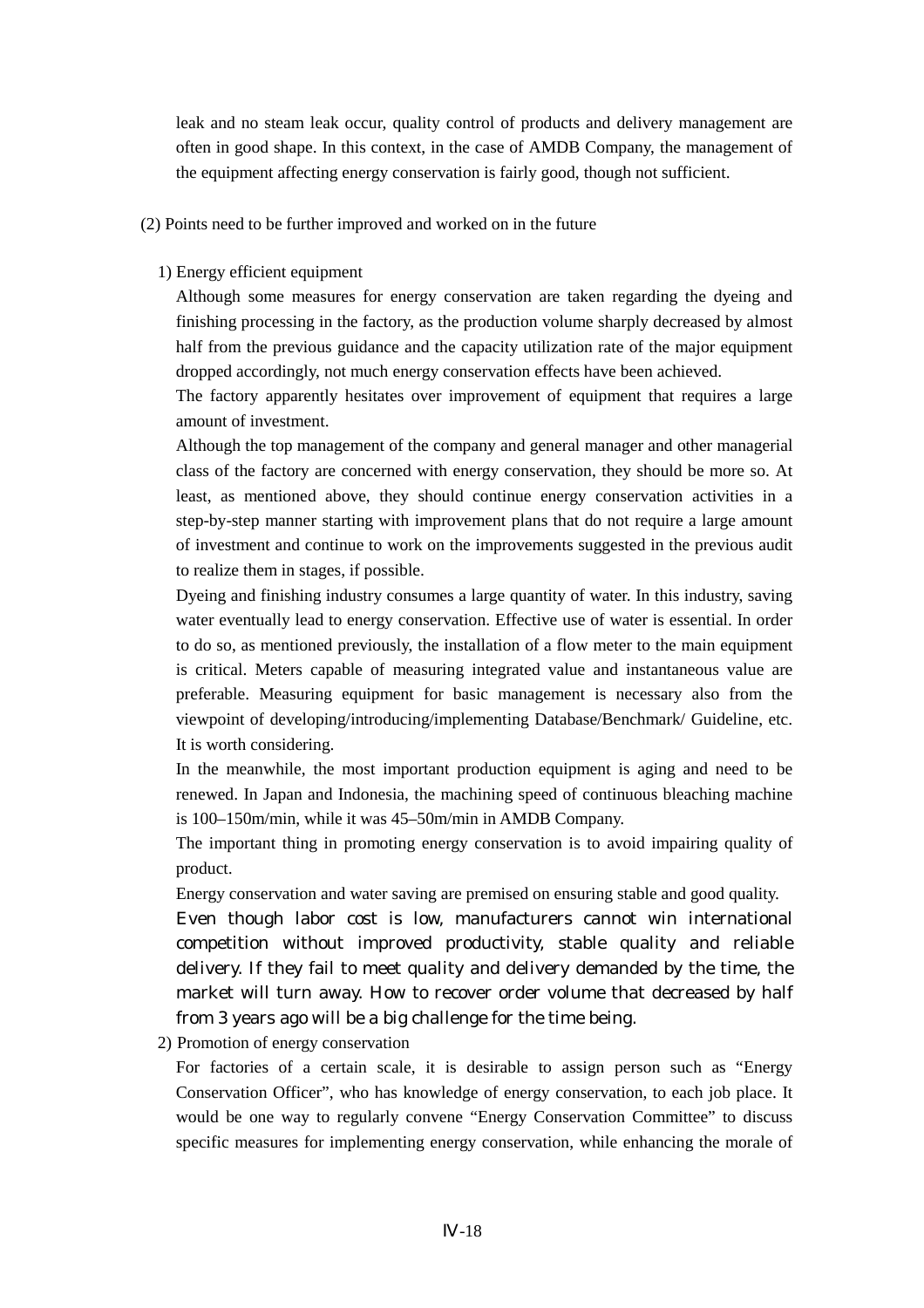leak and no steam leak occur, quality control of products and delivery management are often in good shape. In this context, in the case of AMDB Company, the management of the equipment affecting energy conservation is fairly good, though not sufficient.

(2) Points need to be further improved and worked on in the future

1) Energy efficient equipment

Although some measures for energy conservation are taken regarding the dyeing and finishing processing in the factory, as the production volume sharply decreased by almost half from the previous guidance and the capacity utilization rate of the major equipment dropped accordingly, not much energy conservation effects have been achieved.

The factory apparently hesitates over improvement of equipment that requires a large amount of investment.

Although the top management of the company and general manager and other managerial class of the factory are concerned with energy conservation, they should be more so. At least, as mentioned above, they should continue energy conservation activities in a step-by-step manner starting with improvement plans that do not require a large amount of investment and continue to work on the improvements suggested in the previous audit to realize them in stages, if possible.

Dyeing and finishing industry consumes a large quantity of water. In this industry, saving water eventually lead to energy conservation. Effective use of water is essential. In order to do so, as mentioned previously, the installation of a flow meter to the main equipment is critical. Meters capable of measuring integrated value and instantaneous value are preferable. Measuring equipment for basic management is necessary also from the viewpoint of developing/introducing/implementing Database/Benchmark/ Guideline, etc. It is worth considering.

In the meanwhile, the most important production equipment is aging and need to be renewed. In Japan and Indonesia, the machining speed of continuous bleaching machine is 100–150m/min, while it was 45–50m/min in AMDB Company.

The important thing in promoting energy conservation is to avoid impairing quality of product.

Energy conservation and water saving are premised on ensuring stable and good quality.

Even though labor cost is low, manufacturers cannot win international competition without improved productivity, stable quality and reliable delivery. If they fail to meet quality and delivery demanded by the time, the market will turn away. How to recover order volume that decreased by half from 3 years ago will be a big challenge for the time being.

2) Promotion of energy conservation

For factories of a certain scale, it is desirable to assign person such as “Energy Conservation Officer”, who has knowledge of energy conservation, to each job place. It would be one way to regularly convene “Energy Conservation Committee” to discuss specific measures for implementing energy conservation, while enhancing the morale of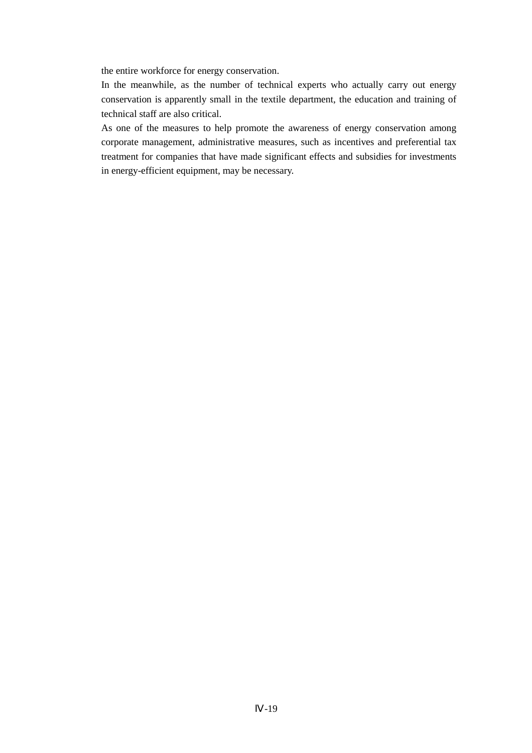the entire workforce for energy conservation.

In the meanwhile, as the number of technical experts who actually carry out energy conservation is apparently small in the textile department, the education and training of technical staff are also critical.

As one of the measures to help promote the awareness of energy conservation among corporate management, administrative measures, such as incentives and preferential tax treatment for companies that have made significant effects and subsidies for investments in energy-efficient equipment, may be necessary.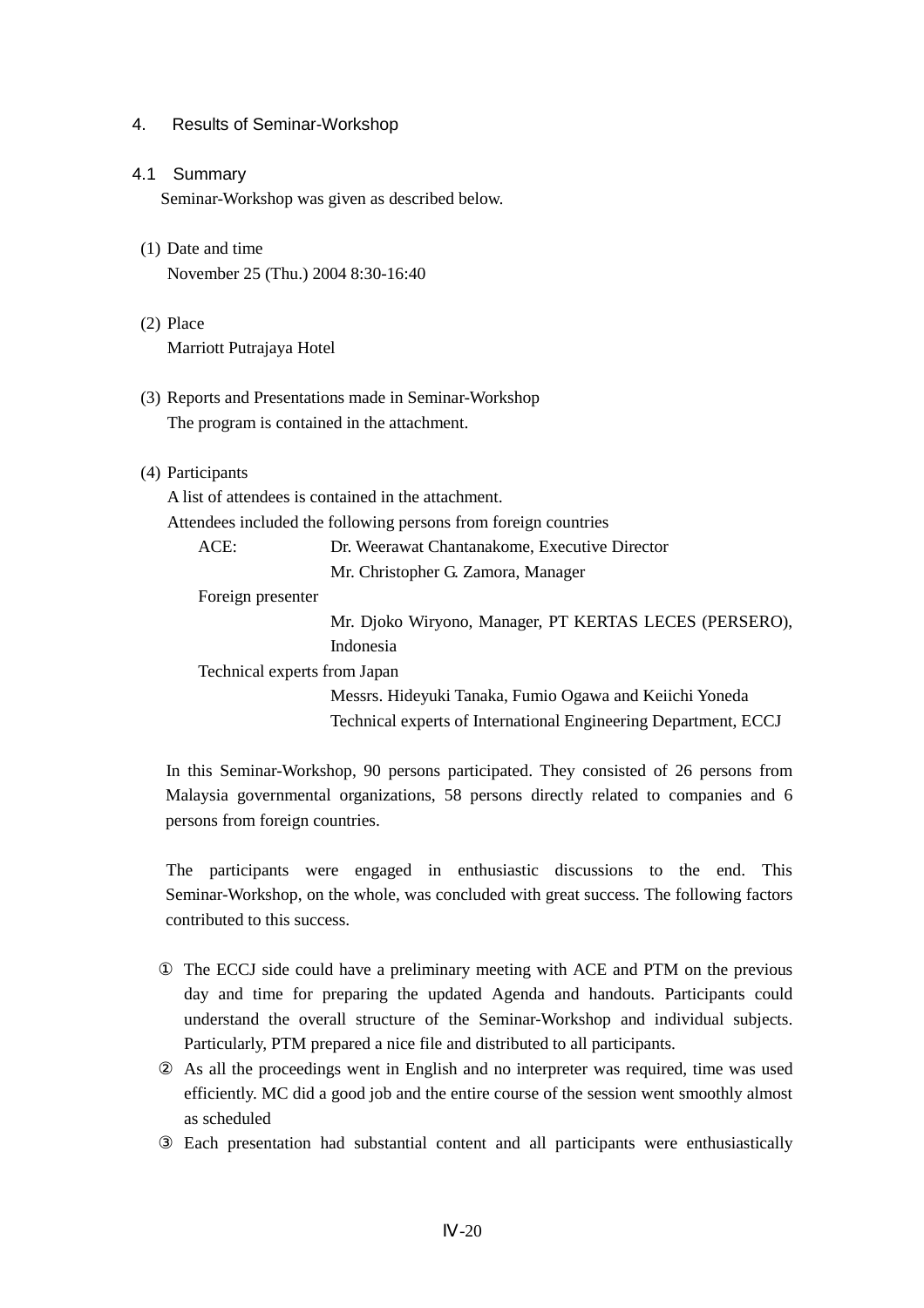# 4. Results of Seminar-Workshop

## 4.1 Summary

Seminar-Workshop was given as described below.

(1) Date and time

November 25 (Thu.) 2004 8:30-16:40

(2) Place

Marriott Putrajaya Hotel

(3) Reports and Presentations made in Seminar-Workshop

The program is contained in the attachment.

(4) Participants

A list of attendees is contained in the attachment.

Attendees included the following persons from foreign countries

ACE: Dr. Weerawat Chantanakome, Executive Director
Mr. Christopher G. Zamora, Manager

Foreign presenter
Mr. Djoko Wiryono, Manager, PT KERTAS LECES (PERSERO), Indonesia

Technical experts from Japan
Messrs. Hideyuki Tanaka, Fumio Ogawa and Keiichi Yoneda
Technical experts of International Engineering Department, ECCJ

In this Seminar-Workshop, 90 persons participated. They consisted of 26 persons from Malaysia governmental organizations, 58 persons directly related to companies and 6 persons from foreign countries.

The participants were engaged in enthusiastic discussions to the end. This Seminar-Workshop, on the whole, was concluded with great success. The following factors contributed to this success.

① The ECCJ side could have a preliminary meeting with ACE and PTM on the previous day and time for preparing the updated Agenda and handouts. Participants could understand the overall structure of the Seminar-Workshop and individual subjects. Particularly, PTM prepared a nice file and distributed to all participants.

② As all the proceedings went in English and no interpreter was required, time was used efficiently. MC did a good job and the entire course of the session went smoothly almost as scheduled

③ Each presentation had substantial content and all participants were enthusiastically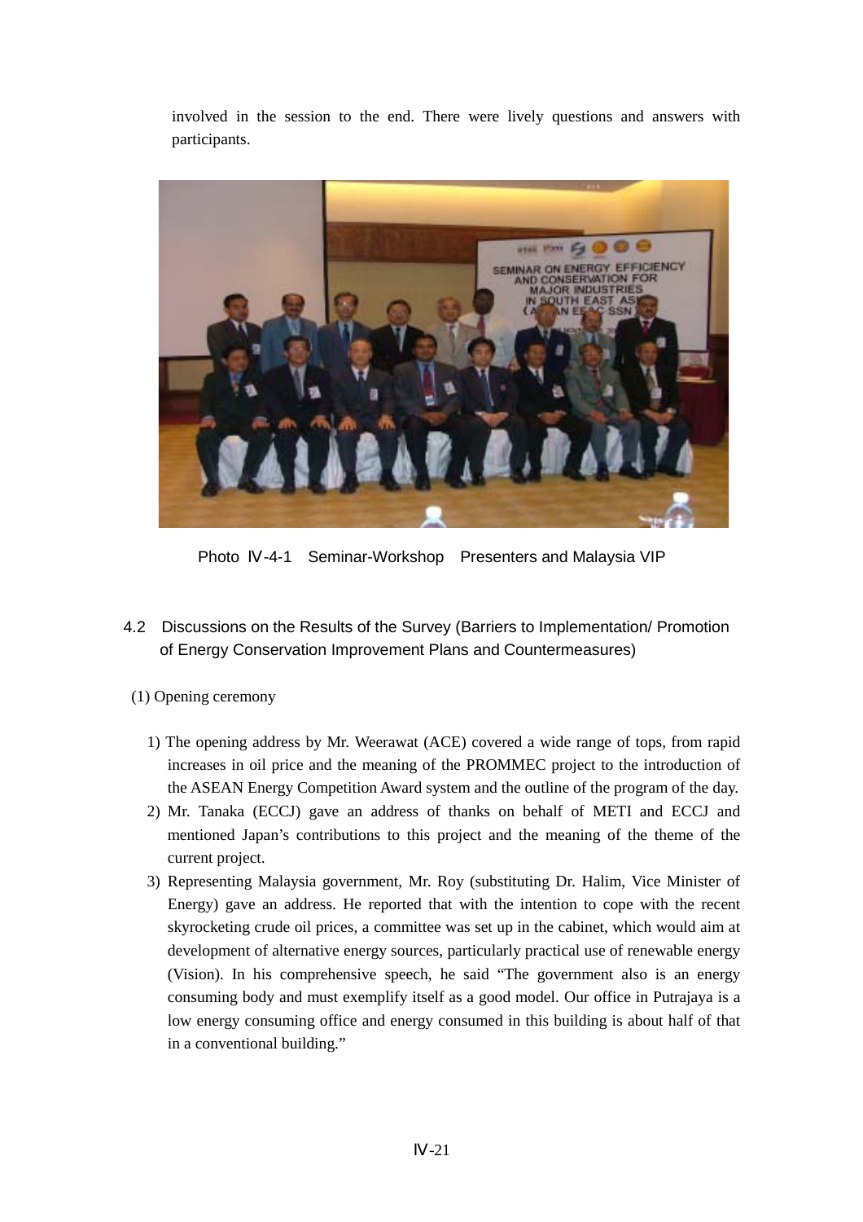involved in the session to the end. There were lively questions and answers with participants.

Photo Ⅳ-4-1 Seminar-Workshop Presenters and Malaysia VIP

## 4.2 Discussions on the Results of the Survey (Barriers to Implementation/ Promotion of Energy Conservation Improvement Plans and Countermeasures)

(1) Opening ceremony

1) The opening address by Mr. Weerawat (ACE) covered a wide range of tops, from rapid increases in oil price and the meaning of the PROMMEC project to the introduction of the ASEAN Energy Competition Award system and the outline of the program of the day.
2) Mr. Tanaka (ECCJ) gave an address of thanks on behalf of METI and ECCJ and mentioned Japan's contributions to this project and the meaning of the theme of the current project.
3) Representing Malaysia government, Mr. Roy (substituting Dr. Halim, Vice Minister of Energy) gave an address. He reported that with the intention to cope with the recent skyrocketing crude oil prices, a committee was set up in the cabinet, which would aim at development of alternative energy sources, particularly practical use of renewable energy (Vision). In his comprehensive speech, he said "The government also is an energy consuming body and must exemplify itself as a good model. Our office in Putrajaya is a low energy consuming office and energy consumed in this building is about half of that in a conventional building."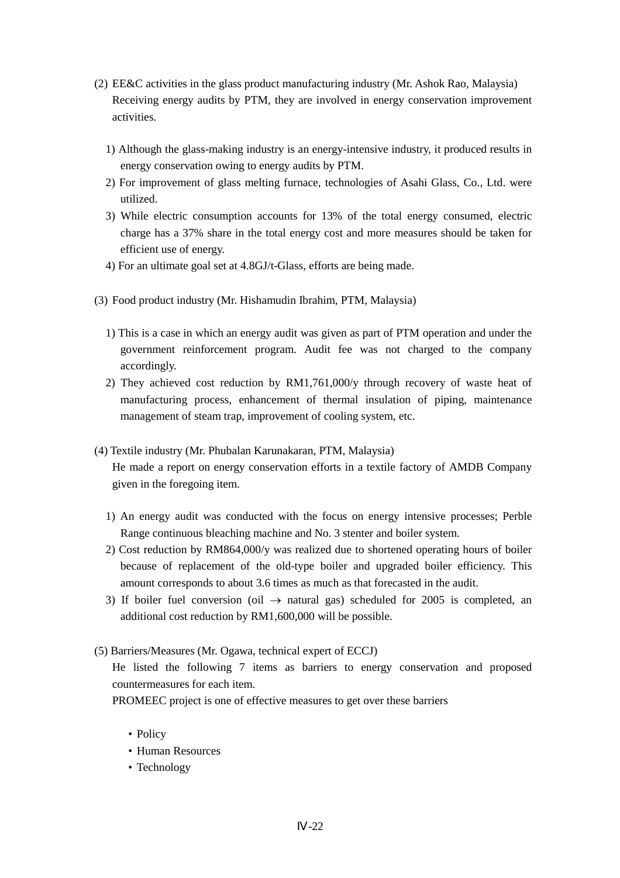(2) EE&C activities in the glass product manufacturing industry (Mr. Ashok Rao, Malaysia)

Receiving energy audits by PTM, they are involved in energy conservation improvement activities.

1) Although the glass-making industry is an energy-intensive industry, it produced results in energy conservation owing to energy audits by PTM.
2) For improvement of glass melting furnace, technologies of Asahi Glass, Co., Ltd. were utilized.
3) While electric consumption accounts for 13% of the total energy consumed, electric charge has a 37% share in the total energy cost and more measures should be taken for efficient use of energy.
4) For an ultimate goal set at 4.8GJ/t-Glass, efforts are being made.

(3) Food product industry (Mr. Hishamudin Ibrahim, PTM, Malaysia)

1) This is a case in which an energy audit was given as part of PTM operation and under the government reinforcement program. Audit fee was not charged to the company accordingly.
2) They achieved cost reduction by RM1,761,000/y through recovery of waste heat of manufacturing process, enhancement of thermal insulation of piping, maintenance management of steam trap, improvement of cooling system, etc.

(4) Textile industry (Mr. Phubalan Karunakaran, PTM, Malaysia)

He made a report on energy conservation efforts in a textile factory of AMDB Company given in the foregoing item.

1) An energy audit was conducted with the focus on energy intensive processes; Perble Range continuous bleaching machine and No. 3 stenter and boiler system.
2) Cost reduction by RM864,000/y was realized due to shortened operating hours of boiler because of replacement of the old-type boiler and upgraded boiler efficiency. This amount corresponds to about 3.6 times as much as that forecasted in the audit.
3) If boiler fuel conversion (oil $\rightarrow$ natural gas) scheduled for 2005 is completed, an additional cost reduction by RM1,600,000 will be possible.

(5) Barriers/Measures (Mr. Ogawa, technical expert of ECCJ)

He listed the following 7 items as barriers to energy conservation and proposed countermeasures for each item.

PROMEEC project is one of effective measures to get over these barriers

- Policy
- Human Resources
- Technology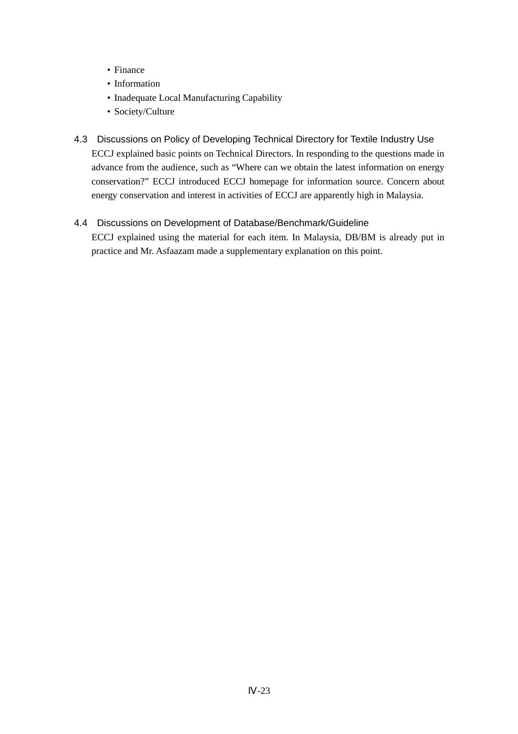- Finance
- Information
- Inadequate Local Manufacturing Capability
- Society/Culture

### 4.3 Discussions on Policy of Developing Technical Directory for Textile Industry Use

ECCJ explained basic points on Technical Directors. In responding to the questions made in advance from the audience, such as “Where can we obtain the latest information on energy conservation?” ECCJ introduced ECCJ homepage for information source. Concern about energy conservation and interest in activities of ECCJ are apparently high in Malaysia.

### 4.4 Discussions on Development of Database/Benchmark/Guideline

ECCJ explained using the material for each item. In Malaysia, DB/BM is already put in practice and Mr. Asfaazam made a supplementary explanation on this point.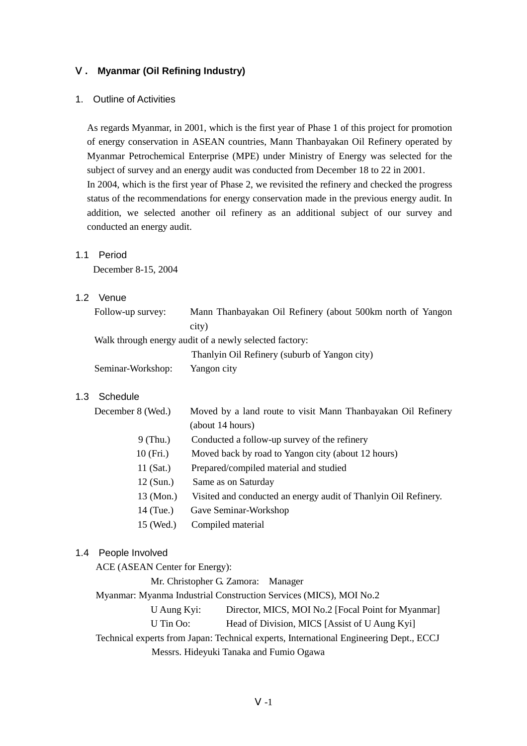# Ⅴ. Myanmar (Oil Refining Industry)

## 1. Outline of Activities

As regards Myanmar, in 2001, which is the first year of Phase 1 of this project for promotion of energy conservation in ASEAN countries, Mann Thanbayakan Oil Refinery operated by Myanmar Petrochemical Enterprise (MPE) under Ministry of Energy was selected for the subject of survey and an energy audit was conducted from December 18 to 22 in 2001.
In 2004, which is the first year of Phase 2, we revisited the refinery and checked the progress status of the recommendations for energy conservation made in the previous energy audit. In addition, we selected another oil refinery as an additional subject of our survey and conducted an energy audit.

### 1.1 Period

December 8-15, 2004

### 1.2 Venue

Follow-up survey: Mann Thanbayakan Oil Refinery (about 500km north of Yangon city)

Walk through energy audit of a newly selected factory:
Thanlyin Oil Refinery (suburb of Yangon city)

Seminar-Workshop: Yangon city

### 1.3 Schedule

- December 8 (Wed.) Moved by a land route to visit Mann Thanbayakan Oil Refinery (about 14 hours)
- 9 (Thu.) Conducted a follow-up survey of the refinery
- 10 (Fri.) Moved back by road to Yangon city (about 12 hours)
- 11 (Sat.) Prepared/compiled material and studied
- 12 (Sun.) Same as on Saturday
- 13 (Mon.) Visited and conducted an energy audit of Thanlyin Oil Refinery.
- 14 (Tue.) Gave Seminar-Workshop
- 15 (Wed.) Compiled material

### 1.4 People Involved

ACE (ASEAN Center for Energy):
Mr. Christopher G. Zamora: Manager

Myanmar: Myanma Industrial Construction Services (MICS), MOI No.2
U Aung Kyi: Director, MICS, MOI No.2 [Focal Point for Myanmar]
U Tin Oo: Head of Division, MICS [Assist of U Aung Kyi]

Technical experts from Japan: Technical experts, International Engineering Dept., ECCJ
Messrs. Hideyuki Tanaka and Fumio Ogawa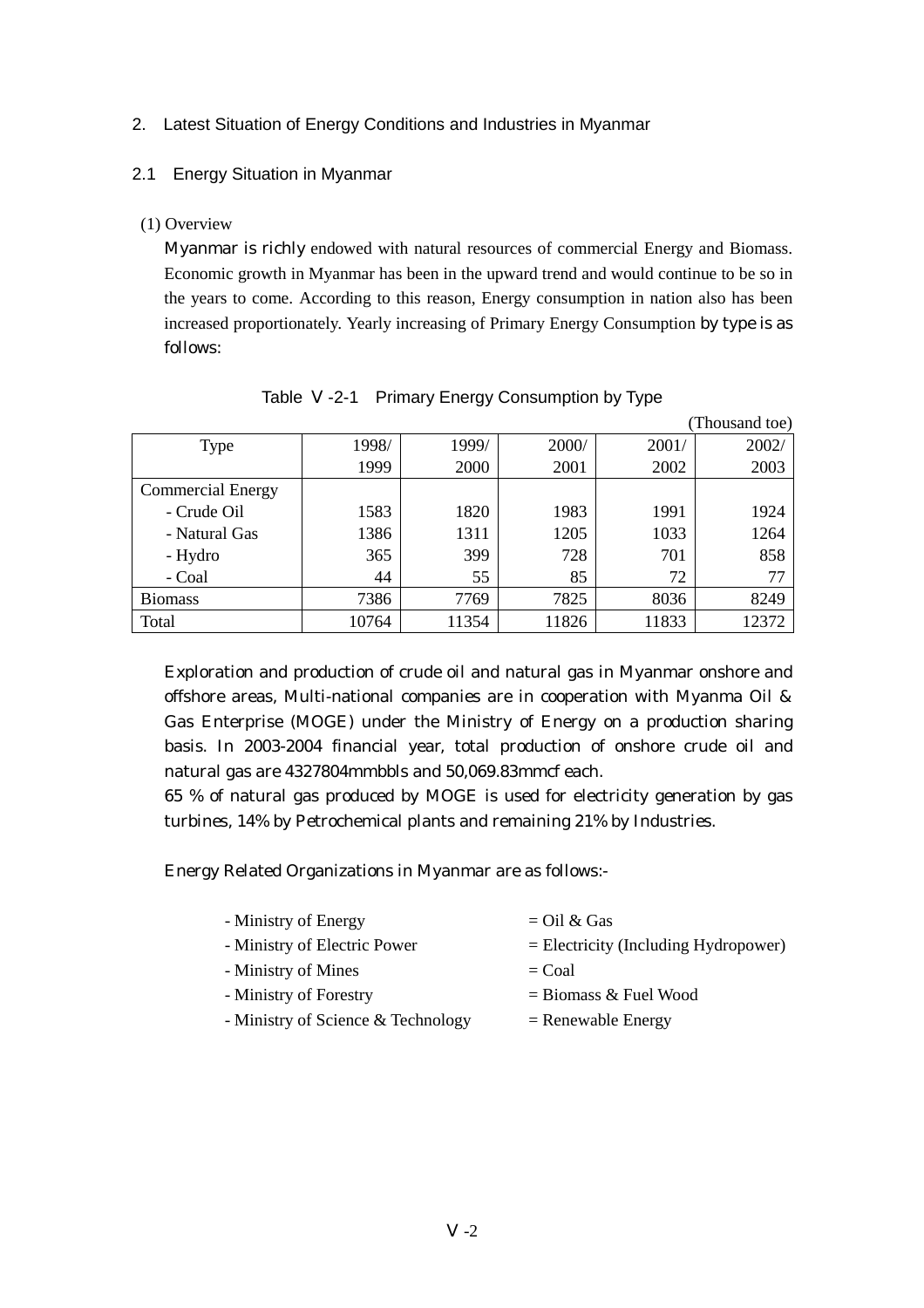## 2. Latest Situation of Energy Conditions and Industries in Myanmar

### 2.1 Energy Situation in Myanmar

(1) Overview

Myanmar is richly endowed with natural resources of commercial Energy and Biomass. Economic growth in Myanmar has been in the upward trend and would continue to be so in the years to come. According to this reason, Energy consumption in nation also has been increased proportionately. Yearly increasing of Primary Energy Consumption by type is as follows:

Table Ⅴ-2-1 Primary Energy Consumption by Type

(Thousand toe)

| Type | 1998/ 1999 | 1999/ 2000 | 2000/ 2001 | 2001/ 2002 | 2002/ 2003 |
|---|---|---|---|---|---|
| Commercial Energy | | | | | |
| - Crude Oil | 1583 | 1820 | 1983 | 1991 | 1924 |
| - Natural Gas | 1386 | 1311 | 1205 | 1033 | 1264 |
| - Hydro | 365 | 399 | 728 | 701 | 858 |
| - Coal | 44 | 55 | 85 | 72 | 77 |
| Biomass | 7386 | 7769 | 7825 | 8036 | 8249 |
| Total | 10764 | 11354 | 11826 | 11833 | 12372 |

Exploration and production of crude oil and natural gas in Myanmar onshore and offshore areas, Multi-national companies are in cooperation with Myanma Oil & Gas Enterprise (MOGE) under the Ministry of Energy on a production sharing basis. In 2003-2004 financial year, total production of onshore crude oil and natural gas are 4327804mmbbls and 50,069.83mmcf each.

65 % of natural gas produced by MOGE is used for electricity generation by gas turbines, 14% by Petrochemical plants and remaining 21% by Industries.

Energy Related Organizations in Myanmar are as follows:-

- Ministry of Energy = Oil & Gas
- Ministry of Electric Power = Electricity (Including Hydropower)
- Ministry of Mines = Coal
- Ministry of Forestry = Biomass & Fuel Wood
- Ministry of Science & Technology = Renewable Energy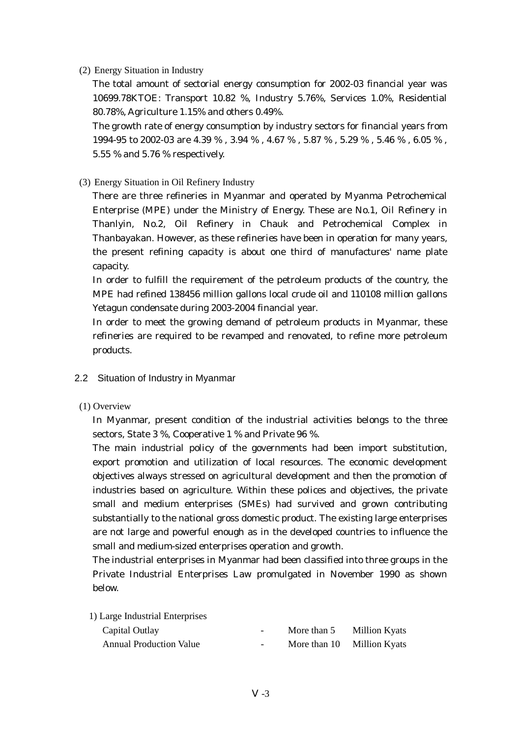(2) Energy Situation in Industry

The total amount of sectorial energy consumption for 2002-03 financial year was 10699.78KTOE: Transport 10.82 %, Industry 5.76%, Services 1.0%, Residential 80.78%, Agriculture 1.15% and others 0.49%.

The growth rate of energy consumption by industry sectors for financial years from 1994-95 to 2002-03 are 4.39 % , 3.94 % , 4.67 % , 5.87 % , 5.29 % , 5.46 % , 6.05 % , 5.55 % and 5.76 % respectively.

(3) Energy Situation in Oil Refinery Industry

There are three refineries in Myanmar and operated by Myanma Petrochemical Enterprise (MPE) under the Ministry of Energy. These are No.1, Oil Refinery in Thanlyin, No.2, Oil Refinery in Chauk and Petrochemical Complex in Thanbayakan. However, as these refineries have been in operation for many years, the present refining capacity is about one third of manufactures' name plate capacity.

In order to fulfill the requirement of the petroleum products of the country, the MPE had refined 138456 million gallons local crude oil and 110108 million gallons Yetagun condensate during 2003-2004 financial year.

In order to meet the growing demand of petroleum products in Myanmar, these refineries are required to be revamped and renovated, to refine more petroleum products.

## 2.2 Situation of Industry in Myanmar

(1) Overview

In Myanmar, present condition of the industrial activities belongs to the three sectors, State 3 %, Cooperative 1 % and Private 96 %.

The main industrial policy of the governments had been import substitution, export promotion and utilization of local resources. The economic development objectives always stressed on agricultural development and then the promotion of industries based on agriculture. Within these polices and objectives, the private small and medium enterprises (SMEs) had survived and grown contributing substantially to the national gross domestic product. The existing large enterprises are not large and powerful enough as in the developed countries to influence the small and medium-sized enterprises operation and growth.

The industrial enterprises in Myanmar had been classified into three groups in the Private Industrial Enterprises Law promulgated in November 1990 as shown below.

1) Large Industrial Enterprises

| | | | |
|---|---|---|---|
| Capital Outlay | - | More than 5 | Million Kyats |
| Annual Production Value | - | More than 10 | Million Kyats |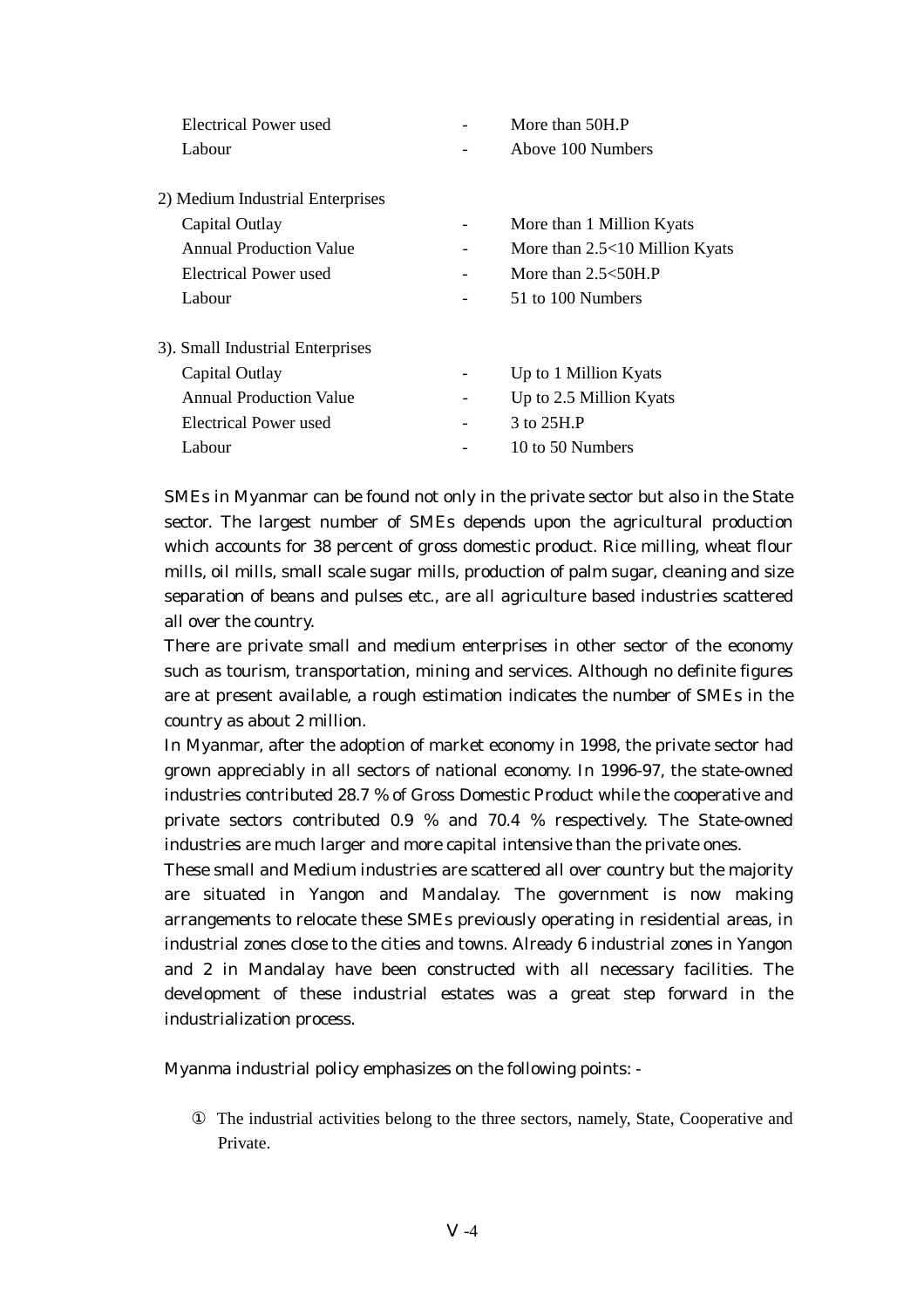| | | |
|---|---|---|
| Electrical Power used | - | More than 50H.P |
| Labour | - | Above 100 Numbers |

2) Medium Industrial Enterprises

| | | |
|---|---|---|
| Capital Outlay | - | More than 1 Million Kyats |
| Annual Production Value | - | More than 2.5<10 Million Kyats |
| Electrical Power used | - | More than 2.5<50H.P |
| Labour | - | 51 to 100 Numbers |

3). Small Industrial Enterprises

| | | |
|---|---|---|
| Capital Outlay | - | Up to 1 Million Kyats |
| Annual Production Value | - | Up to 2.5 Million Kyats |
| Electrical Power used | - | 3 to 25H.P |
| Labour | - | 10 to 50 Numbers |

SMEs in Myanmar can be found not only in the private sector but also in the State sector. The largest number of SMEs depends upon the agricultural production which accounts for 38 percent of gross domestic product. Rice milling, wheat flour mills, oil mills, small scale sugar mills, production of palm sugar, cleaning and size separation of beans and pulses etc., are all agriculture based industries scattered all over the country.

There are private small and medium enterprises in other sector of the economy such as tourism, transportation, mining and services. Although no definite figures are at present available, a rough estimation indicates the number of SMEs in the country as about 2 million.

In Myanmar, after the adoption of market economy in 1998, the private sector had grown appreciably in all sectors of national economy. In 1996-97, the state-owned industries contributed 28.7 % of Gross Domestic Product while the cooperative and private sectors contributed 0.9 % and 70.4 % respectively. The State-owned industries are much larger and more capital intensive than the private ones.

These small and Medium industries are scattered all over country but the majority are situated in Yangon and Mandalay. The government is now making arrangements to relocate these SMEs previously operating in residential areas, in industrial zones close to the cities and towns. Already 6 industrial zones in Yangon and 2 in Mandalay have been constructed with all necessary facilities. The development of these industrial estates was a great step forward in the industrialization process.

Myanma industrial policy emphasizes on the following points: -

① The industrial activities belong to the three sectors, namely, State, Cooperative and Private.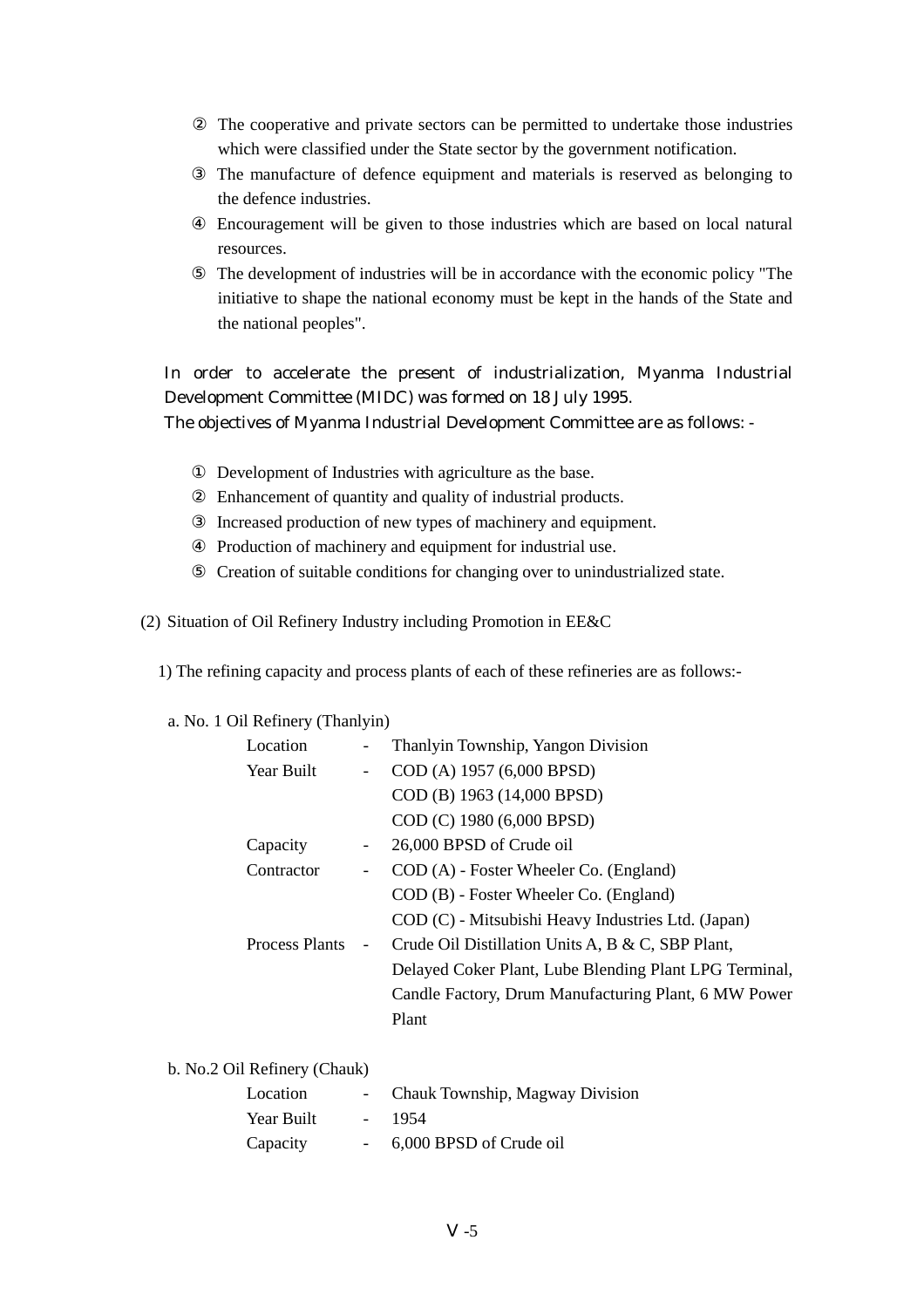② The cooperative and private sectors can be permitted to undertake those industries which were classified under the State sector by the government notification.

③ The manufacture of defence equipment and materials is reserved as belonging to the defence industries.

④ Encouragement will be given to those industries which are based on local natural resources.

⑤ The development of industries will be in accordance with the economic policy "The initiative to shape the national economy must be kept in the hands of the State and the national peoples".

In order to accelerate the present of industrialization, Myanma Industrial Development Committee (MIDC) was formed on 18 July 1995.
The objectives of Myanma Industrial Development Committee are as follows: -

① Development of Industries with agriculture as the base.

② Enhancement of quantity and quality of industrial products.

③ Increased production of new types of machinery and equipment.

④ Production of machinery and equipment for industrial use.

⑤ Creation of suitable conditions for changing over to unindustrialized state.

(2) Situation of Oil Refinery Industry including Promotion in EE&C

1) The refining capacity and process plants of each of these refineries are as follows:-

a. No. 1 Oil Refinery (Thanlyin)

| | | |
|---|---|---|
| Location | - | Thanlyin Township, Yangon Division |
| Year Built | - | COD (A) 1957 (6,000 BPSD) |
| | | COD (B) 1963 (14,000 BPSD) |
| | | COD (C) 1980 (6,000 BPSD) |
| Capacity | - | 26,000 BPSD of Crude oil |
| Contractor | - | COD (A) - Foster Wheeler Co. (England) |
| | | COD (B) - Foster Wheeler Co. (England) |
| | | COD (C) - Mitsubishi Heavy Industries Ltd. (Japan) |
| Process Plants | - | Crude Oil Distillation Units A, B & C, SBP Plant, Delayed Coker Plant, Lube Blending Plant LPG Terminal, Candle Factory, Drum Manufacturing Plant, 6 MW Power Plant |

b. No.2 Oil Refinery (Chauk)

| | | |
|---|---|---|
| Location | - | Chauk Township, Magway Division |
| Year Built | - | 1954 |
| Capacity | - | 6,000 BPSD of Crude oil |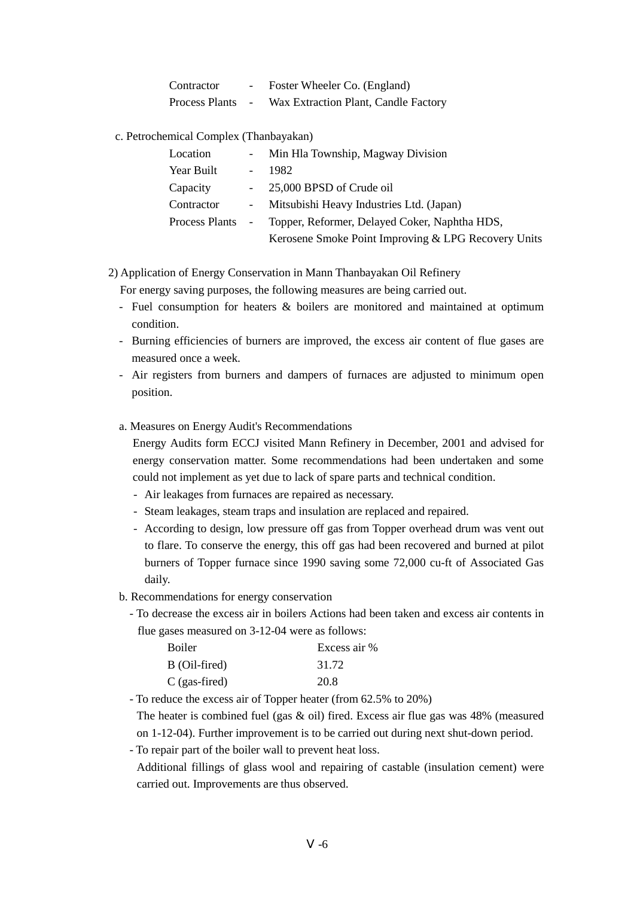| | | |
|---|---|---|
| Contractor | - | Foster Wheeler Co. (England) |
| Process Plants | - | Wax Extraction Plant, Candle Factory |

c. Petrochemical Complex (Thanbayakan)

| | | |
|---|---|---|
| Location | - | Min Hla Township, Magway Division |
| Year Built | - | 1982 |
| Capacity | - | 25,000 BPSD of Crude oil |
| Contractor | - | Mitsubishi Heavy Industries Ltd. (Japan) |
| Process Plants | - | Topper, Reformer, Delayed Coker, Naphtha HDS, Kerosene Smoke Point Improving & LPG Recovery Units |

2) Application of Energy Conservation in Mann Thanbayakan Oil Refinery

For energy saving purposes, the following measures are being carried out.

- Fuel consumption for heaters & boilers are monitored and maintained at optimum condition.
- Burning efficiencies of burners are improved, the excess air content of flue gases are measured once a week.
- Air registers from burners and dampers of furnaces are adjusted to minimum open position.

a. Measures on Energy Audit's Recommendations

Energy Audits form ECCJ visited Mann Refinery in December, 2001 and advised for energy conservation matter. Some recommendations had been undertaken and some could not implement as yet due to lack of spare parts and technical condition.

- Air leakages from furnaces are repaired as necessary.
- Steam leakages, steam traps and insulation are replaced and repaired.
- According to design, low pressure off gas from Topper overhead drum was vent out to flare. To conserve the energy, this off gas had been recovered and burned at pilot burners of Topper furnace since 1990 saving some 72,000 cu-ft of Associated Gas daily.

b. Recommendations for energy conservation

- To decrease the excess air in boilers Actions had been taken and excess air contents in flue gases measured on 3-12-04 were as follows:

| Boiler | Excess air % |
|---|---|
| B (Oil-fired) | 31.72 |
| C (gas-fired) | 20.8 |

- To reduce the excess air of Topper heater (from 62.5% to 20%)
  The heater is combined fuel (gas & oil) fired. Excess air flue gas was 48% (measured on 1-12-04). Further improvement is to be carried out during next shut-down period.
- To repair part of the boiler wall to prevent heat loss.
  Additional fillings of glass wool and repairing of castable (insulation cement) were carried out. Improvements are thus observed.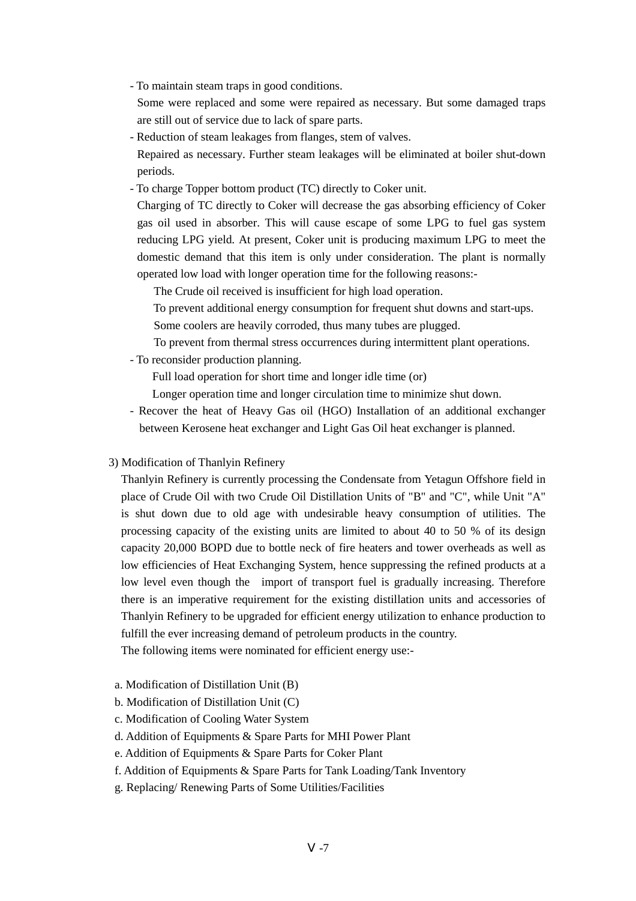- To maintain steam traps in good conditions.

  Some were replaced and some were repaired as necessary. But some damaged traps are still out of service due to lack of spare parts.

- Reduction of steam leakages from flanges, stem of valves.

  Repaired as necessary. Further steam leakages will be eliminated at boiler shut-down periods.

- To charge Topper bottom product (TC) directly to Coker unit.

  Charging of TC directly to Coker will decrease the gas absorbing efficiency of Coker gas oil used in absorber. This will cause escape of some LPG to fuel gas system reducing LPG yield. At present, Coker unit is producing maximum LPG to meet the domestic demand that this item is only under consideration. The plant is normally operated low load with longer operation time for the following reasons:-

  The Crude oil received is insufficient for high load operation.

  To prevent additional energy consumption for frequent shut downs and start-ups.

  Some coolers are heavily corroded, thus many tubes are plugged.

  To prevent from thermal stress occurrences during intermittent plant operations.

- To reconsider production planning.

  Full load operation for short time and longer idle time (or)

  Longer operation time and longer circulation time to minimize shut down.

- Recover the heat of Heavy Gas oil (HGO) Installation of an additional exchanger between Kerosene heat exchanger and Light Gas Oil heat exchanger is planned.

3) Modification of Thanlyin Refinery

Thanlyin Refinery is currently processing the Condensate from Yetagun Offshore field in place of Crude Oil with two Crude Oil Distillation Units of "B" and "C", while Unit "A" is shut down due to old age with undesirable heavy consumption of utilities. The processing capacity of the existing units are limited to about 40 to 50 % of its design capacity 20,000 BOPD due to bottle neck of fire heaters and tower overheads as well as low efficiencies of Heat Exchanging System, hence suppressing the refined products at a low level even though the import of transport fuel is gradually increasing. Therefore there is an imperative requirement for the existing distillation units and accessories of Thanlyin Refinery to be upgraded for efficient energy utilization to enhance production to fulfill the ever increasing demand of petroleum products in the country.

The following items were nominated for efficient energy use:-

a. Modification of Distillation Unit (B)
b. Modification of Distillation Unit (C)
c. Modification of Cooling Water System
d. Addition of Equipments & Spare Parts for MHI Power Plant
e. Addition of Equipments & Spare Parts for Coker Plant
f. Addition of Equipments & Spare Parts for Tank Loading/Tank Inventory
g. Replacing/ Renewing Parts of Some Utilities/Facilities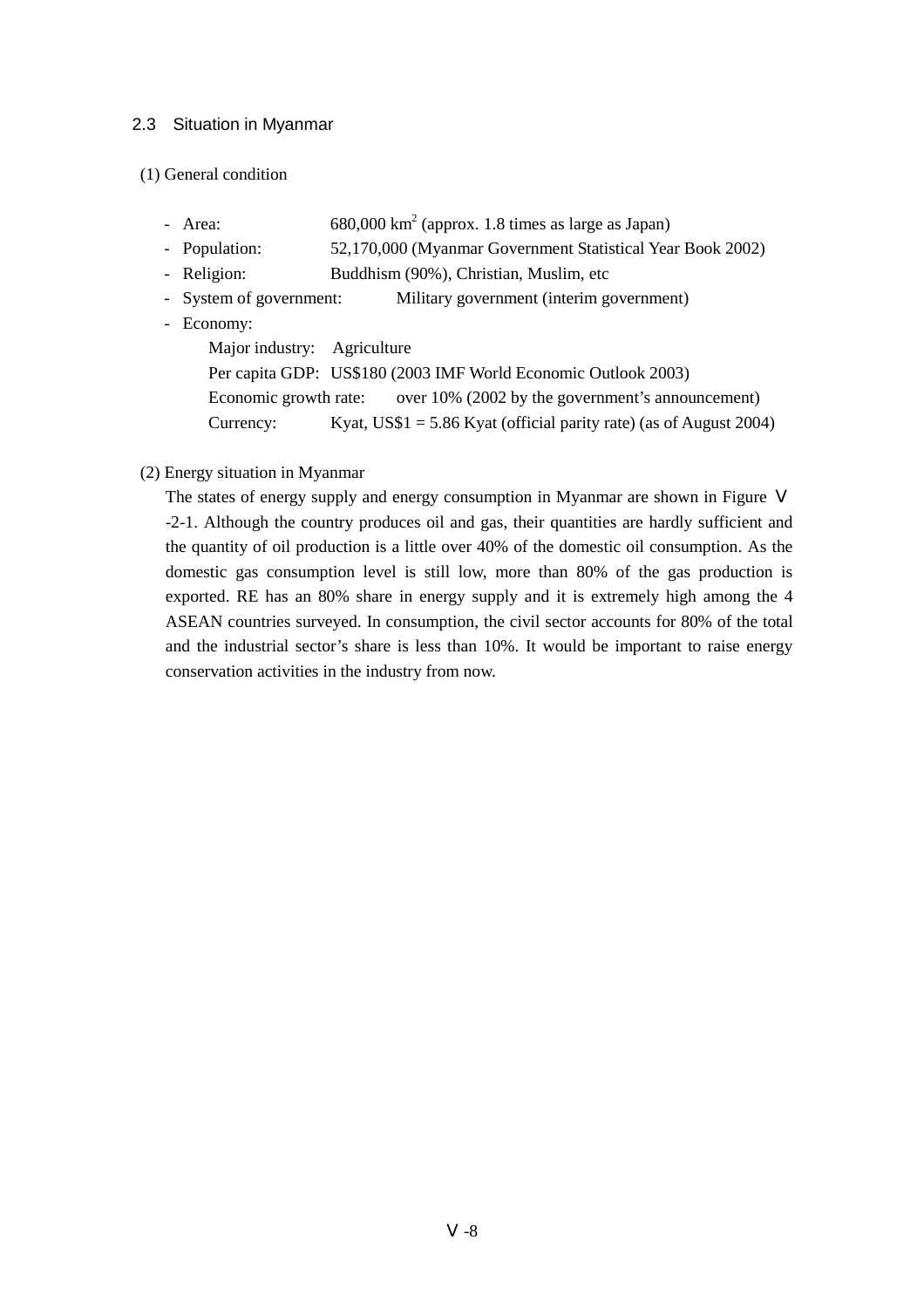## 2.3 Situation in Myanmar

(1) General condition

- Area: 680,000 km$^2$ (approx. 1.8 times as large as Japan)
- Population: 52,170,000 (Myanmar Government Statistical Year Book 2002)
- Religion: Buddhism (90%), Christian, Muslim, etc
- System of government: Military government (interim government)
- Economy:

  Major industry: Agriculture

  Per capita GDP: US$180 (2003 IMF World Economic Outlook 2003)

  Economic growth rate: over 10% (2002 by the government's announcement)

  Currency: Kyat, US$1 = 5.86 Kyat (official parity rate) (as of August 2004)

(2) Energy situation in Myanmar

The states of energy supply and energy consumption in Myanmar are shown in Figure Ⅴ-2-1. Although the country produces oil and gas, their quantities are hardly sufficient and the quantity of oil production is a little over 40% of the domestic oil consumption. As the domestic gas consumption level is still low, more than 80% of the gas production is exported. RE has an 80% share in energy supply and it is extremely high among the 4 ASEAN countries surveyed. In consumption, the civil sector accounts for 80% of the total and the industrial sector's share is less than 10%. It would be important to raise energy conservation activities in the industry from now.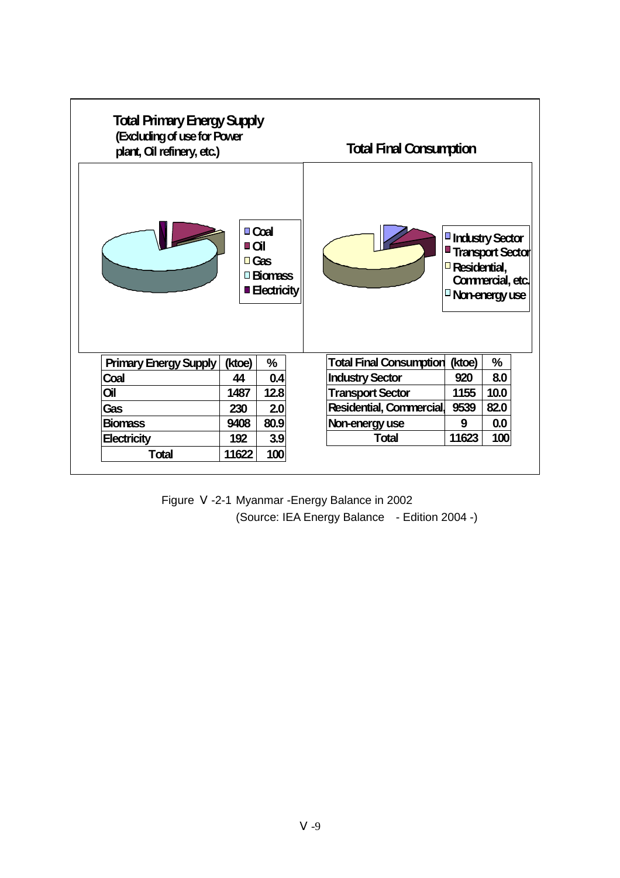**Total Primary Energy Supply**
**(Excluding of use for Power plant, Oil refinery, etc.)**

**Total Final Consumption**

| Primary Energy Supply | (ktoe) | % |
|---|---|---|
| Coal | 44 | 0.4 |
| Oil | 1487 | 12.8 |
| Gas | 230 | 2.0 |
| Biomass | 9408 | 80.9 |
| Electricity | 192 | 3.9 |
| Total | 11622 | 100 |

| Total Final Consumption | (ktoe) | % |
|---|---|---|
| Industry Sector | 920 | 8.0 |
| Transport Sector | 1155 | 10.0 |
| Residential, Commercial, | 9539 | 82.0 |
| Non-energy use | 9 | 0.0 |
| Total | 11623 | 100 |

Figure Ⅴ-2-1 Myanmar -Energy Balance in 2002
(Source: IEA Energy Balance - Edition 2004 -)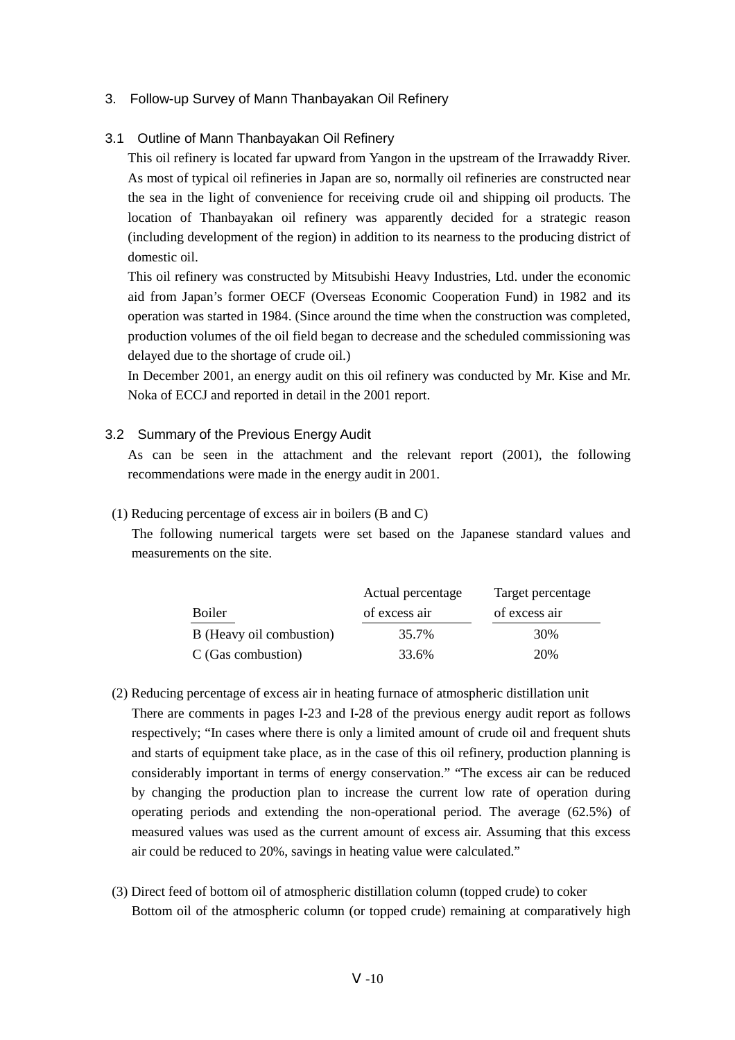## 3. Follow-up Survey of Mann Thanbayakan Oil Refinery

### 3.1 Outline of Mann Thanbayakan Oil Refinery

This oil refinery is located far upward from Yangon in the upstream of the Irrawaddy River. As most of typical oil refineries in Japan are so, normally oil refineries are constructed near the sea in the light of convenience for receiving crude oil and shipping oil products. The location of Thanbayakan oil refinery was apparently decided for a strategic reason (including development of the region) in addition to its nearness to the producing district of domestic oil.

This oil refinery was constructed by Mitsubishi Heavy Industries, Ltd. under the economic aid from Japan's former OECF (Overseas Economic Cooperation Fund) in 1982 and its operation was started in 1984. (Since around the time when the construction was completed, production volumes of the oil field began to decrease and the scheduled commissioning was delayed due to the shortage of crude oil.)

In December 2001, an energy audit on this oil refinery was conducted by Mr. Kise and Mr. Noka of ECCJ and reported in detail in the 2001 report.

### 3.2 Summary of the Previous Energy Audit

As can be seen in the attachment and the relevant report (2001), the following recommendations were made in the energy audit in 2001.

(1) Reducing percentage of excess air in boilers (B and C)

The following numerical targets were set based on the Japanese standard values and measurements on the site.

| Boiler | Actual percentage of excess air | Target percentage of excess air |
|---|---|---|
| B (Heavy oil combustion) | 35.7% | 30% |
| C (Gas combustion) | 33.6% | 20% |

(2) Reducing percentage of excess air in heating furnace of atmospheric distillation unit

There are comments in pages I-23 and I-28 of the previous energy audit report as follows respectively; "In cases where there is only a limited amount of crude oil and frequent shuts and starts of equipment take place, as in the case of this oil refinery, production planning is considerably important in terms of energy conservation." "The excess air can be reduced by changing the production plan to increase the current low rate of operation during operating periods and extending the non-operational period. The average (62.5%) of measured values was used as the current amount of excess air. Assuming that this excess air could be reduced to 20%, savings in heating value were calculated."

(3) Direct feed of bottom oil of atmospheric distillation column (topped crude) to coker

Bottom oil of the atmospheric column (or topped crude) remaining at comparatively high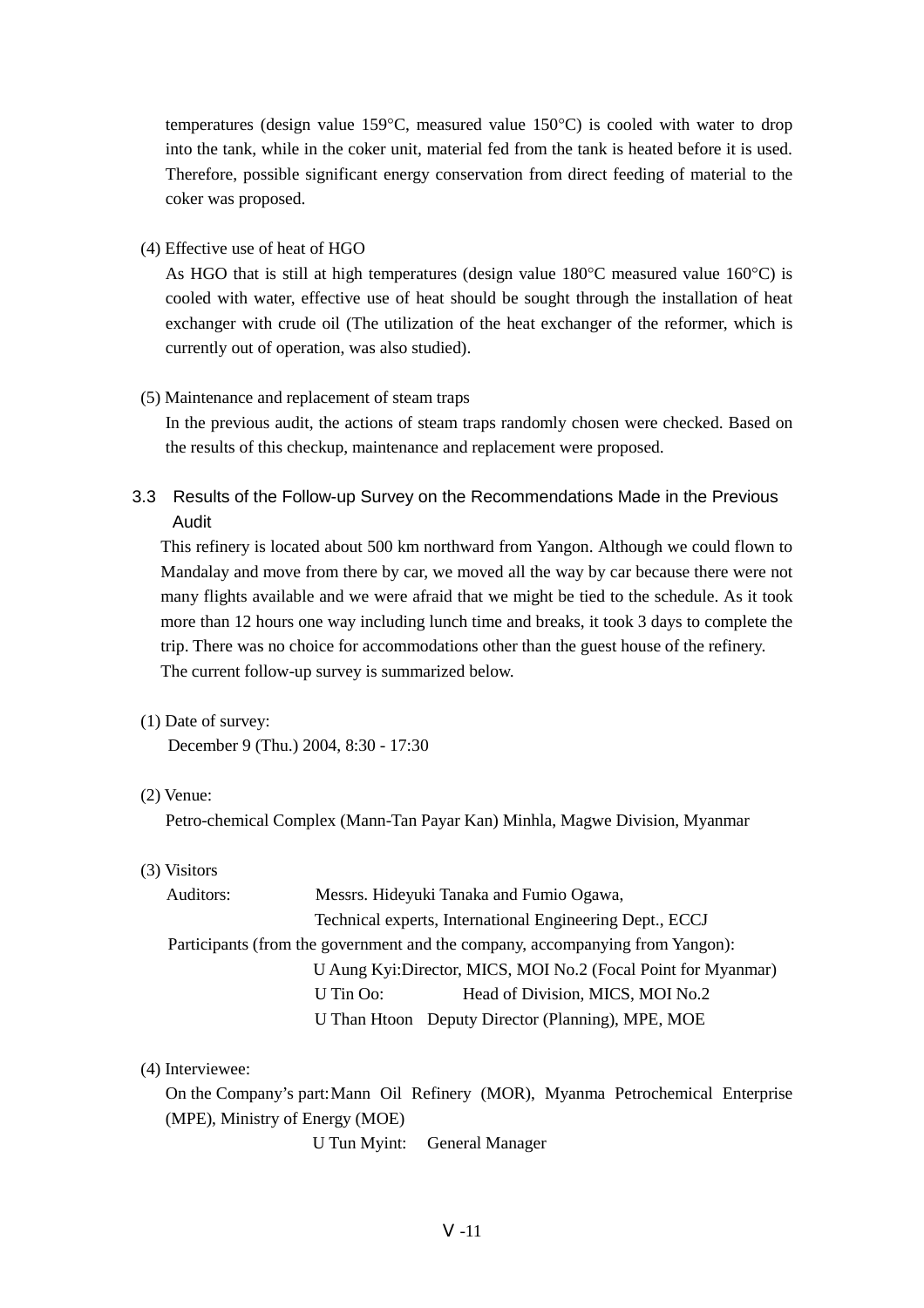temperatures (design value 159°C, measured value 150°C) is cooled with water to drop into the tank, while in the coker unit, material fed from the tank is heated before it is used. Therefore, possible significant energy conservation from direct feeding of material to the coker was proposed.

(4) Effective use of heat of HGO

As HGO that is still at high temperatures (design value 180°C measured value 160°C) is cooled with water, effective use of heat should be sought through the installation of heat exchanger with crude oil (The utilization of the heat exchanger of the reformer, which is currently out of operation, was also studied).

(5) Maintenance and replacement of steam traps

In the previous audit, the actions of steam traps randomly chosen were checked. Based on the results of this checkup, maintenance and replacement were proposed.

### 3.3 Results of the Follow-up Survey on the Recommendations Made in the Previous Audit

This refinery is located about 500 km northward from Yangon. Although we could flown to Mandalay and move from there by car, we moved all the way by car because there were not many flights available and we were afraid that we might be tied to the schedule. As it took more than 12 hours one way including lunch time and breaks, it took 3 days to complete the trip. There was no choice for accommodations other than the guest house of the refinery.

The current follow-up survey is summarized below.

(1) Date of survey:

December 9 (Thu.) 2004, 8:30 - 17:30

(2) Venue:

Petro-chemical Complex (Mann-Tan Payar Kan) Minhla, Magwe Division, Myanmar

(3) Visitors

Auditors: Messrs. Hideyuki Tanaka and Fumio Ogawa,
Technical experts, International Engineering Dept., ECCJ

Participants (from the government and the company, accompanying from Yangon):

U Aung Kyi: Director, MICS, MOI No.2 (Focal Point for Myanmar)
U Tin Oo: Head of Division, MICS, MOI No.2
U Than Htoon Deputy Director (Planning), MPE, MOE

(4) Interviewee:

On the Company's part: Mann Oil Refinery (MOR), Myanma Petrochemical Enterprise (MPE), Ministry of Energy (MOE)

U Tun Myint: General Manager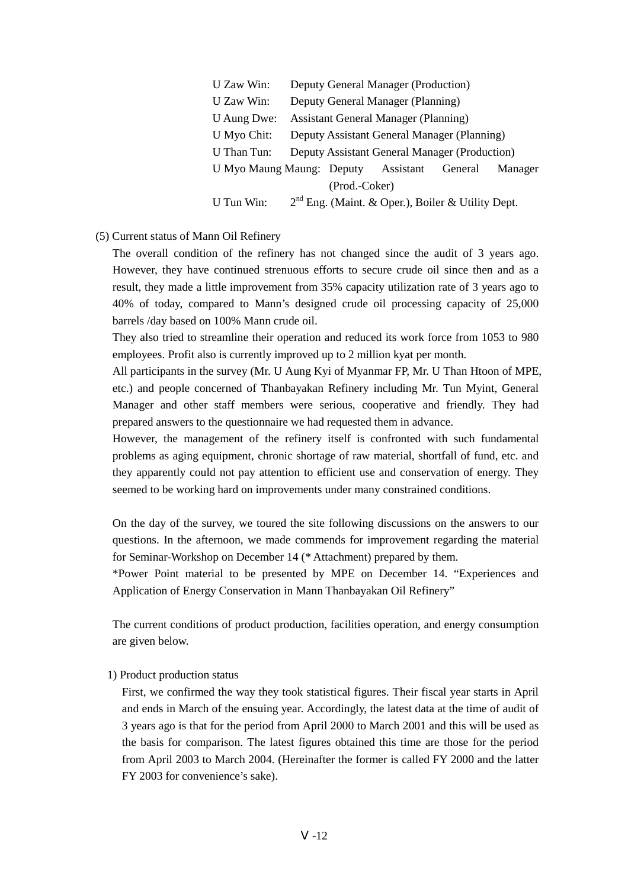U Zaw Win: Deputy General Manager (Production)
U Zaw Win: Deputy General Manager (Planning)
U Aung Dwe: Assistant General Manager (Planning)
U Myo Chit: Deputy Assistant General Manager (Planning)
U Than Tun: Deputy Assistant General Manager (Production)
U Myo Maung Maung: Deputy Assistant General Manager (Prod.-Coker)
U Tun Win: 2nd Eng. (Maint. & Oper.), Boiler & Utility Dept.

(5) Current status of Mann Oil Refinery

The overall condition of the refinery has not changed since the audit of 3 years ago. However, they have continued strenuous efforts to secure crude oil since then and as a result, they made a little improvement from 35% capacity utilization rate of 3 years ago to 40% of today, compared to Mann's designed crude oil processing capacity of 25,000 barrels /day based on 100% Mann crude oil.

They also tried to streamline their operation and reduced its work force from 1053 to 980 employees. Profit also is currently improved up to 2 million kyat per month.

All participants in the survey (Mr. U Aung Kyi of Myanmar FP, Mr. U Than Htoon of MPE, etc.) and people concerned of Thanbayakan Refinery including Mr. Tun Myint, General Manager and other staff members were serious, cooperative and friendly. They had prepared answers to the questionnaire we had requested them in advance.

However, the management of the refinery itself is confronted with such fundamental problems as aging equipment, chronic shortage of raw material, shortfall of fund, etc. and they apparently could not pay attention to efficient use and conservation of energy. They seemed to be working hard on improvements under many constrained conditions.

On the day of the survey, we toured the site following discussions on the answers to our questions. In the afternoon, we made commends for improvement regarding the material for Seminar-Workshop on December 14 (* Attachment) prepared by them.

*Power Point material to be presented by MPE on December 14. "Experiences and Application of Energy Conservation in Mann Thanbayakan Oil Refinery"

The current conditions of product production, facilities operation, and energy consumption are given below.

1) Product production status

First, we confirmed the way they took statistical figures. Their fiscal year starts in April and ends in March of the ensuing year. Accordingly, the latest data at the time of audit of 3 years ago is that for the period from April 2000 to March 2001 and this will be used as the basis for comparison. The latest figures obtained this time are those for the period from April 2003 to March 2004. (Hereinafter the former is called FY 2000 and the latter FY 2003 for convenience's sake).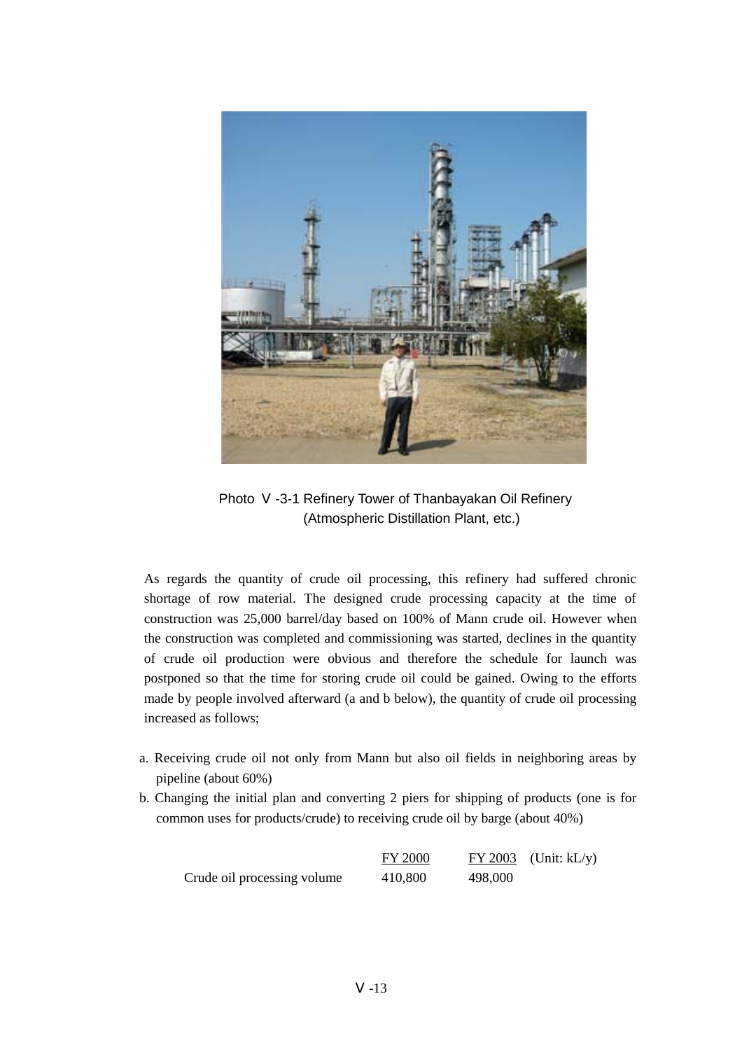Photo Ⅴ-3-1 Refinery Tower of Thanbayakan Oil Refinery (Atmospheric Distillation Plant, etc.)

As regards the quantity of crude oil processing, this refinery had suffered chronic shortage of row material. The designed crude processing capacity at the time of construction was 25,000 barrel/day based on 100% of Mann crude oil. However when the construction was completed and commissioning was started, declines in the quantity of crude oil production were obvious and therefore the schedule for launch was postponed so that the time for storing crude oil could be gained. Owing to the efforts made by people involved afterward (a and b below), the quantity of crude oil processing increased as follows;

a. Receiving crude oil not only from Mann but also oil fields in neighboring areas by pipeline (about 60%)
b. Changing the initial plan and converting 2 piers for shipping of products (one is for common uses for products/crude) to receiving crude oil by barge (about 40%)

| | FY 2000 | FY 2003 (Unit: kL/y) |
|---|---|---|
| Crude oil processing volume | 410,800 | 498,000 |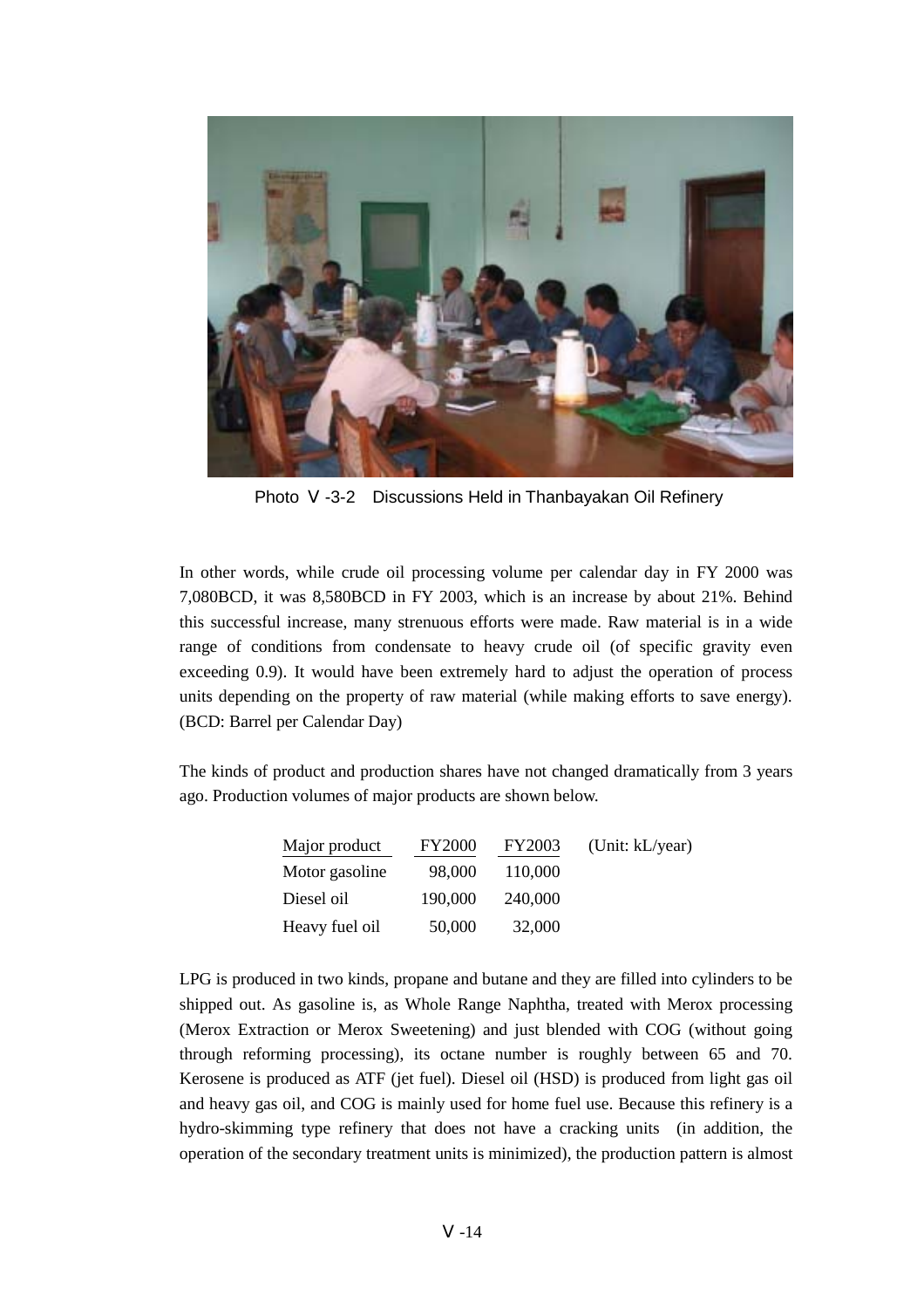Photo Ⅴ-3-2 Discussions Held in Thanbayakan Oil Refinery

In other words, while crude oil processing volume per calendar day in FY 2000 was 7,080BCD, it was 8,580BCD in FY 2003, which is an increase by about 21%. Behind this successful increase, many strenuous efforts were made. Raw material is in a wide range of conditions from condensate to heavy crude oil (of specific gravity even exceeding 0.9). It would have been extremely hard to adjust the operation of process units depending on the property of raw material (while making efforts to save energy). (BCD: Barrel per Calendar Day)

The kinds of product and production shares have not changed dramatically from 3 years ago. Production volumes of major products are shown below.

| Major product | FY2000 | FY2003 | (Unit: kL/year) |
|---|---|---|---|
| Motor gasoline | 98,000 | 110,000 | |
| Diesel oil | 190,000 | 240,000 | |
| Heavy fuel oil | 50,000 | 32,000 | |

LPG is produced in two kinds, propane and butane and they are filled into cylinders to be shipped out. As gasoline is, as Whole Range Naphtha, treated with Merox processing (Merox Extraction or Merox Sweetening) and just blended with COG (without going through reforming processing), its octane number is roughly between 65 and 70. Kerosene is produced as ATF (jet fuel). Diesel oil (HSD) is produced from light gas oil and heavy gas oil, and COG is mainly used for home fuel use. Because this refinery is a hydro-skimming type refinery that does not have a cracking units (in addition, the operation of the secondary treatment units is minimized), the production pattern is almost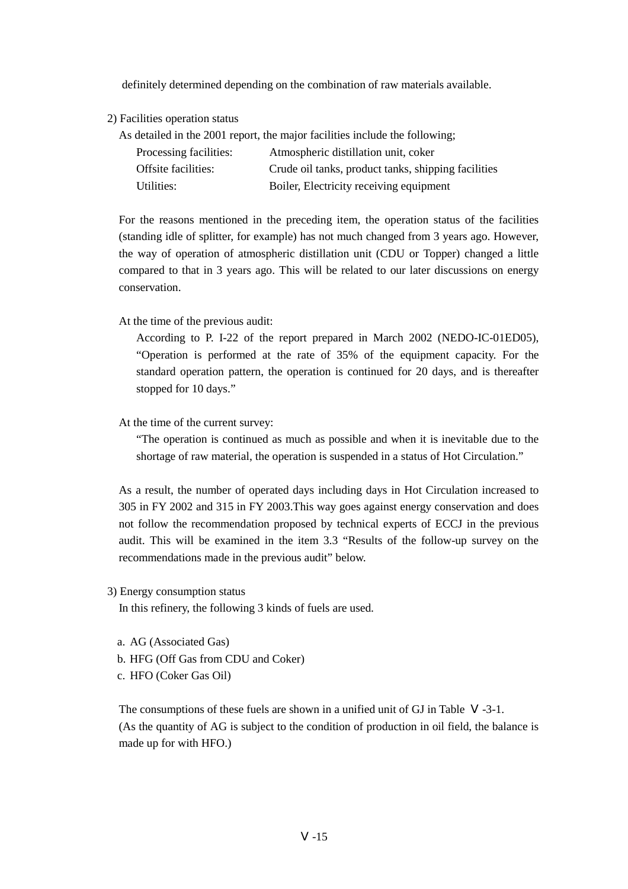definitely determined depending on the combination of raw materials available.

2) Facilities operation status

As detailed in the 2001 report, the major facilities include the following;

| | |
|---|---|
| Processing facilities: | Atmospheric distillation unit, coker |
| Offsite facilities: | Crude oil tanks, product tanks, shipping facilities |
| Utilities: | Boiler, Electricity receiving equipment |

For the reasons mentioned in the preceding item, the operation status of the facilities (standing idle of splitter, for example) has not much changed from 3 years ago. However, the way of operation of atmospheric distillation unit (CDU or Topper) changed a little compared to that in 3 years ago. This will be related to our later discussions on energy conservation.

At the time of the previous audit:

According to P. I-22 of the report prepared in March 2002 (NEDO-IC-01ED05), "Operation is performed at the rate of 35% of the equipment capacity. For the standard operation pattern, the operation is continued for 20 days, and is thereafter stopped for 10 days."

At the time of the current survey:

"The operation is continued as much as possible and when it is inevitable due to the shortage of raw material, the operation is suspended in a status of Hot Circulation."

As a result, the number of operated days including days in Hot Circulation increased to 305 in FY 2002 and 315 in FY 2003.This way goes against energy conservation and does not follow the recommendation proposed by technical experts of ECCJ in the previous audit. This will be examined in the item 3.3 "Results of the follow-up survey on the recommendations made in the previous audit" below.

3) Energy consumption status

In this refinery, the following 3 kinds of fuels are used.

a. AG (Associated Gas)
b. HFG (Off Gas from CDU and Coker)
c. HFO (Coker Gas Oil)

The consumptions of these fuels are shown in a unified unit of GJ in Table Ⅴ-3-1.
(As the quantity of AG is subject to the condition of production in oil field, the balance is made up for with HFO.)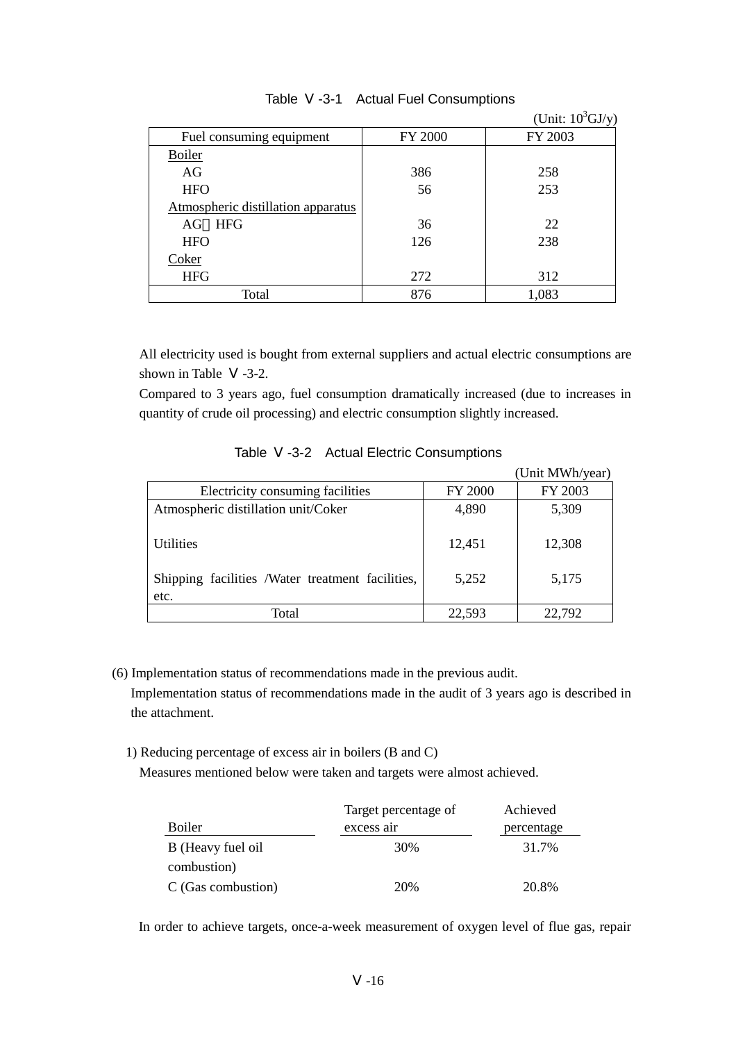Table Ⅴ-3-1 Actual Fuel Consumptions

(Unit: $10^3$GJ/y)

| Fuel consuming equipment | FY 2000 | FY 2003 |
|---|---|---|
| Boiler | | |
| AG | 386 | 258 |
| HFO | 56 | 253 |
| Atmospheric distillation apparatus | | |
| AG・HFG | 36 | 22 |
| HFO | 126 | 238 |
| Coker | | |
| HFG | 272 | 312 |
| Total | 876 | 1,083 |

All electricity used is bought from external suppliers and actual electric consumptions are shown in Table Ⅴ-3-2.

Compared to 3 years ago, fuel consumption dramatically increased (due to increases in quantity of crude oil processing) and electric consumption slightly increased.

Table Ⅴ-3-2 Actual Electric Consumptions

(Unit MWh/year)

| Electricity consuming facilities | FY 2000 | FY 2003 |
|---|---|---|
| Atmospheric distillation unit/Coker | 4,890 | 5,309 |
| Utilities | 12,451 | 12,308 |
| Shipping facilities /Water treatment facilities, etc. | 5,252 | 5,175 |
| Total | 22,593 | 22,792 |

(6) Implementation status of recommendations made in the previous audit.

Implementation status of recommendations made in the audit of 3 years ago is described in the attachment.

1) Reducing percentage of excess air in boilers (B and C)

Measures mentioned below were taken and targets were almost achieved.

| Boiler | Target percentage of excess air | Achieved percentage |
|---|---|---|
| B (Heavy fuel oil combustion) | 30% | 31.7% |
| C (Gas combustion) | 20% | 20.8% |

In order to achieve targets, once-a-week measurement of oxygen level of flue gas, repair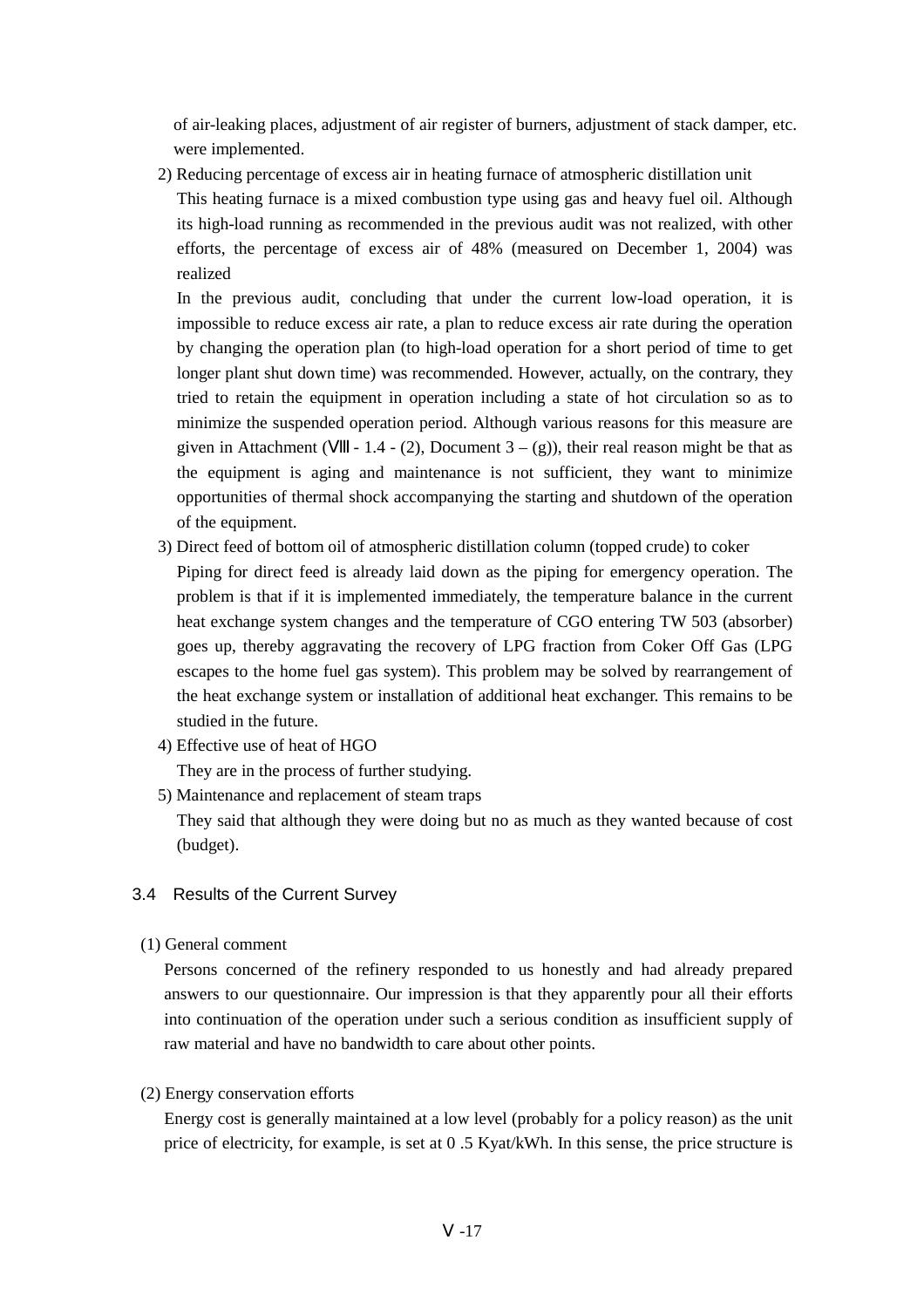of air-leaking places, adjustment of air register of burners, adjustment of stack damper, etc. were implemented.

2) Reducing percentage of excess air in heating furnace of atmospheric distillation unit

   This heating furnace is a mixed combustion type using gas and heavy fuel oil. Although its high-load running as recommended in the previous audit was not realized, with other efforts, the percentage of excess air of 48% (measured on December 1, 2004) was realized

   In the previous audit, concluding that under the current low-load operation, it is impossible to reduce excess air rate, a plan to reduce excess air rate during the operation by changing the operation plan (to high-load operation for a short period of time to get longer plant shut down time) was recommended. However, actually, on the contrary, they tried to retain the equipment in operation including a state of hot circulation so as to minimize the suspended operation period. Although various reasons for this measure are given in Attachment (Ⅷ - 1.4 - (2), Document 3 – (g)), their real reason might be that as the equipment is aging and maintenance is not sufficient, they want to minimize opportunities of thermal shock accompanying the starting and shutdown of the operation of the equipment.

3) Direct feed of bottom oil of atmospheric distillation column (topped crude) to coker

   Piping for direct feed is already laid down as the piping for emergency operation. The problem is that if it is implemented immediately, the temperature balance in the current heat exchange system changes and the temperature of CGO entering TW 503 (absorber) goes up, thereby aggravating the recovery of LPG fraction from Coker Off Gas (LPG escapes to the home fuel gas system). This problem may be solved by rearrangement of the heat exchange system or installation of additional heat exchanger. This remains to be studied in the future.

4) Effective use of heat of HGO

   They are in the process of further studying.

5) Maintenance and replacement of steam traps

   They said that although they were doing but no as much as they wanted because of cost (budget).

## 3.4 Results of the Current Survey

(1) General comment

Persons concerned of the refinery responded to us honestly and had already prepared answers to our questionnaire. Our impression is that they apparently pour all their efforts into continuation of the operation under such a serious condition as insufficient supply of raw material and have no bandwidth to care about other points.

(2) Energy conservation efforts

Energy cost is generally maintained at a low level (probably for a policy reason) as the unit price of electricity, for example, is set at 0 .5 Kyat/kWh. In this sense, the price structure is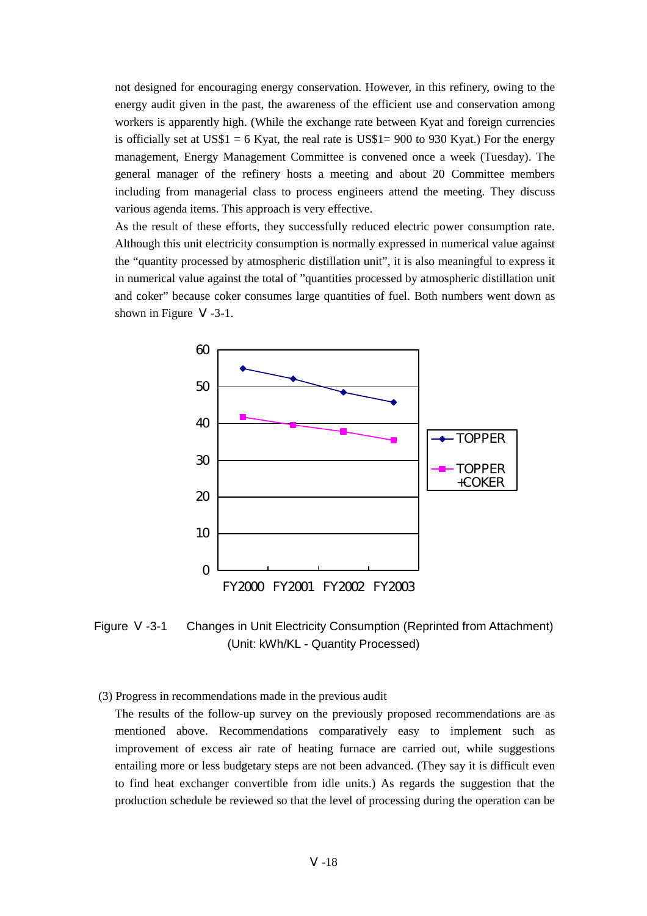not designed for encouraging energy conservation. However, in this refinery, owing to the energy audit given in the past, the awareness of the efficient use and conservation among workers is apparently high. (While the exchange rate between Kyat and foreign currencies is officially set at US$1 = 6 Kyat, the real rate is US$1= 900 to 930 Kyat.) For the energy management, Energy Management Committee is convened once a week (Tuesday). The general manager of the refinery hosts a meeting and about 20 Committee members including from managerial class to process engineers attend the meeting. They discuss various agenda items. This approach is very effective.

As the result of these efforts, they successfully reduced electric power consumption rate. Although this unit electricity consumption is normally expressed in numerical value against the "quantity processed by atmospheric distillation unit", it is also meaningful to express it in numerical value against the total of "quantities processed by atmospheric distillation unit and coker" because coker consumes large quantities of fuel. Both numbers went down as shown in Figure Ⅴ-3-1.

Figure Ⅴ-3-1 Changes in Unit Electricity Consumption (Reprinted from Attachment) (Unit: kWh/KL - Quantity Processed)

(3) Progress in recommendations made in the previous audit

The results of the follow-up survey on the previously proposed recommendations are as mentioned above. Recommendations comparatively easy to implement such as improvement of excess air rate of heating furnace are carried out, while suggestions entailing more or less budgetary steps are not been advanced. (They say it is difficult even to find heat exchanger convertible from idle units.) As regards the suggestion that the production schedule be reviewed so that the level of processing during the operation can be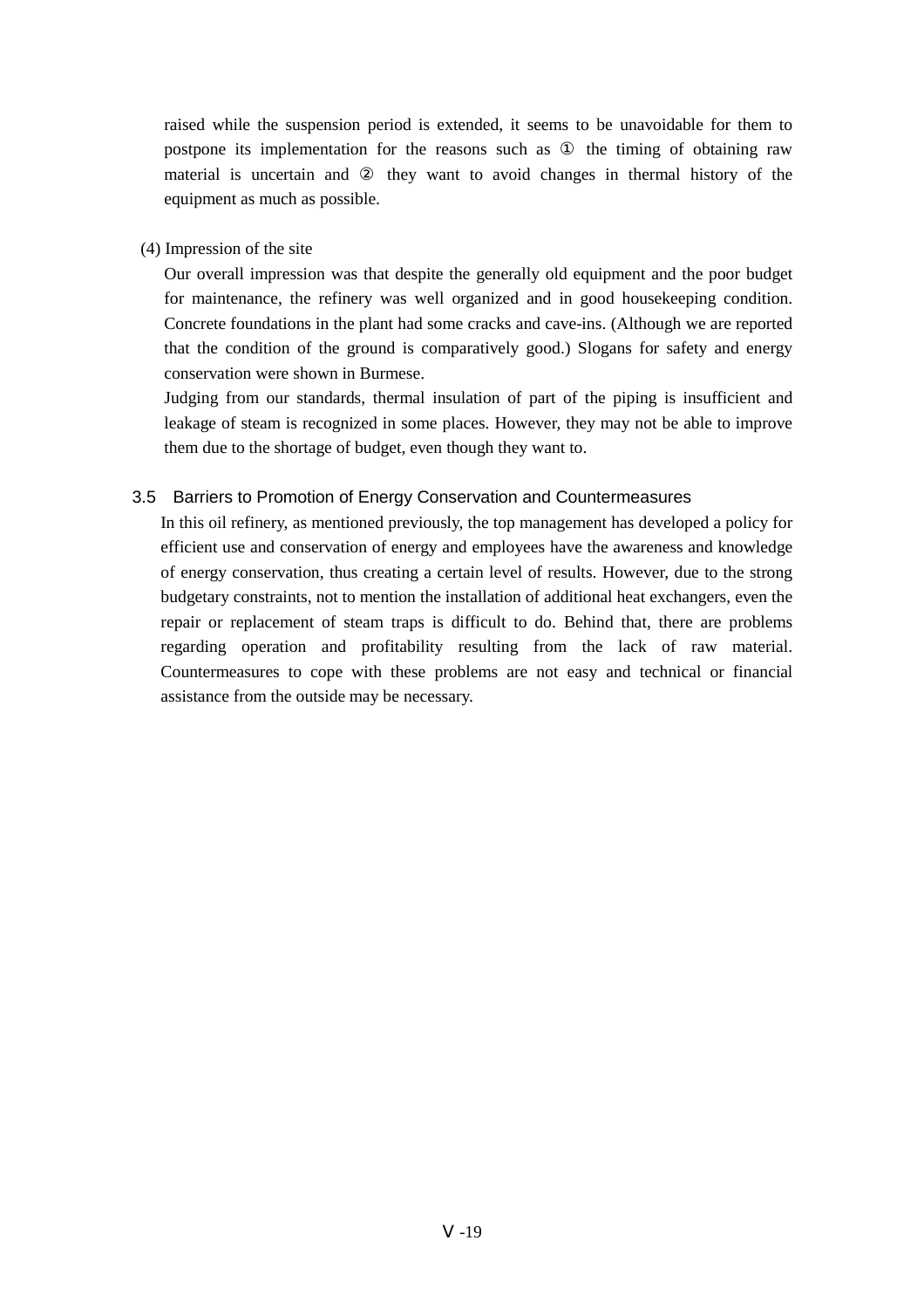raised while the suspension period is extended, it seems to be unavoidable for them to postpone its implementation for the reasons such as ① the timing of obtaining raw material is uncertain and ② they want to avoid changes in thermal history of the equipment as much as possible.

(4) Impression of the site

Our overall impression was that despite the generally old equipment and the poor budget for maintenance, the refinery was well organized and in good housekeeping condition. Concrete foundations in the plant had some cracks and cave-ins. (Although we are reported that the condition of the ground is comparatively good.) Slogans for safety and energy conservation were shown in Burmese.

Judging from our standards, thermal insulation of part of the piping is insufficient and leakage of steam is recognized in some places. However, they may not be able to improve them due to the shortage of budget, even though they want to.

### 3.5 Barriers to Promotion of Energy Conservation and Countermeasures

In this oil refinery, as mentioned previously, the top management has developed a policy for efficient use and conservation of energy and employees have the awareness and knowledge of energy conservation, thus creating a certain level of results. However, due to the strong budgetary constraints, not to mention the installation of additional heat exchangers, even the repair or replacement of steam traps is difficult to do. Behind that, there are problems regarding operation and profitability resulting from the lack of raw material. Countermeasures to cope with these problems are not easy and technical or financial assistance from the outside may be necessary.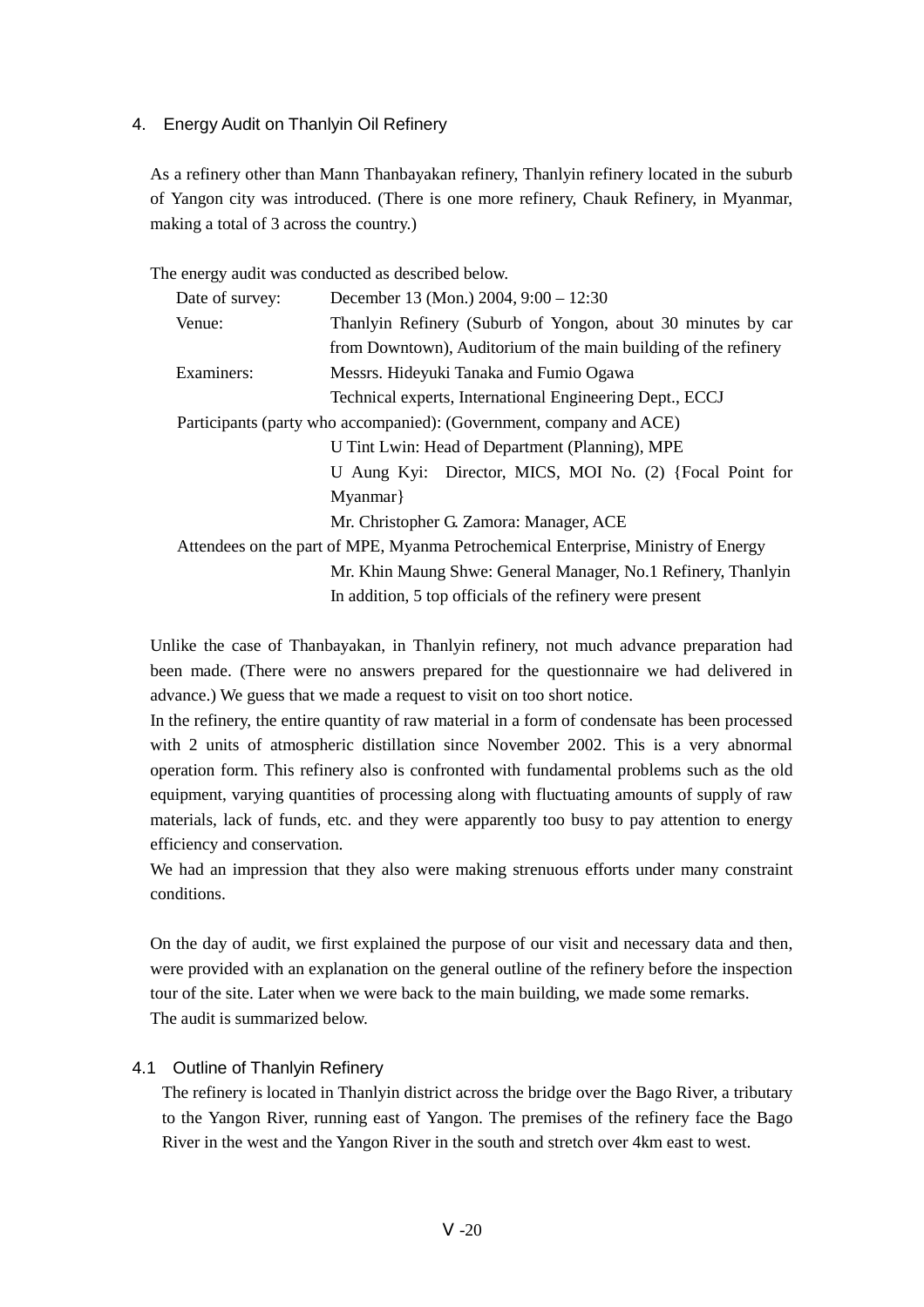## 4. Energy Audit on Thanlyin Oil Refinery

As a refinery other than Mann Thanbayakan refinery, Thanlyin refinery located in the suburb of Yangon city was introduced. (There is one more refinery, Chauk Refinery, in Myanmar, making a total of 3 across the country.)

The energy audit was conducted as described below.

- Date of survey: December 13 (Mon.) 2004, 9:00 – 12:30
- Venue: Thanlyin Refinery (Suburb of Yongon, about 30 minutes by car from Downtown), Auditorium of the main building of the refinery
- Examiners: Messrs. Hideyuki Tanaka and Fumio Ogawa
  Technical experts, International Engineering Dept., ECCJ
- Participants (party who accompanied): (Government, company and ACE)
  U Tint Lwin: Head of Department (Planning), MPE
  U Aung Kyi: Director, MICS, MOI No. (2) {Focal Point for Myanmar}
  Mr. Christopher G. Zamora: Manager, ACE
- Attendees on the part of MPE, Myanma Petrochemical Enterprise, Ministry of Energy
  Mr. Khin Maung Shwe: General Manager, No.1 Refinery, Thanlyin
  In addition, 5 top officials of the refinery were present

Unlike the case of Thanbayakan, in Thanlyin refinery, not much advance preparation had been made. (There were no answers prepared for the questionnaire we had delivered in advance.) We guess that we made a request to visit on too short notice.
In the refinery, the entire quantity of raw material in a form of condensate has been processed with 2 units of atmospheric distillation since November 2002. This is a very abnormal operation form. This refinery also is confronted with fundamental problems such as the old equipment, varying quantities of processing along with fluctuating amounts of supply of raw materials, lack of funds, etc. and they were apparently too busy to pay attention to energy efficiency and conservation.
We had an impression that they also were making strenuous efforts under many constraint conditions.

On the day of audit, we first explained the purpose of our visit and necessary data and then, were provided with an explanation on the general outline of the refinery before the inspection tour of the site. Later when we were back to the main building, we made some remarks.
The audit is summarized below.

### 4.1 Outline of Thanlyin Refinery

The refinery is located in Thanlyin district across the bridge over the Bago River, a tributary to the Yangon River, running east of Yangon. The premises of the refinery face the Bago River in the west and the Yangon River in the south and stretch over 4km east to west.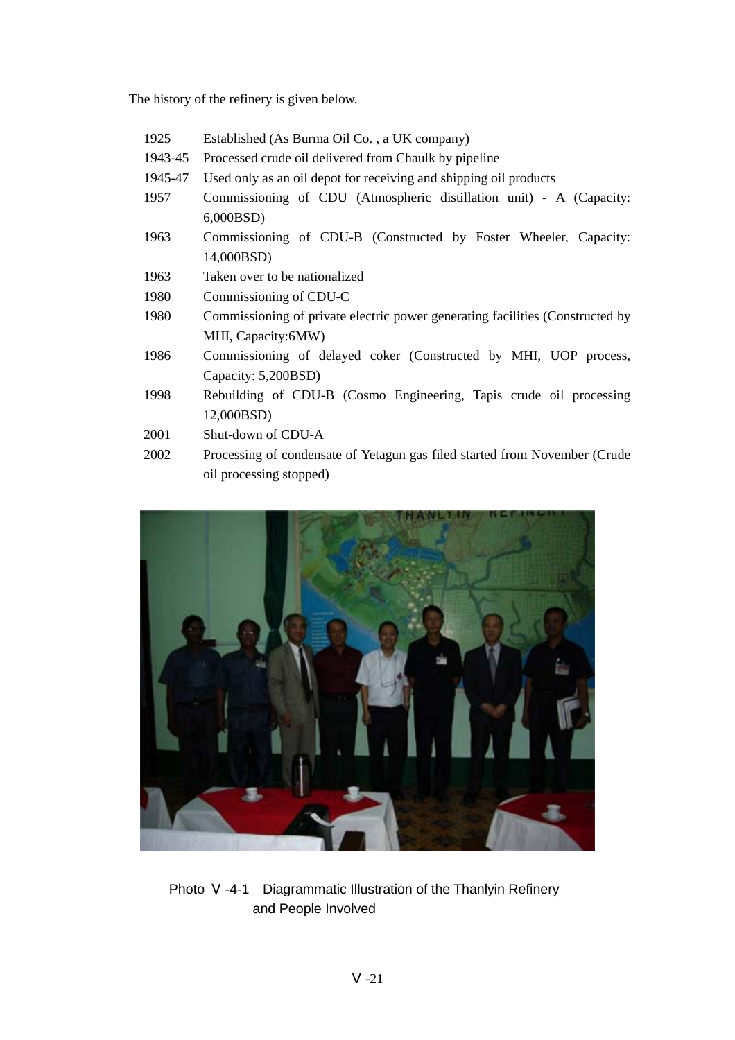The history of the refinery is given below.

| | |
|---|---|
| 1925 | Established (As Burma Oil Co. , a UK company) |
| 1943-45 | Processed crude oil delivered from Chaulk by pipeline |
| 1945-47 | Used only as an oil depot for receiving and shipping oil products |
| 1957 | Commissioning of CDU (Atmospheric distillation unit) - A (Capacity: 6,000BSD) |
| 1963 | Commissioning of CDU-B (Constructed by Foster Wheeler, Capacity: 14,000BSD) |
| 1963 | Taken over to be nationalized |
| 1980 | Commissioning of CDU-C |
| 1980 | Commissioning of private electric power generating facilities (Constructed by MHI, Capacity:6MW) |
| 1986 | Commissioning of delayed coker (Constructed by MHI, UOP process, Capacity: 5,200BSD) |
| 1998 | Rebuilding of CDU-B (Cosmo Engineering, Tapis crude oil processing 12,000BSD) |
| 2001 | Shut-down of CDU-A |
| 2002 | Processing of condensate of Yetagun gas filed started from November (Crude oil processing stopped) |

Photo Ⅴ-4-1 Diagrammatic Illustration of the Thanlyin Refinery and People Involved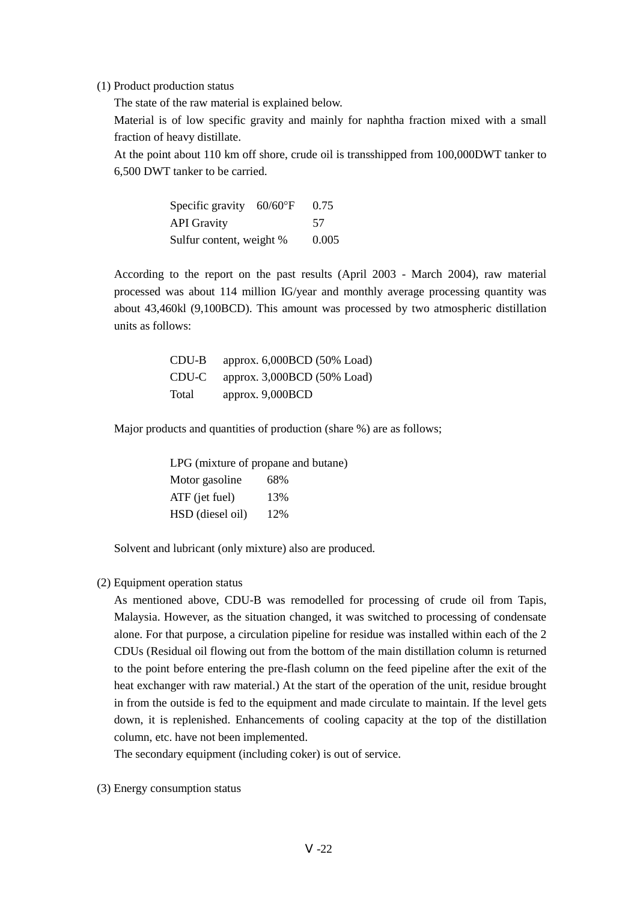(1) Product production status

The state of the raw material is explained below.

Material is of low specific gravity and mainly for naphtha fraction mixed with a small fraction of heavy distillate.

At the point about 110 km off shore, crude oil is transshipped from 100,000DWT tanker to 6,500 DWT tanker to be carried.

| | |
|---|---|
| Specific gravity 60/60°F | 0.75 |
| API Gravity | 57 |
| Sulfur content, weight % | 0.005 |

According to the report on the past results (April 2003 - March 2004), raw material processed was about 114 million IG/year and monthly average processing quantity was about 43,460kl (9,100BCD). This amount was processed by two atmospheric distillation units as follows:

| | |
|---|---|
| CDU-B | approx. 6,000BCD (50% Load) |
| CDU-C | approx. 3,000BCD (50% Load) |
| Total | approx. 9,000BCD |

Major products and quantities of production (share %) are as follows;

| | |
|---|---|
| LPG (mixture of propane and butane) | |
| Motor gasoline | 68% |
| ATF (jet fuel) | 13% |
| HSD (diesel oil) | 12% |

Solvent and lubricant (only mixture) also are produced.

(2) Equipment operation status

As mentioned above, CDU-B was remodelled for processing of crude oil from Tapis, Malaysia. However, as the situation changed, it was switched to processing of condensate alone. For that purpose, a circulation pipeline for residue was installed within each of the 2 CDUs (Residual oil flowing out from the bottom of the main distillation column is returned to the point before entering the pre-flash column on the feed pipeline after the exit of the heat exchanger with raw material.) At the start of the operation of the unit, residue brought in from the outside is fed to the equipment and made circulate to maintain. If the level gets down, it is replenished. Enhancements of cooling capacity at the top of the distillation column, etc. have not been implemented.

The secondary equipment (including coker) is out of service.

(3) Energy consumption status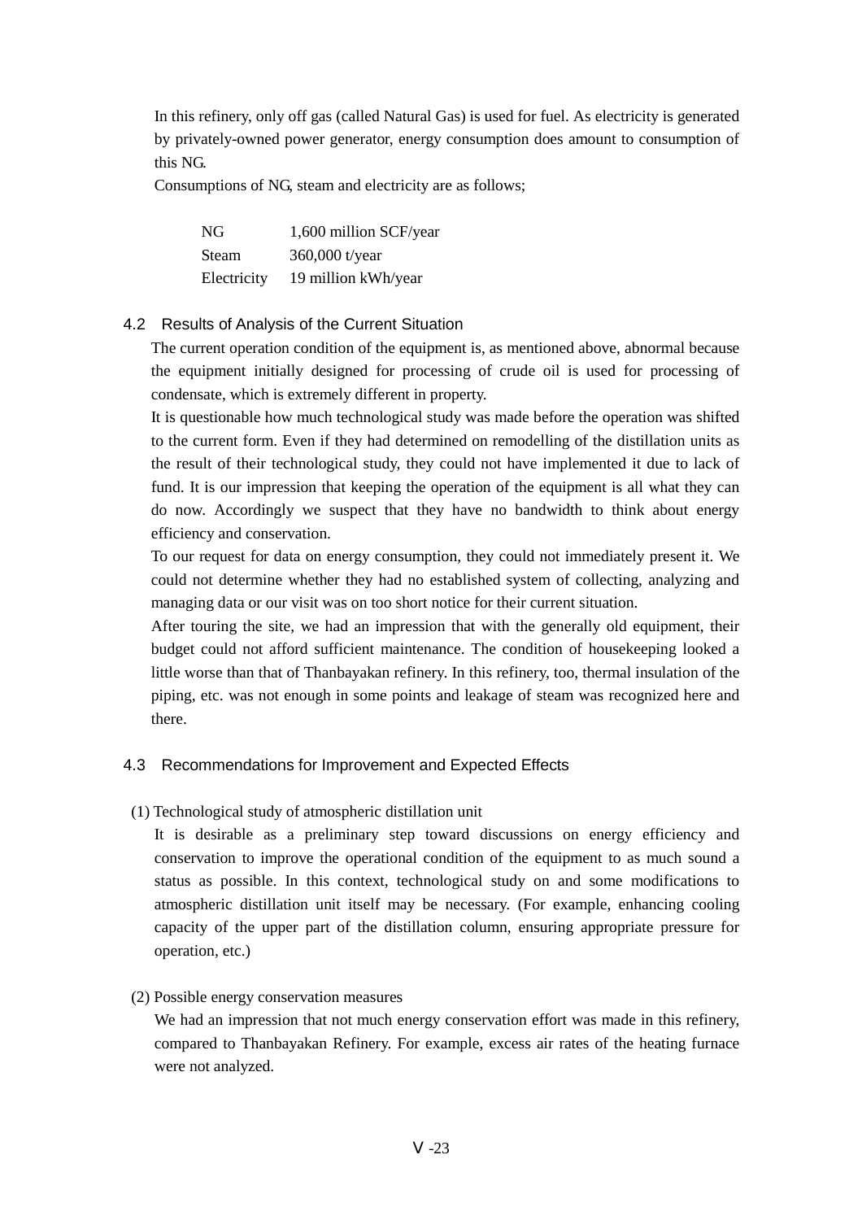In this refinery, only off gas (called Natural Gas) is used for fuel. As electricity is generated by privately-owned power generator, energy consumption does amount to consumption of this NG.

Consumptions of NG, steam and electricity are as follows;

| | |
|---|---|
| NG | 1,600 million SCF/year |
| Steam | 360,000 t/year |
| Electricity | 19 million kWh/year |

### 4.2 Results of Analysis of the Current Situation

The current operation condition of the equipment is, as mentioned above, abnormal because the equipment initially designed for processing of crude oil is used for processing of condensate, which is extremely different in property.

It is questionable how much technological study was made before the operation was shifted to the current form. Even if they had determined on remodelling of the distillation units as the result of their technological study, they could not have implemented it due to lack of fund. It is our impression that keeping the operation of the equipment is all what they can do now. Accordingly we suspect that they have no bandwidth to think about energy efficiency and conservation.

To our request for data on energy consumption, they could not immediately present it. We could not determine whether they had no established system of collecting, analyzing and managing data or our visit was on too short notice for their current situation.

After touring the site, we had an impression that with the generally old equipment, their budget could not afford sufficient maintenance. The condition of housekeeping looked a little worse than that of Thanbayakan refinery. In this refinery, too, thermal insulation of the piping, etc. was not enough in some points and leakage of steam was recognized here and there.

### 4.3 Recommendations for Improvement and Expected Effects

(1) Technological study of atmospheric distillation unit

It is desirable as a preliminary step toward discussions on energy efficiency and conservation to improve the operational condition of the equipment to as much sound a status as possible. In this context, technological study on and some modifications to atmospheric distillation unit itself may be necessary. (For example, enhancing cooling capacity of the upper part of the distillation column, ensuring appropriate pressure for operation, etc.)

(2) Possible energy conservation measures

We had an impression that not much energy conservation effort was made in this refinery, compared to Thanbayakan Refinery. For example, excess air rates of the heating furnace were not analyzed.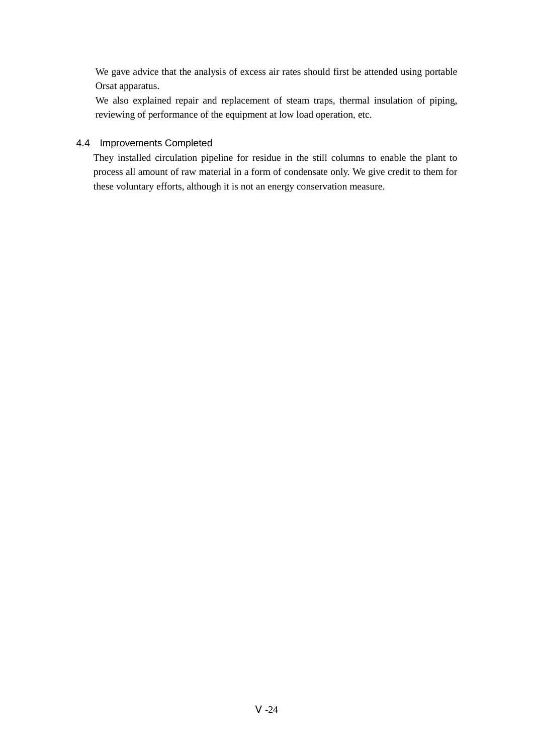We gave advice that the analysis of excess air rates should first be attended using portable Orsat apparatus.

We also explained repair and replacement of steam traps, thermal insulation of piping, reviewing of performance of the equipment at low load operation, etc.

### 4.4 Improvements Completed

They installed circulation pipeline for residue in the still columns to enable the plant to process all amount of raw material in a form of condensate only. We give credit to them for these voluntary efforts, although it is not an energy conservation measure.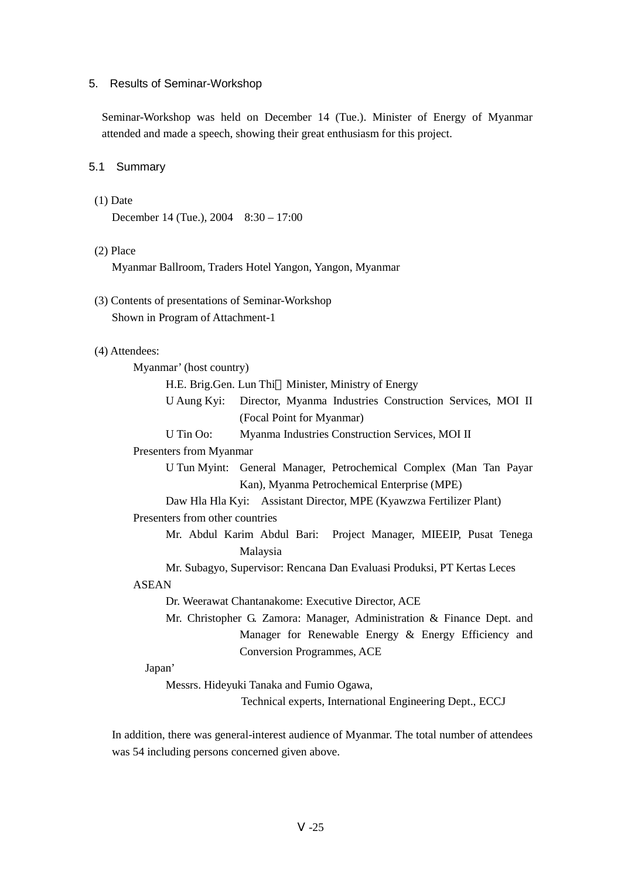## 5. Results of Seminar-Workshop

Seminar-Workshop was held on December 14 (Tue.). Minister of Energy of Myanmar attended and made a speech, showing their great enthusiasm for this project.

### 5.1 Summary

(1) Date

December 14 (Tue.), 2004 8:30 – 17:00

(2) Place

Myanmar Ballroom, Traders Hotel Yangon, Yangon, Myanmar

(3) Contents of presentations of Seminar-Workshop

Shown in Program of Attachment-1

(4) Attendees:

Myanmar' (host country)

H.E. Brig.Gen. Lun Thi：Minister, Ministry of Energy

U Aung Kyi: Director, Myanma Industries Construction Services, MOI II (Focal Point for Myanmar)

U Tin Oo: Myanma Industries Construction Services, MOI II

Presenters from Myanmar

U Tun Myint: General Manager, Petrochemical Complex (Man Tan Payar Kan), Myanma Petrochemical Enterprise (MPE)

Daw Hla Hla Kyi: Assistant Director, MPE (Kyawzwa Fertilizer Plant)

Presenters from other countries

Mr. Abdul Karim Abdul Bari: Project Manager, MIEEIP, Pusat Tenega Malaysia

Mr. Subagyo, Supervisor: Rencana Dan Evaluasi Produksi, PT Kertas Leces

ASEAN

Dr. Weerawat Chantanakome: Executive Director, ACE

Mr. Christopher G. Zamora: Manager, Administration & Finance Dept. and Manager for Renewable Energy & Energy Efficiency and Conversion Programmes, ACE

Japan'

Messrs. Hideyuki Tanaka and Fumio Ogawa,

Technical experts, International Engineering Dept., ECCJ

In addition, there was general-interest audience of Myanmar. The total number of attendees was 54 including persons concerned given above.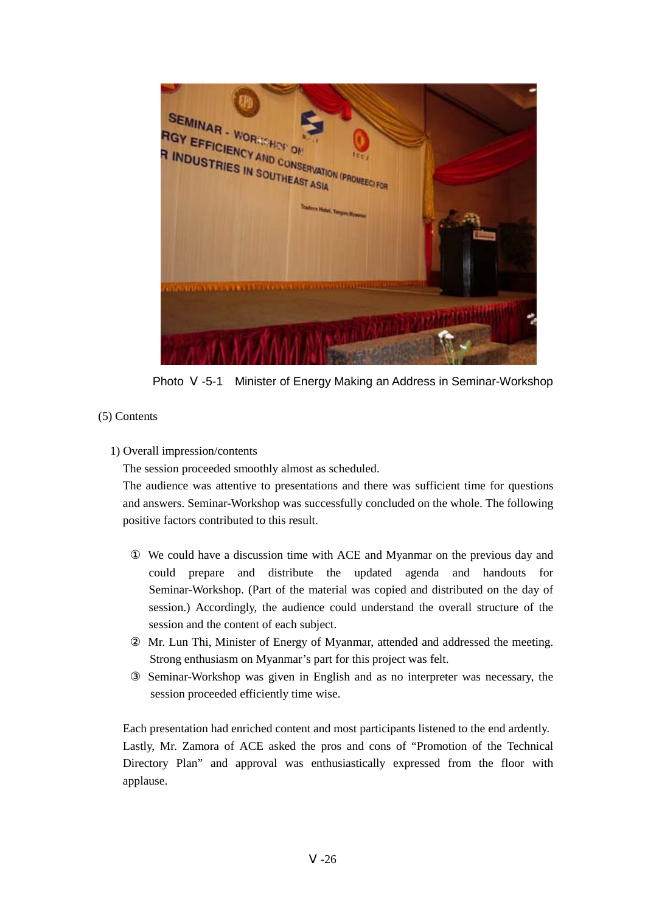Photo Ⅴ-5-1　Minister of Energy Making an Address in Seminar-Workshop

(5) Contents

1) Overall impression/contents

The session proceeded smoothly almost as scheduled.

The audience was attentive to presentations and there was sufficient time for questions and answers. Seminar-Workshop was successfully concluded on the whole. The following positive factors contributed to this result.

① We could have a discussion time with ACE and Myanmar on the previous day and could prepare and distribute the updated agenda and handouts for Seminar-Workshop. (Part of the material was copied and distributed on the day of session.) Accordingly, the audience could understand the overall structure of the session and the content of each subject.

② Mr. Lun Thi, Minister of Energy of Myanmar, attended and addressed the meeting. Strong enthusiasm on Myanmar's part for this project was felt.

③ Seminar-Workshop was given in English and as no interpreter was necessary, the session proceeded efficiently time wise.

Each presentation had enriched content and most participants listened to the end ardently. Lastly, Mr. Zamora of ACE asked the pros and cons of "Promotion of the Technical Directory Plan" and approval was enthusiastically expressed from the floor with applause.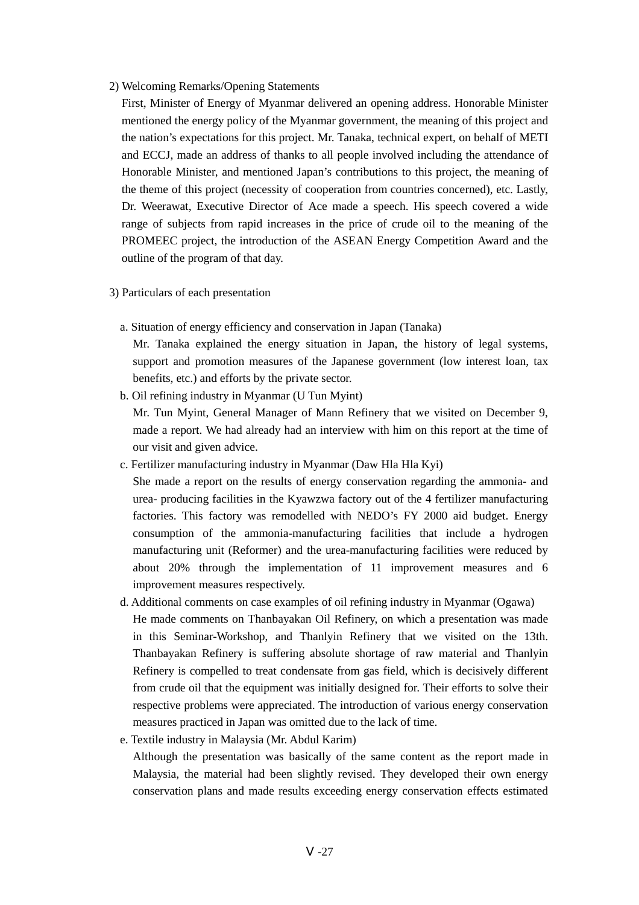2) Welcoming Remarks/Opening Statements

First, Minister of Energy of Myanmar delivered an opening address. Honorable Minister mentioned the energy policy of the Myanmar government, the meaning of this project and the nation's expectations for this project. Mr. Tanaka, technical expert, on behalf of METI and ECCJ, made an address of thanks to all people involved including the attendance of Honorable Minister, and mentioned Japan's contributions to this project, the meaning of the theme of this project (necessity of cooperation from countries concerned), etc. Lastly, Dr. Weerawat, Executive Director of Ace made a speech. His speech covered a wide range of subjects from rapid increases in the price of crude oil to the meaning of the PROMEEC project, the introduction of the ASEAN Energy Competition Award and the outline of the program of that day.

3) Particulars of each presentation

a. Situation of energy efficiency and conservation in Japan (Tanaka)

Mr. Tanaka explained the energy situation in Japan, the history of legal systems, support and promotion measures of the Japanese government (low interest loan, tax benefits, etc.) and efforts by the private sector.

b. Oil refining industry in Myanmar (U Tun Myint)

Mr. Tun Myint, General Manager of Mann Refinery that we visited on December 9, made a report. We had already had an interview with him on this report at the time of our visit and given advice.

c. Fertilizer manufacturing industry in Myanmar (Daw Hla Hla Kyi)

She made a report on the results of energy conservation regarding the ammonia- and urea- producing facilities in the Kyawzwa factory out of the 4 fertilizer manufacturing factories. This factory was remodelled with NEDO's FY 2000 aid budget. Energy consumption of the ammonia-manufacturing facilities that include a hydrogen manufacturing unit (Reformer) and the urea-manufacturing facilities were reduced by about 20% through the implementation of 11 improvement measures and 6 improvement measures respectively.

d. Additional comments on case examples of oil refining industry in Myanmar (Ogawa)

He made comments on Thanbayakan Oil Refinery, on which a presentation was made in this Seminar-Workshop, and Thanlyin Refinery that we visited on the 13th. Thanbayakan Refinery is suffering absolute shortage of raw material and Thanlyin Refinery is compelled to treat condensate from gas field, which is decisively different from crude oil that the equipment was initially designed for. Their efforts to solve their respective problems were appreciated. The introduction of various energy conservation measures practiced in Japan was omitted due to the lack of time.

e. Textile industry in Malaysia (Mr. Abdul Karim)

Although the presentation was basically of the same content as the report made in Malaysia, the material had been slightly revised. They developed their own energy conservation plans and made results exceeding energy conservation effects estimated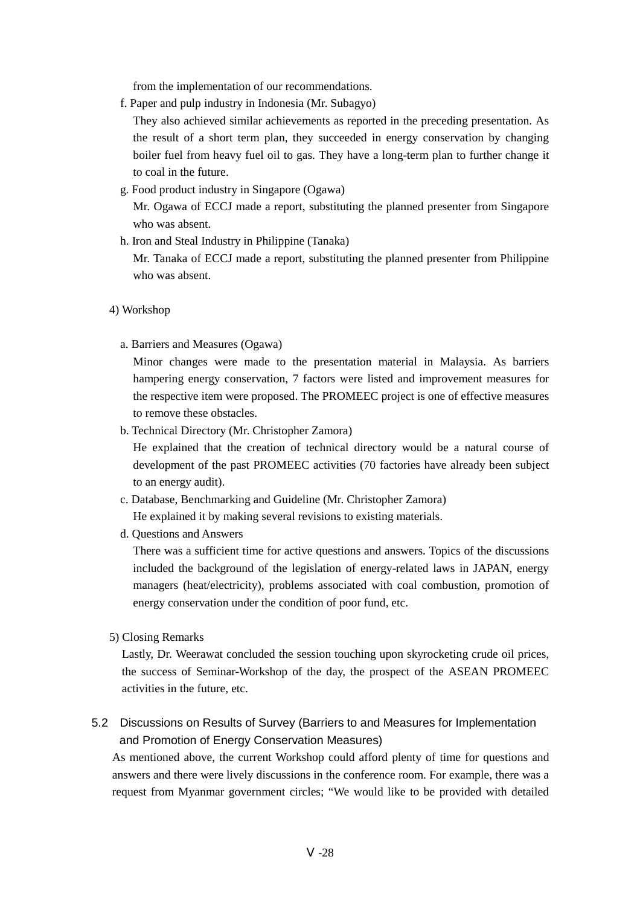from the implementation of our recommendations.

f. Paper and pulp industry in Indonesia (Mr. Subagyo)

They also achieved similar achievements as reported in the preceding presentation. As the result of a short term plan, they succeeded in energy conservation by changing boiler fuel from heavy fuel oil to gas. They have a long-term plan to further change it to coal in the future.

g. Food product industry in Singapore (Ogawa)

Mr. Ogawa of ECCJ made a report, substituting the planned presenter from Singapore who was absent.

h. Iron and Steal Industry in Philippine (Tanaka)

Mr. Tanaka of ECCJ made a report, substituting the planned presenter from Philippine who was absent.

4) Workshop

a. Barriers and Measures (Ogawa)

Minor changes were made to the presentation material in Malaysia. As barriers hampering energy conservation, 7 factors were listed and improvement measures for the respective item were proposed. The PROMEEC project is one of effective measures to remove these obstacles.

b. Technical Directory (Mr. Christopher Zamora)

He explained that the creation of technical directory would be a natural course of development of the past PROMEEC activities (70 factories have already been subject to an energy audit).

c. Database, Benchmarking and Guideline (Mr. Christopher Zamora)

He explained it by making several revisions to existing materials.

d. Questions and Answers

There was a sufficient time for active questions and answers. Topics of the discussions included the background of the legislation of energy-related laws in JAPAN, energy managers (heat/electricity), problems associated with coal combustion, promotion of energy conservation under the condition of poor fund, etc.

5) Closing Remarks

Lastly, Dr. Weerawat concluded the session touching upon skyrocketing crude oil prices, the success of Seminar-Workshop of the day, the prospect of the ASEAN PROMEEC activities in the future, etc.

## 5.2 Discussions on Results of Survey (Barriers to and Measures for Implementation and Promotion of Energy Conservation Measures)

As mentioned above, the current Workshop could afford plenty of time for questions and answers and there were lively discussions in the conference room. For example, there was a request from Myanmar government circles; “We would like to be provided with detailed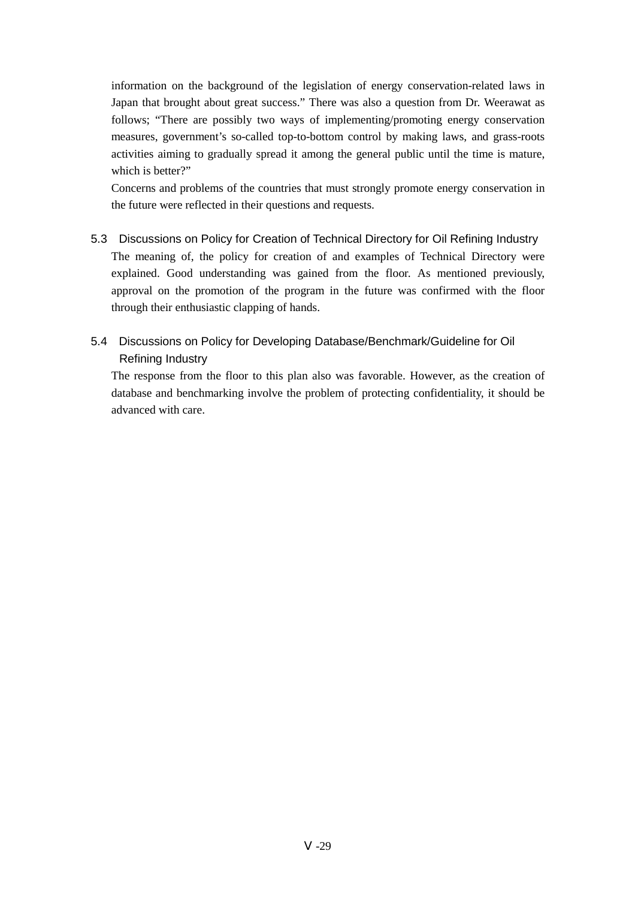information on the background of the legislation of energy conservation-related laws in Japan that brought about great success.” There was also a question from Dr. Weerawat as follows; “There are possibly two ways of implementing/promoting energy conservation measures, government’s so-called top-to-bottom control by making laws, and grass-roots activities aiming to gradually spread it among the general public until the time is mature, which is better?”

Concerns and problems of the countries that must strongly promote energy conservation in the future were reflected in their questions and requests.

### 5.3 Discussions on Policy for Creation of Technical Directory for Oil Refining Industry

The meaning of, the policy for creation of and examples of Technical Directory were explained. Good understanding was gained from the floor. As mentioned previously, approval on the promotion of the program in the future was confirmed with the floor through their enthusiastic clapping of hands.

### 5.4 Discussions on Policy for Developing Database/Benchmark/Guideline for Oil Refining Industry

The response from the floor to this plan also was favorable. However, as the creation of database and benchmarking involve the problem of protecting confidentiality, it should be advanced with care.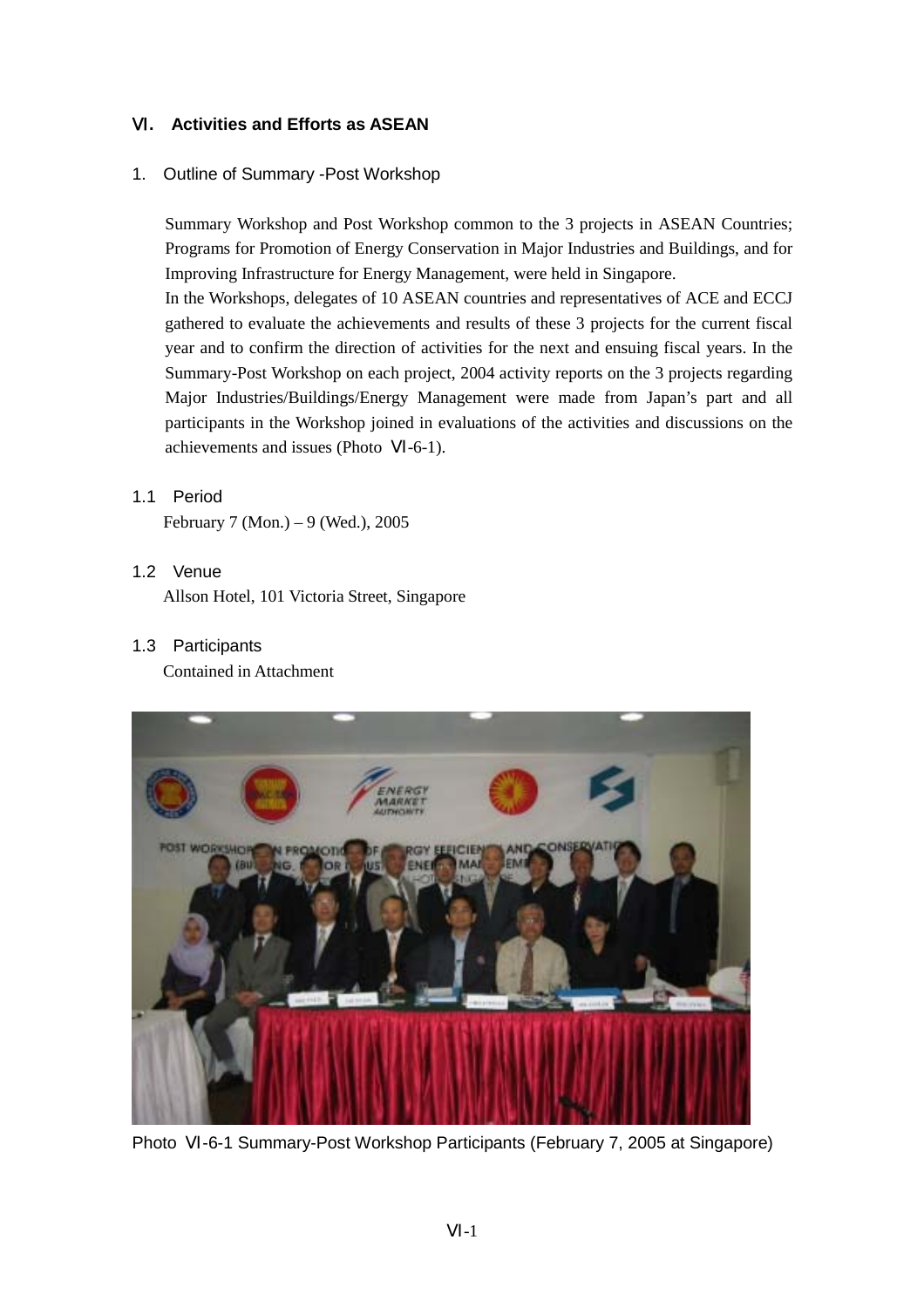# Ⅵ. Activities and Efforts as ASEAN

## 1. Outline of Summary -Post Workshop

Summary Workshop and Post Workshop common to the 3 projects in ASEAN Countries; Programs for Promotion of Energy Conservation in Major Industries and Buildings, and for Improving Infrastructure for Energy Management, were held in Singapore.

In the Workshops, delegates of 10 ASEAN countries and representatives of ACE and ECCJ gathered to evaluate the achievements and results of these 3 projects for the current fiscal year and to confirm the direction of activities for the next and ensuing fiscal years. In the Summary-Post Workshop on each project, 2004 activity reports on the 3 projects regarding Major Industries/Buildings/Energy Management were made from Japan's part and all participants in the Workshop joined in evaluations of the activities and discussions on the achievements and issues (Photo Ⅵ-6-1).

### 1.1 Period

February 7 (Mon.) – 9 (Wed.), 2005

### 1.2 Venue

Allson Hotel, 101 Victoria Street, Singapore

### 1.3 Participants

Contained in Attachment

Photo Ⅵ-6-1 Summary-Post Workshop Participants (February 7, 2005 at Singapore)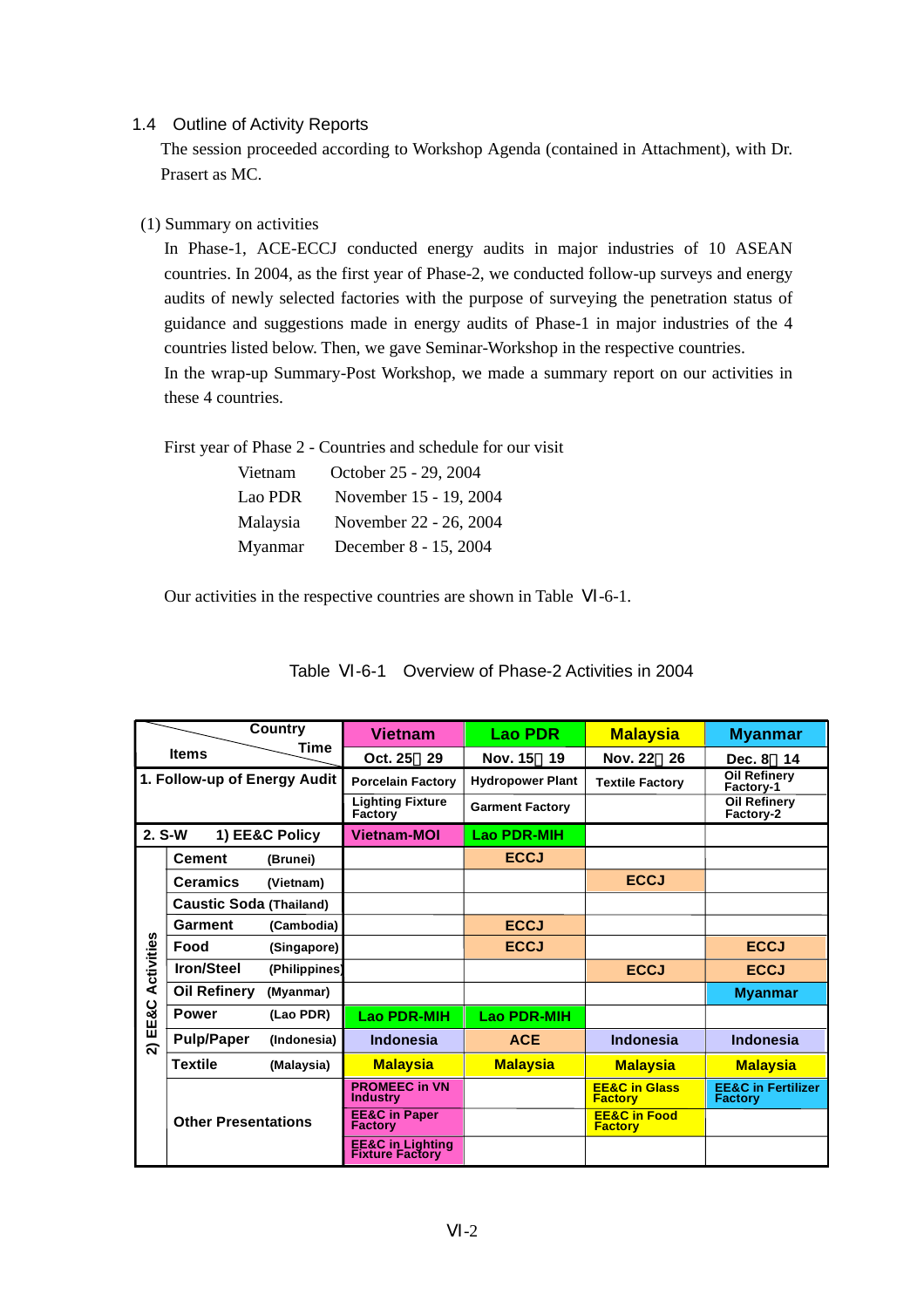## 1.4 Outline of Activity Reports

The session proceeded according to Workshop Agenda (contained in Attachment), with Dr. Prasert as MC.

(1) Summary on activities

In Phase-1, ACE-ECCJ conducted energy audits in major industries of 10 ASEAN countries. In 2004, as the first year of Phase-2, we conducted follow-up surveys and energy audits of newly selected factories with the purpose of surveying the penetration status of guidance and suggestions made in energy audits of Phase-1 in major industries of the 4 countries listed below. Then, we gave Seminar-Workshop in the respective countries.

In the wrap-up Summary-Post Workshop, we made a summary report on our activities in these 4 countries.

First year of Phase 2 - Countries and schedule for our visit

| | |
|---|---|
| Vietnam | October 25 - 29, 2004 |
| Lao PDR | November 15 - 19, 2004 |
| Malaysia | November 22 - 26, 2004 |
| Myanmar | December 8 - 15, 2004 |

Our activities in the respective countries are shown in Table Ⅵ-6-1.

Table Ⅵ-6-1 Overview of Phase-2 Activities in 2004

| Items \ Country / Time | | Vietnam | Lao PDR | Malaysia | Myanmar |
|---|---|---|---|---|---|
| | | Oct. 25～29 | Nov. 15～19 | Nov. 22～26 | Dec. 8～14 |
| 1. Follow-up of Energy Audit | | Porcelain Factory | Hydropower Plant | Textile Factory | Oil Refinery Factory-1 |
| | | Lighting Fixture Factory | Garment Factory | | Oil Refinery Factory-2 |
| 2. S-W | 1) EE&C Policy | Vietnam-MOI | Lao PDR-MIH | | |
| 2) EE&C Activities | Cement (Brunei) | | ECCJ | | |
| | Ceramics (Vietnam) | | | ECCJ | |
| | Caustic Soda (Thailand) | | | | |
| | Garment (Cambodia) | | ECCJ | | |
| | Food (Singapore) | | ECCJ | | ECCJ |
| | Iron/Steel (Philippines) | | | ECCJ | ECCJ |
| | Oil Refinery (Myanmar) | | | | Myanmar |
| | Power (Lao PDR) | Lao PDR-MIH | Lao PDR-MIH | | |
| | Pulp/Paper (Indonesia) | Indonesia | ACE | Indonesia | Indonesia |
| | Textile (Malaysia) | Malaysia | Malaysia | Malaysia | Malaysia |
| | Other Presentations | PROMEEC in VN Industry | | EE&C in Glass Factory | EE&C in Fertilizer Factory |
| | | EE&C in Paper Factory | | EE&C in Food Factory | |
| | | EE&C in Lighting Fixture Factory | | | |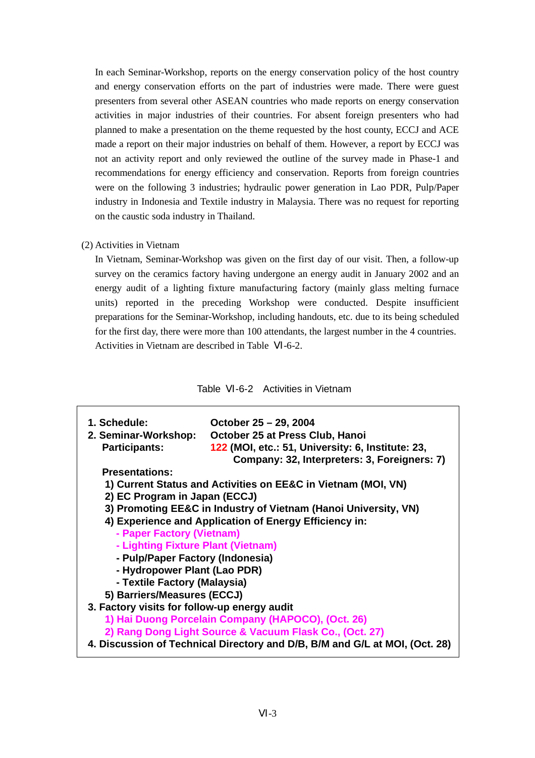In each Seminar-Workshop, reports on the energy conservation policy of the host country and energy conservation efforts on the part of industries were made. There were guest presenters from several other ASEAN countries who made reports on energy conservation activities in major industries of their countries. For absent foreign presenters who had planned to make a presentation on the theme requested by the host county, ECCJ and ACE made a report on their major industries on behalf of them. However, a report by ECCJ was not an activity report and only reviewed the outline of the survey made in Phase-1 and recommendations for energy efficiency and conservation. Reports from foreign countries were on the following 3 industries; hydraulic power generation in Lao PDR, Pulp/Paper industry in Indonesia and Textile industry in Malaysia. There was no request for reporting on the caustic soda industry in Thailand.

(2) Activities in Vietnam

In Vietnam, Seminar-Workshop was given on the first day of our visit. Then, a follow-up survey on the ceramics factory having undergone an energy audit in January 2002 and an energy audit of a lighting fixture manufacturing factory (mainly glass melting furnace units) reported in the preceding Workshop were conducted. Despite insufficient preparations for the Seminar-Workshop, including handouts, etc. due to its being scheduled for the first day, there were more than 100 attendants, the largest number in the 4 countries. Activities in Vietnam are described in Table Ⅵ-6-2.

Table Ⅵ-6-2　Activities in Vietnam

**1. Schedule:** October 25 – 29, 2004

**2. Seminar-Workshop:** October 25 at Press Club, Hanoi

**Participants:** 122 (MOI, etc.: 51, University: 6, Institute: 23, Company: 32, Interpreters: 3, Foreigners: 7)

**Presentations:**

1) Current Status and Activities on EE&C in Vietnam (MOI, VN)
2) EC Program in Japan (ECCJ)
3) Promoting EE&C in Industry of Vietnam (Hanoi University, VN)
4) Experience and Application of Energy Efficiency in:
   - Paper Factory (Vietnam)
   - Lighting Fixture Plant (Vietnam)
   - Pulp/Paper Factory (Indonesia)
   - Hydropower Plant (Lao PDR)
   - Textile Factory (Malaysia)
5) Barriers/Measures (ECCJ)

**3. Factory visits for follow-up energy audit**

1) Hai Duong Porcelain Company (HAPOCO), (Oct. 26)
2) Rang Dong Light Source & Vacuum Flask Co., (Oct. 27)

**4. Discussion of Technical Directory and D/B, B/M and G/L at MOI, (Oct. 28)**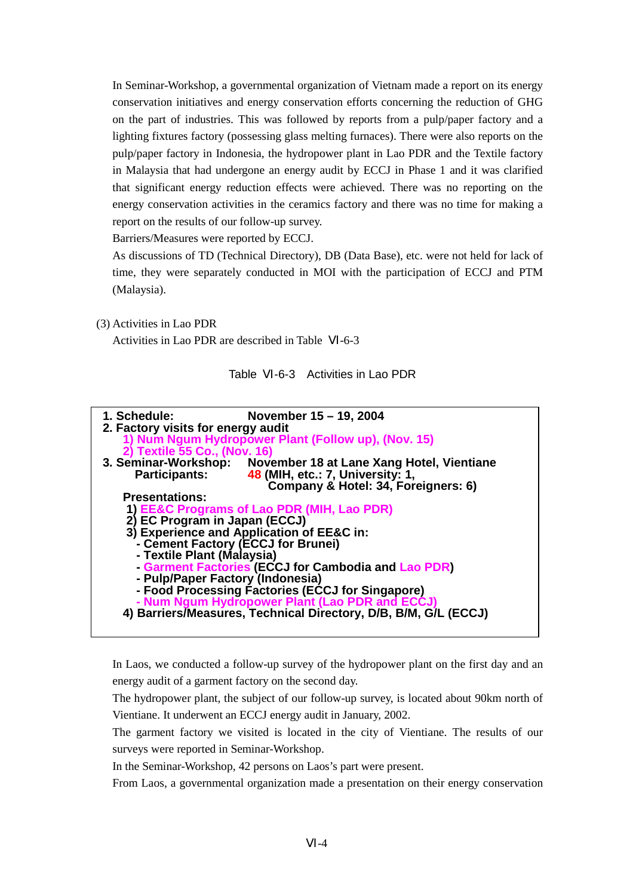In Seminar-Workshop, a governmental organization of Vietnam made a report on its energy conservation initiatives and energy conservation efforts concerning the reduction of GHG on the part of industries. This was followed by reports from a pulp/paper factory and a lighting fixtures factory (possessing glass melting furnaces). There were also reports on the pulp/paper factory in Indonesia, the hydropower plant in Lao PDR and the Textile factory in Malaysia that had undergone an energy audit by ECCJ in Phase 1 and it was clarified that significant energy reduction effects were achieved. There was no reporting on the energy conservation activities in the ceramics factory and there was no time for making a report on the results of our follow-up survey.

Barriers/Measures were reported by ECCJ.

As discussions of TD (Technical Directory), DB (Data Base), etc. were not held for lack of time, they were separately conducted in MOI with the participation of ECCJ and PTM (Malaysia).

(3) Activities in Lao PDR

Activities in Lao PDR are described in Table Ⅵ-6-3

Table Ⅵ-6-3 Activities in Lao PDR

**1. Schedule:** **November 15 – 19, 2004**

**2. Factory visits for energy audit**

- **1) Num Ngum Hydropower Plant (Follow up), (Nov. 15)**
- **2) Textile 55 Co., (Nov. 16)**

**3. Seminar-Workshop:** **November 18 at Lane Xang Hotel, Vientiane**

**Participants:** **48 (MIH, etc.: 7, University: 1, Company & Hotel: 34, Foreigners: 6)**

**Presentations:**

- **1) EE&C Programs of Lao PDR (MIH, Lao PDR)**
- **2) EC Program in Japan (ECCJ)**
- **3) Experience and Application of EE&C in:**
  - **- Cement Factory (ECCJ for Brunei)**
  - **- Textile Plant (Malaysia)**
  - **- Garment Factories (ECCJ for Cambodia and Lao PDR)**
  - **- Pulp/Paper Factory (Indonesia)**
  - **- Food Processing Factories (ECCJ for Singapore)**
  - **- Num Ngum Hydropower Plant (Lao PDR and ECCJ)**
- **4) Barriers/Measures, Technical Directory, D/B, B/M, G/L (ECCJ)**

In Laos, we conducted a follow-up survey of the hydropower plant on the first day and an energy audit of a garment factory on the second day.

The hydropower plant, the subject of our follow-up survey, is located about 90km north of Vientiane. It underwent an ECCJ energy audit in January, 2002.

The garment factory we visited is located in the city of Vientiane. The results of our surveys were reported in Seminar-Workshop.

In the Seminar-Workshop, 42 persons on Laos's part were present.

From Laos, a governmental organization made a presentation on their energy conservation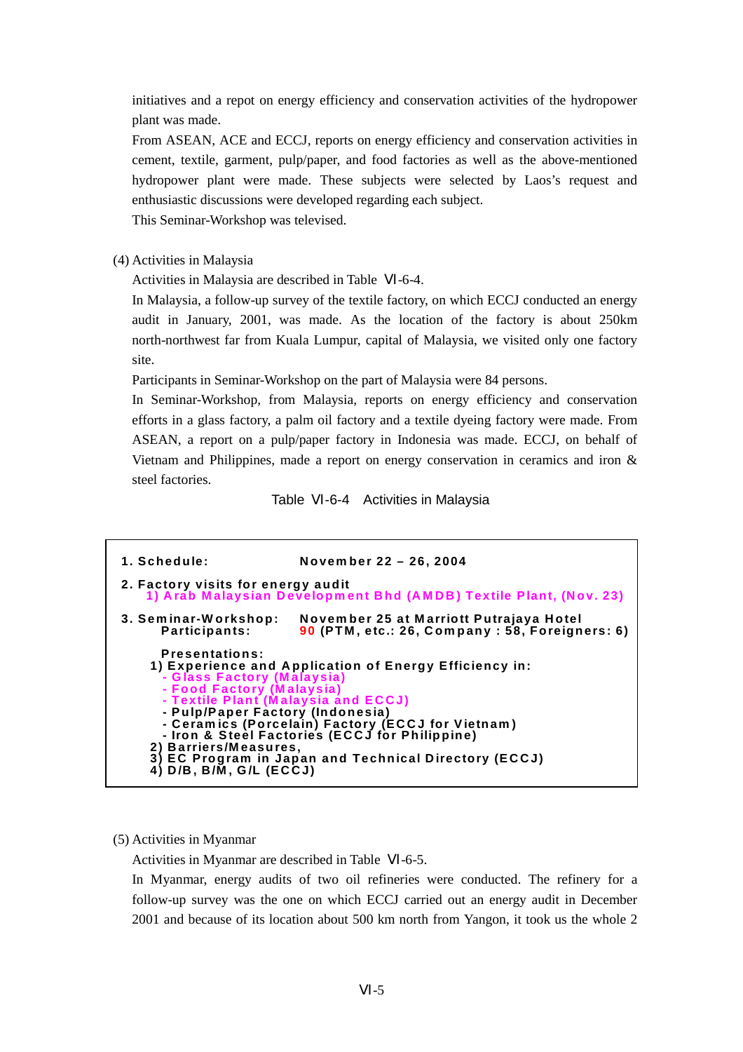initiatives and a repot on energy efficiency and conservation activities of the hydropower plant was made.

From ASEAN, ACE and ECCJ, reports on energy efficiency and conservation activities in cement, textile, garment, pulp/paper, and food factories as well as the above-mentioned hydropower plant were made. These subjects were selected by Laos's request and enthusiastic discussions were developed regarding each subject.

This Seminar-Workshop was televised.

(4) Activities in Malaysia

Activities in Malaysia are described in Table Ⅵ-6-4.

In Malaysia, a follow-up survey of the textile factory, on which ECCJ conducted an energy audit in January, 2001, was made. As the location of the factory is about 250km north-northwest far from Kuala Lumpur, capital of Malaysia, we visited only one factory site.

Participants in Seminar-Workshop on the part of Malaysia were 84 persons.

In Seminar-Workshop, from Malaysia, reports on energy efficiency and conservation efforts in a glass factory, a palm oil factory and a textile dyeing factory were made. From ASEAN, a report on a pulp/paper factory in Indonesia was made. ECCJ, on behalf of Vietnam and Philippines, made a report on energy conservation in ceramics and iron & steel factories.

Table Ⅵ-6-4 Activities in Malaysia

**1. Schedule:** November 22 – 26, 2004

**2. Factory visits for energy audit**
1) Arab Malaysian Development Bhd (AMDB) Textile Plant, (Nov. 23)

**3. Seminar-Workshop:** November 25 at Marriott Putrajaya Hotel
**Participants:** 90 (PTM, etc.: 26, Company : 58, Foreigners: 6)

**Presentations:**
1) Experience and Application of Energy Efficiency in:
- Glass Factory (Malaysia)
- Food Factory (Malaysia)
- Textile Plant (Malaysia and ECCJ)
- Pulp/Paper Factory (Indonesia)
- Ceramics (Porcelain) Factory (ECCJ for Vietnam)
- Iron & Steel Factories (ECCJ for Philippine)

2) Barriers/Measures,
3) EC Program in Japan and Technical Directory (ECCJ)
4) D/B, B/M, G/L (ECCJ)

(5) Activities in Myanmar

Activities in Myanmar are described in Table Ⅵ-6-5.

In Myanmar, energy audits of two oil refineries were conducted. The refinery for a follow-up survey was the one on which ECCJ carried out an energy audit in December 2001 and because of its location about 500 km north from Yangon, it took us the whole 2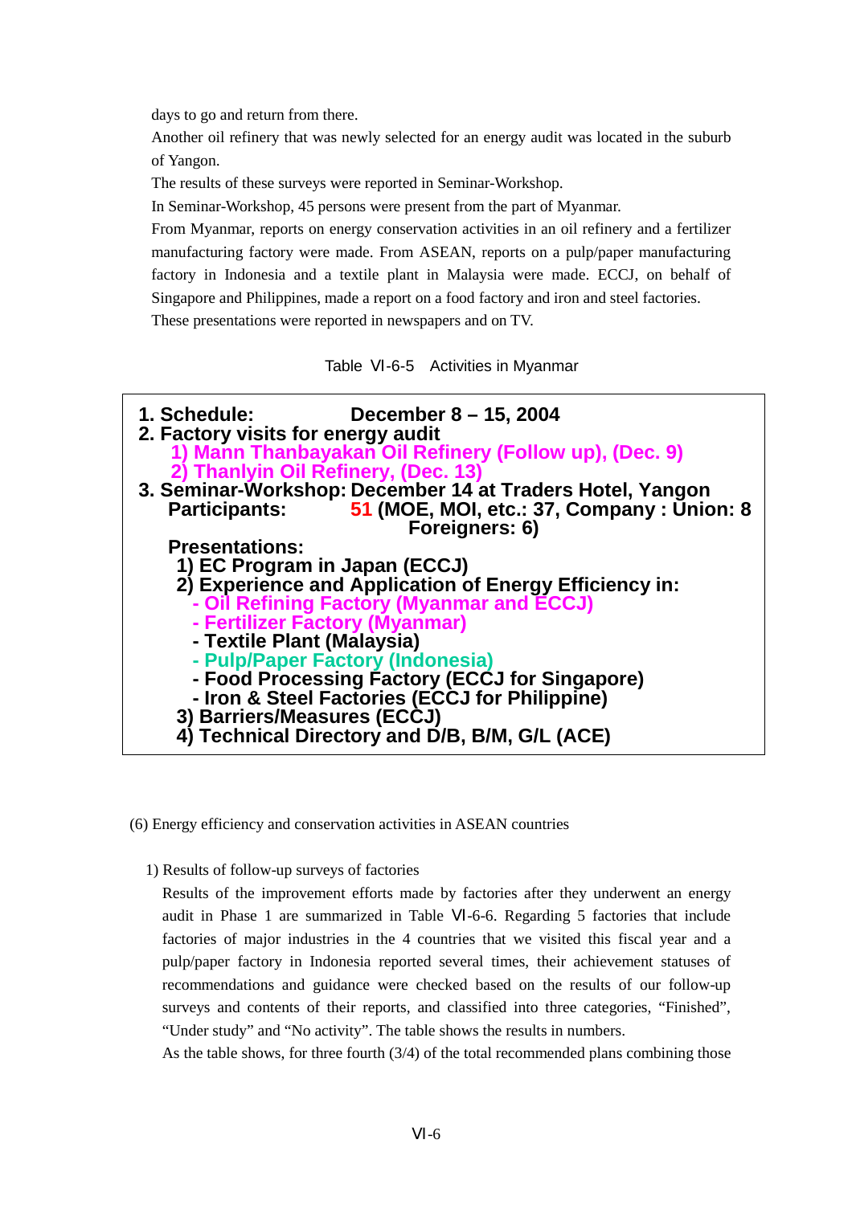days to go and return from there.

Another oil refinery that was newly selected for an energy audit was located in the suburb of Yangon.

The results of these surveys were reported in Seminar-Workshop.

In Seminar-Workshop, 45 persons were present from the part of Myanmar.

From Myanmar, reports on energy conservation activities in an oil refinery and a fertilizer manufacturing factory were made. From ASEAN, reports on a pulp/paper manufacturing factory in Indonesia and a textile plant in Malaysia were made. ECCJ, on behalf of Singapore and Philippines, made a report on a food factory and iron and steel factories.

These presentations were reported in newspapers and on TV.

Table Ⅵ-6-5 Activities in Myanmar

**1. Schedule:** December 8 – 15, 2004

**2. Factory visits for energy audit**

1) Mann Thanbayakan Oil Refinery (Follow up), (Dec. 9)
2) Thanlyin Oil Refinery, (Dec. 13)

**3. Seminar-Workshop:** December 14 at Traders Hotel, Yangon

**Participants:** 51 (MOE, MOI, etc.: 37, Company : Union: 8 Foreigners: 6)

**Presentations:**

1) EC Program in Japan (ECCJ)
2) Experience and Application of Energy Efficiency in:
   - Oil Refining Factory (Myanmar and ECCJ)
   - Fertilizer Factory (Myanmar)
   - Textile Plant (Malaysia)
   - Pulp/Paper Factory (Indonesia)
   - Food Processing Factory (ECCJ for Singapore)
   - Iron & Steel Factories (ECCJ for Philippine)
3) Barriers/Measures (ECCJ)
4) Technical Directory and D/B, B/M, G/L (ACE)

(6) Energy efficiency and conservation activities in ASEAN countries

1) Results of follow-up surveys of factories

Results of the improvement efforts made by factories after they underwent an energy audit in Phase 1 are summarized in Table Ⅵ-6-6. Regarding 5 factories that include factories of major industries in the 4 countries that we visited this fiscal year and a pulp/paper factory in Indonesia reported several times, their achievement statuses of recommendations and guidance were checked based on the results of our follow-up surveys and contents of their reports, and classified into three categories, "Finished", "Under study" and "No activity". The table shows the results in numbers.

As the table shows, for three fourth (3/4) of the total recommended plans combining those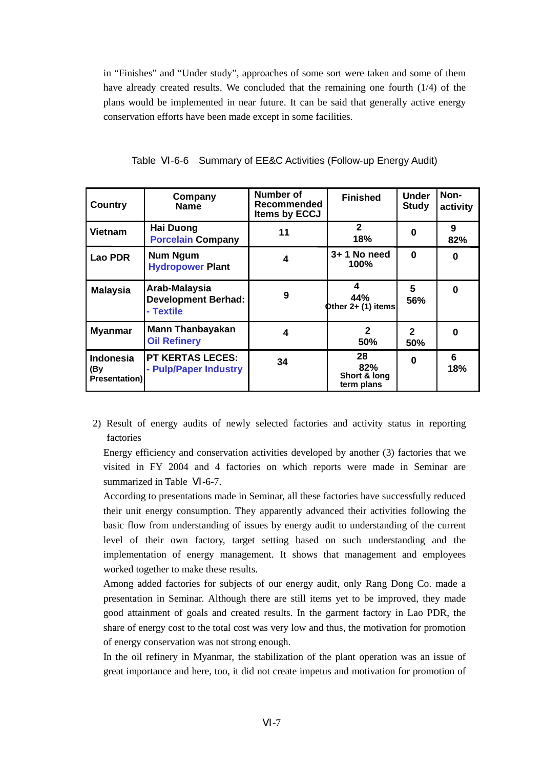in "Finishes" and "Under study", approaches of some sort were taken and some of them have already created results. We concluded that the remaining one fourth (1/4) of the plans would be implemented in near future. It can be said that generally active energy conservation efforts have been made except in some facilities.

Table Ⅵ-6-6 Summary of EE&C Activities (Follow-up Energy Audit)

| Country | Company Name | Number of Recommended Items by ECCJ | Finished | Under Study | Non-activity |
|---|---|---|---|---|---|
| Vietnam | Hai Duong Porcelain Company | 11 | 2<br>18% | 0 | 9<br>82% |
| Lao PDR | Num Ngum Hydropower Plant | 4 | 3+ 1 No need<br>100% | 0 | 0 |
| Malaysia | Arab-Malaysia Development Berhad: - Textile | 9 | 4<br>44%<br>Other 2+ (1) items | 5<br>56% | 0 |
| Myanmar | Mann Thanbayakan Oil Refinery | 4 | 2<br>50% | 2<br>50% | 0 |
| Indonesia (By Presentation) | PT KERTAS LECES: - Pulp/Paper Industry | 34 | 28<br>82%<br>Short & long term plans | 0 | 6<br>18% |

2) Result of energy audits of newly selected factories and activity status in reporting factories

Energy efficiency and conservation activities developed by another (3) factories that we visited in FY 2004 and 4 factories on which reports were made in Seminar are summarized in Table Ⅵ-6-7.

According to presentations made in Seminar, all these factories have successfully reduced their unit energy consumption. They apparently advanced their activities following the basic flow from understanding of issues by energy audit to understanding of the current level of their own factory, target setting based on such understanding and the implementation of energy management. It shows that management and employees worked together to make these results.

Among added factories for subjects of our energy audit, only Rang Dong Co. made a presentation in Seminar. Although there are still items yet to be improved, they made good attainment of goals and created results. In the garment factory in Lao PDR, the share of energy cost to the total cost was very low and thus, the motivation for promotion of energy conservation was not strong enough.

In the oil refinery in Myanmar, the stabilization of the plant operation was an issue of great importance and here, too, it did not create impetus and motivation for promotion of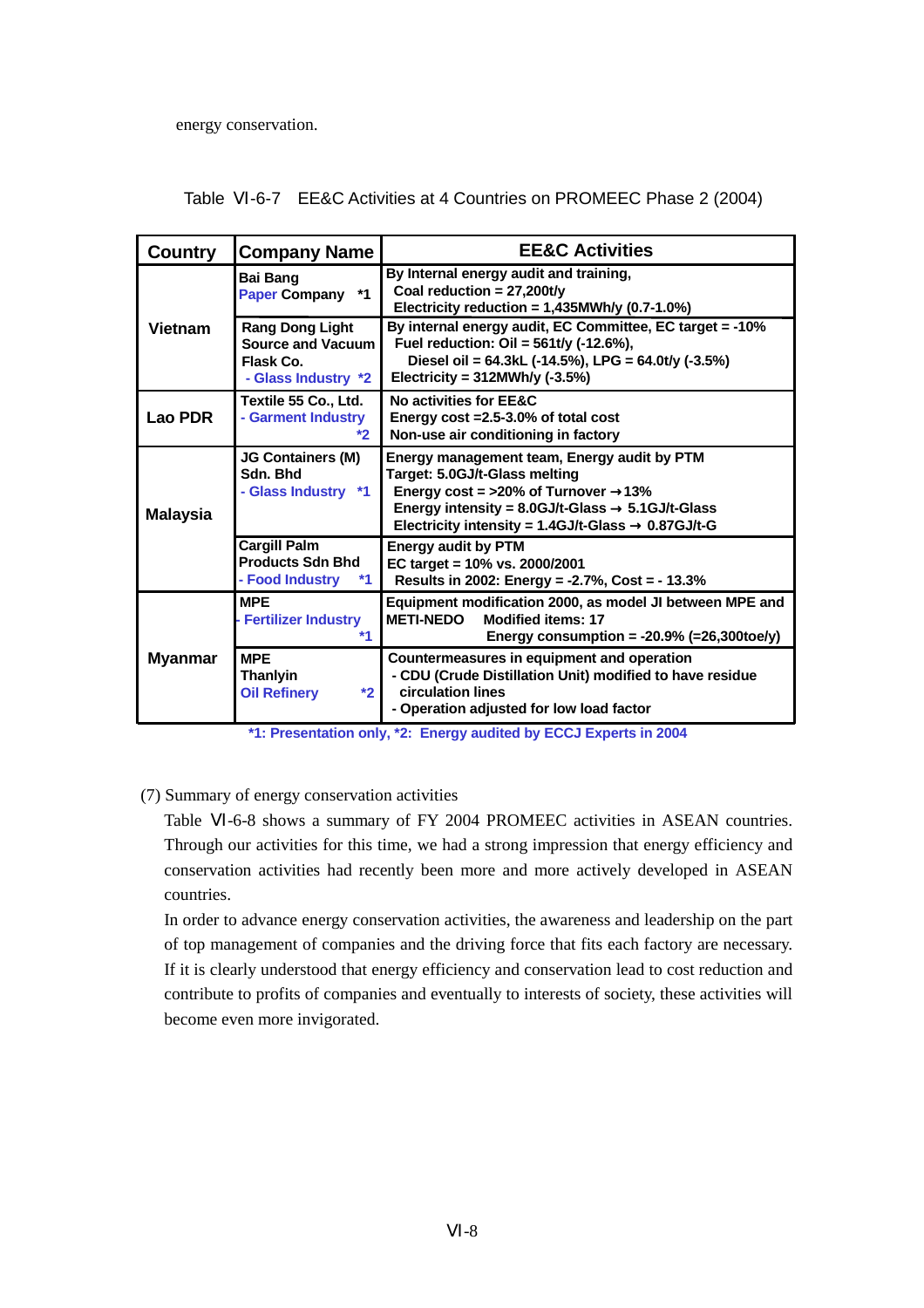energy conservation.

Table Ⅵ-6-7 EE&C Activities at 4 Countries on PROMEEC Phase 2 (2004)

| Country | Company Name | EE&C Activities |
|---|---|---|
| Vietnam | Bai Bang Paper Company *1 | By Internal energy audit and training,<br>Coal reduction = 27,200t/y<br>Electricity reduction = 1,435MWh/y (0.7-1.0%) |
| | Rang Dong Light Source and Vacuum Flask Co. - Glass Industry *2 | By internal energy audit, EC Committee, EC target = -10%<br>Fuel reduction: Oil = 561t/y (-12.6%),<br>Diesel oil = 64.3kL (-14.5%), LPG = 64.0t/y (-3.5%)<br>Electricity = 312MWh/y (-3.5%) |
| Lao PDR | Textile 55 Co., Ltd. - Garment Industry *2 | No activities for EE&C<br>Energy cost =2.5-3.0% of total cost<br>Non-use air conditioning in factory |
| Malaysia | JG Containers (M) Sdn. Bhd - Glass Industry *1 | Energy management team, Energy audit by PTM<br>Target: 5.0GJ/t-Glass melting<br>Energy cost = >20% of Turnover → 13%<br>Energy intensity = 8.0GJ/t-Glass → 5.1GJ/t-Glass<br>Electricity intensity = 1.4GJ/t-Glass → 0.87GJ/t-G |
| | Cargill Palm Products Sdn Bhd - Food Industry *1 | Energy audit by PTM<br>EC target = 10% vs. 2000/2001<br>Results in 2002: Energy = -2.7%, Cost = - 13.3% |
| Myanmar | MPE - Fertilizer Industry *1 | Equipment modification 2000, as model JI between MPE and METI-NEDO Modified items: 17<br>Energy consumption = -20.9% (=26,300toe/y) |
| | MPE Thanlyin Oil Refinery *2 | Countermeasures in equipment and operation<br>- CDU (Crude Distillation Unit) modified to have residue circulation lines<br>- Operation adjusted for low load factor |

*1: Presentation only, *2: Energy audited by ECCJ Experts in 2004

(7) Summary of energy conservation activities

Table Ⅵ-6-8 shows a summary of FY 2004 PROMEEC activities in ASEAN countries. Through our activities for this time, we had a strong impression that energy efficiency and conservation activities had recently been more and more actively developed in ASEAN countries.

In order to advance energy conservation activities, the awareness and leadership on the part of top management of companies and the driving force that fits each factory are necessary. If it is clearly understood that energy efficiency and conservation lead to cost reduction and contribute to profits of companies and eventually to interests of society, these activities will become even more invigorated.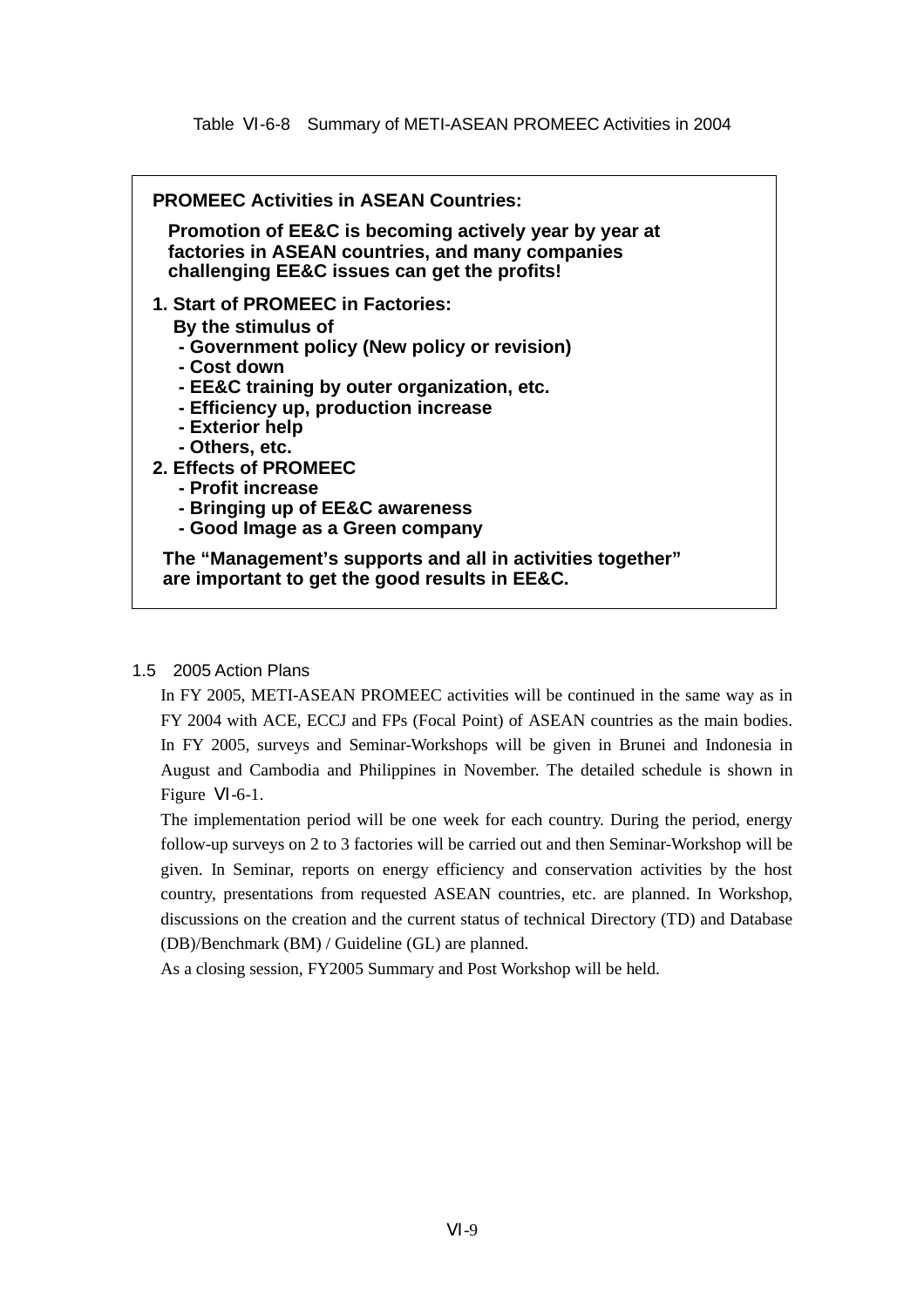Table Ⅵ-6-8 Summary of METI-ASEAN PROMEEC Activities in 2004

**PROMEEC Activities in ASEAN Countries:**

**Promotion of EE&C is becoming actively year by year at factories in ASEAN countries, and many companies challenging EE&C issues can get the profits!**

**1. Start of PROMEEC in Factories:**

**By the stimulus of**

- **Government policy (New policy or revision)**
- **Cost down**
- **EE&C training by outer organization, etc.**
- **Efficiency up, production increase**
- **Exterior help**
- **Others, etc.**

**2. Effects of PROMEEC**

- **Profit increase**
- **Bringing up of EE&C awareness**
- **Good Image as a Green company**

**The "Management's supports and all in activities together" are important to get the good results in EE&C.**

## 1.5 2005 Action Plans

In FY 2005, METI-ASEAN PROMEEC activities will be continued in the same way as in FY 2004 with ACE, ECCJ and FPs (Focal Point) of ASEAN countries as the main bodies. In FY 2005, surveys and Seminar-Workshops will be given in Brunei and Indonesia in August and Cambodia and Philippines in November. The detailed schedule is shown in Figure Ⅵ-6-1.

The implementation period will be one week for each country. During the period, energy follow-up surveys on 2 to 3 factories will be carried out and then Seminar-Workshop will be given. In Seminar, reports on energy efficiency and conservation activities by the host country, presentations from requested ASEAN countries, etc. are planned. In Workshop, discussions on the creation and the current status of technical Directory (TD) and Database (DB)/Benchmark (BM) / Guideline (GL) are planned.

As a closing session, FY2005 Summary and Post Workshop will be held.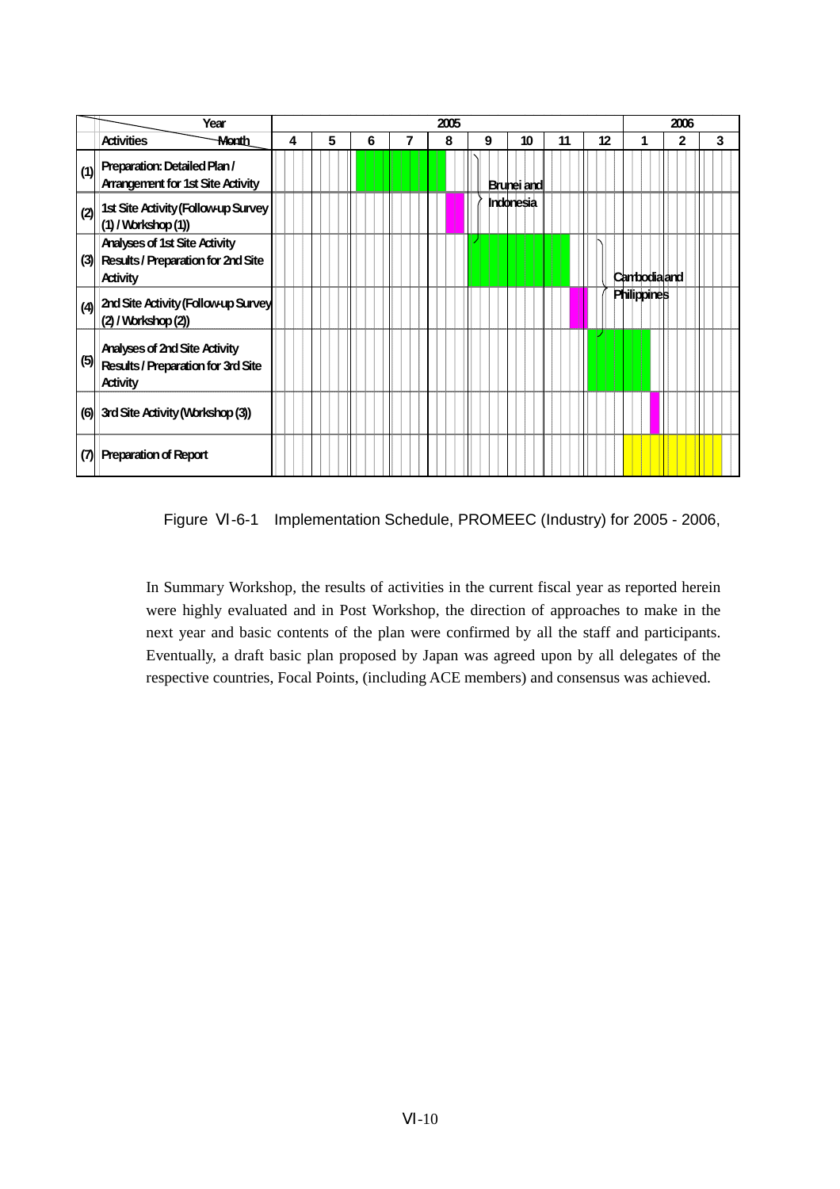| | Year | 2005 | | | | | | | | | 2006 | | |
|---|---|---|---|---|---|---|---|---|---|---|---|---|---|
| | Activities / Month | 4 | 5 | 6 | 7 | 8 | 9 | 10 | 11 | 12 | 1 | 2 | 3 |
| (1) | Preparation: Detailed Plan / Arrangement for 1st Site Activity | | | ■ | ■ | ■ | | | | | | | |
| (2) | 1st Site Activity (Follow-up Survey (1) / Workshop (1)) | | | | | ■ | Brunei and Indonesia | | | | | | |
| (3) | Analyses of 1st Site Activity Results / Preparation for 2nd Site Activity | | | | | | ■ | ■ | ■ | | | | |
| (4) | 2nd Site Activity (Follow-up Survey (2) / Workshop (2)) | | | | | | | | ■ | | Cambodia and Philippines | | |
| (5) | Analyses of 2nd Site Activity Results / Preparation for 3rd Site Activity | | | | | | | | | ■ | ■ | | |
| (6) | 3rd Site Activity (Workshop (3)) | | | | | | | | | | ■ | | |
| (7) | Preparation of Report | | | | | | | | | | ■ | ■ | ■ |

Figure VI-6-1 Implementation Schedule, PROMEEC (Industry) for 2005 - 2006,

In Summary Workshop, the results of activities in the current fiscal year as reported herein were highly evaluated and in Post Workshop, the direction of approaches to make in the next year and basic contents of the plan were confirmed by all the staff and participants. Eventually, a draft basic plan proposed by Japan was agreed upon by all delegates of the respective countries, Focal Points, (including ACE members) and consensus was achieved.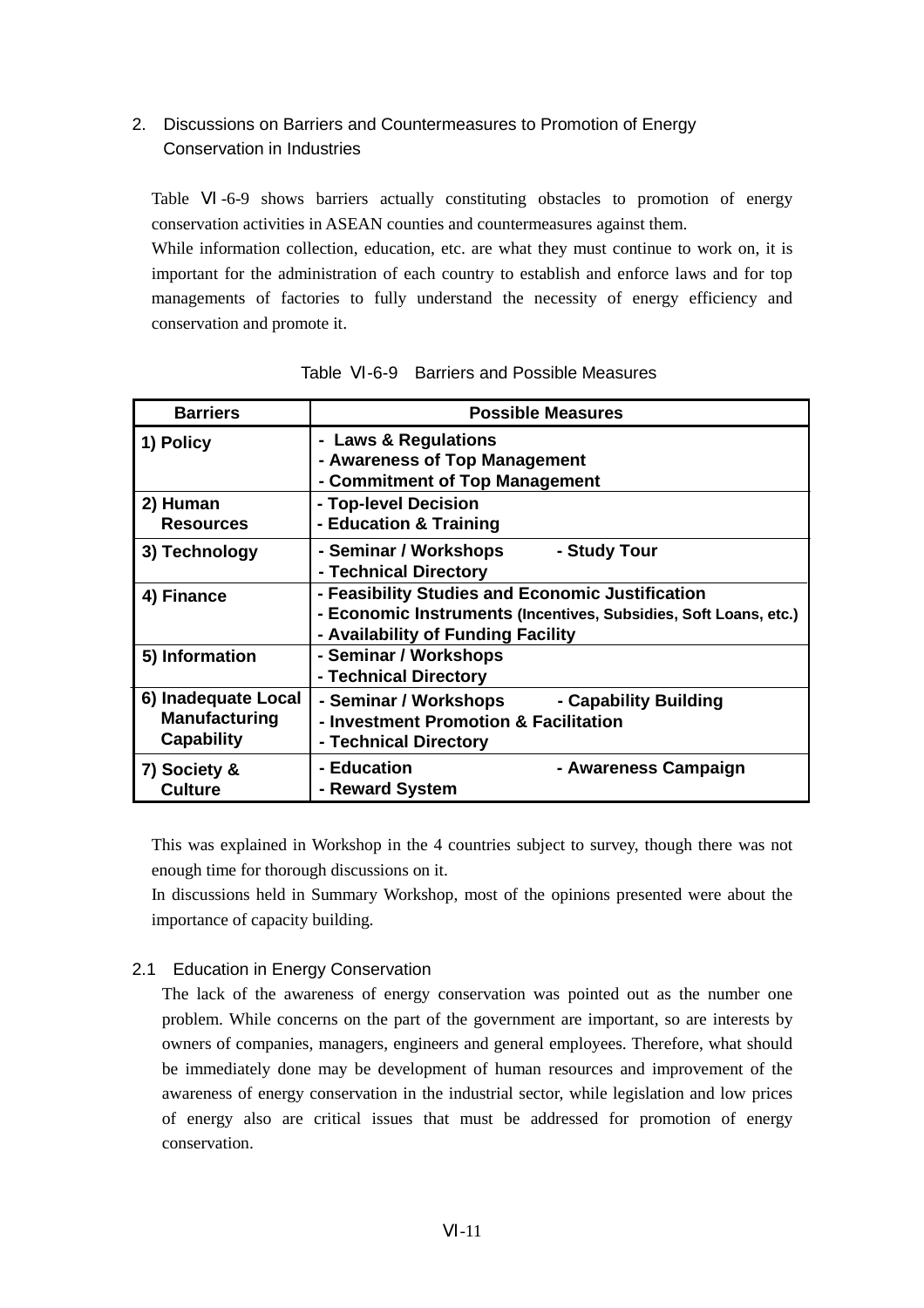## 2. Discussions on Barriers and Countermeasures to Promotion of Energy Conservation in Industries

Table Ⅵ-6-9 shows barriers actually constituting obstacles to promotion of energy conservation activities in ASEAN counties and countermeasures against them.

While information collection, education, etc. are what they must continue to work on, it is important for the administration of each country to establish and enforce laws and for top managements of factories to fully understand the necessity of energy efficiency and conservation and promote it.

Table Ⅵ-6-9 Barriers and Possible Measures

| Barriers | Possible Measures |
|---|---|
| **1) Policy** | **- Laws & Regulations<br>- Awareness of Top Management<br>- Commitment of Top Management** |
| **2) Human Resources** | **- Top-level Decision<br>- Education & Training** |
| **3) Technology** | **- Seminar / Workshops - Study Tour<br>- Technical Directory** |
| **4) Finance** | **- Feasibility Studies and Economic Justification<br>- Economic Instruments (Incentives, Subsidies, Soft Loans, etc.)<br>- Availability of Funding Facility** |
| **5) Information** | **- Seminar / Workshops<br>- Technical Directory** |
| **6) Inadequate Local Manufacturing Capability** | **- Seminar / Workshops - Capability Building<br>- Investment Promotion & Facilitation<br>- Technical Directory** |
| **7) Society & Culture** | **- Education - Awareness Campaign<br>- Reward System** |

This was explained in Workshop in the 4 countries subject to survey, though there was not enough time for thorough discussions on it.

In discussions held in Summary Workshop, most of the opinions presented were about the importance of capacity building.

### 2.1 Education in Energy Conservation

The lack of the awareness of energy conservation was pointed out as the number one problem. While concerns on the part of the government are important, so are interests by owners of companies, managers, engineers and general employees. Therefore, what should be immediately done may be development of human resources and improvement of the awareness of energy conservation in the industrial sector, while legislation and low prices of energy also are critical issues that must be addressed for promotion of energy conservation.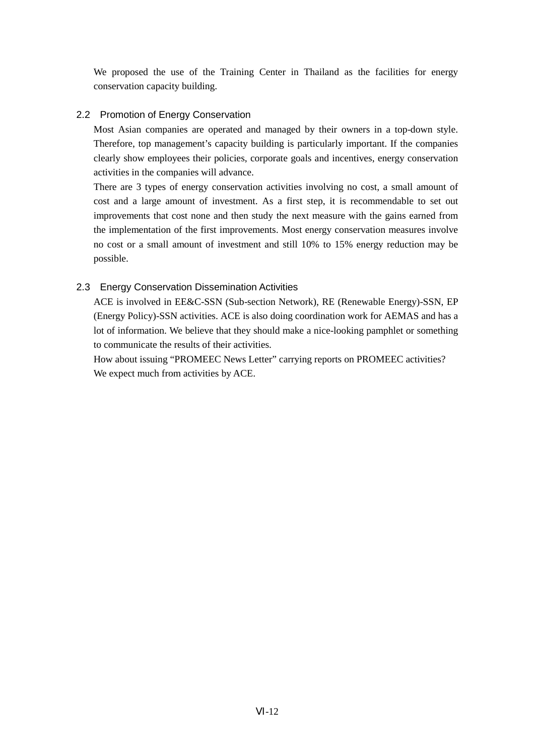We proposed the use of the Training Center in Thailand as the facilities for energy conservation capacity building.

### 2.2 Promotion of Energy Conservation

Most Asian companies are operated and managed by their owners in a top-down style. Therefore, top management's capacity building is particularly important. If the companies clearly show employees their policies, corporate goals and incentives, energy conservation activities in the companies will advance.

There are 3 types of energy conservation activities involving no cost, a small amount of cost and a large amount of investment. As a first step, it is recommendable to set out improvements that cost none and then study the next measure with the gains earned from the implementation of the first improvements. Most energy conservation measures involve no cost or a small amount of investment and still 10% to 15% energy reduction may be possible.

### 2.3 Energy Conservation Dissemination Activities

ACE is involved in EE&C-SSN (Sub-section Network), RE (Renewable Energy)-SSN, EP (Energy Policy)-SSN activities. ACE is also doing coordination work for AEMAS and has a lot of information. We believe that they should make a nice-looking pamphlet or something to communicate the results of their activities.

How about issuing "PROMEEC News Letter" carrying reports on PROMEEC activities?

We expect much from activities by ACE.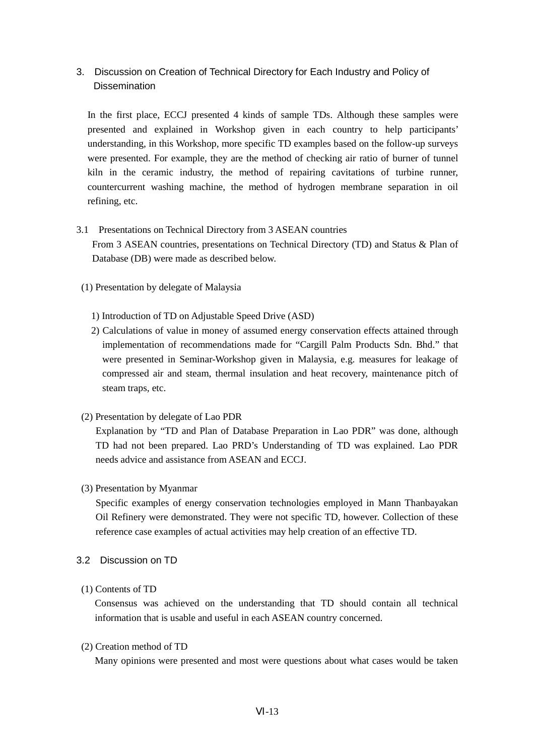## 3. Discussion on Creation of Technical Directory for Each Industry and Policy of Dissemination

In the first place, ECCJ presented 4 kinds of sample TDs. Although these samples were presented and explained in Workshop given in each country to help participants' understanding, in this Workshop, more specific TD examples based on the follow-up surveys were presented. For example, they are the method of checking air ratio of burner of tunnel kiln in the ceramic industry, the method of repairing cavitations of turbine runner, countercurrent washing machine, the method of hydrogen membrane separation in oil refining, etc.

### 3.1 Presentations on Technical Directory from 3 ASEAN countries

From 3 ASEAN countries, presentations on Technical Directory (TD) and Status & Plan of Database (DB) were made as described below.

(1) Presentation by delegate of Malaysia

1) Introduction of TD on Adjustable Speed Drive (ASD)

2) Calculations of value in money of assumed energy conservation effects attained through implementation of recommendations made for "Cargill Palm Products Sdn. Bhd." that were presented in Seminar-Workshop given in Malaysia, e.g. measures for leakage of compressed air and steam, thermal insulation and heat recovery, maintenance pitch of steam traps, etc.

(2) Presentation by delegate of Lao PDR

Explanation by "TD and Plan of Database Preparation in Lao PDR" was done, although TD had not been prepared. Lao PRD's Understanding of TD was explained. Lao PDR needs advice and assistance from ASEAN and ECCJ.

(3) Presentation by Myanmar

Specific examples of energy conservation technologies employed in Mann Thanbayakan Oil Refinery were demonstrated. They were not specific TD, however. Collection of these reference case examples of actual activities may help creation of an effective TD.

### 3.2 Discussion on TD

(1) Contents of TD

Consensus was achieved on the understanding that TD should contain all technical information that is usable and useful in each ASEAN country concerned.

(2) Creation method of TD

Many opinions were presented and most were questions about what cases would be taken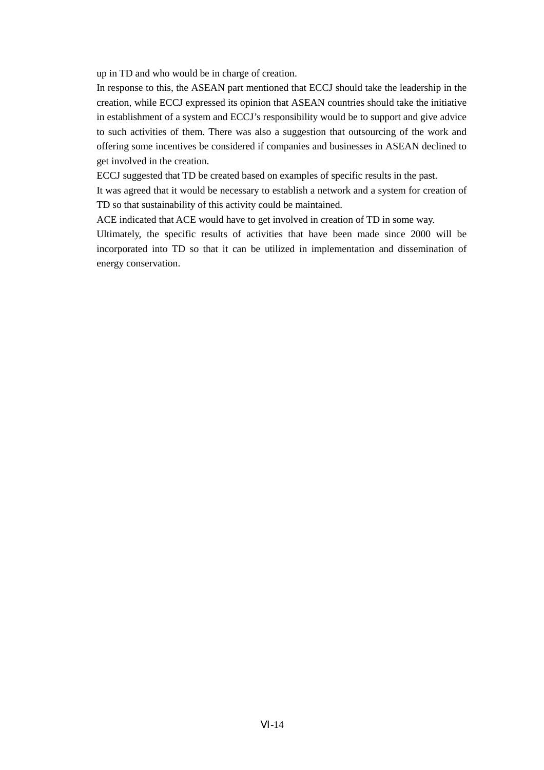up in TD and who would be in charge of creation.

In response to this, the ASEAN part mentioned that ECCJ should take the leadership in the creation, while ECCJ expressed its opinion that ASEAN countries should take the initiative in establishment of a system and ECCJ's responsibility would be to support and give advice to such activities of them. There was also a suggestion that outsourcing of the work and offering some incentives be considered if companies and businesses in ASEAN declined to get involved in the creation.

ECCJ suggested that TD be created based on examples of specific results in the past.

It was agreed that it would be necessary to establish a network and a system for creation of TD so that sustainability of this activity could be maintained.

ACE indicated that ACE would have to get involved in creation of TD in some way.

Ultimately, the specific results of activities that have been made since 2000 will be incorporated into TD so that it can be utilized in implementation and dissemination of energy conservation.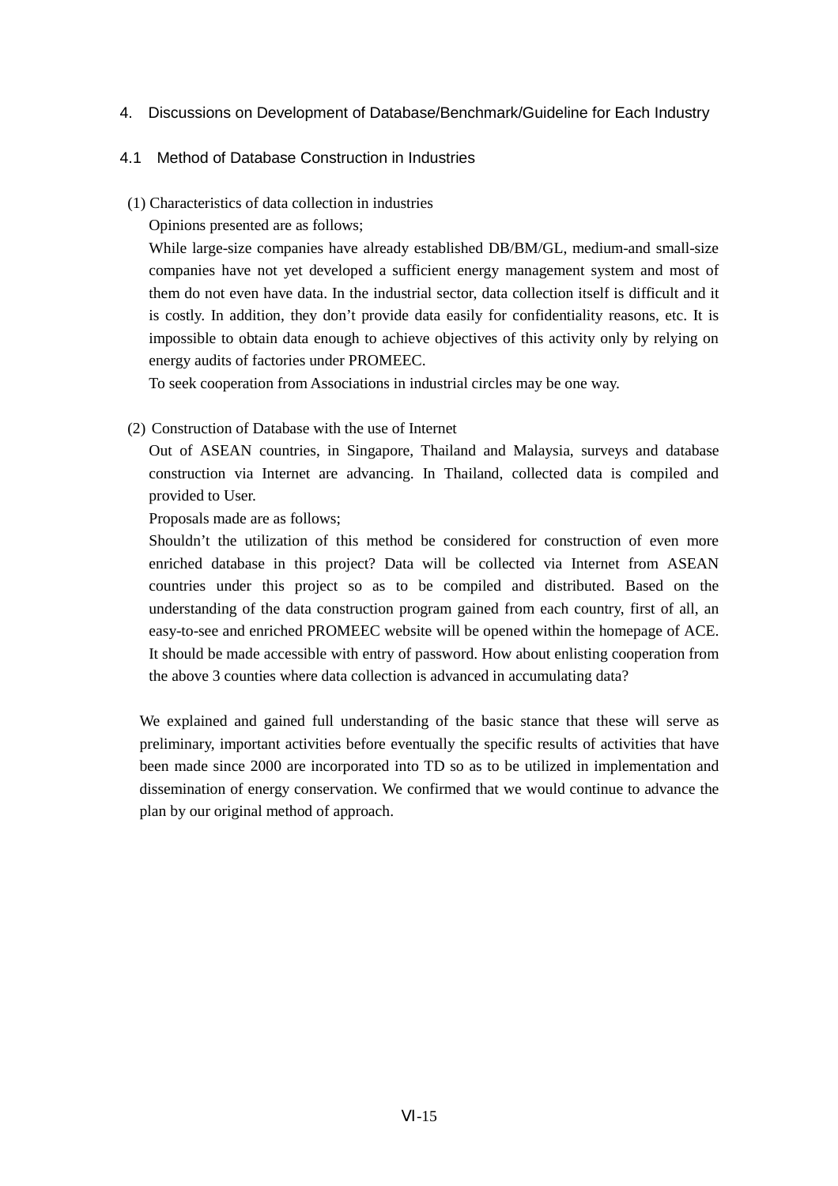## 4. Discussions on Development of Database/Benchmark/Guideline for Each Industry

### 4.1 Method of Database Construction in Industries

(1) Characteristics of data collection in industries

Opinions presented are as follows;

While large-size companies have already established DB/BM/GL, medium-and small-size companies have not yet developed a sufficient energy management system and most of them do not even have data. In the industrial sector, data collection itself is difficult and it is costly. In addition, they don’t provide data easily for confidentiality reasons, etc. It is impossible to obtain data enough to achieve objectives of this activity only by relying on energy audits of factories under PROMEEC.

To seek cooperation from Associations in industrial circles may be one way.

(2) Construction of Database with the use of Internet

Out of ASEAN countries, in Singapore, Thailand and Malaysia, surveys and database construction via Internet are advancing. In Thailand, collected data is compiled and provided to User.

Proposals made are as follows;

Shouldn’t the utilization of this method be considered for construction of even more enriched database in this project? Data will be collected via Internet from ASEAN countries under this project so as to be compiled and distributed. Based on the understanding of the data construction program gained from each country, first of all, an easy-to-see and enriched PROMEEC website will be opened within the homepage of ACE. It should be made accessible with entry of password. How about enlisting cooperation from the above 3 counties where data collection is advanced in accumulating data?

We explained and gained full understanding of the basic stance that these will serve as preliminary, important activities before eventually the specific results of activities that have been made since 2000 are incorporated into TD so as to be utilized in implementation and dissemination of energy conservation. We confirmed that we would continue to advance the plan by our original method of approach.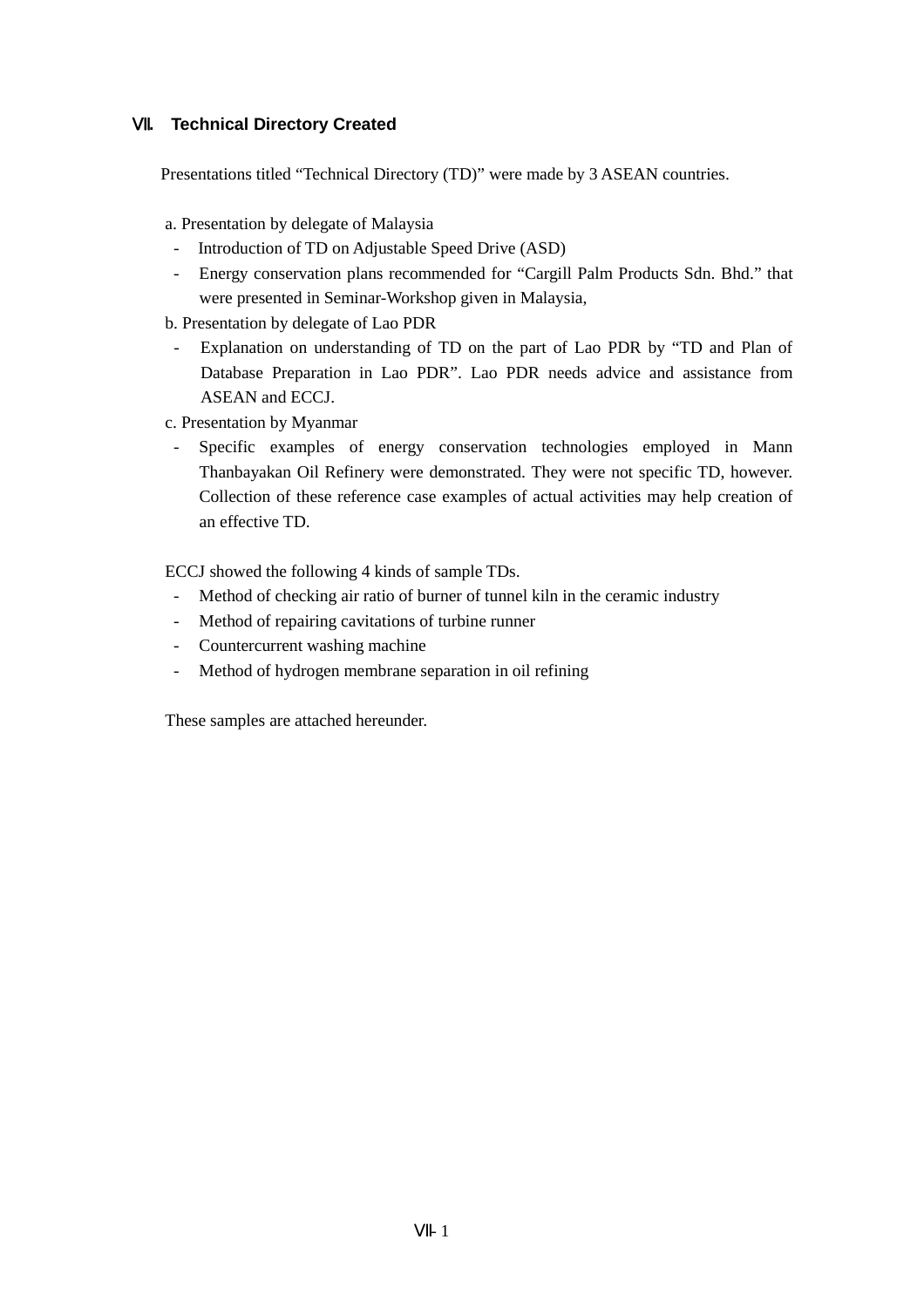## Ⅶ. Technical Directory Created

Presentations titled “Technical Directory (TD)” were made by 3 ASEAN countries.

a. Presentation by delegate of Malaysia

- Introduction of TD on Adjustable Speed Drive (ASD)
- Energy conservation plans recommended for “Cargill Palm Products Sdn. Bhd.” that were presented in Seminar-Workshop given in Malaysia,

b. Presentation by delegate of Lao PDR

- Explanation on understanding of TD on the part of Lao PDR by “TD and Plan of Database Preparation in Lao PDR”. Lao PDR needs advice and assistance from ASEAN and ECCJ.

c. Presentation by Myanmar

- Specific examples of energy conservation technologies employed in Mann Thanbayakan Oil Refinery were demonstrated. They were not specific TD, however. Collection of these reference case examples of actual activities may help creation of an effective TD.

ECCJ showed the following 4 kinds of sample TDs.

- Method of checking air ratio of burner of tunnel kiln in the ceramic industry
- Method of repairing cavitations of turbine runner
- Countercurrent washing machine
- Method of hydrogen membrane separation in oil refining

These samples are attached hereunder.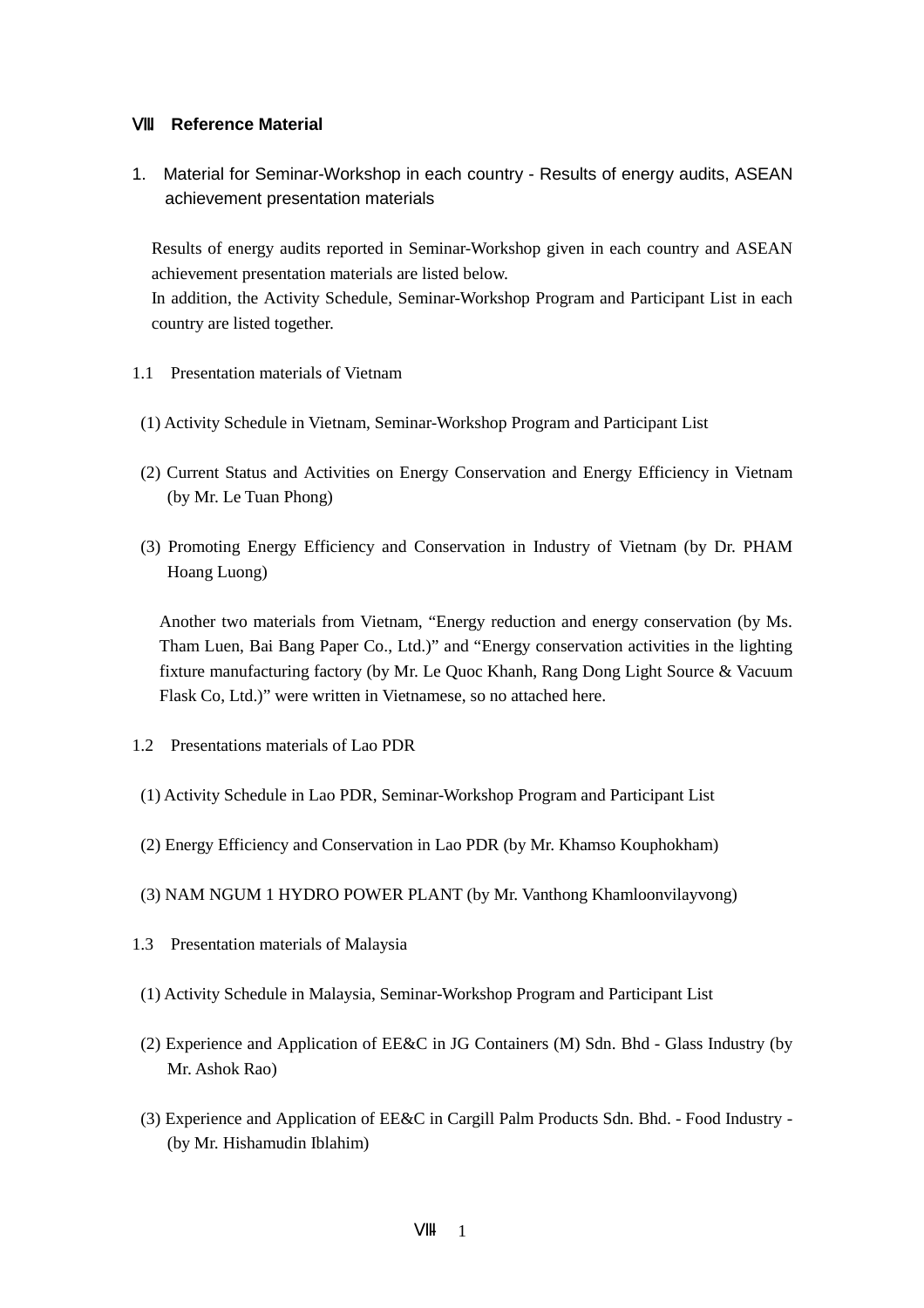## Ⅷ Reference Material

### 1. Material for Seminar-Workshop in each country - Results of energy audits, ASEAN achievement presentation materials

Results of energy audits reported in Seminar-Workshop given in each country and ASEAN achievement presentation materials are listed below.
In addition, the Activity Schedule, Seminar-Workshop Program and Participant List in each country are listed together.

#### 1.1 Presentation materials of Vietnam

(1) Activity Schedule in Vietnam, Seminar-Workshop Program and Participant List

(2) Current Status and Activities on Energy Conservation and Energy Efficiency in Vietnam (by Mr. Le Tuan Phong)

(3) Promoting Energy Efficiency and Conservation in Industry of Vietnam (by Dr. PHAM Hoang Luong)

Another two materials from Vietnam, “Energy reduction and energy conservation (by Ms. Tham Luen, Bai Bang Paper Co., Ltd.)” and “Energy conservation activities in the lighting fixture manufacturing factory (by Mr. Le Quoc Khanh, Rang Dong Light Source & Vacuum Flask Co, Ltd.)” were written in Vietnamese, so no attached here.

#### 1.2 Presentations materials of Lao PDR

(1) Activity Schedule in Lao PDR, Seminar-Workshop Program and Participant List

(2) Energy Efficiency and Conservation in Lao PDR (by Mr. Khamso Kouphokham)

(3) NAM NGUM 1 HYDRO POWER PLANT (by Mr. Vanthong Khamloonvilayvong)

#### 1.3 Presentation materials of Malaysia

(1) Activity Schedule in Malaysia, Seminar-Workshop Program and Participant List

(2) Experience and Application of EE&C in JG Containers (M) Sdn. Bhd - Glass Industry (by Mr. Ashok Rao)

(3) Experience and Application of EE&C in Cargill Palm Products Sdn. Bhd. - Food Industry - (by Mr. Hishamudin Iblahim)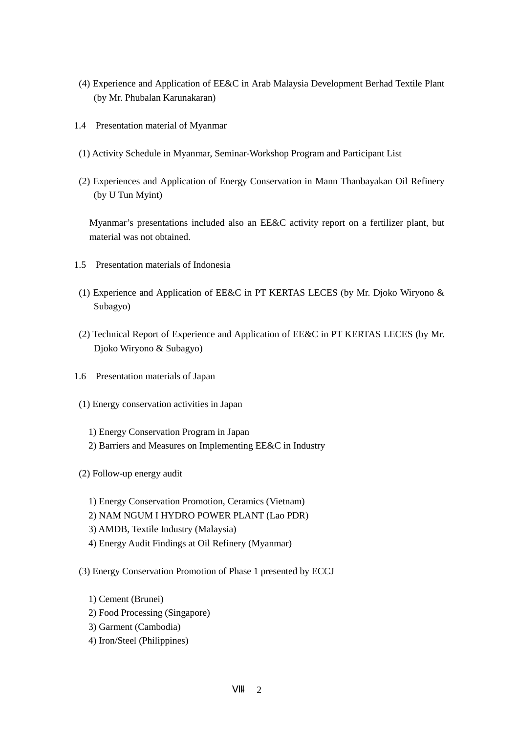(4) Experience and Application of EE&C in Arab Malaysia Development Berhad Textile Plant (by Mr. Phubalan Karunakaran)

1.4 Presentation material of Myanmar

(1) Activity Schedule in Myanmar, Seminar-Workshop Program and Participant List

(2) Experiences and Application of Energy Conservation in Mann Thanbayakan Oil Refinery (by U Tun Myint)

Myanmar's presentations included also an EE&C activity report on a fertilizer plant, but material was not obtained.

1.5 Presentation materials of Indonesia

(1) Experience and Application of EE&C in PT KERTAS LECES (by Mr. Djoko Wiryono & Subagyo)

(2) Technical Report of Experience and Application of EE&C in PT KERTAS LECES (by Mr. Djoko Wiryono & Subagyo)

1.6 Presentation materials of Japan

(1) Energy conservation activities in Japan

1) Energy Conservation Program in Japan
2) Barriers and Measures on Implementing EE&C in Industry

(2) Follow-up energy audit

1) Energy Conservation Promotion, Ceramics (Vietnam)
2) NAM NGUM I HYDRO POWER PLANT (Lao PDR)
3) AMDB, Textile Industry (Malaysia)
4) Energy Audit Findings at Oil Refinery (Myanmar)

(3) Energy Conservation Promotion of Phase 1 presented by ECCJ

1) Cement (Brunei)
2) Food Processing (Singapore)
3) Garment (Cambodia)
4) Iron/Steel (Philippines)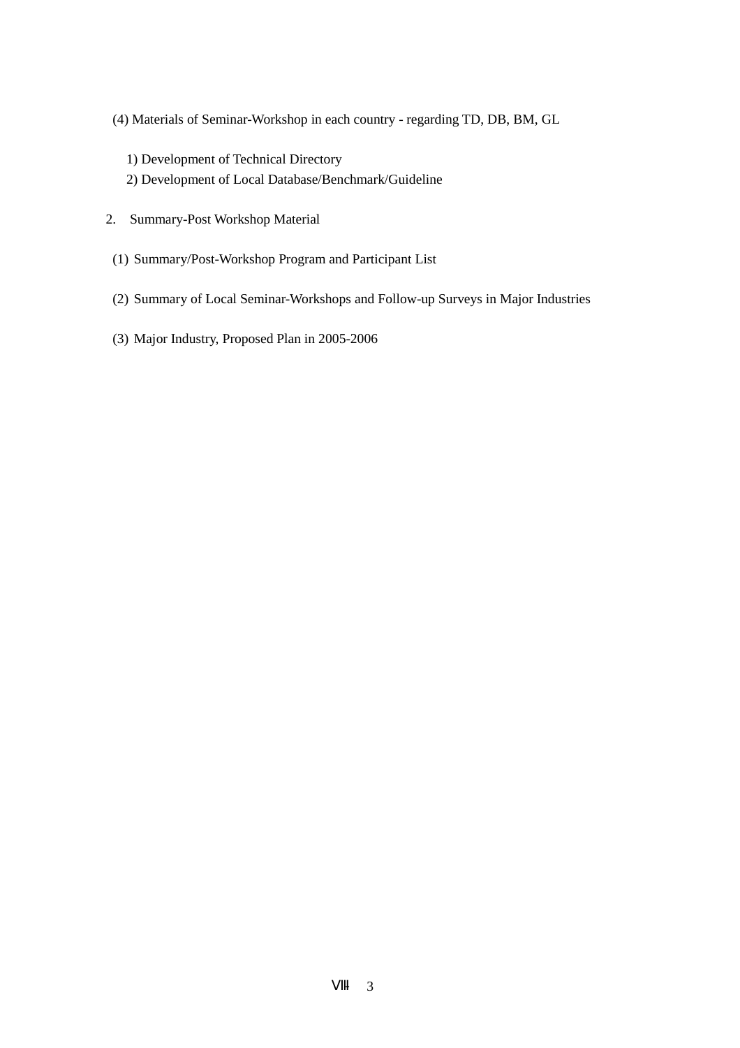(4) Materials of Seminar-Workshop in each country - regarding TD, DB, BM, GL

1) Development of Technical Directory
2) Development of Local Database/Benchmark/Guideline

2. Summary-Post Workshop Material

(1) Summary/Post-Workshop Program and Participant List

(2) Summary of Local Seminar-Workshops and Follow-up Surveys in Major Industries

(3) Major Industry, Proposed Plan in 2005-2006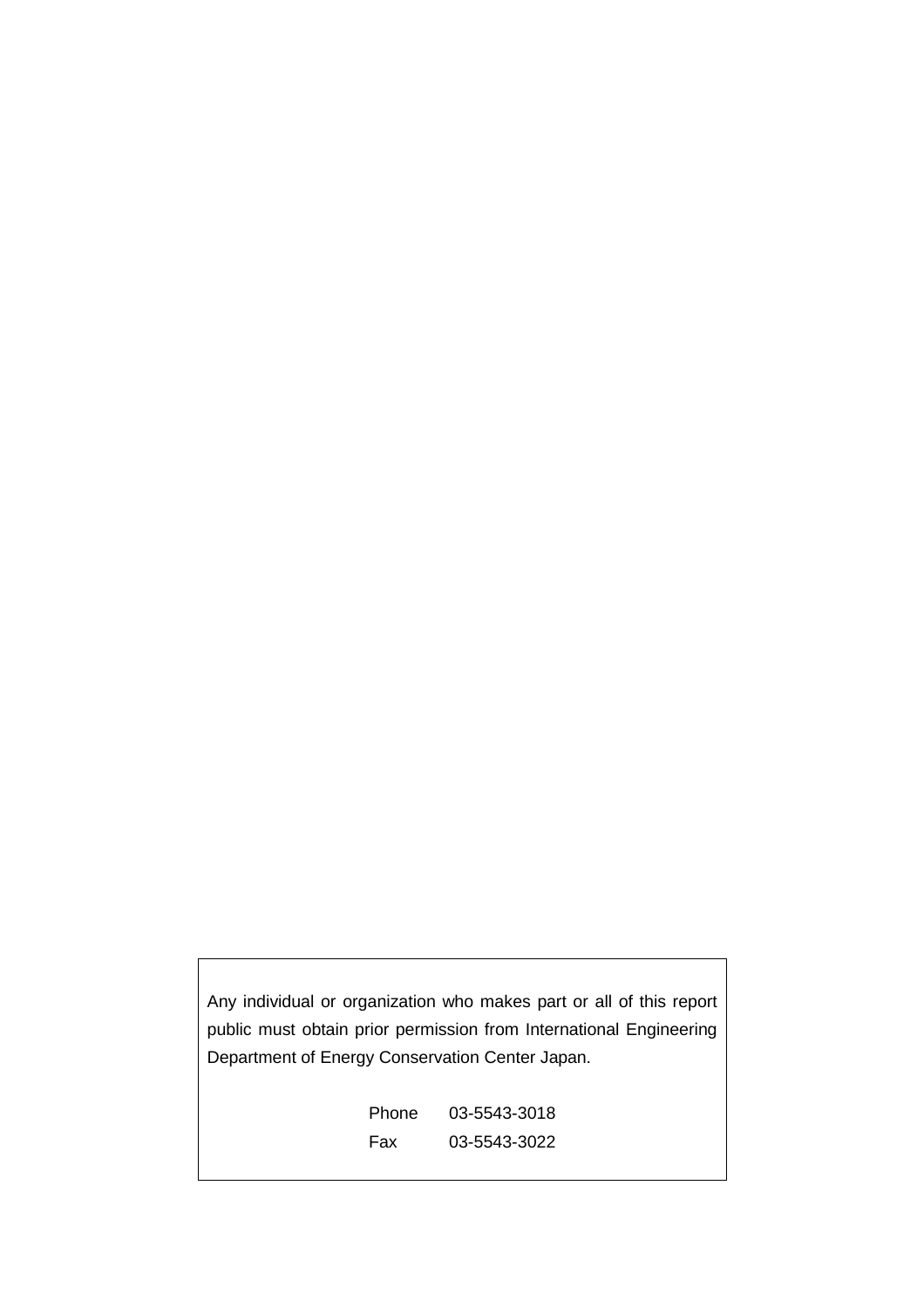Any individual or organization who makes part or all of this report public must obtain prior permission from International Engineering Department of Energy Conservation Center Japan.

| | |
|---|---|
| Phone | 03-5543-3018 |
| Fax | 03-5543-3022 |